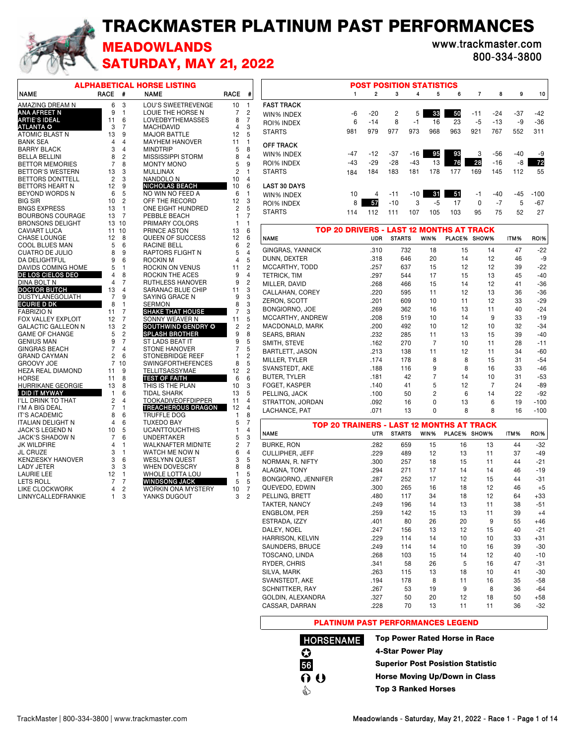# TRACKMASTER PLATINUM PAST PERFORMANCES

## MEADOWLANDS
## SATURDAY, MAY 21, 2022

www.trackmaster.com
800-334-3800

### ALPHABETICAL HORSE LISTING

| NAME | RACE | # | NAME | RACE | # |
|---|---|---|---|---|---|
| AMAZING DREAM N | 6 | 3 | LOU'S SWEETREVENGE | 10 | 1 |
| **ANA AFREET N** | 9 | 1 | LOUIE THE HORSE N | 7 | 2 |
| **ARTIE'S IDEAL** | 11 | 6 | LOVEDBYTHEMASSES | 8 | 7 |
| **ATLANTA** ✪ | 3 | 7 | MACHDAVID | 4 | 3 |
| ATOMIC BLAST N | 13 | 9 | MAJOR BATTLE | 12 | 5 |
| BANK SEA | 4 | 4 | MAYHEM HANOVER | 11 | 1 |
| BARRY BLACK | 3 | 4 | MINDTRIP | 5 | 8 |
| BELLA BELLINI | 8 | 2 | MISSISSIPPI STORM | 8 | 4 |
| BETTOR MEMORIES | 7 | 8 | MONTY MONO | 5 | 9 |
| BETTOR'S WESTERN | 13 | 3 | MULLINAX | 2 | 1 |
| BETTORS DONTTELL | 2 | 3 | NANDOLO N | 10 | 4 |
| BETTORS HEART N | 12 | 9 | **NICHOLAS BEACH** | 10 | 6 |
| BEYOND WORDS N | 6 | 5 | NO WIN NO FEED A | 6 | 1 |
| BIG SIR | 10 | 2 | OFF THE RECORD | 12 | 3 |
| BNGS EXPRESS | 13 | 1 | ONE EIGHT HUNDRED | 2 | 5 |
| BOURBONS COURAGE | 13 | 7 | PEBBLE BEACH | 1 | 7 |
| BRONSONS DELIGHT | 13 | 10 | PRIMARY COLORS | 1 | 1 |
| CAVIART LUCA | 11 | 10 | PRINCE ASTON | 13 | 6 |
| CHASE LOUNGE | 12 | 8 | QUEEN OF SUCCESS | 12 | 6 |
| COOL BLUES MAN | 5 | 6 | RACINE BELL | 6 | 2 |
| CUATRO DE JULIO | 8 | 9 | RAPTORS FLIGHT N | 5 | 4 |
| DA DELIGHTFUL | 9 | 6 | ROCKIN M | 4 | 5 |
| DAVIDS COMING HOME | 5 | 1 | ROCKIN ON VENUS | 11 | 2 |
| **DE LOS CIELOS DEO** | 4 | 8 | ROCKIN THE ACES | 9 | 4 |
| DINA BOLT N | 4 | 7 | RUTHLESS HANOVER | 9 | 2 |
| **DOCTOR BUTCH** | 13 | 4 | SARANAC BLUE CHIP | 11 | 3 |
| DUSTYLANEGOLIATH | 7 | 9 | SAYING GRACE N | 9 | 3 |
| **ECURIE D DK** | 8 | 1 | SERMON | 8 | 3 |
| FABRIZIO N | 11 | 7 | **SHAKE THAT HOUSE** | 7 | 3 |
| FOX VALLEY EXPLOIT | 12 | 7 | SONNY WEAVER N | 11 | 5 |
| GALACTIC GALLEON N | 13 | 2 | **SOUTHWIND GENDRY** ✪ | 2 | 2 |
| GAME OF CHANGE | 5 | 2 | **SPLASH BROTHER** | 9 | 8 |
| GENIUS MAN | 9 | 7 | ST LADS BEAT IT | 9 | 5 |
| GINGRAS BEACH | 7 | 4 | STONE HANOVER | 7 | 5 |
| GRAND CAYMAN | 2 | 6 | STONEBRIDGE REEF | 1 | 2 |
| GROOVY JOE | 7 | 10 | SWINGFORTHEFENCES | 8 | 5 |
| HEZA REAL DIAMOND | 11 | 9 | TELLITSASSYMAE | 12 | 2 |
| HORSE | 11 | 8 | **TEST OF FAITH** | 6 | 6 |
| HURRIKANE GEORGIE | 13 | 8 | THIS IS THE PLAN | 10 | 3 |
| **I DID IT MYWAY** | 1 | 6 | TIDAL SHARK | 13 | 5 |
| I'LL DRINK TO THAT | 2 | 4 | TOOKADIVEOFFDIPPER | 11 | 4 |
| I'M A BIG DEAL | 7 | 1 | **TREACHEROUS DRAGON** | 12 | 4 |
| IT'S ACADEMIC | 8 | 6 | TRUFFLE DOG | 1 | 8 |
| ITALIAN DELIGHT N | 4 | 6 | TUXEDO BAY | 5 | 7 |
| JACK'S LEGEND N | 10 | 5 | UCANTTOUCHTHIS | 1 | 4 |
| JACK'S SHADOW N | 7 | 6 | UNDERTAKER | 5 | 3 |
| JK WILDFIRE | 4 | 1 | WALKNAFTER MIDNITE | 2 | 7 |
| JL CRUZE | 3 | 1 | WATCH ME NOW N | 6 | 4 |
| KENZIESKY HANOVER | 3 | 6 | WESLYNN QUEST | 3 | 5 |
| LADY JETER | 3 | 3 | WHEN DOVESCRY | 8 | 8 |
| LAURIE LEE | 12 | 1 | WHOLE LOTTA LOU | 1 | 5 |
| LETS ROLL | 7 | 7 | **WINDSONG JACK** | 5 | 5 |
| LIKE CLOCKWORK | 4 | 2 | WORKIN ONA MYSTERY | 10 | 7 |
| LINNYCALLEDFRANKIE | 1 | 3 | YANKS DUGOUT | 3 | 2 |

### POST POSITION STATISTICS

| | 1 | 2 | 3 | 4 | 5 | 6 | 7 | 8 | 9 | 10 |
|---|---|---|---|---|---|---|---|---|---|---|
| **FAST TRACK** | | | | | | | | | | |
| WIN% INDEX | -6 | -20 | 2 | 5 | **33** | **50** | -11 | -24 | -37 | -42 |
| ROI% INDEX | 6 | -14 | 8 | -1 | 16 | 23 | -5 | -13 | -9 | -36 |
| STARTS | 981 | 979 | 977 | 973 | 968 | 963 | 921 | 767 | 552 | 311 |
| **OFF TRACK** | | | | | | | | | | |
| WIN% INDEX | -47 | -12 | -37 | -16 | **95** | **93** | 3 | -56 | -40 | -9 |
| ROI% INDEX | -43 | -29 | -28 | -43 | 13 | **76** | **28** | -16 | -8 | **72** |
| STARTS | 184 | 184 | 183 | 181 | 178 | 177 | 169 | 145 | 112 | 55 |
| **LAST 30 DAYS** | | | | | | | | | | |
| WIN% INDEX | 10 | 4 | -11 | -10 | **31** | **51** | -1 | -40 | -45 | -100 |
| ROI% INDEX | 8 | **57** | -10 | 3 | -5 | 17 | 0 | -7 | 5 | -67 |
| STARTS | 114 | 112 | 111 | 107 | 105 | 103 | 95 | 75 | 52 | 27 |

### TOP 20 DRIVERS - LAST 12 MONTHS AT TRACK

| NAME | UDR | STARTS | WIN% | PLACE% | SHOW% | ITM% | ROI% |
|---|---|---|---|---|---|---|---|
| GINGRAS, YANNICK | .310 | 732 | 18 | 15 | 14 | 47 | -22 |
| DUNN, DEXTER | .318 | 646 | 20 | 14 | 12 | 46 | -9 |
| MCCARTHY, TODD | .257 | 637 | 15 | 12 | 12 | 39 | -22 |
| TETRICK, TIM | .297 | 544 | 17 | 15 | 13 | 45 | -40 |
| MILLER, DAVID | .268 | 466 | 15 | 14 | 12 | 41 | -36 |
| CALLAHAN, COREY | .220 | 595 | 11 | 12 | 13 | 36 | -36 |
| ZERON, SCOTT | .201 | 609 | 10 | 11 | 12 | 33 | -29 |
| BONGIORNO, JOE | .269 | 362 | 16 | 13 | 11 | 40 | -24 |
| MCCARTHY, ANDREW | .208 | 519 | 10 | 14 | 9 | 33 | -19 |
| MACDONALD, MARK | .200 | 492 | 10 | 12 | 10 | 32 | -34 |
| SEARS, BRIAN | .232 | 285 | 11 | 13 | 15 | 39 | -40 |
| SMITH, STEVE | .162 | 270 | 7 | 10 | 11 | 28 | -11 |
| BARTLETT, JASON | .213 | 138 | 11 | 12 | 11 | 34 | -60 |
| MILLER, TYLER | .174 | 178 | 8 | 8 | 15 | 31 | -54 |
| SVANSTEDT, AKE | .188 | 116 | 9 | 8 | 16 | 33 | -46 |
| BUTER, TYLER | .181 | 42 | 7 | 14 | 10 | 31 | -53 |
| FOGET, KASPER | .140 | 41 | 5 | 12 | 7 | 24 | -89 |
| PELLING, JACK | .100 | 50 | 2 | 6 | 14 | 22 | -92 |
| STRATTON, JORDAN | .092 | 16 | 0 | 13 | 6 | 19 | -100 |
| LACHANCE, PAT | .071 | 13 | 0 | 8 | 8 | 16 | -100 |

### TOP 20 TRAINERS - LAST 12 MONTHS AT TRACK

| NAME | UTR | STARTS | WIN% | PLACE% | SHOW% | ITM% | ROI% |
|---|---|---|---|---|---|---|---|
| BURKE, RON | .282 | 659 | 15 | 16 | 13 | 44 | -32 |
| CULLIPHER, JEFF | .229 | 489 | 12 | 13 | 11 | 37 | -49 |
| NORMAN, R. NIFTY | .300 | 257 | 18 | 15 | 11 | 44 | -21 |
| ALAGNA, TONY | .294 | 271 | 17 | 14 | 14 | 46 | -19 |
| BONGIORNO, JENNIFER | .287 | 252 | 17 | 12 | 15 | 44 | -31 |
| QUEVEDO, EDWIN | .300 | 265 | 16 | 18 | 12 | 46 | +5 |
| PELLING, BRETT | .480 | 117 | 34 | 18 | 12 | 64 | +33 |
| TAKTER, NANCY | .249 | 196 | 14 | 13 | 11 | 38 | -51 |
| ENGBLOM, PER | .259 | 142 | 15 | 13 | 11 | 39 | +4 |
| ESTRADA, IZZY | .401 | 80 | 26 | 20 | 9 | 55 | +46 |
| DALEY, NOEL | .247 | 156 | 13 | 12 | 15 | 40 | -21 |
| HARRISON, KELVIN | .229 | 114 | 14 | 10 | 10 | 33 | +31 |
| SAUNDERS, BRUCE | .249 | 114 | 14 | 10 | 16 | 39 | -30 |
| TOSCANO, LINDA | .268 | 103 | 15 | 14 | 12 | 40 | -10 |
| RYDER, CHRIS | .341 | 58 | 26 | 5 | 16 | 47 | -31 |
| SILVA, MARK | .263 | 115 | 13 | 18 | 10 | 41 | -30 |
| SVANSTEDT, AKE | .194 | 178 | 8 | 11 | 16 | 35 | -58 |
| SCHNITTKER, RAY | .267 | 53 | 19 | 9 | 8 | 36 | -64 |
| GOLDIN, ALEXANDRA | .327 | 50 | 20 | 12 | 18 | 50 | +58 |
| CASSAR, DARRAN | .228 | 70 | 13 | 11 | 11 | 36 | -32 |

### PLATINUM PAST PERFORMANCES LEGEND

| Symbol | Meaning |
|---|---|
| **HORSENAME** | Top Power Rated Horse in Race |
| ✪ | 4-Star Power Play |
| **56** | Superior Post Posistion Statistic |
| ⇧ ⇩ | Horse Moving Up/Down in Class |
| 👍 | Top 3 Ranked Horses |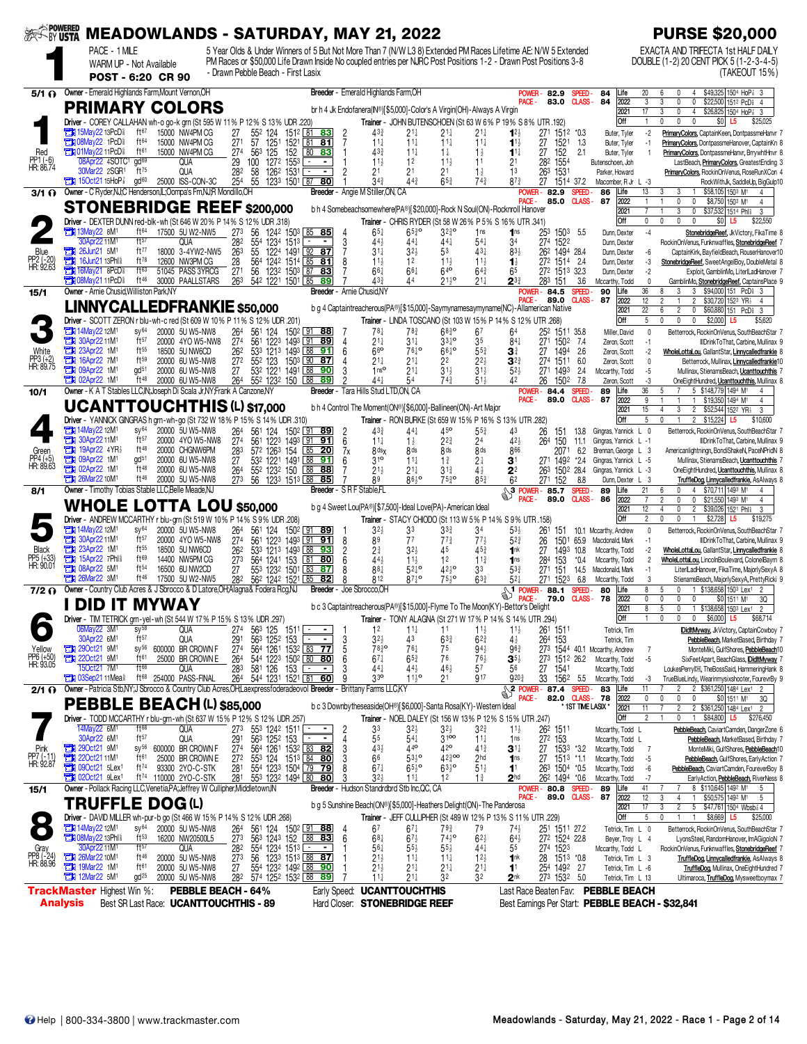# MEADOWLANDS - SATURDAY, MAY 21, 2022

**PURSE $20,000**

**1** — PACE - 1 MILE — WARM UP - Not Available — POST - 6:20 CR 90

5 Year Olds & Under Winners of 5 But Not More Than 7 (N/W L8 8) Extended PM Races Lifetime AE: N/W 5 Extended PM Races or $50,000 Life Drawn Inside No coupled entries per NJRC Post Positions 1-2 - Drawn Post Positions 3-8 - Drawn Pebble Beach - First Lasix

EXACTA AND TRIFECTA 1st HALF DAILY DOUBLE (1-2) 20 CENT PICK 5 (1-2-3-4-5) (TAKEOUT 15%)

---

## 1 — PRIMARY COLORS (5/1) — Red — PP1 (-6) — HR: 86.74

Owner - Emerald Highlands Farm,Mount Vernon,OH — Breeder - Emerald Highlands Farm,OH

br h 4 Jk Endofanera(IN®)[$5,000]-Color's A Virgin(OH)-Always A Virgin

Driver - COREY CALLAHAN wh-o go-k grn (St 595 W 11% P 12% S 13% UDR .220) — Trainer - JOHN BUTENSCHOEN (St 63 W 6% P 19% S 8% UTR .192)

POWER - 82.9 SPEED - 84 PACE - 83.0 CLASS - 84

| | Starts | W | P | S | Earnings | Best |
|---|---|---|---|---|---|---|
| Life | 20 | 6 | 0 | 4 | $49,325 | 1504 HoP⅞ 3 |
| 2022 | 3 | 3 | 0 | 0 | $22,500 | 1512 PcD⅝ 4 |
| 2021 | 17 | 3 | 0 | 4 | $26,825 | 1504 HoP⅞ 3 |
| Off | 1 | 0 | 0 | 0 | $0 | L5 $25,025 |

| Date | Trk | Cond | Purse | Class | Q | 1/2 | 3/4 | Fin | SR | PP | 1/4 | 1/2 | 3/4 | Str | Fin | Last Q | Time | Odds | Driver | Top 3 |
|---|---|---|---|---|---|---|---|---|---|---|---|---|---|---|---|---|---|---|---|---|
| 15May22 13PcD⅝ | ft67 | 15000 | NW4PM CG | 27 | 552 | 124 | 1512 | 81 83 | 2 | 43¾ | 21½ | 21¼ | 21½ | 1²½ | 271 | 1512 | *0.3 | Buter, Tyler -2 | PrimaryColors, CaptainKeen, DontpassmeHanvr 7 |
| 08May22 1PcD⅝ | ft64 | 15000 | NW4PM CG | 271 | 57 | 1251 | 1521 | 81 81 | 7 | 11¼ | 11½ | 11½ | 11½ | 1¹½ | 27 | 1521 | 1.3 | Buter, Tyler -1 | PrimaryColors, DontpassmeHanover, CaptainKn 8 |
| 01May22 11PcD⅝ | ft61 | 15000 | NW4PM CG | 274 | 563 | 125 | 152 | 80 83 | 1 | 43¾ | 11½ | 1½ | 1¾ | 1¹½ | 27 | 152 | 2.1 | Buter, Tyler 1 | PrimaryColors, DontpassmeHanover, BrrywhtHnvr 8 |
| 08Apr22 4SOTC1 | gd69 | | QUA | 29 | 100 | 1272 | 1554 | - - | 1 | 11½ | 12 | 11½ | 12 | 21 | 282 | 1554 | | Butenschoen, Joh | LastBeach, PrimaryColors, GreatestEnding 3 |
| 30Mar22 2SGR1 | ft75 | | QUA | 282 | 58 | 1262 | 1531 | - - | 2 | 21 | 21 | 21 | 1½ | 13 | 263 | 1531 | | Parker, Howard | PrimaryColors, RockinOnVenus, RoseRunXCon 4 |
| 15Oct21 15HoP⅞ | gd60 | 25000 | ISS-CON-3C | 254 | 55 | 1233 | 1501 | 87 80 | 1 | 34¾ | 44¾ | 65¾ | 74¾ | 87¾ | 27 | 1514 | 37.2 | Macomber, R Jr L -3 | RockWithJk, SaddleUp, BigGulp10 |

---

## 2 — STONEBRIDGE REEF $200,000 (3/1) — Blue — PP2 (-20) — HR: 92.63

Owner - C Ryder,NJ;C Henderson,IL;Oompa's Fm,NJ;R Mondillo,OH — Breeder - Angie M Stiller,ON, CA

b h 4 Somebeachsomewhere(PA®)[$20,000]-Rock N Soul(ON)-Rocknroll Hanover

Driver - DEXTER DUNN red-blk-wh (St 646 W 20% P 14% S 12% UDR .318) — Trainer - CHRIS RYDER (St 58 W 26% P 5% S 16% UTR .341)

POWER - 82.9 SPEED - 86 PACE - 85.0 CLASS - 87

| | Starts | W | P | S | Earnings | Best |
|---|---|---|---|---|---|---|
| Life | 13 | 3 | 3 | 1 | $58,105 | 1503 M1 4 |
| 2022 | 1 | 1 | 0 | 0 | $8,750 | 1503 M1 4 |
| 2021 | 7 | 1 | 3 | 0 | $37,532 | 1514 Phl⅝ 3 |
| Off | 0 | 0 | 0 | 0 | $0 | L5 $22,550 |

| Date | Trk | Cond | Purse | Class | Q | 1/2 | 3/4 | Fin | SR | PP | 1/4 | 1/2 | 3/4 | Str | Fin | Last Q | Time | Odds | Driver | Top 3 |
|---|---|---|---|---|---|---|---|---|---|---|---|---|---|---|---|---|---|---|---|---|
| 13May22 8M1 | ft64 | 17500 | 5U W2-NW5 | 273 | 56 | 1242 | 1503 | 85 85 | 4 | 65¼ | 65¾° | 32¼° | 1ns | 1ns | 253 | 1503 | 5.5 | Dunn, Dexter -4 | StonebridgeReef, JkVictory, FikaTime 8 |
| 30Apr22 11M1 | ft57 | | QUA | 282 | 554 | 1234 | 1513 | - - | 3 | 44¾ | 44¼ | 44¼ | 54¼ | 34 | 274 | 1522 | | Dunn, Dexter | RockinOnVenus, Funknwaffles, StonebridgeReef 7 |
| 26Jun21 5M1 | ft77 | 18000 | 3-4YW2-NW5 | 263 | 55 | 1224 | 1491 | 92 87 | 7 | 31¼ | 32½ | 53 | 43¼ | 83½ | 262 | 1494 | 28.4 | Dunn, Dexter -6 | CaptainKirk, BayfieldBeach, RouserHanover10 |
| 16Jun21 13Phl⅝ | ft78 | 12600 | NW3PM CG | 28 | 564 | 1242 | 1514 | 85 81 | 8 | 11½ | 12 | 11½ | 11½ | 1½ | 272 | 1514 | 2.4 | Dunn, Dexter -3 | StonebridgeReef, SweetAngelBoy, DoubleMetal 8 |
| 16May21 8PcD⅝ | ft63 | 51045 | PASS 3YRCG | 271 | 56 | 1232 | 1503 | 87 83 | 7 | 66¼ | 66¼ | 64° | 64¾ | 65 | 272 | 1513 | 32.3 | Dunn, Dexter -2 | Exploit, GamblinMo, LiterLadHanover 7 |
| 08May21 11PcD⅝ | ft46 | 30000 | PAALLSTARS | 263 | 542 | 1221 | 1501 | 85 89 | 1 | 43¾ | 44 | 21½° | 21¼ | 2³¾ | 283 | 151 | 3.6 | Mccarthy, Todd 0 | GamblinMo, StonebridgeReef, CaptainsPlace 9 |

---

## 3 — LINNYCALLEDFRANKIE $50,000 (15/1) — White — PP3 (+2) — HR: 89.75

Owner - Arnie Chusid,Williston Park,NY — Breeder - Arnie Chusid,NY

b g 4 Captaintreacherous(PA®)[$15,000]-Saymynamesaymyname(NC)-Allamerican Native

Driver - SCOTT ZERON r blu-wh-c red (St 609 W 10% P 11% S 12% UDR .201) — Trainer - LINDA TOSCANO (St 103 W 15% P 14% S 12% UTR .268)

POWER - 84.5 SPEED - 90 PACE - 89.0 CLASS - 87

| | Starts | W | P | S | Earnings | Best |
|---|---|---|---|---|---|---|
| Life | 36 | 8 | 3 | 3 | $94,000 | 151 PcD⅝ 3 |
| 2022 | 12 | 2 | 1 | 2 | $30,720 | 1523 YR½ 4 |
| 2021 | 22 | 6 | 2 | 0 | $60,880 | 151 PcD⅝ 3 |
| Off | 5 | 0 | 0 | 0 | $2,000 | L5 $5,620 |

| Date | Trk | Cond | Purse | Class | Q | 1/2 | 3/4 | Fin | SR | PP | 1/4 | 1/2 | 3/4 | Str | Fin | Last Q | Time | Odds | Driver | Top 3 |
|---|---|---|---|---|---|---|---|---|---|---|---|---|---|---|---|---|---|---|---|---|
| 14May22 12M1 | sy64 | 20000 | 5U W5-NW8 | 264 | 561 | 124 | 1502 | 91 88 | 7 | 78¼ | 78¾ | 68¾° | 67 | 64 | 252 | 1511 | 35.8 | Miller, David 0 | Betterrock, RockinOnVenus, SouthBeachStar 7 |
| 30Apr22 11M1 | ft57 | 20000 | 4YO W5-NW8 | 274 | 561 | 1223 | 1493 | 91 89 | 4 | 21¼ | 31½ | 33¾° | 35 | 84¼ | 271 | 1502 | 7.4 | Zeron, Scott -1 | IllDrinkToThat, Carbine, Mullinax 9 |
| 23Apr22 1M1 | ft55 | 18500 | 5U NW6CD | 262 | 533 | 1213 | 1493 | 88 91 | 6 | 66° | 76¼° | 66¼° | 54½ | 3³ | 27 | 1494 | 2.6 | Zeron, Scott -2 | WholeLottaLou, GallantStar, Linnycalledfrankie 8 |
| 16Apr22 7M1 | ft59 | 20000 | 6U W5-NW8 | 272 | 552 | 123 | 1503 | 90 87 | 4 | 21¼ | 21¼ | 22 | 22¾ | 3²½ | 274 | 1511 | 6.0 | Zeron, Scott 0 | Betterrock, Mullinax, Linnycalledfrankie10 |
| 09Apr22 1M1 | gd51 | 20000 | 6U W5-NW8 | 27 | 532 | 1221 | 1501 | 88 90 | 3 | 1ns° | 21¼ | 31½ | 31½ | 5²½ | 271 | 1493 | 2.4 | Mccarthy, Todd -5 | Mullinax, StienamsBeach, Ucanttouchthis 7 |
| 02Apr22 1M1 | ft48 | 20000 | 6U W5-NW8 | 264 | 552 | 1232 | 150 | 88 89 | 2 | 44¼ | 54 | 74¾ | 51½ | 42 | 26 | 1502 | 7.8 | Zeron, Scott -3 | OneEightHundred, Ucanttouchthis, Mullinax 8 |

---

## 4 — UCANTTOUCHTHIS (L) $17,000 (10/1) — Green — PP4 (+5) — HR: 89.63

Owner - K A T Stables LLC,IN;Joseph Di Scala Jr,NY;Frank A Canzone,NY — Breeder - Tara Hills Stud LTD,ON, CA

b h 4 Control The Moment(ON®)[$6,000]-Ballineen(ON)-Art Major

Driver - YANNICK GINGRAS h grn-wh-go (St 732 W 18% P 15% S 14% UDR .310) — Trainer - RON BURKE (St 659 W 15% P 16% S 13% UTR .282)

POWER - 84.4 SPEED - 89 PACE - 89.0 CLASS - 87

| | Starts | W | P | S | Earnings | Best |
|---|---|---|---|---|---|---|
| Life | 36 | 5 | 7 | 5 | $148,779 | 1494 M1 4 |
| 2022 | 9 | 1 | 1 | 1 | $19,350 | 1494 M1 4 |
| 2021 | 15 | 4 | 3 | 2 | $52,544 | 1522 YR½ 3 |
| Off | 5 | 0 | 1 | 2 | $15,224 | L5 $10,600 |

| Date | Trk | Cond | Purse | Class | Q | 1/2 | 3/4 | Fin | SR | PP | 1/4 | 1/2 | 3/4 | Str | Fin | Last Q | Time | Odds | Driver | Top 3 |
|---|---|---|---|---|---|---|---|---|---|---|---|---|---|---|---|---|---|---|---|---|
| 14May22 12M1 | sy64 | 20000 | 5U W5-NW8 | 264 | 561 | 124 | 1502 | 91 89 | 2 | 43¾ | 44¼ | 45° | 55¾ | 43 | 26 | 151 | 13.8 | Gingras, Yannick L 0 | Betterrock, RockinOnVenus, SouthBeachStar 7 |
| 30Apr22 11M1 | ft57 | 20000 | 4YO W5-NW8 | 274 | 561 | 1223 | 1493 | 91 91 | 6 | 11¼ | 1½ | 22¾ | 24 | 42½ | 264 | 150 | 11.1 | Gingras, Yannick L -1 | IllDrinkToThat, Carbine, Mullinax 9 |
| 19Apr22 4YR½ | ft48 | 20000 | CHGNWPM | 283 | 572 | 1263 | 154 | 85 20 | 7x | 8ds | 8ds | 8ds | 8ds | 866 | | 2071 | 6.2 | Brennan, George L 3 | Americanlightningn, BondiShakeN, PaceNPridN 8 |
| 09Apr22 1M1 | gd51 | 20000 | 6U W5-NW8 | 27 | 532 | 1221 | 1501 | 88 91 | 6 | 31° | 11½ | 1½ | 2½ | 3¹ | 271 | 1492 | *2.4 | Gingras, Yannick L -5 | Mullinax, StienamsBeach, Ucanttouchthis 7 |
| 02Apr22 1M1 | ft48 | 20000 | 6U W5-NW8 | 264 | 552 | 1232 | 150 | 88 88 | 7 | 21½ | 21¼ | 31¾ | 4½ | 2² | 263 | 1502 | 28.4 | Gingras, Yannick L -3 | OneEightHundred, Ucanttouchthis, Mullinax 8 |
| 26Mar22 10M1 | ft46 | 20000 | 5U W5-NW8 | 273 | 56 | 1233 | 1513 | 88 85 | 7 | 89 | 86¾° | 75¾° | 85¾ | 6² | 271 | 152 | 8.8 | Dunn, Dexter L 3 | TruffleDog, Linnycalledfrankie, AsAlways 8 |

---

## 5 — WHOLE LOTTA LOU $50,000 (8/1) — Black — PP5 (+33) — HR: 90.01

Owner - Timothy Tobias Stable LLC,Belle Meade,NJ — Breeder - S R F Stable,FL

b g 4 Sweet Lou(PA®)[$7,500]-Ideal Love(PA)-American Ideal

Driver - ANDREW McCARTHY r blu-grn (St 519 W 10% P 14% S 9% UDR .208) — Trainer - STACY CHIODO (St 113 W 5% P 14% S 9% UTR .158)

3 POWER - 85.7 SPEED - 89 PACE - 89.0 CLASS - 86

| | Starts | W | P | S | Earnings | Best |
|---|---|---|---|---|---|---|
| Life | 21 | 6 | 0 | 4 | $70,711 | 1493 M1 4 |
| 2022 | 7 | 2 | 0 | 1 | $21,550 | 1493 M1 4 |
| 2021 | 12 | 4 | 0 | 2 | $39,026 | 1521 Phl⅝ 3 |
| Off | 2 | 0 | 0 | 0 | $2,728 | L5 $19,275 |

| Date | Trk | Cond | Purse | Class | Q | 1/2 | 3/4 | Fin | SR | PP | 1/4 | 1/2 | 3/4 | Str | Fin | Last Q | Time | Odds | Driver | Top 3 |
|---|---|---|---|---|---|---|---|---|---|---|---|---|---|---|---|---|---|---|---|---|
| 14May22 12M1 | sy64 | 20000 | 5U W5-NW8 | 264 | 561 | 124 | 1502 | 91 89 | 1 | 32½ | 33 | 33¾ | 34 | 53½ | 261 | 151 | 10.1 | Mccarthy, Andrew 0 | Betterrock, RockinOnVenus, SouthBeachStar 7 |
| 30Apr22 11M1 | ft57 | 20000 | 4YO W5-NW8 | 274 | 561 | 1223 | 1493 | 91 91 | 8 | 89 | 77 | 77¾ | 77½ | 52¾ | 26 | 1501 | 65.9 | Macdonald, Mark -1 | IllDrinkToThat, Carbine, Mullinax 9 |
| 23Apr22 1M1 | ft55 | 18500 | 5U NW6CD | 262 | 533 | 1213 | 1493 | 88 93 | 2 | 2¾ | 32½ | 45 | 45¾ | 1nk | 27 | 1493 | 10.8 | Mccarthy, Todd -2 | WholeLottaLou, GallantStar, Linnycalledfrankie 8 |
| 15Apr22 7Phl⅝ | ft69 | 14400 | NW5PM CG | 273 | 564 | 1241 | 153 | 81 80 | 6 | 44½ | 11½ | 12 | 11¾ | 1ns | 284 | 153 | *0.4 | Mccarthy, Todd 2 | WholeLottaLou, LincolnBoulevard, ColonelBaym 8 |
| 08Apr22 5M1 | ft54 | 16500 | 6U NW2CD | 272 | 553 | 1231 | 1501 | 83 87 | 8 | 88½ | 52½° | 42¾° | 33 | 53¾ | 271 | 151 | 14.5 | Macdonald, Mark -1 | LiterLadHanover, FikaTime, MajorlySexyA 8 |
| 26Mar22 3M1 | ft46 | 17500 | 5U W2-NW5 | 282 | 562 | 1242 | 1521 | 85 82 | 8 | 812 | 87½° | 75¾° | 63¾ | 52½ | 271 | 1523 | 6.8 | Mccarthy, Todd 3 | StienamsBeach, MajorlySexyA, PrettyRicki 9 |

---

## 6 — I DID IT MYWAY (7/2) — Yellow — PP6 (+50) — HR: 93.05

Owner - Country Club Acres & J Sbrocco & D Latore,OH;Alagna & Fodera Rcg,NJ — Breeder - Joe Sbrocco,OH

b c 3 Captaintreacherous(PA®)[$15,000]-Flyme To The Moon(KY)-Bettor's Delight

Driver - TIM TETRICK grn-yel-wh (St 544 W 17% P 15% S 13% UDR .297) — Trainer - TONY ALAGNA (St 271 W 17% P 14% S 14% UTR .294)

1 POWER - 88.1 SPEED - 80 PACE - 79.0 CLASS - 78

| | Starts | W | P | S | Earnings | Best |
|---|---|---|---|---|---|---|
| Life | 8 | 5 | 0 | 1 | $138,658 | 1503 Lex¹ 2 |
| 2022 | 0 | 0 | 0 | 0 | $0 | 1511 M1 3Q |
| 2021 | 8 | 5 | 0 | 1 | $138,658 | 1503 Lex¹ 2 |
| Off | 1 | 0 | 0 | 0 | $6,000 | L5 $68,714 |

| Date | Trk | Cond | Purse | Class | Q | 1/2 | 3/4 | Fin | SR | PP | 1/4 | 1/2 | 3/4 | Str | Fin | Last Q | Time | Odds | Driver | Top 3 |
|---|---|---|---|---|---|---|---|---|---|---|---|---|---|---|---|---|---|---|---|---|
| 06May22 3M1 | sy58 | | QUA | 274 | 563 | 125 | 1511 | - - | 1 | 12 | 11¼ | 11 | 11½ | 11½ | 261 | 1511 | | Tetrick, Tim | DiditMyway, JkVictory, CaptainCowboy 7 |
| 30Apr22 6M1 | ft57 | | QUA | 291 | 563 | 1252 | 153 | - - | 3 | 32½ | 43 | 63¾ | 62¾ | 4½ | 264 | 153 | | Tetrick, Tim | PebbleBeach, MarketBased, Birthday 7 |
| 29Oct21 9M1 | sy56 | 600000 | BR CROWN F | 274 | 564 | 1261 | 1532 | 83 77 | 5 | 78¾° | 76¼ | 75 | 94½ | 96½ | 273 | 1544 | 40.1 | Mccarthy, Andrew 7 | MonteMiki, GulfShores, PebbleBeach10 |
| 22Oct21 9M1 | ft61 | 25000 | BR CROWN E | 264 | 544 | 1223 | 1502 | 80 80 | 6 | 67½ | 65¾ | 76 | 76½ | 3⁵½ | 273 | 1512 | 26.2 | Mccarthy, Todd -5 | SixFeetApart, BeachGlass, DidItMyway 7 |
| 15Oct21 7M1 | ft66 | | QUA | 283 | 581 | 126 | 153 | - - | 3 | 44½ | 44½ | 46½ | 57 | 56 | 27 | 1541 | | Mccarthy, Todd | LoukesPerry(IN), TheBossSaid, HammeringHank 8 |
| 03Sep21 11Mea⅝ | ft68 | 254000 | PASS-FINAL | 264 | 541 | 1231 | 1511 | 81 60 | 9 | 33° | 11½° | 21 | 917 | 920¾ | 33 | 1562 | 5.5 | Mccarthy, Todd -3 | TrueBlueLindy, Wearinmyskishooter, FourevrBy 9 |

---

## 7 — PEBBLE BEACH (L) $85,000 (2/1) — Pink — PP7 (-11) — HR: 92.87

Owner - Patricia Stb,NY;J Sbrocco & Country Club Acres,OH;Laexpressfooderadeovol — Breeder - Brittany Farms LLC,KY

b c 3 Downbytheseaside(OH®)[$6,000]-Santa Rosa(KY)-Western Ideal

Driver - TODD McCARTHY r blu-grn (St 637 W 15% P 12% S 12% UDR .257) — Trainer - NOEL DALEY (St 156 W 13% P 12% S 15% UTR .247)

2 POWER - 87.4 SPEED - 83 PACE - 82.0 CLASS - 78 — * 1ST TIME LASIX *

| | Starts | W | P | S | Earnings | Best |
|---|---|---|---|---|---|---|
| Life | 11 | 7 | 2 | 2 | $361,250 | 1484 Lex¹ 2 |
| 2022 | 0 | 0 | 0 | 0 | $0 | 1511 M1 3Q |
| 2021 | 11 | 7 | 2 | 2 | $361,250 | 1484 Lex¹ 2 |
| Off | 2 | 1 | 0 | 1 | $84,800 | L5 $276,450 |

| Date | Trk | Cond | Purse | Class | Q | 1/2 | 3/4 | Fin | SR | PP | 1/4 | 1/2 | 3/4 | Str | Fin | Last Q | Time | Odds | Driver | Top 3 |
|---|---|---|---|---|---|---|---|---|---|---|---|---|---|---|---|---|---|---|---|---|
| 14May22 6M1 | ft68 | | QUA | 273 | 553 | 1234 | 1511 | - - | 2 | 33 | 32½ | 32¾ | 32¾ | 11½ | 262 | 1511 | | Mccarthy, Todd L | PebbleBeach, CaviartCamden, DangerZone 6 |
| 30Apr22 6M1 | ft57 | | QUA | 291 | 563 | 1252 | 153 | - - | 4 | 55 | 54½ | 31°° | 11½ | 1ns | 272 | 153 | | Mccarthy, Todd L | PebbleBeach, MarketBased, Birthday 7 |
| 29Oct21 9M1 | sy56 | 600000 | BR CROWN F | 274 | 564 | 1261 | 1532 | 82 83 | 3 | 43½ | 44° | 42° | 41¾ | 3¹¼ | 27 | 1533 | *3.2 | Mccarthy, Todd 7 | MonteMiki, GulfShores, PebbleBeach10 |
| 22Oct21 6M1 | ft61 | 25000 | BR CROWN E | 272 | 553 | 124 | 1513 | 84 80 | 3 | 66 | 53½° | 42¾°° | 2hd | 1ns | 27 | 1513 | *1.1 | Mccarthy, Todd -5 | PebbleBeach, GulfShores, EarlyAction 7 |
| 09Oct21 5Lex¹ | ft81 | 93300 | 2YO-C-STK | 281 | 554 | 1233 | 1504 | 79 79 | 8 | 67¼ | 65½° | 63¾° | 51½ | 1¹ | 263 | 1504 | *0.3 | Mccarthy, Todd -6 | PebbleBeach, CaviartCamden, FourevrBoy 8 |
| 02Oct21 9Lex¹ | ft74 | 110000 | 2YO-C-STK | 281 | 553 | 1232 | 1494 | 80 80 | 3 | 32½ | 11½ | 12 | 1¾ | 2hd | 262 | 1494 | *0.6 | Mccarthy, Todd -7 | EarlyAction, PebbleBeach, RiverNess 8 |

---

## 8 — TRUFFLE DOG (L) (15/1) — Gray — PP8 (-24) — HR: 88.96

Owner - Pollack Racing LLC,Venetia,PA;Jeffrey W Cullipher,Middletown,IN — Breeder - Hudson Standrdbrd Stb Inc,QC, CA

b g 5 Sunshine Beach(ON®)[$5,000]-Heathers Delight(ON)-The Panderosa

Driver - DAVID MILLER wh-pur-b go (St 466 W 15% P 14% S 12% UDR .268) — Trainer - JEFF CULLIPHER (St 489 W 12% P 13% S 11% UTR .229)

POWER - 80.8 SPEED - 89 PACE - 89.0 CLASS - 87

| | Starts | W | P | S | Earnings | Best |
|---|---|---|---|---|---|---|
| Life | 41 | 7 | 7 | 8 | $110,645 | 1492 M1 5 |
| 2022 | 12 | 3 | 4 | 1 | $50,575 | 1492 M1 5 |
| 2021 | 17 | 3 | 2 | 5 | $47,761 | 1504 Wbsb⅞ 4 |
| Off | 5 | 0 | 1 | 1 | $8,669 | L5 $25,000 |

| Date | Trk | Cond | Purse | Class | Q | 1/2 | 3/4 | Fin | SR | PP | 1/4 | 1/2 | 3/4 | Str | Fin | Last Q | Time | Odds | Driver | Top 3 |
|---|---|---|---|---|---|---|---|---|---|---|---|---|---|---|---|---|---|---|---|---|
| 14May22 12M1 | sy64 | 20000 | 5U W5-NW8 | 264 | 561 | 124 | 1502 | 91 88 | 4 | 67 | 67¼ | 79¾ | 79 | 74½ | 251 | 1511 | 27.2 | Tetrick, Tim L 0 | Betterrock, RockinOnVenus, SouthBeachStar 7 |
| 08May22 13Phl⅝ | ft53 | 16200 | NW20500L5 | 273 | 563 | 1243 | 152 | 88 83 | 6 | 68½ | 67¼ | 74½° | 62½ | 64½ | 272 | 1524 | 22.8 | Beyer, Troy L 4 | LyonsSteel, RandomHanover, ImAGigoloN 7 |
| 30Apr22 11M1 | ft57 | | QUA | 282 | 554 | 1234 | 1513 | - - | 5 | 56½ | 55½ | 55½ | 44½ | 55 | 274 | 1523 | | Mccarthy, Todd L | RockinOnVenus, Funknwaffles, StonebridgeReef 7 |
| 26Mar22 10M1 | ft46 | 20000 | 5U W5-NW8 | 273 | 56 | 1233 | 1513 | 88 87 | 4 | 21½ | 11½ | 11½ | 12½ | 1nk | 28 | 1513 | 10.8 | Tetrick, Tim L 3 | TruffleDog, Linnycalledfrankie, AsAlways 8 |
| 19Mar22 1M1 | ft61 | 20000 | 5U W5-NW8 | 27 | 554 | 1232 | 1492 | 88 90 | 4 | 21½ | 21¼ | 21¼ | 21½ | 1¹ | 254 | 1492 | 2.7 | Tetrick, Tim L -6 | TruffleDog, Mullinax, OneEightHundred 7 |
| 12Mar22 5M1 | gd25 | 20000 | 5U W5-NW8 | 282 | 574 | 1252 | 1532 | 88 89 | 7 | 11½ | 21¼ | 21¼ | 32 | 2nk | 273 | 1532 | 5.0 | Tetrick, Tim L 13 | Ultimaroca, TruffleDog, Mysweetboyman 7 |

---

**TrackMaster Analysis**

Highest Win %: **PEBBLE BEACH - 64%** — Early Speed: **UCANTTOUCHTHIS** — Last Race Beaten Fav: **PEBBLE BEACH**

Best SR Last Race: **UCANTTOUCHTHIS - 89** — Hard Closer: **STONEBRIDGE REEF** — Best Earnings Per Start: **PEBBLE BEACH - $32,841**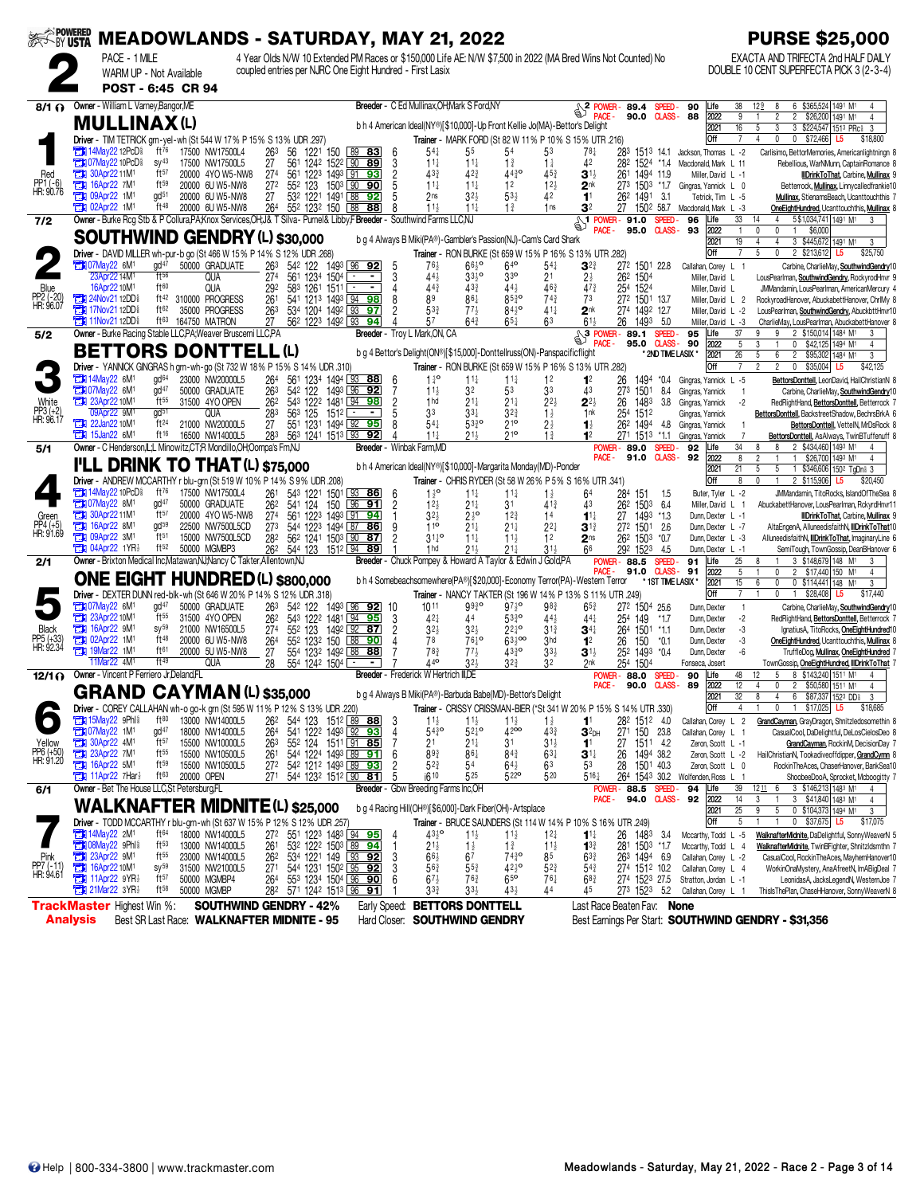# MEADOWLANDS - SATURDAY, MAY 21, 2022

**PURSE $25,000**

## Race 2

PACE - 1 MILE
WARM UP - Not Available
**POST - 6:45 CR 94**

4 Year Olds N/W 10 Extended PM Races or $150,000 Life AE: N/W $7,500 in 2022 (MA Bred Wins Not Counted) No coupled entries per NJRC One Eight Hundred - First Lasix

EXACTA AND TRIFECTA 2nd HALF DAILY DOUBLE 10 CENT SUPERFECTA PICK 3 (2-3-4)

---

### 1 — MULLINAX (L) — 8/1 — Red — PP1 (-6) HR: 90.76

Owner - William L Varney,Bangor,ME
Breeder - C Ed Mullinax,OH;Mark S Ford,NY
b h 4 American Ideal(NY®)[$10,000]-Up Front Kellie Jo(MA)-Bettor's Delight
Driver - TIM TETRICK grn-yel-wh (St 544 W 17% P 15% S 13% UDR .297)
Trainer - MARK FORD (St 82 W 11% P 10% S 15% UTR .216)
POWER - 89.4 SPEED - 90 PACE - 90.0 CLASS - 88

| | Starts | W | P | S | Earnings | Best |
|---|---|---|---|---|---|---|
| Life | 38 | 12 | 8 | 6 | $365,524 | 1491 M1 4 |
| 2022 | 9 | 1 | 2 | 2 | $26,200 | 1491 M1 4 |
| 2021 | 16 | 5 | 3 | 3 | $224,547 | 1513 PRc⅝ 3 |
| Off | 7 | 4 | 0 | 0 | $72,466 | L5 $18,800 |

| Date | Trk | Cond | Purse | Class | Fractions | Ratings | PP | 1/4 | 1/2 | 3/4 | Str | Fin | Time | Odds | Driver | Order of Finish |
|---|---|---|---|---|---|---|---|---|---|---|---|---|---|---|---|---|
| 14May22 12PcD⅝ | ft76 | 17500 | NW17500L4 | 263 56 1221 150 | 89 83 | 6 | 5⁴¼ | 5⁵ | 5⁴ | 5³ | 7⁸¼ | 283 1513 14.1 | Jackson, Thomas L -2 | Carlisimo, BettorMemories, Americanlightningn 8 |
| 07May22 10PcD⅝ | sy43 | 17500 | NW17500L5 | 27 561 1242 1522 | 90 89 | 3 | 1¹¼ | 1¹¼ | 1¾ | 1¾ | 4² | 282 1524 *1.4 | Macdonald, Mark L 11 | Rebellious, WarNMunn, CaptainRomance 8 |
| 30Apr22 11M1 | ft57 | 20000 | 4YO W5-NW8 | 274 561 1223 1493 | 91 93 | 2 | 4³½ | 4²½ | 4⁴³° | 4⁵½ | 3¹½ | 261 1494 11.9 | Miller, David L -1 | IllDrinkToThat, Carbine, Mullinax 9 |
| 16Apr22 7M1 | ft59 | 20000 | 6U W5-NW8 | 272 552 123 1503 | 90 90 | 5 | 1¹¼ | 1¹½ | 1² | 1²½ | 2nk | 273 1503 *1.7 | Gingras, Yannick L 0 | Betterrock, Mullinax, Linnycalledfrankie10 |
| 09Apr22 1M1 | gd51 | 20000 | 6U W5-NW8 | 27 532 1221 1491 | 88 92 | 5 | 2ns | 3²½ | 5³½ | 4² | 1¹ | 262 1491 3.1 | Tetrick, Tim L -5 | Mullinax, StienamsBeach, Ucanttouchthis 7 |
| 02Apr22 1M1 | ft48 | 20000 | 6U W5-NW8 | 264 552 1232 150 | 88 88 | 8 | 1¹½ | 1¹¼ | 1¾ | 1ns | 3² | 27 1502 58.7 | Macdonald, Mark L -3 | OneEightHundred, Ucanttouchthis, Mullinax 8 |

---

### 2 — SOUTHWIND GENDRY (L) $30,000 — 7/2 — Blue — PP2 (-20) HR: 96.07

Owner - Burke Rcg Stb & P Collura,PA;Knox Services,OH;J& T Silva- Purnel& Libby,F
Breeder - Southwind Farms LLC,NJ
b g 4 Always B Miki(PA®)-Gambler's Passion(NJ)-Cam's Card Shark
Driver - DAVID MILLER wh-pur-b go (St 466 W 15% P 14% S 12% UDR .268)
Trainer - RON BURKE (St 659 W 15% P 16% S 13% UTR .282)
POWER - 91.0 SPEED - 96 PACE - 95.0 CLASS - 93

| | Starts | W | P | S | Earnings | Best |
|---|---|---|---|---|---|---|
| Life | 33 | 14 | 4 | 5 | $1,034,741 | 1491 M1 3 |
| 2022 | 1 | 0 | 0 | 1 | $6,000 | |
| 2021 | 19 | 4 | 4 | 3 | $445,672 | 1491 M1 3 |
| Off | 7 | 5 | 0 | 2 | $213,612 | L5 $25,750 |

| Date | Trk | Cond | Purse | Class | Fractions | Ratings | PP | 1/4 | 1/2 | 3/4 | Str | Fin | Time | Odds | Driver | Order of Finish |
|---|---|---|---|---|---|---|---|---|---|---|---|---|---|---|---|---|
| 07May22 6M1 | gd47 | 50000 | GRADUATE | 263 542 122 1493 | 96 92 | 5 | 7⁶½ | 6⁶½° | 6⁴° | 5⁴¼ | 3²¾ | 272 1501 22.8 | Callahan, Corey L 1 | Carbine, CharlieMay, SouthwindGendry10 |
| 23Apr22 14M1 | ft56 | | QUA | 274 561 1234 1504 | - - | 3 | 4⁴½ | 3³½° | 3³° | 2¹ | 2½ | 262 1504 | Miller, David L | LousPearlman, SouthwindGendry, RockyrodHnvr 9 |
| 16Apr22 10M1 | ft60 | | QUA | 292 583 1261 1511 | - - | 4 | 4⁴½ | 4³½ | 4⁴½ | 4⁶½ | 4⁷½ | 254 1524 | Miller, David L | JMMandamin, LousPearlman, AmericanMercury 4 |
| 24Nov21 12DD⅝ | ft42 | 310000 | PROGRESS | 261 541 1213 1493 | 94 98 | 8 | 8⁹ | 8⁶¼ | 8⁵¾° | 7⁴¾ | 7³ | 272 1501 13.7 | Miller, David L 2 | RockyroadHanover, AbuckabettHanover, ChrlMy 8 |
| 17Nov21 12DD⅝ | ft62 | 35000 | PROGRESS | 263 534 1204 1492 | 93 97 | 2 | 5³½ | 7⁷½ | 8⁴¾° | 4¹½ | 2nk | 274 1492 12.7 | Miller, David L -2 | LousPearlman, SouthwindGendry, AbuckbttHnvr10 |
| 11Nov21 12DD⅝ | ft63 | 164750 | MATRON | 27 562 1223 1492 | 93 94 | 4 | 5⁷ | 6⁴¾ | 6⁵¼ | 6³ | 6¹½ | 26 1493 5.0 | Miller, David L -3 | CharlieMay, LousPearlman, AbuckabettHanover 8 |

---

### 3 — BETTORS DONTTELL (L) — 5/2 — White — PP3 (+2) HR: 96.17

Owner - Burke Racing Stable LLC,PA;Weaver Bruscemi LLC,PA
Breeder - Troy L Mark,ON, CA
b g 4 Bettor's Delight(ON®)[$15,000]-Donttellruss(ON)-Panspacificflight
Driver - YANNICK GINGRAS h grn-wh-go (St 732 W 18% P 15% S 14% UDR .310)
Trainer - RON BURKE (St 659 W 15% P 16% S 13% UTR .282)
POWER - 89.1 SPEED - 95 PACE - 95.0 CLASS - 90 * 2ND TIME LASIX *

| | Starts | W | P | S | Earnings | Best |
|---|---|---|---|---|---|---|
| Life | 37 | 9 | 9 | 2 | $150,014 | 1484 M1 3 |
| 2022 | 5 | 3 | 1 | 0 | $42,125 | 1494 M1 4 |
| 2021 | 26 | 5 | 6 | 2 | $95,302 | 1484 M1 3 |
| Off | 7 | 2 | 2 | 0 | $35,004 | L5 $42,125 |

| Date | Trk | Cond | Purse | Class | Fractions | Ratings | PP | 1/4 | 1/2 | 3/4 | Str | Fin | Time | Odds | Driver | Order of Finish |
|---|---|---|---|---|---|---|---|---|---|---|---|---|---|---|---|---|
| 14May22 6M1 | gd64 | 23000 | NW20000L5 | 264 561 1234 1494 | 93 88 | 6 | 1½° | 1¹½ | 1¹½ | 1² | 1² | 26 1494 *0.4 | Gingras, Yannick L -5 | BettorsDonttell, LeonDavid, HailChristianN 8 |
| 07May22 6M1 | gd47 | 50000 | GRADUATE | 263 542 122 1493 | 96 92 | 7 | 1¹½ | 3² | 5³ | 3³ | 4³ | 273 1501 8.4 | Gingras, Yannick 1 | Carbine, CharlieMay, SouthwindGendry10 |
| 23Apr22 10M1 | ft55 | 31500 | 4YO OPEN | 262 543 1222 1481 | 94 98 | 2 | 1hd | 2¹½ | 2¹½ | 2²½ | 2²½ | 26 1483 3.8 | Gingras, Yannick -2 | RedRightHand, BettorsDonttell, Betterrock 7 |
| 09Apr22 9M1 | gd51 | | QUA | 283 563 125 1512 | - - | 5 | 3³ | 3³½ | 3²½ | 1¾ | 1nk | 254 1512 | Gingras, Yannick | BettorsDonttell, BackstreetShadow, BechrsBrkA 6 |
| 22Jan22 10M1 | ft24 | 21000 | NW20000L5 | 27 551 1231 1494 | 92 95 | 8 | 5⁴½ | 5³½° | 2¹° | 2½ | 1½ | 262 1494 4.8 | Gingras, Yannick L | BettorsDonttell, VettelN, MrDsRock 8 |
| 15Jan22 6M1 | ft16 | 16500 | NW14000L5 | 283 563 1241 1513 | 93 92 | 4 | 1¹½ | 2¹½ | 2¹° | 1¾ | 1² | 271 1513 *1.1 | Gingras, Yannick 7 | BettorsDonttell, AsAlways, TwinBTuffenuff 8 |

---

### 4 — I'LL DRINK TO THAT (L) $75,000 — 5/1 — Green — PP4 (+5) HR: 91.69

Owner - C Henderson,IL;L Minowitz,CT;R Mondillo,OH;Oompa's Frm,NJ
Breeder - Winbak Farm,MD
b h 4 American Ideal(NY®)[$10,000]-Margarita Monday(MD)-Ponder
Driver - ANDREW MCCARTHY r blu-grn (St 519 W 10% P 14% S 9% UDR .208)
Trainer - CHRIS RYDER (St 58 W 26% P 5% S 16% UTR .341)
POWER - 89.0 SPEED - 92 PACE - 91.0 CLASS - 92

| | Starts | W | P | S | Earnings | Best |
|---|---|---|---|---|---|---|
| Life | 34 | 8 | 8 | 2 | $434,460 | 1493 M1 4 |
| 2022 | 8 | 2 | 1 | 1 | $26,700 | 1493 M1 4 |
| 2021 | 21 | 5 | 5 | 1 | $346,606 | 1502 TgDn⅞ 3 |
| Off | 8 | 0 | 1 | 2 | $115,906 | L5 $20,450 |

| Date | Trk | Cond | Purse | Class | Fractions | Ratings | PP | 1/4 | 1/2 | 3/4 | Str | Fin | Time | Odds | Driver | Order of Finish |
|---|---|---|---|---|---|---|---|---|---|---|---|---|---|---|---|---|
| 14May22 12M1 | ft76 | 17500 | NW17500L4 | 261 543 1221 1501 | 93 86 | 6 | 1½° | 1¹½ | 1¹½ | 1¾ | 6⁴ | 284 151 1.5 | Buter, Tyler L -2 | JMMandamin, TitoRocks, IslandOfTheSea 8 |
| 07May22 8M1 | gd47 | 50000 | GRADUATE | 262 541 124 150 | 96 91 | 2 | 1²½ | 2¹½ | 3¹ | 4¹½ | 4³ | 262 1503 6.4 | Miller, David L 1 | AbuckabettHanover, LousPearlman, RckyrdHnvr11 |
| 30Apr22 11M1 | ft57 | 20000 | 4YO W5-NW8 | 274 561 1223 1493 | 91 94 | 4 | 3²½ | 2¾° | 1²¾ | 1⁴ | 1¹½ | 27 1493 *1.3 | Dunn, Dexter L -1 | IllDrinkToThat, Carbine, Mullinax 9 |
| 16Apr22 8M1 | gd59 | 22500 | NW7500L5CD | 273 544 1223 1494 | 87 86 | 9 | 1¹° | 2¹½ | 2¹½ | 2²¼ | 3¹¾ | 272 1501 2.6 | Dunn, Dexter L -7 | AltaEngenA, AllueedisfaithN, IllDrinkToThat10 |
| 09Apr22 3M1 | ft51 | 15000 | NW7500L5CD | 282 561 1241 1503 | 90 87 | 2 | 3¹½° | 1¹½ | 1¹½ | 1² | 2ns | 262 1503 *0.7 | Dunn, Dexter L -3 | AllueedisfaithN, IllDrinkToThat, ImaginaryLine 6 |
| 04Apr22 1YR½ | ft52 | 50000 | MGMBP3 | 262 544 123 1512 | 94 89 | 2 | 1hd | 2¹½ | 2¹½ | 3¹½ | 6⁶ | 292 1523 4.5 | Dunn, Dexter L -1 | SemiTough, TownGossip, DeanBHanover 6 |

---

### 5 — ONE EIGHT HUNDRED (L) $800,000 — 2/1 — Black — PP5 (+33) HR: 92.34

Owner - Brixton Medical Inc,Matawan,NJ;Nancy C Takter,Allentown,NJ
Breeder - Chuck Pompey & Howard A Taylor & Edwin J Gold,PA
b h 4 Somebeachsomewhere(PA®)[$20,000]-Economy Terror(PA)-Western Terror
Driver - DEXTER DUNN red-blk-wh (St 646 W 20% P 14% S 12% UDR .318)
Trainer - NANCY TAKTER (St 196 W 14% P 13% S 11% UTR .249)
POWER - 88.5 SPEED - 91 PACE - 91.0 CLASS - 91 * 1ST TIME LASIX *

| | Starts | W | P | S | Earnings | Best |
|---|---|---|---|---|---|---|
| Life | 25 | 8 | 1 | 3 | $148,679 | 148 M1 3 |
| 2022 | 5 | 1 | 0 | 2 | $17,440 | 150 M1 4 |
| 2021 | 15 | 6 | 0 | 0 | $114,441 | 148 M1 3 |
| Off | 7 | 1 | 0 | 1 | $28,408 | L5 $17,440 |

| Date | Trk | Cond | Purse | Class | Fractions | Ratings | PP | 1/4 | 1/2 | 3/4 | Str | Fin | Time | Odds | Driver | Order of Finish |
|---|---|---|---|---|---|---|---|---|---|---|---|---|---|---|---|---|
| 07May22 6M1 | gd47 | 50000 | GRADUATE | 263 542 122 1493 | 96 92 | 10 | 10¹¹ | 9⁹½° | 9⁷½° | 9⁸½ | 6⁵¾ | 272 1504 25.6 | Dunn, Dexter 1 | Carbine, CharlieMay, SouthwindGendry10 |
| 23Apr22 10M1 | ft55 | 31500 | 4YO OPEN | 262 543 1222 1481 | 94 95 | 3 | 4²½ | 4⁴ | 5³½° | 4⁴½ | 4⁴½ | 254 149 *1.7 | Dunn, Dexter -2 | RedRightHand, BettorsDonttell, Betterrock 7 |
| 16Apr22 9M1 | sy59 | 21000 | NW16500L5 | 274 552 123 1492 | 92 87 | 2 | 3²½ | 3²½ | 2²½° | 3¹½ | 3⁴½ | 264 1501 *1.1 | Dunn, Dexter -3 | IgnatiusA, TitoRocks, OneEightHundred10 |
| 02Apr22 1M1 | ft48 | 20000 | 6U W5-NW8 | 264 552 1232 150 | 88 90 | 4 | 7⁸ | 7⁶½° | 6³½°° | 3hd | 1² | 26 150 *0.1 | Dunn, Dexter -3 | OneEightHundred, Ucanttouchthis, Mullinax 8 |
| 19Mar22 1M1 | ft61 | 20000 | 5U W5-NW8 | 27 552 1232 1492 | 88 88 | 7 | 7⁸¾ | 7⁷½ | 4³½° | 3³½ | 3¹½ | 252 1493 *0.4 | Dunn, Dexter -6 | TruffleDog, Mullinax, OneEightHundred 7 |
| 11Mar22 4M1 | ft49 | | QUA | 28 554 1242 1504 | - - | 7 | 4⁴° | 3²½ | 3²½ | 3² | 2nk | 254 1504 | Fonseca, Josert | TownGossip, OneEightHundred, IllDrinkToThat 7 |

---

### 6 — GRAND CAYMAN (L) $35,000 — 12/1 — Yellow — PP6 (+50) HR: 91.20

Owner - Vincent P Ferriero Jr,Deland,FL
Breeder - Frederick W Hertrich III,DE
b g 4 Always B Miki(PA®)-Barbuda Babe(MD)-Bettor's Delight
Driver - COREY CALLAHAN wh-o go-k grn (St 595 W 11% P 12% S 13% UDR .220)
Trainer - CRISSY CRISSMAN-BIER (*St 341 W 20% P 15% S 14% UTR .330)
POWER - 88.0 SPEED - 90 PACE - 90.0 CLASS - 89

| | Starts | W | P | S | Earnings | Best |
|---|---|---|---|---|---|---|
| Life | 48 | 12 | 5 | 8 | $143,120 | 1511 M1 4 |
| 2022 | 12 | 4 | 0 | 2 | $50,580 | 1511 M1 4 |
| 2021 | 32 | 8 | 4 | 6 | $87,337 | 1523 DD⅝ 3 |
| Off | 4 | 1 | 0 | 1 | $17,025 | L5 $18,685 |

| Date | Trk | Cond | Purse | Class | Fractions | Ratings | PP | 1/4 | 1/2 | 3/4 | Str | Fin | Time | Odds | Driver | Order of Finish |
|---|---|---|---|---|---|---|---|---|---|---|---|---|---|---|---|---|
| 15May22 9PhlL⅝ | ft80 | 13000 | NW14000L5 | 262 544 123 1512 | 89 88 | 3 | 1¹½ | 1¹½ | 1¹½ | 1½ | 1¹ | 282 1512 4.0 | Callahan, Corey L 2 | GrandCayman, GrayDragon, Shnitzledosomethin 8 |
| 07May22 1M1 | gd47 | 18000 | NW14000L5 | 264 541 1222 1493 | 92 93 | 4 | 5⁴³° | 5²½° | 4²°° | 4³½ | 3²DH | 271 150 23.8 | Callahan, Corey L 1 | CasualCool, DaDelightful, DeLosCielosDeo 8 |
| 30Apr22 4M1 | ft57 | 15500 | NW10000L5 | 263 552 124 1511 | 91 85 | 4 | 2¹ | 2¹½ | 3¹ | 3¹½ | 1¹ | 27 1511 4.2 | Zeron, Scott L -1 | GrandCayman, RockinM, DecisionDay 7 |
| 23Apr22 7M1 | ft55 | 15500 | NW10500L5 | 261 544 1224 1493 | 89 91 | 6 | 8⁹¾ | 8⁶½ | 8⁴¾ | 6³½ | 3¹½ | 26 1494 38.2 | Zeron, Scott L -2 | HailChristianN, Tookadiveoffdipper, GrandCymn 8 |
| 16Apr22 5M1 | ft59 | 15500 | NW10500L5 | 272 552 1212 1493 | 89 93 | 2 | 5²½ | 5⁴ | 6⁴½ | 6³½ | 5³ | 28 1501 40.3 | Zeron, Scott L 0 | RockinTheAces, ChaserHanover, BankSea10 |
| 11Apr22 7Har½ | ft63 | 20000 | OPEN | 271 544 1232 1512 | 90 81 | 5 | i6¹⁰ | 5²⁵ | 5²²° | 5²⁰ | 5¹⁶½ | 264 1543 30.2 | Wolfenden, Ross L 1 | ShoobeeDooA, Sprocket, Mcboogitty 7 |

---

### 7 — WALKNAFTER MIDNITE (L) $25,000 — 6/1 — Pink — PP7 (-11) HR: 94.61

Owner - Bet The House LLC,St Petersburg,FL
Breeder - Gbw Breeding Farms Inc,OH
b g 4 Racing Hill(OH®)[$6,000]-Dark Fiber(OH)-Artsplace
Driver - TODD MCCARTHY r blu-grn-wh (St 637 W 15% P 12% S 12% UDR .257)
Trainer - BRUCE SAUNDERS (St 114 W 14% P 10% S 16% UTR .249)
POWER - 88.5 SPEED - 94 PACE - 94.0 CLASS - 92

| | Starts | W | P | S | Earnings | Best |
|---|---|---|---|---|---|---|
| Life | 39 | 12 | 11 | 6 | $146,213 | 1483 M1 4 |
| 2022 | 14 | 3 | 1 | 5 | $41,840 | 1483 M1 4 |
| 2021 | 25 | 9 | 5 | 0 | $104,373 | 1494 M1 3 |
| Off | 5 | 1 | 1 | 0 | $37,675 | L5 $17,075 |

| Date | Trk | Cond | Purse | Class | Fractions | Ratings | PP | 1/4 | 1/2 | 3/4 | Str | Fin | Time | Odds | Driver | Order of Finish |
|---|---|---|---|---|---|---|---|---|---|---|---|---|---|---|---|---|
| 14May22 2M1 | ft84 | 18000 | NW14000L5 | 272 551 1223 1483 | 94 95 | 4 | 4³½° | 1¹½ | 1¹½ | 1²¼ | 1¹½ | 26 1483 3.4 | Mccarthy, Todd L -5 | WalknafterMidnite, DaDelightful, SonnyWeaverN 5 |
| 08May22 9PhlL⅝ | ft53 | 13000 | NW14000L5 | 261 532 1222 1503 | 89 94 | 4 | 2¹½ | 1¾ | 1¾ | 1¹½ | 1³¾ | 281 1503 *1.7 | Mccarthy, Todd L 4 | WalknafterMidnite, TwinBFighter, Shnitzldsmthn 7 |
| 23Apr22 9M1 | ft55 | 23000 | NW14000L5 | 262 534 1221 149 | 93 88 | 3 | 6⁶½ | 6⁷ | 7⁴³° | 8⁵ | 6³¾ | 263 1494 6.9 | Callahan, Corey L -2 | CasualCool, RockinTheAces, MayhemHanover10 |
| 16Apr22 10M1 | sy59 | 31500 | NW21000L5 | 271 544 1231 1502 | 95 92 | 3 | 5⁶½ | 5⁵½ | 4²½° | 5²½ | 5⁴½ | 274 1512 10.2 | Callahan, Corey L 4 | WorkinOnaMystery, AnaAfreetN, ImABigDeal 7 |
| 11Apr22 9YR½ | ft57 | 50000 | MGMBP4 | 264 553 1234 1504 | 96 90 | 6 | 6⁷½ | 7⁶½ | 6⁵° | 7⁶½ | 6⁸¾ | 274 1523 27.5 | Stratton, Jordan L -1 | LeonidasA, JacksLegendN, WesternJoe 7 |
| 21Mar22 3YR½ | ft58 | 50000 | MGMBP | 282 571 1242 1513 | 96 91 | 1 | 3³½ | 3³½ | 4³½ | 4⁴ | 4⁵ | 273 1523 5.2 | Callahan, Corey L 1 | ThislsThePlan, ChaseHHanover, SonnyWeaverN 8 |

---

## TrackMaster Analysis

- Highest Win %: **SOUTHWIND GENDRY - 42%**
- Early Speed: **BETTORS DONTTELL**
- Last Race Beaten Fav: **None**
- Best SR Last Race: **WALKNAFTER MIDNITE - 95**
- Hard Closer: **SOUTHWIND GENDRY**
- Best Earnings Per Start: **SOUTHWIND GENDRY - $31,356**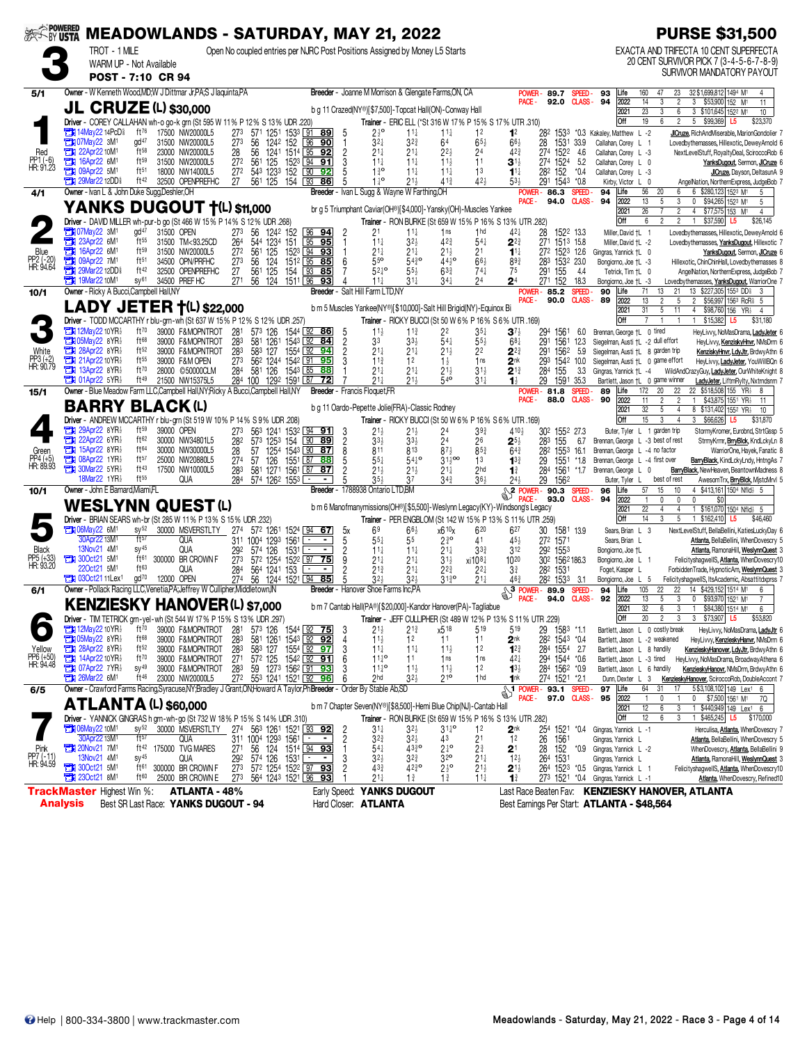# MEADOWLANDS - SATURDAY, MAY 21, 2022

## Race 3 — POST - 7:10 CR 94

TROT - 1 MILE — Open No coupled entries per NJRC Post Positions Assigned by Money L5 Starts

WARM UP - Not Available

**PURSE $31,500**

EXACTA AND TRIFECTA 10 CENT SUPERFECTA 20 CENT SURVIVOR PICK 7 (3-4-5-6-7-8-9) SURVIVOR MANDATORY PAYOUT

---

### 1 — JL CRUZE (L) $30,000 — 5/1 — Red — PP1 (-6) HR: 91.23

Owner - W Kenneth Wood,MD;W J Dittmar Jr,PA;S J Iaquinta,PA — Breeder - Joanne M Morrison & Glengate Farms,ON, CA

b g 11 Crazed(NY®)[$7,500]-Topcat Hall(ON)-Conway Hall

Driver - COREY CALLAHAN wh-o go-k grn (St 595 W 11% P 12% S 13% UDR .220) — Trainer - ERIC ELL (*St 316 W 17% P 15% S 17% UTR .310)

POWER - 89.7 SPEED - 93 — PACE - 92.0 CLASS - 94

| | Starts | W | P | S | Earnings | Best |
|---|---|---|---|---|---|---|
| Life | 160 | 47 | 23 | 32 | $1,699,812 | 149⁴ M¹ 4 |
| 2022 | 14 | 3 | 2 | 3 | $53,900 | 152 M¹ 11 |
| 2021 | 23 | 3 | 6 | 3 | $101,645 | 152³ M¹ 10 |
| Off | 19 | 6 | 2 | 5 | $99,369 | L5 $23,370 |

| Date | Trk | Cond | Purse | Class | Fractions | SR | PP | 1/4 | 1/2 | 3/4 | Str | Fin | Last Q | Time | Odds | Driver | Top 3 |
|---|---|---|---|---|---|---|---|---|---|---|---|---|---|---|---|---|---|
| 14May22 14PcD⅝ | ft76 | 17500 | NW20000L5 | 27³ 57¹ 125¹ 153³ | 91 89 | 5 | 2½° | 1½ | 1½ | 1² | 1² | 28² 153³ | *0.3 | Kakaley, Matthew L -2 | JlCruze, RichAndMiserable, MarionGondolier 7 |
| 07May22 3M¹ | gd47 | 31500 | NW20000L5 | 27³ 56 124² 152 | 96 90 | 1 | 3²½ | 3²¾ | 6⁴ | 6⁵½ | 6⁶½ | 28 153¹ | 33.9 | Callahan, Corey L 1 | Lovedbythemasses, Hillexotic, DeweyArnold 6 |
| 22Apr22 10M¹ | ft58 | 23000 | NW20000L5 | 28 56 124¹ 151⁴ | 95 92 | 2 | 2¹½ | 2¹½ | 2²½ | 2⁴ | 4²¾ | 27⁴ 152² | 4.6 | Callahan, Corey L -3 | NextLevelStuff, RoyaltyDeal, ScirocccoRob 6 |
| 16Apr22 6M¹ | ft59 | 31500 | NW20000L5 | 27² 56¹ 125 152³ | 94 91 | 3 | 1½ | 1½ | 1½ | 1¹ | 3½ | 27⁴ 152⁴ | 5.2 | Callahan, Corey L 0 | YanksDugout, Sermon, JlCruze 6 |
| 09Apr22 5M¹ | ft51 | 18000 | NW14000L5 | 27² 54³ 123³ 152 | 90 92 | 5 | 1½° | 1½ | 1½ | 1³ | 1¹½ | 28² 152 | *0.4 | Callahan, Corey L -3 | JlCruze, Dayson, DeltasunA 9 |
| 29Mar22 12DD⅝ | ft42 | 32500 | OPENPREFHC | 27 56¹ 125 154 | 93 86 | 5 | 1½° | 2¹½ | 4¹½ | 4²½ | 5³½ | 29¹ 154³ | *0.8 | Kirby, Victor L 0 | AngelNation, NorthernExpress, JudgeBob 7 |

---

### 2 — YANKS DUGOUT †(L) $11,000 — 4/1 — Blue — PP2 (-20) HR: 94.64

Owner - Ivan L & John Duke Sugg,Deshler,OH — Breeder - Ivan L Sugg & Wayne W Farthing,OH

br g 5 Triumphant Caviar(OH®)[$4,000]-Yansky(OH)-Muscles Yankee

Driver - DAVID MILLER wh-pur-b go (St 466 W 15% P 14% S 12% UDR .268) — Trainer - RON BURKE (St 659 W 15% P 16% S 13% UTR .282)

POWER - 86.3 SPEED - 94 — PACE - 94.0 CLASS - 94

| | Starts | W | P | S | Earnings | Best |
|---|---|---|---|---|---|---|
| Life | 56 | 20 | 6 | 6 | $280,123 | 152³ M¹ 5 |
| 2022 | 13 | 5 | 3 | 0 | $94,265 | 152³ M¹ 5 |
| 2021 | 26 | 7 | 2 | 4 | $77,575 | 153 M¹ 4 |
| Off | 6 | 2 | 2 | 1 | $37,590 | L5 $26,145 |

| Date | Trk | Cond | Purse | Class | Fractions | SR | PP | 1/4 | 1/2 | 3/4 | Str | Fin | Last Q | Time | Odds | Driver | Top 3 |
|---|---|---|---|---|---|---|---|---|---|---|---|---|---|---|---|---|---|
| 07May22 3M¹ | gd47 | 31500 | OPEN | 27³ 56 124² 152 | 96 94 | 2 | 2¹ | 1½ | 1ns | 1hd | 4²½ | 28 152² | 13.3 | Miller, David †L 1 | Lovedbythemasses, Hillexotic, DeweyArnold 6 |
| 23Apr22 6M¹ | ft55 | 31500 | TM<93.25CD | 26⁴ 54⁴ 123⁴ 151 | 95 95 | 1 | 1½ | 3²½ | 4²¾ | 5⁴½ | 2²¾ | 27¹ 151³ | 15.8 | Miller, David †L -2 | Lovedbythemasses, YanksDugout, Hillexotic 7 |
| 16Apr22 6M¹ | ft59 | 31500 | NW20000L5 | 27² 56¹ 125 152³ | 94 93 | 1 | 2¹½ | 2¹½ | 2¹½ | 2¹ | 1¹½ | 27² 152³ | 12.6 | Gingras, Yannick †L 0 | YanksDugout, Sermon, JlCruze 6 |
| 09Apr22 7M¹ | ft51 | 34500 | OPN/PRFHC | 27³ 56 124 151² | 95 85 | 6 | 5⁵° | 5⁴½° | 4⁴½° | 6⁶½ | 8⁹¾ | 28³ 153² | 23.0 | Bongiorno, Joe †L -3 | Hillexotic, ChinChinHall, Lovedbythemasses 8 |
| 29Mar22 12DD⅝ | ft42 | 32500 | OPENPREFHC | 27 56¹ 125 154 | 93 85 | 5 | 5²½° | 5⁵½ | 6³¾ | 7⁴½ | 7⁵ | 29¹ 155 | 4.4 | Tetrick, Tim †L 0 | AngelNation, NorthernExpress, JudgeBob 7 |
| 19Mar22 10M¹ | sy61 | 34500 | PREF HC | 27¹ 56 124 151¹ | 96 93 | 4 | 1½ | 3¹½ | 3⁴½ | 2⁴ | 2⁴ | 27¹ 152 | 18.3 | Bongiorno, Joe †L -3 | Lovedbythemasses, YanksDugout, WarriorOne 7 |

---

### 3 — LADY JETER †(L) $22,000 — 10/1 — White — PP3 (+2) HR: 90.79

Owner - Ricky A Bucci,Campbell Hall,NY — Breeder - Salt Hill Farm LTD,NY

b m 5 Muscles Yankee(NY®)[$10,000]-Salt Hill Brigid(NY)-Equinox Bi

Driver - TODD MCCARTHY r blu-grn-wh (St 637 W 15% P 12% S 12% UDR .257) — Trainer - RICKY BUCCI (St 50 W 6% P 16% S 6% UTR .169)

POWER - 85.2 SPEED - 90 — PACE - 90.0 CLASS - 89

| | Starts | W | P | S | Earnings | Best |
|---|---|---|---|---|---|---|
| Life | 71 | 13 | 21 | 13 | $227,305 | 155³ DD⅝ 3 |
| 2022 | 13 | 2 | 5 | 2 | $56,997 | 156³ RcR⅝ 5 |
| 2021 | 31 | 5 | 11 | 4 | $98,760 | 156 YR⅝ 4 |
| Off | 7 | 1 | 1 | 1 | $15,382 | L5 $31,180 |

| Date | Trk | Cond | Purse | Class | Fractions | SR | PP | 1/4 | 1/2 | 3/4 | Str | Fin | Last Q | Time | Odds | Driver | Top 3 |
|---|---|---|---|---|---|---|---|---|---|---|---|---|---|---|---|---|---|
| 12May22 10YR⅝ | ft70 | 39000 | F&MOPNTROT | 28¹ 57³ 126 154⁴ | 92 86 | 5 | 1½ | 1½ | 2² | 3⁵½ | 3⁷½ | 29⁴ 156¹ | 6.0 | Brennan, George †L 0 tired | HeyLivvy, NoMasDrama, LadyJeter 6 |
| 05May22 8YR⅝ | ft68 | 39000 | F&MOPNTROT | 28³ 58¹ 126¹ 154³ | 92 84 | 2 | 3³ | 3³½ | 5⁴½ | 5⁵½ | 6⁸½ | 29¹ 156¹ | 12.3 | Siegelman, Austi †L -2 dull effort | HeyLivvy, KenzieskyHnvr, NMsDrm 6 |
| 28Apr22 8YR⅝ | ft52 | 39000 | F&MOPNTROT | 28³ 58³ 127 155⁴ | 92 94 | 2 | 2¹½ | 2¹½ | 2¹½ | 2² | 2²¾ | 29¹ 156² | 5.9 | Siegelman, Austi †L 8 garden trip | KenzieskyHnvr, LdyJtr, BrdwyAthn 6 |
| 21Apr22 10YR⅝ | ft55 | 39000 | F&M OPEN | 27³ 56² 124⁴ 154² | 91 95 | 3 | 1½ | 1² | 1½ | 1ns | 2nk | 29³ 154² | 10.0 | Siegelman, Austi †L 0 game effort | HeyLivvy, LadyJeter, YouWillBQn 6 |
| 13Apr22 8YR⅝ | ft70 | 28000 | ©50000CLM | 28⁴ 58¹ 126 154³ | 85 88 | 2 | 2¹½ | 2¹½ | 2¹½ | 3¹½ | 2¹½ | 28⁴ 155 | 3.3 | Siegelman, Austi †L -4 | WildAndCrazyGuy, LadyJeter, OurWhiteKnight 8 |
| 01Apr22 5YR⅝ | ft49 | 21500 | NW15375L5 | 28⁴ 100 129² 159¹ | 87 72 | 7 | 2¹½ | 2¹½ | 5⁴° | 3¹½ | 1½ | 29 159¹ | 35.3 | Bartlett, Jason †L 0 game winner | LadyJeter, LiftmRylty, Nxtmdsnm 7 |

---

### 4 — BARRY BLACK (L) — 15/1 — Green — PP4 (+5) HR: 89.93

Owner - Blue Meadow Farm LLC,Campbell Hall,NY;Ricky A Bucci,Campbell Hall,NY — Breeder - Francis Floquet,FR

b g 11 Oardo-Pepette Jolie(FRA)-Classic Rodney

Driver - ANDREW MCCARTHY r blu-grn-wh (St 519 W 10% P 14% S 9% UDR .208) — Trainer - RICKY BUCCI (St 50 W 6% P 16% S 6% UTR .169)

POWER - 81.8 SPEED - 89 — PACE - 88.0 CLASS - 90

| | Starts | W | P | S | Earnings | Best |
|---|---|---|---|---|---|---|
| Life | 172 | 20 | 22 | 22 | $518,508 | 155 YR⅝ 8 |
| 2022 | 11 | 2 | 2 | 1 | $43,875 | 155¹ YR⅝ 11 |
| 2021 | 32 | 5 | 4 | 8 | $131,402 | 155² YR⅝ 10 |
| Off | 15 | 3 | 4 | 4 | $66,626 | L5 $31,870 |

| Date | Trk | Cond | Purse | Class | Fractions | SR | PP | 1/4 | 1/2 | 3/4 | Str | Fin | Last Q | Time | Odds | Driver | Top 3 |
|---|---|---|---|---|---|---|---|---|---|---|---|---|---|---|---|---|---|
| 29Apr22 8YR⅝ | ft59 | 39000 | OPEN | 27³ 56³ 124¹ 153² | 94 91 | 3 | 2¹½ | 2¹½ | 2⁴ | 3⁹½ | 4¹⁰½ | 30² 155² | 27.3 | Buter, Tyler L 1 | StormyKromer, Eurobnd, StrtGssp 5 |
| 22Apr22 6YR⅝ | ft62 | 30000 | NW34801L5 | 28² 57³ 125³ 154 | 90 89 | 2 | 3³½ | 3³½ | 2⁴ | 2⁶ | 2⁵½ | 28³ 155 | 6.7 | Brennan, George L -3 best of rest | StrmyKrmr, BrryBlck, KndLckyLn 8 |
| 15Apr22 8YR⅝ | ft64 | 30000 | NW30000L5 | 28 57 125⁴ 154³ | 90 87 | 8 | 8¹¹ | 8¹³ | 8⁷½ | 8⁵½ | 6⁴¾ | 28² 155³ | 16.1 | Brennan, George L -4 no factor | WarriorOne, Hayek, Fanatic 8 |
| 08Apr22 1YR⅝ | ft57 | 25000 | NW20880L5 | 27⁴ 57 126 155¹ | 87 88 | 5 | 5⁵½ | 5⁴½° | 3¹½°° | 1³ | 1³¾ | 29 155¹ | *1.8 | Brennan, George L -4 first over | BarryBlack, KindLckyLndy, HntngAs 7 |
| 30Mar22 5YR⅝ | ft43 | 17500 | NW10000L5 | 28³ 58¹ 127¹ 156¹ | 87 87 | 2 | 2¹½ | 2¹½ | 2¹½ | 2hd | 1³ | 28⁴ 156¹ | *1.7 | Brennan, George L 0 | BarryBlack, NewHeaven, BeantownMadness 8 |
| 18Mar22 1YR⅝ | ft55 | | QUA | 28⁴ 57⁴ 126² 155³ | - - | 5 | 3⁵½ | 3⁷ | 3⁴¾ | 3⁶½ | 2⁴½ | 29 156² | | Buter, Tyler L best of rest | AwesomTrx, BrryBlck, MjstcMrvl 5 |

---

### 5 — WESLYNN QUEST (L) — 10/1 — Black — PP5 (+33) HR: 93.20

Owner - John E Barnard,Miami,FL — Breeder - 1788938 Ontario LTD,BM

b m 6 Manofmanymissions(OH®)[$5,500]-Weslynn Legacy(KY)-Windsong's Legacy

Driver - BRIAN SEARS wh-br (St 285 W 11% P 13% S 15% UDR .232) — Trainer - PER ENGBLOM (St 142 W 15% P 13% S 11% UTR .259)

POWER - 90.3 SPEED - 96 — PACE - 93.0 CLASS - 94

| | Starts | W | P | S | Earnings | Best |
|---|---|---|---|---|---|---|
| Life | 57 | 15 | 10 | 4 | $413,161 | 150⁴ Nfld⅞ 5 |
| 2022 | 1 | 0 | 0 | 0 | $0 | |
| 2021 | 22 | 4 | 4 | 1 | $161,070 | 150⁴ Nfld⅞ 5 |
| Off | 14 | 3 | 5 | 1 | $162,410 | L5 $46,460 |

| Date | Trk | Cond | Purse | Class | Fractions | SR | PP | 1/4 | 1/2 | 3/4 | Str | Fin | Last Q | Time | Odds | Driver | Top 3 |
|---|---|---|---|---|---|---|---|---|---|---|---|---|---|---|---|---|---|
| 06May22 6M¹ | sy52 | 30000 | MSVERSTLTY | 27⁴ 57² 126¹ 152⁴ | 94 67 | 5x | 6⁹ | 6⁶½ | x6¹⁰x | 6²⁰ | 6²⁷ | 30 158¹ | 13.9 | Sears, Brian L 3 | NextLevelStuff, BellaBellini, KatiesLuckyDay 6 |
| 30Apr22 13M¹ | ft57 | | QUA | 31¹ 100⁴ 129³ 156¹ | - - | 5 | 5⁵½ | 5⁵ | 2¾° | 4¹ | 4⁵½ | 27² 157¹ | | Sears, Brian L | Atlanta, BellaBellini, WhenDovescry 5 |
| 13Nov21 4M¹ | sy45 | | QUA | 29² 57⁴ 126 153¹ | - - | 2 | 1½ | 1½ | 2¹½ | 3³½ | 3¹² | 29² 155³ | | Bongiorno, Joe †L | Atlanta, RamonaHill, WeslynnQuest 3 |
| 30Oct21 5M¹ | ft61 | 300000 | BR CROWN F | 27³ 57² 125⁴ 152² | 97 75 | 9 | 2¹½ | 2¹½ | 3¹½ | xi10⁸½ | 10²⁰ | 30² 156² | 186.3 | Bongiorno, Joe L 1 | FelicityshagwellS, Atlanta, WhenDovescry 10 |
| 22Oct21 5M¹ | ft63 | | QUA | 28⁴ 56⁴ 124¹ 153 | - - | 2 | 2¹¾ | 2¹½ | 2²¾ | 2²½ | 3¾ | 28² 153¹ | | Foget, Kasper L | ForbiddenTrade, HypnoticAm, WeslynnQuest 3 |
| 03Oct21 11Lex¹ | gd70 | 12000 | OPEN | 27⁴ 56 124⁴ 152¹ | 94 85 | 5 | 3²½ | 3²½ | 3¹½° | 2¹½ | 4⁶¾ | 28² 153³ | 3.1 | Bongiorno, Joe L 5 | FelicityshagwellS, ItsAcademic, Absattitdxprss 7 |

---

### 6 — KENZIESKY HANOVER (L) $7,000 — 6/1 — Yellow — PP6 (+50) HR: 94.48

Owner - Pollack Racing LLC,Venetia,PA;Jeffrey W Cullipher,Middletown,IN — Breeder - Hanover Shoe Farms Inc,PA

b m 7 Cantab Hall(PA®)[$20,000]-Kandor Hanover(PA)-Tagliabue

Driver - TIM TETRICK grn-yel-wh (St 544 W 17% P 15% S 13% UDR .297) — Trainer - JEFF CULLIPHER (St 489 W 12% P 13% S 11% UTR .229)

POWER - 89.9 SPEED - 94 — PACE - 94.0 CLASS - 92

| | Starts | W | P | S | Earnings | Best |
|---|---|---|---|---|---|---|
| Life | 105 | 22 | 14 | 22 | $429,152 | 151⁴ M¹ 6 |
| 2022 | 13 | 5 | 3 | 0 | $93,970 | 152¹ M¹ 7 |
| 2021 | 32 | 6 | 3 | 1 | $84,380 | 151⁴ M¹ 6 |
| Off | 20 | 2 | 3 | 3 | $73,907 | L5 $53,820 |

| Date | Trk | Cond | Purse | Class | Fractions | SR | PP | 1/4 | 1/2 | 3/4 | Str | Fin | Last Q | Time | Odds | Driver | Top 3 |
|---|---|---|---|---|---|---|---|---|---|---|---|---|---|---|---|---|---|
| 12May22 10YR⅝ | ft70 | 39000 | F&MOPNTROT | 28¹ 57³ 126 154⁴ | 92 75 | 3 | 2¹½ | 2¹½ | x5¹⁸ | 5¹⁹ | 5¹⁹ | 29 158³ | *1.1 | Bartlett, Jason L 0 costly break | HeyLivvy, NoMasDrama, LadyJtr 6 |
| 05May22 8YR⅝ | ft68 | 39000 | F&MOPNTROT | 28³ 58¹ 126¹ 154³ | 92 92 | 4 | 1½ | 1² | 1¹ | 1¹ | 2nk | 28² 154³ | *0.4 | Bartlett, Jason L -2 weakened | HeyLivvy, KenzieskyHanvr, NMsDrm 6 |
| 28Apr22 8YR⅝ | ft52 | 39000 | F&MOPNTROT | 28³ 58³ 127 155⁴ | 92 97 | 3 | 1½ | 1½ | 1½ | 1² | 1²¾ | 28⁴ 155⁴ | 2.7 | Bartlett, Jason L 8 handily | KenzieskyHanover, LdyJtr, BrdwyAthn 6 |
| 14Apr22 10YR⅝ | ft70 | 39000 | F&MOPNTROT | 27¹ 57² 125 154² | 92 91 | 6 | 1½° | 1¹ | 1ns | 1ns | 4²½ | 29⁴ 154⁴ | *0.6 | Bartlett, Jason L -3 tired | HeyLivvy, NoMasDrama, BroadwayAthena 6 |
| 07Apr22 7YR⅝ | sy49 | 39000 | F&MOPNTROT | 28³ 59 127³ 156² | 91 93 | 3 | 1½° | 1½ | 1½ | 1² | 1³½ | 28⁴ 156² | *0.4 | Bartlett, Jason L 6 handily | KenzieskyHanover, NMsDrm, BrdwyAthn 6 |
| 26Mar22 6M¹ | ft46 | 23000 | NW20000L5 | 27² 55³ 124¹ 152¹ | 92 96 | 6 | 2hd | 3²½ | 2¹° | 1hd | 1nk | 27⁴ 152¹ | *2.1 | Dunn, Dexter L 3 | KenzieskyHanover, ScirocccoRob, DoubleAccount 7 |

---

### 7 — ATLANTA (L) $60,000 — 6/5 — Pink — PP7 (-11) HR: 94.59

Owner - Crawford Farms Racing,Syracuse,NY;Bradley J Grant,ON;Howard A Taylor,Ph — Breeder - Order By Stable Ab,SD

b m 7 Chapter Seven(NY®)[$8,500]-Hemi Blue Chip(NJ)-Cantab Hall

Driver - YANNICK GINGRAS h grn-wh-go (St 732 W 18% P 15% S 14% UDR .310) — Trainer - RON BURKE (St 659 W 15% P 16% S 13% UTR .282)

POWER - 93.1 SPEED - 97 — PACE - 97.0 CLASS - 95

| | Starts | W | P | S | Earnings | Best |
|---|---|---|---|---|---|---|
| Life | 64 | 31 | 17 | 5 | $3,108,102 | 149 Lex¹ 6 |
| 2022 | 1 | 0 | 1 | 0 | $7,500 | 156¹ M¹ 7Q |
| 2021 | 12 | 6 | 3 | 1 | $440,949 | 149 Lex¹ 6 |
| Off | 12 | 6 | 3 | 1 | $465,245 | L5 $170,000 |

| Date | Trk | Cond | Purse | Class | Fractions | SR | PP | 1/4 | 1/2 | 3/4 | Str | Fin | Last Q | Time | Odds | Driver | Top 3 |
|---|---|---|---|---|---|---|---|---|---|---|---|---|---|---|---|---|---|
| 06May22 10M¹ | sy52 | 30000 | MSVERSTLTY | 27⁴ 56³ 126¹ 152¹ | 93 92 | 2 | 3¹½ | 3²½ | 3¹½° | 1² | 2nk | 25⁴ 152¹ | *0.4 | Gingras, Yannick L -1 | Herculisa, Atlanta, WhenDovescry 7 |
| 30Apr22 13M¹ | ft57 | | QUA | 31¹ 100⁴ 129³ 156¹ | - - | 2 | 3²½ | 3²½ | 4³ | 2¹ | 1² | 26 156¹ | | Gingras, Yannick L | Atlanta, BellaBellini, WhenDovescry 5 |
| 20Nov21 7M¹ | ft42 | 175000 | TVG MARES | 27¹ 56 124 151⁴ | 94 93 | 1 | 5⁴½ | 4³½° | 2¹° | 2³ | 2¹ | 28 152 | *0.9 | Gingras, Yannick L -2 | WhenDovescry, Atlanta, BellaBellini 9 |
| 13Nov21 4M¹ | sy45 | | QUA | 29² 57⁴ 126 153¹ | - - | 3 | 3²½ | 3²½ | 3²° | 2¹½ | 1²½ | 26⁴ 153¹ | | Gingras, Yannick L | Atlanta, RamonaHill, WeslynnQuest 3 |
| 30Oct21 5M¹ | ft61 | 300000 | BR CROWN F | 27³ 57² 125⁴ 152² | 97 93 | 2 | 4³½ | 4²½° | 2¹½° | 2¹½ | 2¹½ | 26⁴ 152³ | *0.5 | Gingras, Yannick L 1 | FelicityshagwellS, Atlanta, WhenDovescry 10 |
| 23Oct21 8M¹ | ft60 | 25000 | BR CROWN E | 27³ 56⁴ 124³ 152¹ | 96 93 | 1 | 2¹½ | 1½ | 1½ | 1¹½ | 1½ | 27³ 152¹ | *0.4 | Gingras, Yannick L -1 | Atlanta, WhenDovescry, Refined 10 |

---

**TrackMaster Analysis**

- Highest Win %: **ATLANTA - 48%**
- Best SR Last Race: **YANKS DUGOUT - 94**
- Early Speed: **YANKS DUGOUT**
- Hard Closer: **ATLANTA**
- Last Race Beaten Fav: **KENZIESKY HANOVER, ATLANTA**
- Best Earnings Per Start: **ATLANTA - $48,564**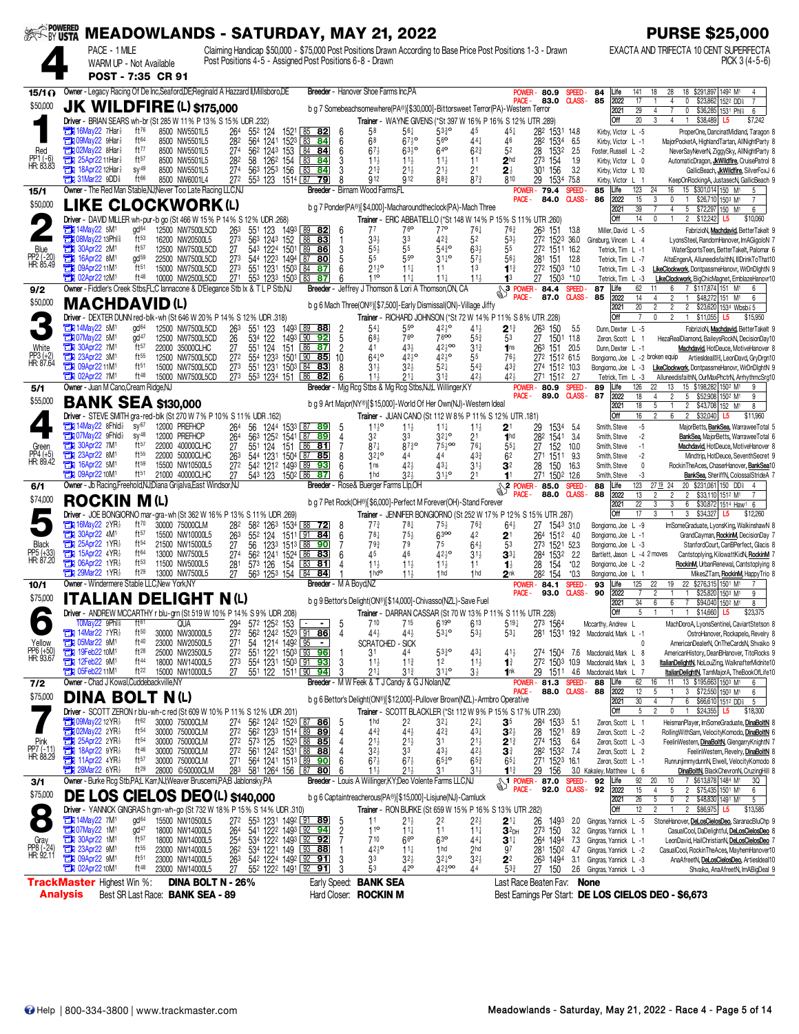# MEADOWLANDS - SATURDAY, MAY 21, 2022

**PURSE $25,000**

**4** — PACE - 1 MILE — WARM UP - Not Available — **POST - 7:35 CR 91**

Claiming Handicap $50,000 - $75,000 Post Positions Drawn According to Base Price Post Positions 1-3 - Drawn Post Positions 4-5 - Assigned Post Positions 6-8 - Drawn

EXACTA AND TRIFECTA 10 CENT SUPERFECTA PICK 3 (4-5-6)

---

## 1 — JK WILDFIRE (L) $175,000 — 15/1 — $50,000 — Red — PP1 (-6) HR: 83.83

Owner - Legacy Racing Of De Inc,Seaford,DE;Reginald A Hazzard II,Millsboro,DE — Breeder - Hanover Shoe Farms Inc,PA

POWER - 80.9 SPEED - 84 / PACE - 83.0 CLASS - 85

b g 7 Somebeachsomewhere(PA®)[$30,000]-Bittersweet Terror(PA)-Western Terror

Driver - BRIAN SEARS wh-br (St 285 W 11% P 13% S 15% UDR .232) — Trainer - WAYNE GIVENS (*St 397 W 16% P 16% S 12% UTR .289)

| Life | 141 | 18 | 28 | 18 | $291,897 | 1492 M1 | 4 |
|---|---|---|---|---|---|---|---|
| 2022 | 17 | 1 | 4 | 0 | $23,862 | 1522 DD⅞ | 7 |
| 2021 | 29 | 4 | 7 | 0 | $36,285 | 1531 Phl⅝ | 6 |
| Off | 20 | 3 | 4 | 1 | $38,489 | L5 | $7,242 |

| Date | Trk | Cond | Class | Fractions | SR | PP | 1/4 | 1/2 | 3/4 | Str | Fin | Last Q / Time | Odds | Driver | Top 3 |
|---|---|---|---|---|---|---|---|---|---|---|---|---|---|---|---|
| 16May22 7Har⅝ | ft76 | | 8500 NW5501L5 | 264 552 124 1521 | 85 82 | 6 | 58 | 56½ | 53¾o | 45 | 45½ | 282 1531 14.8 | Kirby, Victor L -5 | ProperOne, DancinatMidland, Taragon 8 |
| 09May22 9Har⅝ | ft64 | | 8500 NW5501L5 | 282 564 1261 1523 | 83 84 | 6 | 68 | 67½o | 56o | 44½ | 46 | 282 1534 6.5 | Kirby, Victor L -1 | MajorPocketA, HighlandTartan, AllNightParty 8 |
| 02May22 8Har⅝ | ft77 | | 8500 NW5501L5 | 274 562 1243 153 | 84 84 | 6 | 67½ | 63¼o | 64o | 62¾ | 52 | 28 1532 2.5 | Foster, Russell L -2 | NeverSayNeverN, ZiggySky, AllNightParty 8 |
| 25Apr22 11Har⅝ | ft57 | | 8500 NW5501L5 | 282 58 1262 154 | 83 84 | 3 | 11½ | 11½ | 11½ | 11 | 2hd | 273 154 1.9 | Kirby, Victor L 0 | AutomaticDragon, JkWildfire, CruisePatrol 8 |
| 18Apr22 12Har⅝ | sy49 | | 8500 NW5501L5 | 274 563 1253 156 | 83 84 | 3 | 21¾ | 21½ | 21½ | 21 | 2½ | 301 156 3.2 | Kirby, Victor L 10 | GallicBeach, JkWildfire, SilverFoxJ 6 |
| 31Mar22 9DD⅞ | ft66 | | 8500 NW6001L4 | 272 553 123 1514 | 87 79 | 8 | 912 | 912 | 88¾ | 87¾ | 810 | 29 1534 75.8 | Kirby, Victor L 1 | KeepOnRockingA, JustasecN, GallicBeach 9 |

---

## 2 — LIKE CLOCKWORK (L) — 15/1 — $50,000 — Blue — PP2 (-20) HR: 85.49

Owner - The Red Man Stable,NJ;Never Too Late Racing LLC,NJ — Breeder - Birnam Wood Farms,FL

POWER - 79.4 SPEED - 85 / PACE - 84.0 CLASS - 86

b g 7 Ponder(PA®)[$4,000]-Macharoundtheclock(PA)-Mach Three

Driver - DAVID MILLER wh-pur-b go (St 466 W 15% P 14% S 12% UDR .268) — Trainer - ERIC ABBATIELLO (*St 148 W 14% P 15% S 11% UTR .260)

| Life | 123 | 24 | 16 | 15 | $301,014 | 150 M1 | 5 |
|---|---|---|---|---|---|---|---|
| 2022 | 15 | 3 | 0 | 1 | $26,710 | 1503 M1 | 7 |
| 2021 | 39 | 7 | 4 | 5 | $72,297 | 150 M1 | 6 |
| Off | 14 | 0 | 1 | 2 | $12,242 | L5 | $10,060 |

| Date | Trk | Cond | Class | Fractions | SR | PP | 1/4 | 1/2 | 3/4 | Str | Fin | Last Q / Time | Odds | Driver | Top 3 |
|---|---|---|---|---|---|---|---|---|---|---|---|---|---|---|---|
| 14May22 5M1 | gd64 | | 12500 NW7500L5CD | 263 551 123 1493 | 89 82 | 6 | 77 | 78o | 77o | 76¼ | 76¾ | 263 151 13.8 | Miller, David L -5 | FabrizioN, Machdavid, BetterTakeIt 9 |
| 08May22 13Phl⅝ | ft53 | | 16200 NW20500L5 | 273 563 1243 152 | 88 83 | 1 | 33½ | 33 | 42¾ | 52 | 53½ | 272 1523 36.0 | Ginsburg, Vincen L 4 | LyonsSteel, RandomHanover, ImAGigoloN 7 |
| 30Apr22 2M1 | ft57 | | 12500 NW7500L5CD | 27 543 1224 1501 | 89 86 | 3 | 55½ | 55 | 54¾o | 63½ | 55 | 272 1511 16.2 | Tetrick, Tim L -1 | WaterSportsTeen, BetterTakeIt, Palomar 6 |
| 16Apr22 8M1 | gd59 | | 22500 NW7500L5CD | 273 544 1223 1494 | 87 80 | 5 | 55 | 55o | 31¾o | 57½ | 58½ | 281 151 12.8 | Tetrick, Tim L -7 | AltaEngenA, AlluneedisfaithN, IllDrinkToThat10 |
| 09Apr22 11M1 | ft51 | | 15000 NW7500L5CD | 273 551 1231 1503 | 84 87 | 6 | 21¾o | 11½ | 11 | 13 | 11¾ | 272 1503 *1.0 | Tetrick, Tim L -3 | LikeClockwork, DontpassmeHanovr, WrOnDlghtN 9 |
| 02Apr22 12M1 | ft48 | | 10000 NW2500L5CD | 271 553 1233 1503 | 83 87 | 6 | 11o | 11½ | 11½ | 11½ | 13 | 27 1503 *1.0 | Tetrick, Tim L -3 | LikeClockwork, BigChicMagnet, EmblazeHanovr10 |

---

## 3 — MACHDAVID (L) — 9/2 — $50,000 — White — PP3 (+2) HR: 87.64

Owner - Fiddler's Creek Stbs,FL;C Iannacone & D'Elegance Stb Ix & T L P Stb,NJ — Breeder - Jeffrey J Thomson & Lori A Thomson,ON, CA

POWER - 84.4 SPEED - 87 / PACE - 87.0 CLASS - 85 (3)

b g 6 Mach Three(ON®)[$7,500]-Early Dismissal(ON)-Village Jiffy

Driver - DEXTER DUNN red-blk-wh (St 646 W 20% P 14% S 12% UDR .318) — Trainer - RICHARD JOHNSON (*St 72 W 14% P 11% S 8% UTR .228)

| Life | 62 | 11 | 6 | 7 | $117,874 | 151 M1 | 6 |
|---|---|---|---|---|---|---|---|
| 2022 | 14 | 4 | 2 | 1 | $48,272 | 151 M1 | 6 |
| 2021 | 20 | 2 | 2 | 2 | $23,620 | 1534 Wbsb⅞ | 5 |
| Off | 7 | 0 | 2 | 1 | $11,055 | L5 | $15,950 |

| Date | Trk | Cond | Class | Fractions | SR | PP | 1/4 | 1/2 | 3/4 | Str | Fin | Last Q / Time | Odds | Driver | Top 3 |
|---|---|---|---|---|---|---|---|---|---|---|---|---|---|---|---|
| 14May22 5M1 | gd64 | | 12500 NW7500L5CD | 263 551 123 1493 | 89 88 | 2 | 54½ | 55o | 42¾o | 41½ | 21¾ | 263 150 5.5 | Dunn, Dexter L -5 | FabrizioN, Machdavid, BetterTakeIt 9 |
| 07May22 5M1 | gd47 | | 12500 NW7500L5CD | 26 534 122 1493 | 90 92 | 5 | 68½ | 78o | 76oo | 55¾ | 53 | 27 1501 11.8 | Zeron, Scott L 1 | HezaRealDiamond, BaileysRockN, DecisionDay10 |
| 30Apr22 7M1 | ft57 | | 22000 35000CLHC | 27 551 124 151 | 86 87 | 2 | 41 | 43½ | 42¾oo | 31¾ | 1ns | 263 151 20.5 | Dunn, Dexter L -1 | Machdavid, HotDeuce, MotiveHanover 8 |
| 23Apr22 3M1 | ft55 | | 12500 NW7500L5CD | 272 554 1233 1501 | 90 85 | 10 | 64¼o | 42¾o | 42¾o | 55 | 76½ | 272 1512 61.5 | Bongiorno, Joe L -2 broken equip | ArtiesIdeal(IL), LeonDavid, GryDrgn10 |
| 09Apr22 11M1 | ft51 | | 15000 NW7500L5CD | 273 551 1231 1503 | 84 83 | 8 | 31¼ | 32½ | 52¼ | 54¾ | 43¾ | 274 1512 10.3 | Bongiorno, Joe L -3 | LikeClockwork, DontpassmeHanovr, WrOnDlghtN 9 |
| 02Apr22 7M1 | ft48 | | 15000 NW7500L5CD | 273 553 1234 151 | 86 82 | 6 | 11½ | 21½ | 31¾ | 42½ | 42½ | 271 1512 2.7 | Tetrick, Tim L -3 | AlluneedisfaithN, OurMaxPhctrN, ArrhythmcGrgl0 |

---

## 4 — BANK SEA $130,000 — 5/1 — $55,000 — Green — PP4 (+5) HR: 89.42

Owner - Juan M Cano,Cream Ridge,NJ — Breeder - Mjg Rcg Stbs & Mg Rcg Stbs,NJ;L Willinger,KY

POWER - 80.9 SPEED - 89 / PACE - 89.0 CLASS - 87

b g 9 Art Major(NY®)[$15,000]-World Of Her Own(NJ)-Western Ideal

Driver - STEVE SMITH gra-red-blk (St 270 W 7% P 10% S 11% UDR .162) — Trainer - JUAN CANO (St 112 W 8% P 11% S 12% UTR .181)

| Life | 126 | 22 | 13 | 15 | $198,282 | 1502 M1 | 9 |
|---|---|---|---|---|---|---|---|
| 2022 | 18 | 4 | 2 | 5 | $52,908 | 1502 M1 | 9 |
| 2021 | 18 | 5 | 1 | 2 | $43,706 | 152 M1 | 8 |
| Off | 16 | 2 | 6 | 2 | $32,040 | L5 | $11,960 |

| Date | Trk | Cond | Class | Fractions | SR | PP | 1/4 | 1/2 | 3/4 | Str | Fin | Last Q / Time | Odds | Driver | Top 3 |
|---|---|---|---|---|---|---|---|---|---|---|---|---|---|---|---|
| 14May22 8Fhld⅝ | sy67 | | 12000 PREFHCP | 264 56 1244 1533 | 87 89 | 5 | 11¾o | 11½ | 11½ | 11½ | 21 | 29 1534 5.4 | Smith, Steve -5 | MajorBetts, BankSea, WarraweeTotal 5 |
| 07May22 9Fhld⅝ | sy48 | | 12000 PREFHCP | 264 563 1252 1541 | 87 89 | 4 | 32 | 33 | 32¾o | 21 | 1hd | 282 1541 3.4 | Smith, Steve -2 | BankSea, MajorBetts, WarraweeTotal 6 |
| 30Apr22 7M1 | ft57 | | 22000 40000CLHC | 27 551 124 151 | 86 81 | 7 | 87½ | 87¾o | 75¾oo | 76½ | 55¼ | 27 152 10.0 | Smith, Steve -1 | Machdavid, HotDeuce, MotiveHanover 8 |
| 23Apr22 8M1 | ft55 | | 22500 50000CLHC | 263 544 1231 1504 | 87 85 | 8 | 32¾o | 44 | 44 | 43¾ | 62 | 271 1511 9.3 | Smith, Steve -2 | Mindtrip, HotDeuce, SeventhSecret 9 |
| 16Apr22 5M1 | ft59 | | 15000 NW10500L5 | 272 542 1212 1493 | 89 93 | 6 | 1ns | 42½ | 43½ | 31½ | 32 | 28 150 16.3 | Smith, Steve 0 | RockinTheAces, ChaserHanover, BankSea10 |
| 09Apr22 10M1 | ft51 | | 21000 40000CLHC | 27 543 123 1502 | 86 87 | 6 | 1hd | 32½ | 31¾o | 21 | 11 | 271 1502 12.6 | Smith, Steve -3 | BankSea, SheriffN, ColossalStrideA 7 |

---

## 5 — ROCKIN M (L) — 6/1 — $74,000 — Black — PP5 (+33) HR: 87.20

Owner - Jb Racing,Freehold,NJ;Diana Grijalva,East Windsor,NJ — Breeder - Rose& Buerger Farms Llp,OH

POWER - 85.0 SPEED - 88 / PACE - 88.0 CLASS - 88 (2)

b g 7 Pet Rock(OH®)[$6,000]-Perfect M Forever(OH)-Stand Forever

Driver - JOE BONGIORNO mar-gra-wh (St 362 W 16% P 13% S 11% UDR .269) — Trainer - JENNIFER BONGIORNO (St 252 W 17% P 12% S 15% UTR .287)

| Life | 123 | 27 19 | 24 | 20 | $231,061 | 150 DD⅞ | 4 |
|---|---|---|---|---|---|---|---|
| 2022 | 13 | 2 | 2 | 2 | $33,110 | 1512 M1 | 7 |
| 2021 | 22 | 3 | 3 | 6 | $30,872 | 1514 Haw1 | 6 |
| Off | 17 | 3 | 1 | 3 | $34,327 | L5 | $12,260 |

| Date | Trk | Cond | Class | Fractions | SR | PP | 1/4 | 1/2 | 3/4 | Str | Fin | Last Q / Time | Odds | Driver | Top 3 |
|---|---|---|---|---|---|---|---|---|---|---|---|---|---|---|---|
| 16May22 2YR½ | ft70 | | 30000 75000CLM | 282 582 1263 1534 | 86 72 | 8 | 77¾ | 78½ | 75¾ | 76¾ | 64½ | 27 1543 31.0 | Bongiorno, Joe L -9 | ImSomeGraduate, LyonsKing, WalkinshawN 8 |
| 30Apr22 4M1 | ft57 | | 15500 NW10000L5 | 263 552 124 1511 | 91 84 | 6 | 78¼ | 75½ | 63oo | 42 | 21 | 264 1512 4.0 | Bongiorno, Joe L -1 | GrandCayman, RockinM, DecisionDay 7 |
| 25Apr22 1YR½ | ft54 | | 21500 NW15000L5 | 27 56 1233 1513 | 88 83 | 7 | 79¾ | 79 | 75 | 64½ | 53 | 273 1521 52.3 | Bongiorno, Joe L -3 | StanfordCourt, CanBPerfect, Glacis 8 |
| 15Apr22 4YR½ | ft64 | | 13000 NW7500L5 | 274 562 1241 1524 | 86 83 | 6 | 45 | 46 | 42¾o | 31¾ | 33¼ | 284 1532 2.2 | Bartlett, Jason L -4 2 moves | Cantstoplying, KilowattKidN, RockinM 7 |
| 06Apr22 1YR½ | ft51 | | 11500 NW5000L5 | 281 573 126 154 | 83 81 | 4 | 11½ | 11½ | 11½ | 11½ | 1½ | 28 154 *0.2 | Bongiorno, Joe L -2 | RockinM, UrbanRenewal, Cantstoplying 8 |
| 29Mar22 1YR½ | ft29 | | 13000 NW7500L5 | 27 563 1253 154 | 84 84 | 1 | 1hdo | 11½ | 1hd | 1hd | 2nk | 282 154 *0.3 | Bongiorno, Joe L 1 | MikesZTam, RockinM, HappyTrio 8 |

---

## 6 — ITALIAN DELIGHT N (L) — 10/1 — $75,000 — Yellow — PP6 (+50) HR: 93.67

Owner - Windermere Stable LLC,New York,NY — Breeder - M A Boyd,NZ

POWER - 84.1 SPEED - 93 / PACE - 93.0 CLASS - 90

b g 9 Bettor's Delight(ON®)[$14,000]-Chivasso(NZL)-Save Fuel

Driver - ANDREW McCARTHY r blu-grn (St 519 W 10% P 14% S 9% UDR .208) — Trainer - DARRAN CASSAR (St 70 W 13% P 11% S 11% UTR .228)

| Life | 125 | 22 | 19 | 22 | $276,315 | 1501 M1 | 7 |
|---|---|---|---|---|---|---|---|
| 2022 | 7 | 2 | 1 | 1 | $25,820 | 1503 M1 | 9 |
| 2021 | 34 | 6 | 6 | 7 | $94,040 | 1502 M1 | 8 |
| Off | 5 | 1 | 1 | 1 | $14,660 | L5 | $23,375 |

| Date | Trk | Cond | Class | Fractions | SR | PP | 1/4 | 1/2 | 3/4 | Str | Fin | Last Q / Time | Odds | Driver | Top 3 |
|---|---|---|---|---|---|---|---|---|---|---|---|---|---|---|---|
| 10May22 9Phl⅝ | ft61 | | QUA | 294 572 1252 153 | - | 5 | 710 | 715 | 619o | 613 | 519½ | 273 1564 | Mccarthy, Andrew L | MachDoroA, LyonsSentinel, CaviartStetson 8 |
| 14Mar22 7YR½ | ft50 | | 30000 NW30000L5 | 272 562 1242 1523 | 91 86 | 4 | 44½ | 44½ | 53¼o | 53½ | 53½ | 281 1531 19.2 | Macdonald, Mark L -1 | OstroHanover, Rockapelo, Revelry 8 |
| 05Mar22 9M1 | ft40 | | 23000 NW20500L5 | 271 54 1214 1492 | 95 - | | SCRATCHED - SICK | | | | | | | | AmericanDealerN, OnTheCardsN, Shvaiko 9 |
| 19Feb22 10M1 | ft28 | | 25000 NW23500L5 | 272 551 1221 1503 | 93 96 | 1 | 31 | 44 | 53¾o | 43¼ | 41½ | 274 1504 7.6 | Macdonald, Mark L 8 | AmericanHistory, DeanBHanover, TitoRocks 9 |
| 12Feb22 9M1 | ft44 | | 18000 NW14000L5 | 273 554 1231 1503 | 91 93 | 3 | 11½ | 11½ | 12 | 11½ | 1¾ | 272 1503 10.9 | Macdonald, Mark L 3 | ItalianDelightN, NoLouZing, WalknafterMidnite10 |
| 05Feb22 11M1 | ft22 | | 15000 NW10000L5 | 27 551 122 1511 | 90 94 | 3 | 21¼ | 31¾ | 31¾o | 3¼ | 1nk | 29 1511 4.6 | Macdonald, Mark L 7 | ItalianDelightN, TamMajorA, TheBookOfLife10 |

---

## 7 — DINA BOLT N (L) — 7/2 — $75,000 — Pink — PP7 (-11) HR: 88.29

Owner - Chad J Kowal,Cuddebackville,NY — Breeder - M W Feek & T J Candy & G J Nolan,NZ

POWER - 81.3 SPEED - 88 / PACE - 88.0 CLASS - 88

b g 6 Bettor's Delight(ON®)[$12,000]-Pullover Brown(NZL)-Armbro Operative

Driver - SCOTT ZERON r blu-wh-c red (St 609 W 10% P 11% S 12% UDR .201) — Trainer - SCOTT BLACKLER (*St 112 W 9% P 15% S 17% UTR .230)

| Life | 62 | 16 | 11 | 13 | $195,663 | 1503 M1 | 6 |
|---|---|---|---|---|---|---|---|
| 2022 | 12 | 5 | 1 | 3 | $72,550 | 1503 M1 | 6 |
| 2021 | 30 | 4 | 7 | 6 | $66,610 | 1512 DD⅞ | 5 |
| Off | 5 | 2 | 0 | 1 | $24,355 | L5 | $18,300 |

| Date | Trk | Cond | Class | Fractions | SR | PP | 1/4 | 1/2 | 3/4 | Str | Fin | Last Q / Time | Odds | Driver | Top 3 |
|---|---|---|---|---|---|---|---|---|---|---|---|---|---|---|---|
| 09May22 12YR½ | ft62 | | 30000 75000CLM | 274 562 1242 1523 | 88 86 | 5 | 1hd | 22 | 32½ | 32½ | 35 | 284 1533 5.1 | Zeron, Scott L 1 | HeismanPlayer, ImSomeGraduate, DinaBoltN 8 |
| 02May22 2YR½ | ft54 | | 30000 75000CLM | 272 562 1233 1514 | 89 89 | 4 | 44¾ | 44½ | 42¾ | 43¼ | 32½ | 28 1521 8.9 | Zeron, Scott L -2 | RollingWithSam, VelocityKomodo, DinaBoltN 6 |
| 25Apr22 2YR½ | ft54 | | 30000 75000CLM | 272 573 125 1523 | 88 85 | 4 | 21½ | 21½ | 31 | 21½ | 21¾ | 274 153 6.4 | Zeron, Scott L -3 | FeelinWestern, DinaBoltN, GlengarryKnightN 7 |
| 18Apr22 9YR½ | ft46 | | 30000 75000CLM | 272 561 1242 1531 | 88 88 | 4 | 32½ | 33 | 43½ | 42½ | 3¾ | 282 1532 7.4 | Zeron, Scott L 2 | FeelinWestern, Revelry, DinaBoltN 8 |
| 11Apr22 4YR½ | ft57 | | 30000 75000CLM | 271 564 1241 1513 | 89 90 | 6 | 67½ | 67½ | 65¾o | 65¾ | 65½ | 271 1523 16.1 | Zeron, Scott L -3 | RunrunjimmydunnN, Elwell, VelocityKomodo 8 |
| 28Mar22 6YR½ | ft29 | | 28000 ©50000CLM | 283 581 1264 156 | 87 80 | 6 | 11½ | 21½ | 31 | 31½ | 1½ | 29 156 3.0 | Kakaley, Matthew L 6 | DinaBoltN, BlackChevronN, CruzingHill 8 |

---

## 8 — DE LOS CIELOS DEO (L) $140,000 — 3/1 — $75,000 — Gray — PP8 (-24) HR: 92.11

Owner - Burke Rcg Stb,PA;L Karr,NJ;Weaver Bruscemi,PA;B Jablonsky,PA — Breeder - Louis A Willinger,KY;Deo Volente Farms LLC,NJ

POWER - 87.0 SPEED - 92 / PACE - 92.0 CLASS - 92 (1)

b g 6 Captaintreacherous(PA®)[$15,000]-Lisjune(NJ)-Camluck

Driver - YANNICK GINGRAS h grn-wh-go (St 732 W 18% P 15% S 14% UDR .310) — Trainer - RON BURKE (St 659 W 15% P 16% S 13% UTR .282)

| Life | 92 | 20 | 10 | 7 | $613,878 | 1484 M1 | 3Q |
|---|---|---|---|---|---|---|---|
| 2022 | 15 | 4 | 5 | 2 | $75,435 | 1501 M1 | 6 |
| 2021 | 26 | 5 | 0 | 2 | $48,830 | 1491 M1 | 5 |
| Off | 12 | 2 | 1 | 2 | $86,975 | L5 | $13,585 |

| Date | Trk | Cond | Class | Fractions | SR | PP | 1/4 | 1/2 | 3/4 | Str | Fin | Last Q / Time | Odds | Driver | Top 3 |
|---|---|---|---|---|---|---|---|---|---|---|---|---|---|---|---|
| 14May22 7M1 | gd64 | | 15500 NW10500L5 | 272 553 1231 1492 | 91 89 | 5 | 11 | 21½ | 22 | 22½ | 21¼ | 26 1493 2.0 | Gingras, Yannick L -5 | StoneHanover, DeLosCielosDeo, SaranacBluChp 9 |
| 07May22 1M1 | gd47 | | 18000 NW14000L5 | 264 541 1222 1493 | 92 94 | 2 | 11o | 11½ | 11½ | 11 | 3¾DH | 273 150 *1.2 | Gingras, Yannick L 1 | CasualCool, DaDelightful, DeLosCielosDeo 8 |
| 30Apr22 1M1 | ft57 | | 18000 NW14000L5 | 254 534 1222 1493 | 92 92 | 7 | 710 | 68o | 63o | 44½ | 31½ | 264 1494 7.3 | Gingras, Yannick L -1 | LeonDavid, HailChristianN, DeLosCielosDeo 8 |
| 23Apr22 9M1 | ft55 | | 18000 NW14000L5 | 262 534 1221 149 | 93 88 | 1 | 42¾o | 11½ | 1hd | 2hd | 97 | 281 1502 4.7 | Gingras, Yannick L -2 | CasualCool, RockinTheAces, MayhemHanover10 |
| 09Apr22 8M1 | ft51 | | 23000 NW14000L5 | 263 542 1224 1492 | 91 91 | 3 | 33 | 32½ | 32¼o | 32½ | 2² | 263 1494 3.1 | Gingras, Yannick L -3 | AnaAfreettN, DeLosCielosDeo, Artiesldeal10 |
| 02Apr22 10M1 | ft48 | | 23000 NW14000L5 | 27 552 1222 1493 | 92 91 | 3 | 53 | 42o | 42¾oo | 44 | 53¾ | 27 150 2.6 | Gingras, Yannick L -3 | Shvaiko, AnaAfreettN, ImABigDeal 9 |

---

## TrackMaster Analysis

| | | | |
|---|---|---|---|
| Highest Win %: **DINA BOLT N - 26%** | Early Speed: **BANK SEA** | Last Race Beaten Fav: **None** | |
| Best SR Last Race: **BANK SEA - 89** | Hard Closer: **ROCKIN M** | Best Earnings Per Start: **DE LOS CIELOS DEO - $6,673** | |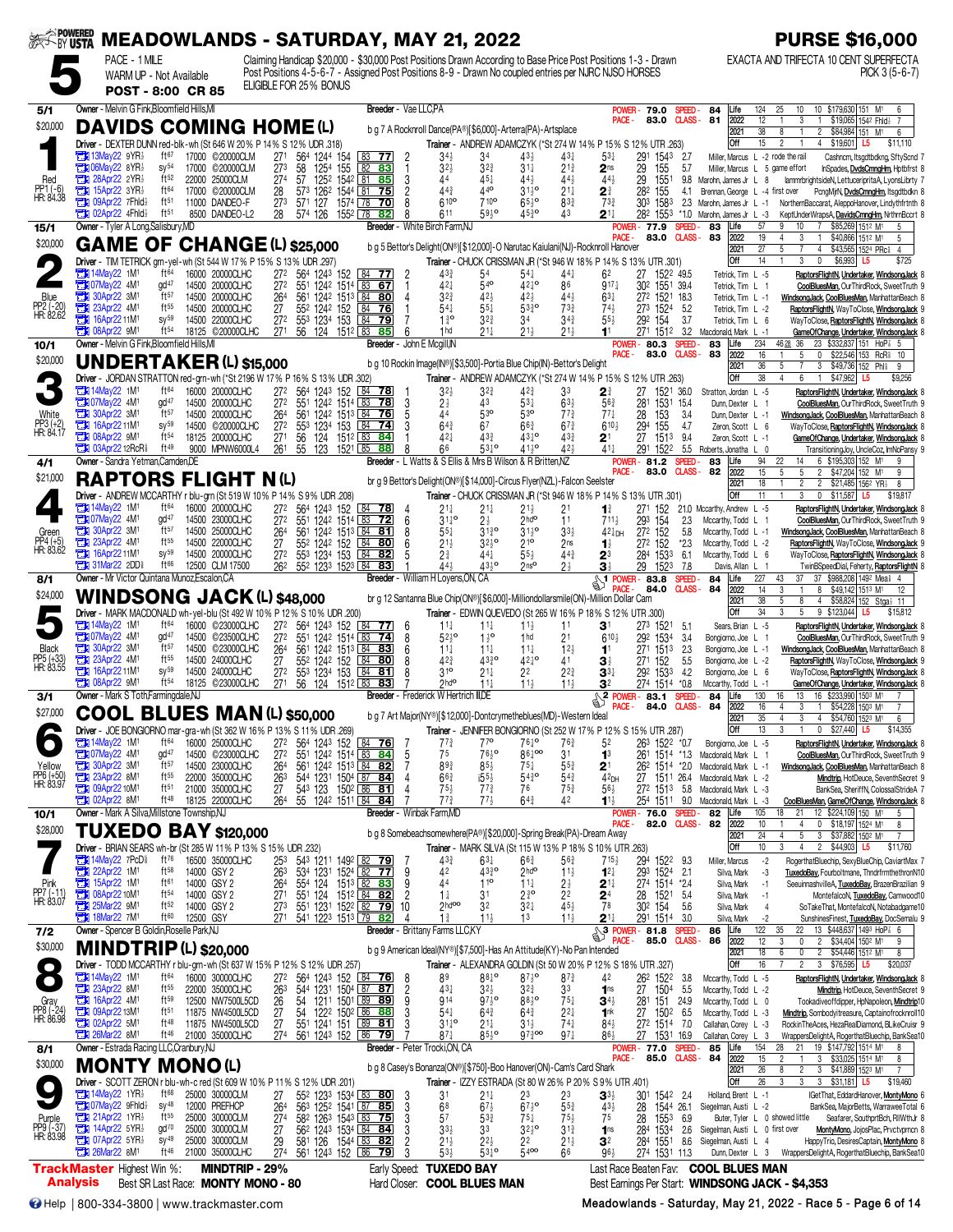# MEADOWLANDS - SATURDAY, MAY 21, 2022

**PURSE $16,000**

**5** PACE - 1 MILE — WARM UP - Not Available — POST - 8:00 CR 85

Claiming Handicap $20,000 - $30,000 Post Positions Drawn According to Base Price Post Positions 1-3 - Drawn Post Positions 4-5-6-7 - Assigned Post Positions 8-9 - Drawn No coupled entries per NJRC NJSO HORSES ELIGIBLE FOR 25% BONUS

EXACTA AND TRIFECTA 10 CENT SUPERFECTA PICK 3 (5-6-7)

---

## 1 — DAVIDS COMING HOME (L) — 5/1 — $20,000 — Red — PP1 (-6) HR: 84.38

Owner - Melvin G Fink,Bloomfield Hills,MI — Breeder - Vae LLC,PA

b g 7 A Rocknroll Dance(PA®)[$6,000]-Arterra(PA)-Artsplace

Driver - DEXTER DUNN red-blk-wh (St 646 W 20% P 14% S 12% UDR .318) — Trainer - ANDREW ADAMCZYK (*St 274 W 14% P 15% S 12% UDR .263)

POWER - 79.0 SPEED - 84 | PACE - 83.0 CLASS - 81

| | Starts | W | P | S | Earnings | Best |
|---|---|---|---|---|---|---|
| Life | 124 | 25 | 10 | 10 | $179,630 | 151 M¹ 6 |
| 2022 | 12 | 1 | 3 | 1 | $19,065 | 154² Fhld¹ 7 |
| 2021 | 38 | 8 | 1 | 2 | $84,984 | 151 M¹ 6 |
| Off | 15 | 2 | 1 | 4 | $19,601 | L5 $11,110 |

| Date | Trk | Cond | Race | Fractions | Ratings | PP | 1/4 | 1/2 | 3/4 | Str | Fin | Time | Odds | Driver | Comment |
|---|---|---|---|---|---|---|---|---|---|---|---|---|---|---|---|
| 13May22 9YR½ | ft⁶⁷ | 17000 ©20000CLM | 27¹ 56⁴ 124⁴ 154 | 83 77 | 2 | 3⁴½ | 3⁴ | 4³½ | 4³½ | 5³½ | 29¹ 154³ 2.7 | Miller, Marcus L -2 rode the rail | Cashncm, Itsgdtbdkng, SftySrnd 7 |
| 06May22 8YR½ | sy⁵⁴ | 17000 ©20000CLM | 27³ 58 125⁴ 155 | 82 83 | 1 | 3²½ | 3²½ | 3¹½ | 2¹½ | 2ns | 29 155 5.7 | Miller, Marcus L 5 game effort | InSpades, DvdsCmngHm, Hptbfrst 8 |
| 28Apr22 2YR½ | ft⁵² | 22000 25000CLM | 27⁴ 57 125² 154² | 81 85 | 3 | 4⁴ | 4⁵½ | 4⁴½ | 4⁴½ | 4⁴½ | 29 155¹ 9.8 | Marohn, James Jr L 8 | lammrbrightsideN, LettuceripritaA, LyonsLibrty 7 |
| 15Apr22 3YR½ | ft⁶⁴ | 17000 ©20000CLM | 28 57³ 126² 154⁴ | 81 75 | 2 | 4⁴½ | 4⁴° | 3¹½° | 2¹½ | 2¾ | 28² 155 4.1 | Brennan, George L -4 first over | PcngMjrN, DvdsCmngHm, Itsgdtbdkn 8 |
| 09Apr22 7Fhld½ | ft⁵¹ | 11000 DANDEO-F | 27³ 57¹ 127 157⁴ | 78 70 | 8 | 6¹⁰° | 7¹⁰° | 6⁵½° | 8³½ | 7³¾ | 30³ 158³ 2.3 | Marohn, James Jr L -1 | NorthernBaccarat, AleppoHanover, Lindythfrtnth 8 |
| 02Apr22 4Fhld½ | ft⁵¹ | 8500 DANDEO-L2 | 28 57⁴ 126 155² | 78 82 | 8 | 6¹¹ | 5⁹½° | 4⁵½° | 4³ | 2¹¼ | 28² 155³ *1.0 | Marohn, James Jr L -3 | KeptUnderWrapsA, DavidsComngHm, NrthrnBccrt 8 |

---

## 2 — GAME OF CHANGE (L) $25,000 — 15/1 — $20,000 — Blue — PP2 (-20) HR: 82.62

Owner - Tyler A Long,Salisbury,MD — Breeder - White Birch Farm,NJ

b g 5 Bettor's Delight(ON®)[$12,000]-O Narutac Kaiulani(NJ)-Rocknroll Hanover

Driver - TIM TETRICK grn-yel-wh (St 544 W 17% P 15% S 13% UDR .297) — Trainer - CHUCK CRISSMAN JR (*St 946 W 18% P 14% S 13% UDR .301)

POWER - 77.9 SPEED - 83 | PACE - 83.0 CLASS - 83

| | Starts | W | P | S | Earnings | Best |
|---|---|---|---|---|---|---|
| Life | 57 | 9 | 10 | 7 | $85,269 | 151² M¹ 5 |
| 2022 | 19 | 4 | 3 | 1 | $40,866 | 151² M¹ 5 |
| 2021 | 27 | 5 | 7 | 4 | $43,565 | 152⁴ PRc½ 4 |
| Off | 14 | 1 | 3 | 0 | $6,993 | L5 $725 |

| Date | Trk | Cond | Race | Fractions | Ratings | PP | 1/4 | 1/2 | 3/4 | Str | Fin | Time | Odds | Driver | Comment |
|---|---|---|---|---|---|---|---|---|---|---|---|---|---|---|---|
| 14May22 1M1 | ft⁶⁴ | 16000 20000CLHC | 27² 56⁴ 124³ 152 | 84 77 | 2 | 4³½ | 5⁴ | 5⁴½ | 4⁴½ | 6² | 27 152² 49.5 | Tetrick, Tim L -5 | RaptorsFlightN, Undertaker, WindsongJack 8 |
| 07May22 4M1 | gd⁴⁷ | 14500 20000CLHC | 27² 55¹ 124² 151⁴ | 83 67 | 1 | 4²½ | 5⁴° | 4²½° | 8⁶ | 9¹⁷½ | 30² 155¹ 39.4 | Tetrick, Tim L 1 | CoolBluesMan, OurThirdRock, SweetTruth 9 |
| 30Apr22 3M1 | ft⁵⁷ | 14500 20000CLHC | 26⁴ 56¹ 124² 151³ | 84 80 | 4 | 3²½ | 4²½ | 4²½ | 4⁴½ | 6³½ | 27² 152¹ 18.3 | Tetrick, Tim L -1 | WindsongJack, CoolBluesMan, ManhattanBeach 8 |
| 23Apr22 4M1 | ft⁵⁵ | 14500 20000CLHC | 27 55² 124² 152 | 84 76 | 1 | 5⁴½ | 5⁵½ | 5³½° | 7³½ | 7⁴½ | 27³ 152⁴ 5.2 | Tetrick, Tim L -2 | RaptorsFlightN, WayToClose, WindsongJack 9 |
| 16Apr22 11M1 | sy⁵⁹ | 14500 22000CLHC | 27² 55³ 123⁴ 153 | 84 79 | 7 | 1³° | 3²½ | 3⁴ | 3⁴½ | 5⁵½ | 29² 154 3.7 | Tetrick, Tim L 6 | WayToClose, RaptorsFlightN, WindsongJack 8 |
| 08Apr22 9M1 | ft⁵⁴ | 18125 ©20000CLHC | 27¹ 56 124 151² | 83 85 | 6 | 1hd | 2¹½ | 2¹½ | 2¹½ | 1¹ | 27¹ 151² 3.2 | Macdonald, Mark L -1 | GameOfChange, Undertaker, WindsongJack 8 |

---

## 3 — UNDERTAKER (L) $15,000 — 10/1 — $20,000 — White — PP3 (+2) HR: 84.17

Owner - Melvin G Fink,Bloomfield Hills,MI — Breeder - John E Mcgill,IN

b g 10 Rockin Image(IN®)[$3,500]-Portia Blue Chip(IN)-Bettor's Delight

Driver - JORDAN STRATTON red-grn-wh (*St 2196 W 17% P 16% S 13% UDR .302) — Trainer - ANDREW ADAMCZYK (*St 274 W 14% P 15% S 12% UDR .263)

POWER - 80.3 SPEED - 83 | PACE - 83.0 CLASS - 83

| | Starts | W | P | S | Earnings | Best |
|---|---|---|---|---|---|---|
| Life | 234 | 46 28 | 36 | 23 | $332,837 | 151 HoP⅞ 5 |
| 2022 | 16 | 1 | 5 | 0 | $22,546 | 153 RcR½ 10 |
| 2021 | 36 | 5 | 7 | 3 | $49,736 | 152 Phl⅝ 9 |
| Off | 38 | 4 | 6 | 1 | $47,962 | L5 $9,256 |

| Date | Trk | Cond | Race | Fractions | Ratings | PP | 1/4 | 1/2 | 3/4 | Str | Fin | Time | Odds | Driver | Comment |
|---|---|---|---|---|---|---|---|---|---|---|---|---|---|---|---|
| 14May22 1M1 | ft⁶⁴ | 16000 20000CLHC | 27² 56⁴ 124³ 152 | 84 78 | 1 | 3²½ | 3²½ | 4²½ | 3³ | 2¾ | 27 152¹ 36.0 | Stratton, Jordan L -5 | RaptorsFlightN, Undertaker, WindsongJack 8 |
| 07May22 4M1 | gd⁴⁷ | 14500 20000CLHC | 27² 55¹ 124² 151⁴ | 83 78 | 3 | 2¾ | 4³ | 5³½ | 6³½ | 5⁶¾ | 28¹ 153¹ 15.4 | Dunn, Dexter L 1 | CoolBluesMan, OurThirdRock, SweetTruth 9 |
| 30Apr22 3M1 | ft⁵⁷ | 14500 20000CLHC | 26⁴ 56¹ 124² 151³ | 84 76 | 5 | 4⁴ | 5³° | 5³° | 7⁷½ | 7⁷¼ | 28 153 3.4 | Dunn, Dexter L -1 | WindsongJack, CoolBluesMan, ManhattanBeach 8 |
| 16Apr22 11M1 | sy⁵⁹ | 14500 ©20000CLHC | 27² 55³ 123⁴ 153 | 84 74 | 3 | 6⁴½ | 6⁷ | 6⁶½ | 6⁷½ | 6¹⁰½ | 29⁴ 155 4.7 | Zeron, Scott L 6 | WayToClose, RaptorsFlightN, WindsongJack 8 |
| 08Apr22 9M1 | ft⁵⁴ | 18125 ©20000CLHC | 27¹ 56 124 151² | 83 84 | 4 | 4²½ | 4³½ | 4³½° | 4³½ | 2¹ | 27 151³ 9.4 | Zeron, Scott L -1 | GameOfChange, Undertaker, WindsongJack 8 |
| 03Apr22 12RcR⅝ | ft⁴⁹ | 9000 MPNW6000L4 | 26¹ 55 123 152¹ | 85 88 | 8 | 6⁶ | 5³½° | 4¹½° | 4²½ | 4¹½ | 29¹ 152² 5.5 | Roberts, Jonatha L 0 | TransitioningJoy, UncleCoz, ImNoPansy 9 |

---

## 4 — RAPTORS FLIGHT N (L) — 4/1 — $21,000 — Green — PP4 (+5) HR: 83.62

Owner - Sandra Yetman,Camden,DE — Breeder - L Watts & S Ellis & Mrs B Wilson & R Britten,NZ

br g 9 Bettor's Delight(ON®)[$14,000]-Circus Flyer(NZL)-Falcon Seelster

Driver - ANDREW McCARTHY r blu-grn (St 519 W 10% P 14% S 9% UDR .208) — Trainer - CHUCK CRISSMAN JR (*St 946 W 18% P 14% S 13% UDR .301)

POWER - 81.2 SPEED - 83 | PACE - 83.0 CLASS - 82

| | Starts | W | P | S | Earnings | Best |
|---|---|---|---|---|---|---|
| Life | 94 | 22 | 14 | 6 | $195,303 | 152 M¹ 9 |
| 2022 | 15 | 5 | 2 | 2 | $47,204 | 152 M¹ 9 |
| 2021 | 18 | 1 | 2 | 2 | $21,485 | 156² YR½ 8 |
| Off | 11 | 1 | 3 | 0 | $11,587 | L5 $19,817 |

| Date | Trk | Cond | Race | Fractions | Ratings | PP | 1/4 | 1/2 | 3/4 | Str | Fin | Time | Odds | Driver | Comment |
|---|---|---|---|---|---|---|---|---|---|---|---|---|---|---|---|
| 14May22 1M1 | ft⁶⁴ | 16000 20000CLHC | 27² 56⁴ 124³ 152 | 84 78 | 4 | 2¹½ | 2¹½ | 2¹½ | 2¹ | 1¾ | 27¹ 152 21.0 | Mccarthy, Andrew L -5 | RaptorsFlightN, Undertaker, WindsongJack 8 |
| 07May22 4M1 | gd⁴⁷ | 14500 23000CLHC | 27² 55¹ 124² 151⁴ | 83 72 | 6 | 3¹½° | 2¾ | 2hd° | 1¹ | 7¹¹½ | 29³ 154 2.3 | Mccarthy, Todd L 1 | CoolBluesMan, OurThirdRock, SweetTruth 9 |
| 30Apr22 3M1 | ft⁵⁷ | 14500 25000CLHC | 26⁴ 56¹ 124² 151³ | 84 81 | 8 | 5⁵½ | 3¹½° | 3¹½° | 7⁷½ | 4²½DH | 27² 152 5.8 | Mccarthy, Todd L -1 | WindsongJack, CoolBluesMan, ManhattanBeach 8 |
| 23Apr22 4M1 | ft⁵⁵ | 14500 22000CLHC | 27 55² 124² 152 | 84 80 | 6 | 2¹½ | 3²½° | 2¹° | 2ns | 1¾ | 27² 152 *2.3 | Mccarthy, Todd L -2 | RaptorsFlightN, WayToClose, WindsongJack 9 |
| 16Apr22 11M1 | sy⁵⁹ | 14500 20000CLHC | 27² 55³ 123⁴ 153 | 84 82 | 5 | 2¾ | 4⁴½ | 5⁵½ | 4⁴⅝ | 2³ | 28⁴ 153³ 6.1 | Mccarthy, Todd L 6 | WayToClose, RaptorsFlightN, WindsongJack 8 |
| 31Mar22 2DD⅝ | ft⁶⁶ | 12500 CLM 17500 | 26² 55² 123³ 152³ | 84 83 | 1 | 4⁴½ | 4³½° | 2ns° | 2¾ | 3¾ | 29 152³ 7.8 | Davis, Allan L 1 | TwinBSpeedDial, Feherty, RaptorsFlightN 8 |

---

## 5 — WINDSONG JACK (L) $48,000 — 8/1 — $24,000 — Black — PP5 (+33) HR: 83.55

Owner - Mr Victor Quintana Munoz,Escalon,CA — Breeder - William H Loyens,ON, CA

br g 12 Santanna Blue Chip(ON®)[$6,000]-Milliondollarsmile(ON)-Million Dollar Cam

Driver - MARK MACDONALD wh-yel-blu (St 492 W 10% P 12% S 10% UDR .200) — Trainer - EDWIN QUEVEDO (St 265 W 16% P 18% S 12% UTR .300)

POWER - 83.8 SPEED - 84 | PACE - 84.0 CLASS - 84

| | Starts | W | P | S | Earnings | Best |
|---|---|---|---|---|---|---|
| Life | 227 | 43 | 37 | 37 | $988,208 | 149² Mea⅝ 4 |
| 2022 | 14 | 3 | 1 | 8 | $49,142 | 151³ M¹ 12 |
| 2021 | 38 | 5 | 8 | 4 | $58,824 | 152 Stga½ 11 |
| Off | 34 | 3 | 5 | 9 | $123,044 | L5 $15,812 |

| Date | Trk | Cond | Race | Fractions | Ratings | PP | 1/4 | 1/2 | 3/4 | Str | Fin | Time | Odds | Driver | Comment |
|---|---|---|---|---|---|---|---|---|---|---|---|---|---|---|---|
| 14May22 1M1 | ft⁶⁴ | 16000 ©23000CLHC | 27² 56⁴ 124³ 152 | 84 77 | 6 | 1¹½ | 1¹½ | 1¹½ | 1¹ | 3¹ | 27³ 152¹ 5.1 | Sears, Brian L -5 | RaptorsFlightN, Undertaker, WindsongJack 8 |
| 07May22 4M1 | gd⁴⁷ | 14500 ©23500CLHC | 27² 55¹ 124² 151⁴ | 83 74 | 8 | 5²½° | 1¾° | 1hd | 2¹ | 6¹⁰¾ | 29² 153⁴ 3.4 | Bongiorno, Joe L 1 | CoolBluesMan, OurThirdRock, SweetTruth 9 |
| 30Apr22 3M1 | ft⁵⁷ | 14500 ©23000CLHC | 26⁴ 56¹ 124² 151³ | 83 83 | 6 | 1¹½ | 1¹½ | 1¹½ | 1²½ | 1¹ | 27¹ 151³ 2.3 | Bongiorno, Joe L -1 | WindsongJack, CoolBluesMan, ManhattanBeach 8 |
| 23Apr22 4M1 | ft⁵⁵ | 14500 24000CLHC | 27 55² 124² 152 | 84 80 | 8 | 4²½ | 4³½° | 4²½° | 4¹ | 3¾ | 27¹ 152 5.5 | Bongiorno, Joe L -2 | RaptorsFlightN, WayToClose, WindsongJack 9 |
| 16Apr22 11M1 | sy⁵⁹ | 14500 24000CLHC | 27² 55³ 123⁴ 153 | 84 81 | 8 | 3¹° | 2¹½ | 2² | 2²½ | 3³¼ | 29² 153³ 4.2 | Bongiorno, Joe L 6 | WayToClose, RaptorsFlightN, WindsongJack 8 |
| 08Apr22 9M1 | ft⁵⁴ | 18125 ©20000CLHC | 27¹ 56 124 151² | 83 83 | 1 | 2hd° | 1¹½ | 1¹½ | 1¹½ | 3² | 27⁴ 151⁴ *0.8 | Mccarthy, Todd L -1 | GameOfChange, Undertaker, WindsongJack 8 |

---

## 6 — COOL BLUES MAN (L) $50,000 — 3/1 — $27,000 — Yellow — PP6 (+50) HR: 83.97

Owner - Mark S Toth,Farmingdale,NJ — Breeder - Frederick W Hertrich III,DE

b g 7 Art Major(NY®)[$12,000]-Dontcrymetheblues(MD)-Western Ideal

Driver - JOE BONGIORNO mar-gra-wh (St 362 W 16% P 13% S 11% UDR .269) — Trainer - JENNIFER BONGIORNO (St 252 W 17% P 12% S 15% UTR .287)

POWER - 83.1 SPEED - 84 | PACE - 84.0 CLASS - 84

| | Starts | W | P | S | Earnings | Best |
|---|---|---|---|---|---|---|
| Life | 130 | 16 | 13 | 16 | $233,990 | 150³ M¹ 7 |
| 2022 | 16 | 4 | 3 | 1 | $54,228 | 150³ M¹ 7 |
| 2021 | 35 | 4 | 3 | 4 | $54,760 | 152³ M¹ 6 |
| Off | 13 | 3 | 1 | 0 | $27,440 | L5 $14,355 |

| Date | Trk | Cond | Race | Fractions | Ratings | PP | 1/4 | 1/2 | 3/4 | Str | Fin | Time | Odds | Driver | Comment |
|---|---|---|---|---|---|---|---|---|---|---|---|---|---|---|---|
| 14May22 1M1 | ft⁶⁴ | 16000 25000CLHC | 27² 56⁴ 124³ 152 | 84 76 | 7 | 7⁷½ | 7⁷° | 7⁶½° | 7⁶½ | 5² | 26³ 152² *0.7 | Bongiorno, Joe L -5 | RaptorsFlightN, Undertaker, WindsongJack 8 |
| 07May22 4M1 | gd⁴⁷ | 14500 ©23000CLHC | 27² 55¹ 124² 151⁴ | 83 84 | 5 | 7⁵ | 7⁶½° | 8⁶½°° | 3¹ | 1³ | 26¹ 151⁴ *1.3 | Macdonald, Mark L 1 | CoolBluesMan, OurThirdRock, SweetTruth 9 |
| 30Apr22 3M1 | ft⁵⁷ | 14500 ©23000CLHC | 26⁴ 56¹ 124² 151³ | 84 82 | 7 | 8⁹½ | 8⁵½ | 7⁵½ | 5⁵½ | 2¹ | 26² 151⁴ *2.0 | Macdonald, Mark L -1 | WindsongJack, CoolBluesMan, ManhattanBeach 8 |
| 23Apr22 8M1 | ft⁵⁵ | 22000 35000CLHC | 26³ 54⁴ 123¹ 150⁴ | 87 84 | 4 | 6⁶½ | i5⁵½ | 5⁴½° | 5⁴½ | 4²DH | 27 151¹ 26.4 | Macdonald, Mark L -2 | Mindtrip, HotDeuce, SeventhSecret 9 |
| 09Apr22 10M1 | ft⁵¹ | 21000 35000CLHC | 27 54³ 123 150² | 86 81 | 4 | 7⁵½ | 7⁷½ | 7⁶ | 7⁵½ | 5⁶½ | 27² 151³ 5.8 | Macdonald, Mark L -3 | BankSea, SheriffN, ColossalStrideA 7 |
| 02Apr22 8M1 | ft⁴⁸ | 18125 22000CLHC | 26⁴ 55 124² 151¹ | 84 84 | 7 | 7⁷½ | 7⁷½ | 6⁴¾ | 4² | 1¹½ | 25⁴ 151¹ 9.0 | Macdonald, Mark L -3 | CoolBluesMan, GameOfChange, WindsongJack 8 |

---

## 7 — TUXEDO BAY $120,000 — 10/1 — $28,000 — Pink — PP7 (-11) HR: 83.07

Owner - Mark A Silva,Millstone Township,NJ — Breeder - Winbak Farm,MD

b g 8 Somebeachsomewhere(PA®)[$20,000]-Spring Break(PA)-Dream Away

Driver - BRIAN SEARS wh-br (St 285 W 11% P 13% S 15% UDR .232) — Trainer - MARK SILVA (St 115 W 13% P 18% S 10% UTR .263)

POWER - 76.0 SPEED - 82 | PACE - 82.0 CLASS - 82

| | Starts | W | P | S | Earnings | Best |
|---|---|---|---|---|---|---|
| Life | 105 | 18 | 21 | 12 | $224,109 | 150 M¹ 5 |
| 2022 | 10 | 1 | 4 | 0 | $18,197 | 152⁴ M¹ 8 |
| 2021 | 24 | 4 | 5 | 3 | $37,882 | 150² M¹ 7 |
| Off | 10 | 3 | 4 | 2 | $44,903 | L5 $11,760 |

| Date | Trk | Cond | Race | Fractions | Ratings | PP | 1/4 | 1/2 | 3/4 | Str | Fin | Time | Odds | Driver | Comment |
|---|---|---|---|---|---|---|---|---|---|---|---|---|---|---|---|
| 14May22 7PcD⅝ | ft⁷⁶ | 16500 35000CLHC | 25³ 54³ 121¹ 149² | 82 77 | 1 | 4³½ | 6³½ | 6⁶½ | 5⁶½ | 7¹⁵½ | 29⁴ 152² 9.3 | Miller, Marcus -2 | RogerthatBluechip, SexyBlueChip, CaviartMax 7 |
| 22Apr22 1M1 | ft⁵⁸ | 14000 GSY 2 | 26³ 53⁴ 123¹ 152⁴ | 82 77 | 9 | 4² | 4³½° | 2hd° | 1¹½ | 1²¼ | 29³ 152⁴ 2.1 | Silva, Mark -3 | TuxedoBay, Fourboltmane, ThndrfrmthethronN10 |
| 15Apr22 1M1 | ft⁶¹ | 14000 GSY 2 | 26⁴ 55⁴ 124 151³ | 82 83 | 9 | 4⁴ | 1¹° | 1¹½ | 2¹ | 2¹¼ | 27⁴ 151⁴ *2.4 | Silva, Mark -1 | SeeuimnashvilleA, TuxedoBay, BrazenBrazilian 9 |
| 08Apr22 10M1 | ft⁵⁴ | 14000 GSY 2 | 27¹ 55¹ 124 151² | 84 82 | 2 | 1¾ | 3¹ | 2³° | 2² | 2⁴ | 28 152¹ 5.4 | Silva, Mark -1 | MontefalcoN, TuxedoBay, Camwood10 |
| 25Mar22 9M1 | ft⁵² | 14000 GSY 2 | 27³ 55¹ 123¹ 152² | 82 79 | 10 | 2hd°° | 3² | 3²½ | 4⁵½ | 7⁸ | 30² 154 5.6 | Silva, Mark 4 | SoTakeThat, MontefalcoN, Notabadgame10 |
| 18Mar22 7M1 | ft⁶⁰ | 12500 GSY | 27¹ 54¹ 122³ 151³ | 79 82 | 4 | 1¾ | 1¹½ | 1³ | 1¹½ | 2¹½ | 29¹ 151⁴ 3.0 | Silva, Mark -2 | SunshinesFinest, TuxedoBay, DocSemalu 9 |

---

## 8 — MINDTRIP (L) $20,000 — 7/2 — $30,000 — Gray — PP8 (-24) HR: 86.98

Owner - Spencer B Goldin,Roselle Park,NJ — Breeder - Brittany Farms LLC,KY

b g 9 American Ideal(NY®)[$7,500]-Has An Attitude(KY)-No Pan Intended

Driver - TODD McCARTHY r blu-grn-wh (St 637 W 15% P 12% S 12% UDR .257) — Trainer - ALEXANDRA GOLDIN (St 50 W 20% P 12% S 18% UTR .327)

POWER - 81.8 SPEED - 86 | PACE - 85.0 CLASS - 86

| | Starts | W | P | S | Earnings | Best |
|---|---|---|---|---|---|---|
| Life | 122 | 35 | 22 | 13 | $448,637 | 149³ HoP⅞ 6 |
| 2022 | 12 | 3 | 0 | 2 | $34,404 | 150² M¹ 9 |
| 2021 | 18 | 6 | 0 | 2 | $54,446 | 151² M¹ 8 |
| Off | 16 | 7 | 2 | 3 | $76,595 | L5 $20,037 |

| Date | Trk | Cond | Race | Fractions | Ratings | PP | 1/4 | 1/2 | 3/4 | Str | Fin | Time | Odds | Driver | Comment |
|---|---|---|---|---|---|---|---|---|---|---|---|---|---|---|---|
| 14May22 1M1 | ft⁶⁴ | 16000 30000CLHC | 27² 56⁴ 124³ 152 | 84 76 | 8 | 8⁹ | 8¹¹½° | 8⁷½° | 8⁷½ | 4² | 26² 152² 3.8 | Mccarthy, Todd L -5 | RaptorsFlightN, Undertaker, WindsongJack 8 |
| 23Apr22 8M1 | ft⁵⁵ | 22000 35000CLHC | 26³ 54⁴ 123¹ 150⁴ | 87 87 | 2 | 4³½ | 3²½ | 3²½ | 3³ | 1ns | 27 150⁴ 5.5 | Mccarthy, Todd L -2 | Mindtrip, HotDeuce, SeventhSecret 9 |
| 16Apr22 8M1 | ft⁵⁹ | 12500 NW7500L5CD | 26 54 121¹ 150¹ | 89 89 | 9 | 9¹⁴ | 9⁷½° | 8⁸½° | 7⁵½ | 3⁴½ | 28¹ 151 24.9 | Mccarthy, Todd L 0 | Tookadiveoffdipper, HpNapoleon, Mindtrip10 |
| 09Apr22 13M1 | ft⁵¹ | 11875 NW4500L5CD | 27 54 122² 150² | 86 88 | 3 | 5⁴½ | 6⁴½ | 6⁴½ | 2²½ | 1nk | 27 150² 6.5 | Mccarthy, Todd L -3 | Mindtrip, Sombodytriesure, Captainofrocknroll10 |
| 02Apr22 5M1 | ft⁴⁸ | 11875 NW4500L5CD | 27 55¹ 124¹ 151 | 89 81 | 4 | 3¹½° | 2¹½ | 3¹½ | 7⁴½ | 8⁴½ | 27² 151⁴ 7.0 | Callahan, Corey L -3 | RockinTheAces, HezaRealDiamond, BLikeCruisr 9 |
| 26Mar22 8M1 | ft⁶⁰ | 21000 35000CLHC | 27⁴ 56¹ 124³ 152 | 86 79 | 7 | 8⁷½ | 8⁵½° | 9⁷½°° | 9⁷½ | 8⁶½ | 27¹ 153¹ 16.9 | Callahan, Corey L 3 | WrappersDelightA, RogerthatBluechip, BankSea10 |

---

## 9 — MONTY MONO (L) — 8/1 — $30,000 — Purple — PP9 (-37) HR: 83.98

Owner - Estrada Racing LLC,Cranbury,NJ — Breeder - Peter Trocki,ON, CA

b g 8 Casey's Bonanza(ON®)[$750]-Boo Hanover(ON)-Cam's Card Shark

Driver - SCOTT ZERON r blu-wh-c red (St 609 W 10% P 11% S 12% UDR .201) — Trainer - IZZY ESTRADA (St 80 W 26% P 20% S 9% UTR .401)

POWER - 77.0 SPEED - 85 | PACE - 85.0 CLASS - 84

| | Starts | W | P | S | Earnings | Best |
|---|---|---|---|---|---|---|
| Life | 154 | 28 | 21 | 19 | $147,792 | 151⁴ M¹ 8 |
| 2022 | 15 | 2 | 1 | 3 | $33,025 | 151⁴ M¹ 8 |
| 2021 | 26 | 8 | 2 | 3 | $41,889 | 152³ M¹ 7 |
| Off | 26 | 3 | 3 | 3 | $31,181 | L5 $19,460 |

| Date | Trk | Cond | Race | Fractions | Ratings | PP | 1/4 | 1/2 | 3/4 | Str | Fin | Time | Odds | Driver | Comment |
|---|---|---|---|---|---|---|---|---|---|---|---|---|---|---|---|
| 14May22 1YR½ | ft⁶⁸ | 25000 30000CLM | 27 55² 123³ 153⁴ | 83 80 | 3 | 3¹ | 2¹½ | 2³ | 2³ | 3³½ | 30¹ 154² 2.4 | Holland, Brent L -1 | IGetThat, EddardHanover, MontyMono 6 |
| 07May22 9Fhld½ | sy⁴⁸ | 12000 PREFHCP | 26⁴ 56³ 125² 154¹ | 87 82 | 3 | 6⁹ | 6⁷½ | 6⁷½° | 5⁵½ | 4³½ | 28 154³ 26.1 | Siegelman, Austi L -2 | BankSea, MajorBetts, WarraweeTotal 6 |
| 21Apr22 1YR½ | ft⁵⁵ | 25000 30000CLM | 27⁴ 58² 126³ 154³ | 83 75 | 3 | 5⁷ | 5³½ | 7⁵½ | 7⁵½ | 7⁵ | 28 155³ 6.9 | Buter, Tyler L 0 showed little | Seafarer, SouthprtBch, RllWthJr 8 |
| 14Apr22 5YR½ | gd⁷⁰ | 25000 30000CLM | 27 56² 124³ 154⁴ | 83 84 | 3 | 3³ | 3³ | 3²½° | 3¹½ | 1ns | 29⁴ 154⁴ 2.6 | Siegelman, Austi L 0 first over | MontyMono, JojosPlaz, Prvctvprncn 8 |
| 07Apr22 5YR½ | sy⁴⁹ | 25000 30000CLM | 29 58¹ 126 154⁴ | 83 82 | 2 | 2¹½ | 2²½ | 2² | 2¹½ | 3² | 28⁴ 155¹ 8.6 | Siegelman, Austi L 4 | HappyTrio, DesiresCaptain, MontyMono 8 |
| 26Mar22 8M1 | ft⁶⁰ | 21000 35000CLHC | 27⁴ 56¹ 124³ 152 | 86 79 | 3 | 5³½ | 5³½° | 5⁴°° | 6⁶ | 9⁶½ | 27⁴ 153¹ 11.3 | Dunn, Dexter L 3 | WrappersDelightA, RogerthatBluechip, BankSea10 |

---

**TrackMaster Analysis**

| | | |
|---|---|---|
| Highest Win %: **MINDTRIP - 29%** | Early Speed: **TUXEDO BAY** | Last Race Beaten Fav: **COOL BLUES MAN** |
| Best SR Last Race: **MONTY MONO - 80** | Hard Closer: **COOL BLUES MAN** | Best Earnings Per Start: **WINDSONG JACK - $4,353** |

Help | 800-334-3800 | www.trackmaster.com — Meadowlands - Saturday, May 21, 2022 - Race 5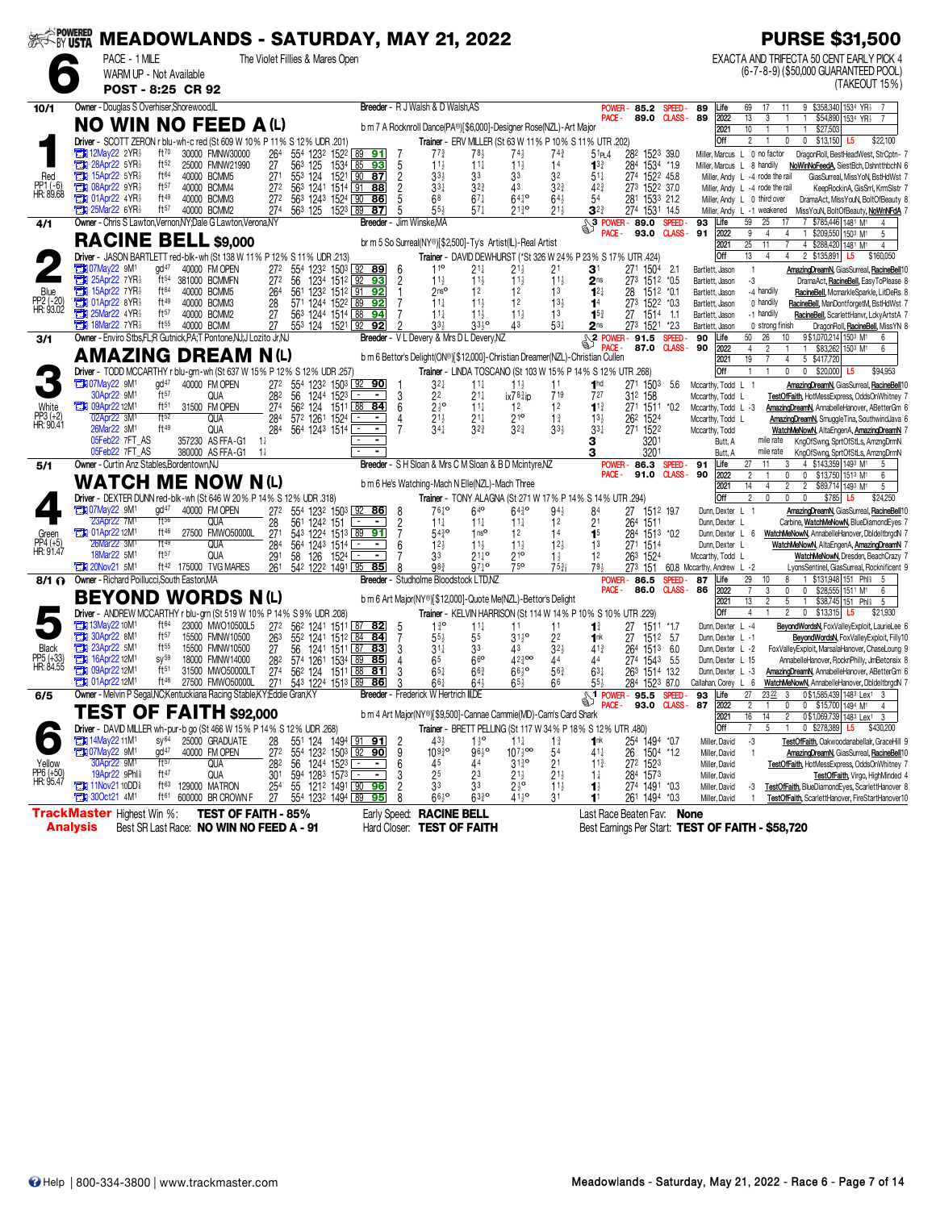# MEADOWLANDS - SATURDAY, MAY 21, 2022

## PURSE $31,500

**6**

PACE - 1 MILE — The Violet Fillies & Mares Open
WARM UP - Not Available
**POST - 8:25 CR 92**

EXACTA AND TRIFECTA 50 CENT EARLY PICK 4 (6-7-8-9) ($50,000 GUARANTEED POOL) (TAKEOUT 15%)

---

### 1 — NO WIN NO FEED A (L) — 10/1 — Red — PP1 (-6) HR: 89.68

Owner - Douglas S Overhiser,Shorewood,IL
Breeder - R J Walsh & D Walsh,AS
b m 7 A Rocknroll Dance(PA®)[$6,000]-Designer Rose(NZL)-Art Major
Driver - SCOTT ZERON r blu-wh-c red (St 609 W 10% P 11% S 12% UDR .201)
Trainer - ERV MILLER (St 63 W 11% P 10% S 11% UTR .202)
POWER - 85.2 SPEED - 89 | PACE - 89.0 CLASS - 89

| | Starts | W | P | S | Earnings | Mark |
|---|---|---|---|---|---|---|
| Life | 69 | 17 | 11 | 9 | $358,340 | 1534 YR½ 7 |
| 2022 | 13 | 3 | 1 | 1 | $54,890 | 1534 YR½ 7 |
| 2021 | 10 | 1 | 1 | 1 | $27,503 | |
| Off | 2 | 1 | 0 | 0 | $13,150 L5 | $22,100 |

| Date | Trk | Cond | Purse | Class | Fractions | Final | SR | PP | 1/4 | 1/2 | 3/4 | Str | Fin | Last Q | Time | Odds | Driver | Comment | Top 3 |
|---|---|---|---|---|---|---|---|---|---|---|---|---|---|---|---|---|---|---|---|
| 12May22 2YR½ | ft70 | | 30000 | FMNW30000 | 264 554 1232 | 1522 | 89 91 | 7 | 77¾ | 78½ | 74½ | 74¾ | 5¹PL4 | 282 | 1523 | 39.0 | Miller, Marcus L | 0 no factor | DragonRoll, BestHeadWest, StrCptn- 7 |
| 28Apr22 5YR½ | ft52 | | 25000 | FMNW21990 | 27 563 125 | 1534 | 85 93 | 5 | 1½ | 1½ | 1½ | 14 | 1¾ | 284 | 1534 | *1.9 | Miller, Marcus L | 8 handily | NoWinNoFeedA, SiestBch, DshnttthbchN 6 |
| 15Apr22 5YR½ | ft64 | | 40000 | BCMM5 | 271 553 124 | 1521 | 90 87 | 2 | 3³½ | 3³ | 3³ | 3² | 5¹½ | 274 | 1522 | 45.8 | Miller, Andy L | -4 rode the rail | GiasSurreal, MissYoN, BstHdWst 7 |
| 08Apr22 9YR½ | ft57 | | 40000 | BCMM4 | 272 563 1241 | 1514 | 91 88 | 2 | 3³½ | 3²¾ | 4³ | 3²¾ | 4²¾ | 273 | 1522 | 37.0 | Miller, Andy L | -4 rode the rail | KeepRockinA, GisSrl, KrmSlstr 7 |
| 01Apr22 4YR½ | ft49 | | 40000 | BCMM3 | 272 563 1243 | 1524 | 90 86 | 5 | 6⁸ | 6⁷½ | 6⁴½ᵒ | 6⁴½ | 5⁴ | 281 | 1533 | 21.2 | Miller, Andy L | 0 third over | DramaAct, MissYouN, BoltOfBeauty 8 |
| 25Mar22 6YR½ | ft57 | | 40000 | BCMM2 | 274 563 125 | 1523 | 89 87 | 5 | 5⁵½ | 5⁷¼ | 2¹½ᵒ | 2¹½ | 3²¾ | 274 | 1531 | 14.5 | Miller, Andy L | -1 weakened | MissYouN, BoltOfBeauty, NoWnNFdA 7 |

---

### 2 — RACINE BELL $9,000 — 4/1 — Blue — PP2 (-20) HR: 93.02

Owner - Chris S Lawton,Vernon,NY;Dale G Lawton,Verona,NY
Breeder - Jim Winske,MA
br m 5 So Surreal(NY®)[$2,500]-Ty's Artist(IL)-Real Artist
Driver - JASON BARTLETT red-blk-wh (St 138 W 11% P 12% S 11% UDR .213)
Trainer - DAVID DEWHURST (*St 326 W 24% P 23% S 17% UTR .424)
POWER - 89.0 SPEED - 93 | PACE - 93.0 CLASS - 91

| | Starts | W | P | S | Earnings | Mark |
|---|---|---|---|---|---|---|
| Life | 59 | 25 | 17 | 7 | $785,446 | 1481 M¹ 4 |
| 2022 | 9 | 4 | 4 | 1 | $209,550 | 1503 M¹ 5 |
| 2021 | 25 | 11 | 7 | 4 | $288,420 | 1481 M¹ 4 |
| Off | 13 | 4 | 4 | 2 | $135,891 L5 | $160,050 |

| Date | Trk | Cond | Purse | Class | Fractions | Final | SR | PP | 1/4 | 1/2 | 3/4 | Str | Fin | Last Q | Time | Odds | Driver | Comment | Top 3 |
|---|---|---|---|---|---|---|---|---|---|---|---|---|---|---|---|---|---|---|---|
| 07May22 9M¹ | gd47 | | 40000 | FM OPEN | 272 554 1232 | 1503 | 92 89 | 6 | 1¹ᵒ | 2¹½ | 2¹½ | 2¹ | 3¹ | 271 | 1504 | 2.1 | Bartlett, Jason | 1 | AmazingDreamN, GiasSurreal, RacineBell 10 |
| 25Apr22 7YR½ | ft54 | | 381000 | BCMMFN | 272 56 1234 | 1512 | 92 93 | 2 | 1½ | 1½ | 1½ | 1½ | 2ns | 273 | 1512 | *0.5 | Bartlett, Jason | -3 | DramaAct, RacineBell, EasyToPlease 8 |
| 15Apr22 7YR½ | ft64 | | 40000 | BCMM5 | 264 561 1232 | 1512 | 91 92 | 1 | 2nsᵒ | 1² | 1² | 1³ | 1²½ | 28 | 1512 | *0.1 | Bartlett, Jason | -4 handily | RacineBell, McmarkleSparkle, LitDeRs 8 |
| 01Apr22 8YR½ | ft49 | | 40000 | BCMM3 | 28 571 1244 | 1522 | 89 92 | 7 | 1½ | 1½ | 1² | 1³½ | 1⁴ | 273 | 1522 | *0.3 | Bartlett, Jason | 0 handily | RacineBell, ManDontforgetM, BstHdWst 7 |
| 25Mar22 4YR½ | ft57 | | 40000 | BCMM2 | 27 563 1244 | 1514 | 88 94 | 7 | 1½ | 1½ | 1½ | 1³ | 1⁵¾ | 27 | 1514 | 1.1 | Bartlett, Jason | -1 handily | RacineBell, ScarlettHanvr, LokyArtstA 7 |
| 18Mar22 7YR½ | ft55 | | 40000 | BCMM | 27 553 124 | 1521 | 92 92 | 2 | 3³½ | 3³½ᵒ | 4³ | 5³½ | 2ns | 273 | 1521 | *2.3 | Bartlett, Jason | 0 strong finish | DragonRoll, RacineBell, MissYN 8 |

---

### 3 — AMAZING DREAM N (L) — 3/1 — White — PP3 (+2) HR: 90.41

Owner - Enviro Stbs,FL;R Gutnick,PA;T Pontone,NJ;J Lozito Jr,NJ
Breeder - V L Devery & Mrs D L Devery,NZ
b m 6 Bettor's Delight(ON®)[$12,000]-Christian Dreamer(NZL)-Christian Cullen
Driver - TODD MCCARTHY r blk-grn-wh (St 637 W 15% P 12% S 12% UDR .257)
Trainer - LINDA TOSCANO (St 103 W 15% P 14% S 12% UTR .268)
POWER - 91.5 SPEED - 90 | PACE - 87.0 CLASS - 90

| | Starts | W | P | S | Earnings | Mark |
|---|---|---|---|---|---|---|
| Life | 50 | 26 | 10 | 9 | $1,070,214 | 1503 M¹ 6 |
| 2022 | 4 | 2 | 1 | 1 | $83,262 | 1503 M¹ 6 |
| 2021 | 19 | 7 | 4 | 5 | $417,720 | |
| Off | 1 | 1 | 0 | 0 | $20,000 L5 | $94,953 |

| Date | Trk | Cond | Purse | Class | Fractions | Final | SR | PP | 1/4 | 1/2 | 3/4 | Str | Fin | Last Q | Time | Odds | Driver | Comment | Top 3 |
|---|---|---|---|---|---|---|---|---|---|---|---|---|---|---|---|---|---|---|---|
| 07May22 9M¹ | gd47 | | 40000 | FM OPEN | 272 554 1232 | 1503 | 92 90 | 1 | 3²½ | 1¹½ | 1¹½ | 1¹ | 1hd | 271 | 1503 | 5.6 | Mccarthy, Todd L | 1 | AmazingDreamN, GiasSurreal, RacineBell 10 |
| 30Apr22 9M¹ | ft57 | | | QUA | 282 56 1244 | 1523 | - - | 3 | 2² | 2¹½ | ix7⁸¾ip | 7¹⁹ | 7²⁷ | 312 | 158 | | Mccarthy, Todd L | | TestOfFaith, HotMessExpress, OddsOnWhitney 7 |
| 09Apr22 12M¹ | ft51 | | 31500 | FM OPEN | 274 562 124 | 1511 | 88 84 | 6 | 2¹½ᵒ | 1¹½ | 1² | 1² | 1¹¾ | 271 | 1511 | *0.2 | Mccarthy, Todd L | -3 | AmazingDreamN, AnnabelleHanover, ABetterGm 6 |
| 02Apr22 3M¹ | ft32 | | | QUA | 284 572 1261 | 1524 | - - | 4 | 2¹½ | 2¹½ | 2¹ᵒ | 1¾ | 1³½ | 262 | 1524 | | Mccarthy, Todd L | | AmazingDreamN, SmuggleTina, SouthwindJava 6 |
| 26Mar22 3M¹ | ft49 | | | QUA | 284 564 1243 | 1514 | - - | 7 | 3⁴½ | 3²¾ | 3²¾ | 3³½ | 3³½ | 271 | 1522 | | Mccarthy, Todd | | WatchMeNowN, AltaEngenA, AmazingDreamN 7 |
| 05Feb22 7FT_AS | | | 357230 | AS FFA-G1 | 1½ | | | | | | | | 3 | | 3201 | | Butt, A | mile rate | KngOfSwng, SprtOfStLs, AmzngDrmN |
| 05Feb22 7FT_AS | | | 380000 | AS FFA-G1 | 1½ | | | | | | | | 3 | | 3201 | | Butt, A | mile rate | KngOfSwng, SprtOfStLs, AmzngDrmN |

---

### 4 — WATCH ME NOW N (L) — 5/1 — Green — PP4 (+5) HR: 91.47

Owner - Curtin Anz Stables,Bordentown,NJ
Breeder - S H Sloan & Mrs C M Sloan & B D Mcintyre,NZ
b m 6 He's Watching-Mach N Elle(NZL)-Mach Three
Driver - DEXTER DUNN red-blk-wh (St 646 W 20% P 14% S 12% UDR .318)
Trainer - TONY ALAGNA (St 271 W 17% P 14% S 14% UTR .294)
POWER - 86.3 SPEED - 91 | PACE - 91.0 CLASS - 90

| | Starts | W | P | S | Earnings | Mark |
|---|---|---|---|---|---|---|
| Life | 27 | 11 | 3 | 4 | $143,359 | 1493 M¹ 5 |
| 2022 | 2 | 1 | 0 | 0 | $13,750 | 1513 M¹ 6 |
| 2021 | 14 | 4 | 2 | 2 | $89,714 | 1493 M¹ 5 |
| Off | 2 | 0 | 0 | 0 | $785 L5 | $24,250 |

| Date | Trk | Cond | Purse | Class | Fractions | Final | SR | PP | 1/4 | 1/2 | 3/4 | Str | Fin | Last Q | Time | Odds | Driver | Comment | Top 3 |
|---|---|---|---|---|---|---|---|---|---|---|---|---|---|---|---|---|---|---|---|
| 07May22 9M¹ | gd47 | | 40000 | FM OPEN | 272 554 1232 | 1503 | 92 86 | 8 | 7⁶½ᵒ | 6⁴ᵒ | 6⁴½ᵒ | 9⁴½ | 8⁴ | 27 | 1512 | 19.7 | Dunn, Dexter L | 1 | AmazingDreamN, GiasSurreal, RacineBell 10 |
| 23Apr22 7M¹ | ft56 | | | QUA | 28 561 1242 | 151 | - - | 2 | 1½ | 1½ | 1½ | 1² | 2¹ | 264 | 1511 | | Dunn, Dexter L | | Carbine, WatchMeNowN, BlueDiamondEyes 7 |
| 01Apr22 12M¹ | ft46 | | 27500 | FMWO50000L | 271 543 1224 | 1513 | 89 91 | 7 | 5⁴½ᵒ | 1nsᵒ | 1² | 1⁴ | 1⁵ | 284 | 1513 | *0.2 | Dunn, Dexter L | 6 | WatchMeNowN, AnnabelleHanover, DbldeltbrgdN 7 |
| 26Mar22 3M¹ | ft49 | | | QUA | 284 564 1243 | 1514 | - - | 6 | 1²½ | 1¹½ | 1¹½ | 1²½ | 1³ | 271 | 1514 | | Dunn, Dexter L | | WatchMeNowN, AltaEngenA, AmazingDreamN 7 |
| 18Mar22 5M¹ | ft57 | | | QUA | 291 58 126 | 1524 | - - | 7 | 3³ | 2¹½ᵒ | 2¹ᵒ | 1¾ | 1² | 263 | 1524 | | Mccarthy, Todd L | | WatchMeNowN, Dresden, BeachCrazy 7 |
| 20Nov21 5M¹ | ft42 | | 175000 | TVG MARES | 261 542 1222 | 1492 | 95 85 | 8 | 9⁸¾ | 9⁷½ᵒ | 7⁵ᵒ | 7⁵¾i | 7⁹½ | 273 | 151 | 60.8 | Mccarthy, Andrew L | -2 | LyonsSentinel, GiasSurreal, Rocknificent 9 |

---

### 5 — BEYOND WORDS N (L) — 8/1 — Black — PP5 (+33) HR: 84.55

Owner - Richard Poillucci,South Easton,MA
Breeder - Studholme Bloodstock LTD,NZ
b m 6 Art Major(NY®)[$12,000]-Quote Me(NZL)-Bettor's Delight
Driver - ANDREW MCCARTHY r blu-grn (St 519 W 10% P 14% S 9% UDR .208)
Trainer - KELVIN HARRISON (St 114 W 14% P 10% S 10% UTR .229)
POWER - 86.5 SPEED - 87 | PACE - 86.0 CLASS - 86

| | Starts | W | P | S | Earnings | Mark |
|---|---|---|---|---|---|---|
| Life | 29 | 10 | 8 | 1 | $131,948 | 151 Phl⅝ 5 |
| 2022 | 7 | 2 | 0 | 0 | $28,555 | 1511 M¹ 6 |
| 2021 | 13 | 2 | 5 | 1 | $38,745 | 151 Phl⅝ 5 |
| Off | 4 | 1 | 2 | 0 | $13,315 L5 | $21,930 |

| Date | Trk | Cond | Purse | Class | Fractions | Final | SR | PP | 1/4 | 1/2 | 3/4 | Str | Fin | Last Q | Time | Odds | Driver | Comment | Top 3 |
|---|---|---|---|---|---|---|---|---|---|---|---|---|---|---|---|---|---|---|---|
| 13May22 10M¹ | ft64 | | 23000 | MWO10500L5 | 272 562 1241 | 1511 | 87 82 | 5 | 1³ᵒ | 1¹½ | 1¹ | 1¹ | 1¾ | 27 | 1511 | *1.7 | Dunn, Dexter L | -4 | BeyondWordsN, FoxValleyExploit, LaurieLee 6 |
| 30Apr22 8M¹ | ft57 | | 15500 | FMNW10500 | 263 552 1241 | 1512 | 84 84 | 7 | 5⁵½ | 5⁵ | 3¹½ᵒ | 2² | 1nk | 27 | 1512 | 5.7 | Dunn, Dexter L | -1 | BeyondWordsN, FoxValleyExploit, Filly10 |
| 23Apr22 5M¹ | ft55 | | 15500 | FMNW10500 | 27 56 1241 | 1511 | 87 83 | 3 | 3¹½ | 3³ | 4³ | 3²½ | 4¹¾ | 264 | 1513 | 6.0 | Dunn, Dexter L | -2 | FoxValleyExploit, MarsalaHanover, ChaseLoung 9 |
| 16Apr22 12M¹ | sy59 | | 18000 | FMNW14000 | 282 574 1261 | 1534 | 89 85 | 4 | 6⁵ | 6⁶ᵒ | 4²½ᵒᵒ | 4⁴ | 4⁴ | 274 | 1543 | 5.5 | Dunn, Dexter L | 15 | AnnabelleHanover, RockinPhilly, JmBetonsix 8 |
| 09Apr22 12M¹ | ft51 | | 31500 | MWO50000LT | 274 562 124 | 1511 | 88 81 | 3 | 6⁵½ | 6⁶¾ | 6⁶½ᵒ | 5⁶¾ | 6³½ | 263 | 1514 | 13.2 | Dunn, Dexter L | -3 | AmazingDreamN, AnnabelleHanover, ABetterGm 6 |
| 01Apr22 12M¹ | ft46 | | 27500 | FMWO50000L | 271 543 1224 | 1513 | 89 86 | 3 | 6⁶½ | 6⁴½ | 6⁵½ | 6⁶ | 5⁵½ | 284 | 1523 | 87.0 | Callahan, Corey L | 6 | WatchMeNowN, AnnabelleHanover, DbldeltbrgdN 7 |

---

### 6 — TEST OF FAITH $92,000 — 6/5 — Yellow — PP6 (+50) HR: 95.47

Owner - Melvin P Segal,NC;Kentuckiana Racing Stable,KY;Eddie Gran,KY
Breeder - Frederick W Hertrich III,DE
b m 4 Art Major(NY®)[$9,500]-Cannae Cammie(MD)-Cam's Card Shark
Driver - DAVID MILLER wh-pur-b go (St 466 W 15% P 14% S 12% UDR .268)
Trainer - BRETT PELLING (St 117 W 34% P 18% S 12% UTR .480)
POWER - 95.5 SPEED - 93 | PACE - 93.0 CLASS - 87

| | Starts | W | P | S | Earnings | Mark |
|---|---|---|---|---|---|---|
| Life | 27 | 23 | 2 | 3 | 0 $1,585,439 | 1483 Lex¹ 3 |
| 2022 | 2 | 1 | 0 | 0 | $15,700 | 1494 M¹ 4 |
| 2021 | 16 | 14 | 2 | 0 | $1,069,739 | 1483 Lex¹ 3 |
| Off | 7 | 5 | 1 | 0 | $278,389 L5 | $430,200 |

| Date | Trk | Cond | Purse | Class | Fractions | Final | SR | PP | 1/4 | 1/2 | 3/4 | Str | Fin | Last Q | Time | Odds | Driver | Comment | Top 3 |
|---|---|---|---|---|---|---|---|---|---|---|---|---|---|---|---|---|---|---|---|
| 14May22 11M¹ | sy64 | | 25000 | GRADUATE | 28 551 124 | 1494 | 91 91 | 2 | 4³½ | 1³ᵒ | 1¹¼ | 1¾ | 1nk | 254 | 1494 | *0.7 | Miller, David | -3 | TestOfFaith, Oakwoodanabellair, GraceHill 9 |
| 07May22 9M¹ | gd47 | | 40000 | FM OPEN | 272 554 1232 | 1503 | 92 90 | 9 | 10⁹½ᵒ | 9⁶½ᵒ | 10⁷½ᵒᵒ | 5⁴ | 4¹½ | 26 | 1504 | *1.2 | Miller, David | 1 | AmazingDreamN, GiasSurreal, RacineBell 10 |
| 30Apr22 9M¹ | ft57 | | | QUA | 282 56 1244 | 1523 | - - | 6 | 4⁵ | 4⁴ | 3¹½ᵒ | 2¹ | 1¹¾ | 272 | 1523 | | Miller, David | | TestOfFaith, HotMessExpress, OddsOnWhitney 7 |
| 19Apr22 9Phl⅝ | ft47 | | | QUA | 301 594 1283 | 1573 | - - | 3 | 2⁵ | 2³ | 2¹½ | 2¹½ | 1½ | 284 | 1573 | | Miller, David | | TestOfFaith, Virgo, HighMinded 4 |
| 11Nov21 10DD⅝ | ft63 | | 129000 | MATRON | 254 55 1212 | 1491 | 90 96 | 2 | 3³ | 3³ | 2¹ᵒ | 1¹½ | 1¾ | 274 | 1491 | *0.3 | Miller, David | -3 | TestOfFaith, BlueDiamondEyes, ScarlettHanover 8 |
| 30Oct21 4M¹ | ft61 | | 600000 | BR CROWN F | 27 554 1232 | 1494 | 89 95 | 8 | 6⁶½ᵒ | 6³½ᵒ | 4¹½ᵒ | 3¹ | 1¹ | 261 | 1494 | *0.3 | Miller, David | 1 | TestOfFaith, ScarlettHanover, FireStartHanover 10 |

---

**TrackMaster Analysis**

Highest Win %: **TEST OF FAITH - 85%**
Best SR Last Race: **NO WIN NO FEED A - 91**
Early Speed: **RACINE BELL**
Hard Closer: **TEST OF FAITH**
Last Race Beaten Fav: **None**
Best Earnings Per Start: **TEST OF FAITH - $58,720**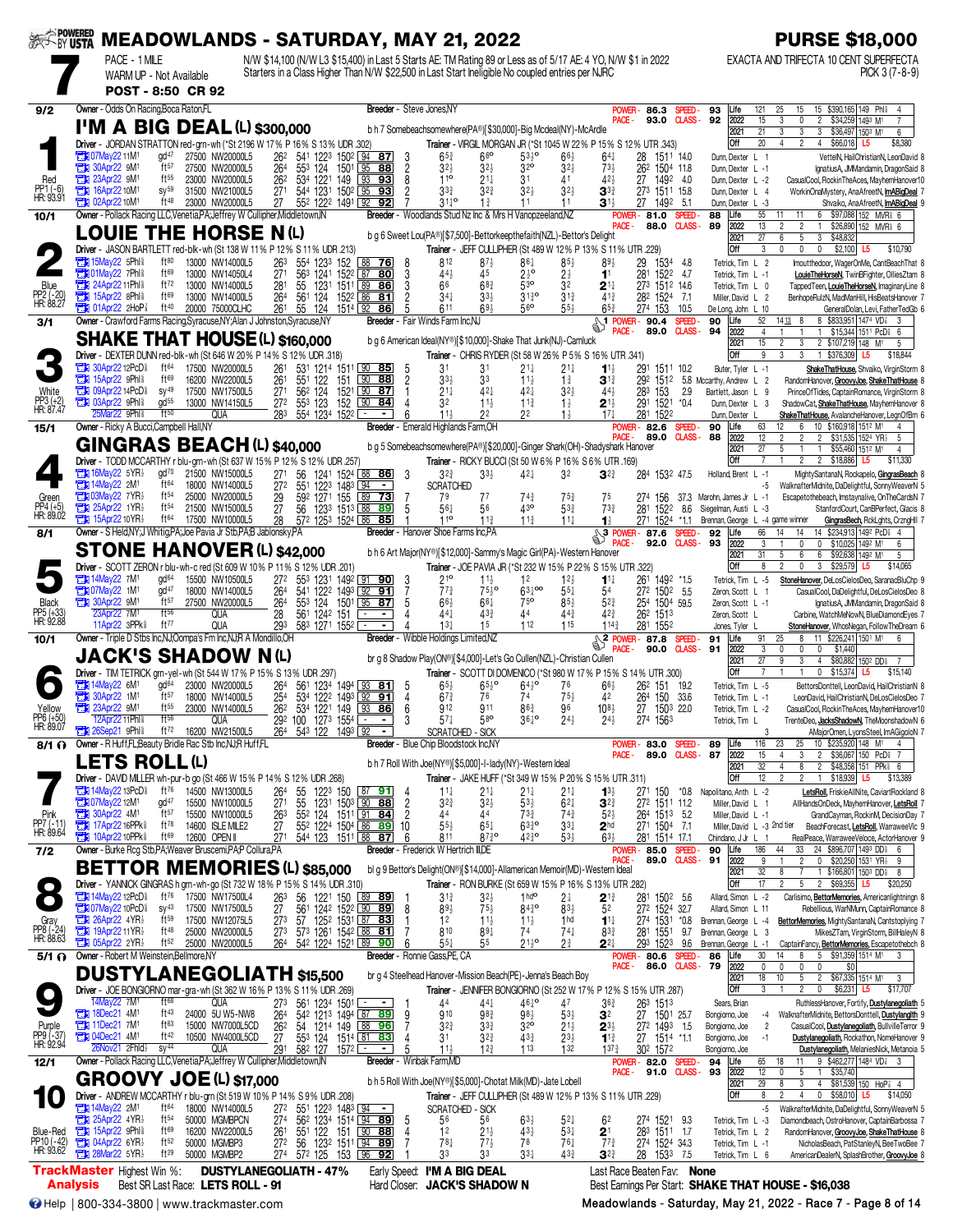# MEADOWLANDS - SATURDAY, MAY 21, 2022

**PURSE $18,000**

## 7

PACE - 1 MILE
WARM UP - Not Available
**POST - 8:50 CR 92**

N/W $14,100 (N/W L3 $15,400) in Last 5 Starts AE: TM Rating 89 or Less as of 5/17 AE: 4 YO, N/W $1 in 2022
Starters in a Class Higher Than N/W $22,500 in Last Start Ineligible No coupled entries per NJRC

EXACTA AND TRIFECTA 10 CENT SUPERFECTA
PICK 3 (7-8-9)

---

### 1 — I'M A BIG DEAL (L) $300,000 — 9/2 — Red — PP1 (-6) — HR: 93.91

Owner - Odds On Racing,Boca Raton,FL — Breeder - Steve Jones,NY
b h 7 Somebeachsomewhere(PA®)[$30,000]-Big Mcdeal(NY)-McArdle
Driver - JORDAN STRATTON red-grn-wh (*St 2196 W 17% P 16% S 13% UDR .302)
Trainer - VIRGIL MORGAN JR (*St 1045 W 22% P 15% S 12% UTR .343)
POWER - 86.3 SPEED - 93 / PACE - 93.0 CLASS - 92

| | Starts | W | P | S | Earnings | Best |
|---|---|---|---|---|---|---|
| Life | 121 | 25 | 15 | 15 | $390,165 | 149 Phl⅝ 4 |
| 2022 | 15 | 3 | 0 | 2 | $34,259 | 1493 M1 7 |
| 2021 | 21 | 3 | 3 | 3 | $36,497 | 1503 M1 6 |
| Off | 20 | 4 | 2 | 4 | $66,018 | L5 $8,380 |

| Date | Race | Cond | Purse | Class | Times | SR | PP | 1/4 | 1/2 | 3/4 | Str | Fin | Time | Odds | Driver | Order of Finish |
|---|---|---|---|---|---|---|---|---|---|---|---|---|---|---|---|---|
| 07May22 11M1 | | gd47 | 27500 | NW20000L5 | 262 541 1223 1502 | 94 87 | 3 | 6⁵½ | 6⁶° | 5³½° | 6⁶½ | 6⁴¼ | 28 1511 | 14.0 | Dunn, Dexter L 1 | VettelN, HailChristianN, LeonDavid 8 |
| 30Apr22 9M1 | | ft57 | 27500 | NW20000L5 | 264 553 124 1501 | 95 88 | 2 | 3²½ | 3²½ | 3²° | 3²½ | 7³½ | 262 1504 | 11.8 | Dunn, Dexter L -1 | IgnatiusA, JMMandamin, DragonSaid 8 |
| 23Apr22 9M1 | | ft55 | 23000 | NW20000L5 | 262 534 1221 149 | 93 93 | 8 | 1¹° | 2¹½ | 3¹ | 4¹ | 4²½ | 27 1492 | 4.0 | Dunn, Dexter L -2 | CasualCool, RockinTheAces, MayhemHanover10 |
| 16Apr22 10M1 | | sy59 | 31500 | NW21000L5 | 271 544 1231 1502 | 95 93 | 2 | 3³½ | 3²½ | 3²½ | 3²½ | 3³½ | 273 1511 | 15.8 | Dunn, Dexter L 4 | WorkinOnaMystery, AnaAfreetN, ImABigDeal 7 |
| 02Apr22 10M1 | | ft48 | 23000 | NW20000L5 | 27 552 1222 1491 | 92 92 | 7 | 3¹½° | 1¾ | 1¹ | 1¹ | 3¹½ | 27 1492 | 5.1 | Dunn, Dexter L -3 | Shvaiko, AnaAfreetN, ImABigDeal 9 |

---

### 2 — LOUIE THE HORSE N (L) — 10/1 — Blue — PP2 (-20) — HR: 88.27

Owner - Pollack Racing LLC,Venetia,PA;Jeffrey W Cullipher,Middletown,IN — Breeder - Woodlands Stud Nz Inc & Mrs H Vanopzeeland,NZ
b g 6 Sweet Lou(PA®)[$7,500]-Bettorkeepthefaith(NZL)-Bettor's Delight
Driver - JASON BARTLETT red-blk-wh (St 138 W 11% P 12% S 11% UDR .213)
Trainer - JEFF CULLIPHER (St 489 W 12% P 13% S 11% UTR .229)
POWER - 81.0 SPEED - 88 / PACE - 88.0 CLASS - 89

| | Starts | W | P | S | Earnings | Best |
|---|---|---|---|---|---|---|
| Life | 55 | 11 | 11 | 6 | $97,088 | 152 MVR⅝ 6 |
| 2022 | 13 | 2 | 2 | 1 | $26,890 | 152 MVR⅝ 6 |
| 2021 | 27 | 6 | 5 | 3 | $48,832 | |
| Off | 3 | 0 | 0 | 0 | $2,100 | L5 $10,790 |

| Date | Race | Cond | Purse | Class | Times | SR | PP | 1/4 | 1/2 | 3/4 | Str | Fin | Time | Odds | Driver | Order of Finish |
|---|---|---|---|---|---|---|---|---|---|---|---|---|---|---|---|---|
| 15May22 5Phl⅝ | | ft80 | 13000 | NW14000L5 | 263 554 1233 152 | 88 76 | 8 | 8¹² | 8⁷½ | 8⁶¼ | 8⁵½ | 8⁹½ | 29 1534 | 4.8 | Tetrick, Tim L 2 | Imoutthedoor, WagerOnMe, CantBeachThat 8 |
| 01May22 7Phl⅝ | | ft69 | 13000 | NW14050L4 | 271 563 1241 1522 | 87 80 | 3 | 4⁴½ | 4⁵ | 2½° | 2½ | 1¹ | 281 1522 | 4.7 | Tetrick, Tim L -1 | LouieTheHorseN, TwinBFighter, OlliesZtam 8 |
| 24Apr22 11Phl⅝ | | ft72 | 13000 | NW14000L5 | 281 55 1231 1511 | 89 86 | 3 | 6⁶ | 6⁸¾ | 5³° | 3² | 2¹¼ | 273 1512 | 14.6 | Tetrick, Tim L 0 | TappedTeen, LouieTheHorseN, ImaginaryLine 8 |
| 15Apr22 8Phl⅝ | | ft69 | 13000 | NW14000L5 | 264 561 124 1522 | 86 81 | 2 | 3⁴½ | 3³½ | 3¹½° | 3¹¾ | 4¹¾ | 282 1524 | 7.1 | Miller, David L 2 | BenhopeRulzN, MadManHill, HisBeatsHanover 7 |
| 01Apr22 2HoP⅞ | | ft40 | 20000 | 75000CLHC | 261 55 124 1514 | 92 86 | 5 | 6¹¹ | 6⁹½ | 5⁶° | 5⁵½ | 6⁵¾ | 274 153 | 10.5 | DeLong, John L 10 | GeneralDolan, Levi, FatherTedGdo 6 |

---

### 3 — SHAKE THAT HOUSE (L) $160,000 — 3/1 — White — PP3 (+2) — HR: 87.47

Owner - Crawford Farms Racing,Syracuse,NY;Alan J Johnston,Syracuse,NY — Breeder - Fair Winds Farm Inc,NJ
b g 6 American Ideal(NY®)[$10,000]-Shake That Junk(NJ)-Camluck
Driver - DEXTER DUNN red-blk-wh (St 646 W 20% P 14% S 12% UDR .318)
Trainer - CHRIS RYDER (St 58 W 26% P 5% S 16% UTR .341)
POWER - 90.4 SPEED - 90 / PACE - 89.0 CLASS - 94

| | Starts | W | P | S | Earnings | Best |
|---|---|---|---|---|---|---|
| Life | 52 | 14 | 13 | 8 | $833,951 | 1474 VD⅞ 3 |
| 2022 | 4 | 1 | 1 | 1 | $15,344 | 1511 PcD⅝ 6 |
| 2021 | 15 | 2 | 3 | 2 | $107,219 | 148 M1 5 |
| Off | 9 | 3 | 3 | 1 | $376,309 | L5 $18,844 |

| Date | Race | Cond | Purse | Class | Times | SR | PP | 1/4 | 1/2 | 3/4 | Str | Fin | Time | Odds | Driver | Order of Finish |
|---|---|---|---|---|---|---|---|---|---|---|---|---|---|---|---|---|
| 30Apr22 12PcD⅝ | | ft64 | 17500 | NW20000L5 | 261 531 1214 1511 | 90 85 | 5 | 3¹ | 3¹ | 2¹¼ | 2¹¼ | 1¹½ | 291 1511 | 10.2 | Buter, Tyler L -1 | ShakeThatHouse, Shvaiko, VirginStorm 8 |
| 15Apr22 9Phl⅝ | | ft69 | 16200 | NW22000L5 | 261 551 122 151 | 90 88 | 2 | 3³½ | 3³ | 1¹½ | 1¾ | 3¹¾ | 292 1512 | 5.8 | Mccarthy, Andrew L 2 | RandomHanover, GroovyJoe, ShakeThatHouse 8 |
| 09Apr22 14PcD⅝ | | sy49 | 17500 | NW17500L5 | 271 562 124 1521 | 90 87 | 1 | 2¹½ | 4²½ | 4²½ | 3²½ | 4⁴½ | 283 153 | 2.9 | Bartlett, Jason L 9 | PrinceOfTides, CaptainRomance, VirginStorm 8 |
| 03Apr22 9Phl⅝ | | gd55 | 13000 | NW14150L5 | 272 553 123 152 | 90 84 | 4 | 3² | 1¹½ | 1¹½ | 1½ | 2¹½ | 291 1521 | *0.4 | Dunn, Dexter L 3 | ShadowCat, ShakeThatHouse, MayhemHanover 8 |
| 25Mar22 9Phl⅝ | | ft50 | | QUA | 283 554 1234 1522 | - | 6 | 1¹½ | 2² | 2² | 1¾ | 1⁷½ | 281 1522 | | Dunn, Dexter L | ShakeThatHouse, AvalancheHanover, LegOfIBm 6 |

---

### 4 — GINGRAS BEACH (L) $40,000 — 15/1 — Green — PP4 (+5) — HR: 89.02

Owner - Ricky A Bucci,Campbell Hall,NY — Breeder - Emerald Highlands Farm,OH
b g 5 Somebeachsomewhere(PA®)[$20,000]-Ginger Shark(OH)-Shadyshark Hanover
Driver - TODD MCCARTHY r blu-grn-wh (St 637 W 15% P 12% S 12% UDR .257)
Trainer - RICKY BUCCI (St 50 W 6% P 16% S 6% UTR .169)
POWER - 82.6 SPEED - 90 / PACE - 89.0 CLASS - 88

| | Starts | W | P | S | Earnings | Best |
|---|---|---|---|---|---|---|
| Life | 63 | 12 | 6 | 10 | $160,918 | 1512 M1 4 |
| 2022 | 12 | 2 | 2 | 2 | $31,535 | 1524 YR⅝ 5 |
| 2021 | 27 | 5 | 1 | 1 | $55,460 | 1512 M1 4 |
| Off | 7 | 1 | 2 | 2 | $18,886 | L5 $11,330 |

| Date | Race | Cond | Purse | Class | Times | SR | PP | 1/4 | 1/2 | 3/4 | Str | Fin | Time | Odds | Driver | Order of Finish |
|---|---|---|---|---|---|---|---|---|---|---|---|---|---|---|---|---|
| 16May22 5YR⅝ | | gd70 | 21500 | NW15000L5 | 271 56 1241 1524 | 88 86 | 3 | 3²½ | 3³½ | 4²½ | 3² | 3²¾ | 284 1532 | 47.5 | Holland, Brent L -1 | MightySantanaN, Rockapelo, GingrasBeach 8 |
| 14May22 2M1 | | ft64 | 18000 | NW14000L5 | 272 551 1223 1483 | 94 - | | SCRATCHED | | | | | | | -5 | WalknafterMidnite, DaDelightful, SonnyWeaverN 5 |
| 03May22 7YR⅝ | | ft54 | 25000 | NW20000L5 | 29 592 1271 155 | 89 73 | 7 | 7⁹ | 7⁷ | 7⁴¾ | 7⁵½ | 7⁵ | 274 156 | 37.3 | Marohn, James Jr L -1 | Escapetothebeach, Imstaynalive, OnTheCardsN 7 |
| 25Apr22 1YR⅝ | | ft54 | 21500 | NW15000L5 | 27 56 1233 1513 | 88 89 | 5 | 5⁶½ | 5⁶ | 4³° | 5³¾ | 7³¾ | 281 1522 | 8.6 | Siegelman, Austi L -3 | StanfordCourt, CanBPerfect, Glacis 8 |
| 15Apr22 10YR⅝ | | ft64 | 17500 | NW10000L5 | 28 572 1253 1524 | 86 85 | 1 | 1¹° | 1¹½ | 1¹½ | 1¹¼ | 1½ | 271 1524 | *1.1 | Brennan, George L -4 game winner | GingrasBeach, RckLghts, CrzngHll 7 |

---

### 5 — STONE HANOVER (L) $42,000 — 8/1 — Black — PP5 (+33) — HR: 92.88

Owner - S Held,NY;J Whitig,PA;Joe Pavia Jr Stb,PA;B Jablonsky,PA — Breeder - Hanover Shoe Farms Inc,PA
b h 6 Art Major(NY®)[$12,000]-Sammy's Magic Girl(PA)-Western Hanover
Driver - SCOTT ZERON r blu-wh-c red (St 609 W 10% P 11% S 12% UDR .201)
Trainer - JOE PAVIA JR (*St 232 W 15% P 22% S 15% UTR .322)
POWER - 87.6 SPEED - 92 / PACE - 92.0 CLASS - 93

| | Starts | W | P | S | Earnings | Best |
|---|---|---|---|---|---|---|
| Life | 66 | 14 | 14 | 14 | $234,913 | 1492 PcD⅝ 4 |
| 2022 | 3 | 1 | 0 | 1 | $10,025 | 1492 M1 6 |
| 2021 | 31 | 5 | 6 | 6 | $92,638 | 1492 M1 5 |
| Off | 8 | 2 | 0 | 3 | $29,579 | L5 $14,065 |

| Date | Race | Cond | Purse | Class | Times | SR | PP | 1/4 | 1/2 | 3/4 | Str | Fin | Time | Odds | Driver | Order of Finish |
|---|---|---|---|---|---|---|---|---|---|---|---|---|---|---|---|---|
| 14May22 7M1 | | gd64 | 15500 | NW10500L5 | 272 553 1231 1492 | 91 90 | 3 | 2¹° | 1¹½ | 1² | 1²½ | 1¹¼ | 261 1492 | *1.5 | Zeron, Scott L -5 | StoneHanover, DeLosCielosDeo, SaranacBluChip 9 |
| 07May22 12M1 | | gd47 | 18000 | NW14000L5 | 264 541 1222 1493 | 92 91 | 7 | 7⁷¾ | 7⁵½° | 6³½°° | 5⁵¼ | 5⁴ | 272 1502 | 5.5 | Zeron, Scott L 1 | CasualCool, DaDelightful, DeLosCielosDeo 8 |
| 30Apr22 9M1 | | ft57 | 27500 | NW20000L5 | 264 553 124 1501 | 95 87 | 5 | 6⁶½ | 6⁶½ | 7⁵° | 8⁵½ | 5²¾ | 254 1504 | 59.5 | Zeron, Scott L -1 | IgnatiusA, JMMandamin, DragonSaid 8 |
| 23Apr22 7M1 | | ft56 | | QUA | 28 561 1242 151 | - | 4 | 4⁴½ | 4³¾ | 4⁴ | 4⁴¾ | 4²¾ | 262 1513 | | Zeron, Scott L | Carbine, WatchMeNowN, BlueDiamondEyes 7 |
| 11Apr22 3PPk⅝ | | ft77 | | QUA | 293 583 1271 1552 | - | 4 | 1³½ | 1⁵ | 1¹² | 1¹⁵ | 1¹⁴¾ | 281 1552 | | Jones, Tyler L | StoneHanover, WhosNegan, FollowTheDream 6 |

---

### 6 — JACK'S SHADOW N (L) — 10/1 — Yellow — PP6 (+50) — HR: 89.07

Owner - Triple D Stbs Inc,NJ;Oompa's Fm Inc,NJ;R A Mondillo,OH — Breeder - Wibble Holdings Limited,NZ
br g 8 Shadow Play(ON®)[$4,000]-Let's Go Cullen(NZL)-Christian Cullen
Driver - TIM TETRICK grn-yel-wh (St 544 W 17% P 15% S 13% UDR .297)
Trainer - SCOTT DI DOMENICO (*St 980 W 17% P 15% S 14% UTR .300)
POWER - 87.8 SPEED - 91 / PACE - 90.0 CLASS - 91

| | Starts | W | P | S | Earnings | Best |
|---|---|---|---|---|---|---|
| Life | 91 | 25 | 8 | 11 | $226,241 | 1501 M1 6 |
| 2022 | 3 | 0 | 0 | 0 | $1,440 | |
| 2021 | 27 | 9 | 3 | 4 | $80,882 | 1502 DD⅝ 7 |
| Off | 7 | 1 | 1 | 0 | $15,374 | L5 $15,140 |

| Date | Race | Cond | Purse | Class | Times | SR | PP | 1/4 | 1/2 | 3/4 | Str | Fin | Time | Odds | Driver | Order of Finish |
|---|---|---|---|---|---|---|---|---|---|---|---|---|---|---|---|---|
| 14May22 6M1 | | gd64 | 23000 | NW20000L5 | 264 561 1234 1494 | 93 81 | 5 | 6⁵½ | 6⁵½° | 6⁴½° | 7⁶ | 6⁶½ | 262 151 | 19.2 | Tetrick, Tim L -5 | BettorsDontell, LeonDavid, HailChristianN 8 |
| 30Apr22 1M1 | | ft57 | 18000 | NW14000L5 | 254 534 1222 1493 | 92 91 | 4 | 6⁷¾ | 7⁶ | 7⁴ | 7⁵½ | 4² | 264 150 | 4.0 | Tetrick, Tim L -1 | LeonDavid, HailChristianN, DeLosCielosDeo 7 |
| 23Apr22 9M1 | | ft55 | 23000 | NW20000L5 | 262 534 1221 149 | 93 86 | 6 | 9¹² | 9¹¹ | 8⁶¾ | 9⁶ | 10⁸½ | 27 1503 | 22.0 | Tetrick, Tim L -2 | CasualCool, RockinTheAces, MayhemHanover10 |
| 12Apr22 11Phl⅝ | | ft56 | | QUA | 292 100 1273 1554 | - | 3 | 5⁷½ | 5⁸° | 3⁶½° | 2⁴½ | 2⁴½ | 274 1563 | | Tetrick, Tim L | TrenteDeo, JacksShadowN, TheMoonshadowN 6 |
| 26Sep21 9Phl⅝ | | ft72 | 16200 | NW21500L5 | 264 543 122 1493 | 92 - | | SCRATCHED - SICK | | | | | | | 3 | AMajorOmen, LyonsSteel, ImAGigoloN 7 |

---

### 7 — LETS ROLL (L) — 8/1 — Pink — PP7 (-11) — HR: 89.64

Owner - R Huff,FL;Beauty Bridle Rac Stb Inc,NJ;R Huff,FL — Breeder - Blue Chip Bloodstock Inc,NY
b h 7 Roll With Joe(NY®)[$5,000]-I-lady(NY)-Western Ideal
Driver - DAVID MILLER wh-pur-b go (St 466 W 15% P 14% S 12% UDR .268)
Trainer - JAKE HUFF (*St 349 W 15% P 20% S 15% UTR .311)
POWER - 83.0 SPEED - 89 / PACE - 89.0 CLASS - 87

| | Starts | W | P | S | Earnings | Best |
|---|---|---|---|---|---|---|
| Life | 116 | 23 | 25 | 10 | $235,920 | 148 M1 4 |
| 2022 | 15 | 4 | 3 | 2 | $36,067 | 150 PcD⅝ 7 |
| 2021 | 32 | 4 | 8 | 2 | $48,358 | 151 PPk⅝ 6 |
| Off | 12 | 2 | 2 | 1 | $18,939 | L5 $13,389 |

| Date | Race | Cond | Purse | Class | Times | SR | PP | 1/4 | 1/2 | 3/4 | Str | Fin | Time | Odds | Driver | Order of Finish |
|---|---|---|---|---|---|---|---|---|---|---|---|---|---|---|---|---|
| 14May22 13PcD⅝ | | ft76 | 14500 | NW13000L5 | 264 55 1223 150 | 87 91 | 4 | 1¹½ | 2¹½ | 2¹½ | 2¹½ | 1³½ | 271 150 | *0.8 | Napolitano, Anth L -2 | LetsRoll, FriskieAllNite, CaviartRockland 8 |
| 07May22 12M1 | | gd47 | 15500 | NW10000L5 | 271 55 1231 1503 | 90 88 | 2 | 3²½ | 3²½ | 5³½ | 6²½ | 3²¾ | 272 1511 | 11.2 | Miller, David L 1 | AllHandsOnDeck, MayhemHanover, LetsRoll 7 |
| 30Apr22 4M1 | | ft57 | 15500 | NW10000L5 | 263 552 124 1511 | 91 84 | 2 | 4⁴ | 4⁴ | 7³¾ | 7⁴¾ | 5²½ | 264 1513 | 5.2 | Miller, David L -1 | GrandCayman, RockinM, DecisionDay 7 |
| 17Apr22 16PPk⅝ | | ft78 | 14600 | ISLE MILE2 | 27 552 1224 1504 | 86 89 | 10 | 5⁵½ | 6⁵½ | 6³½° | 3³½ | 2hd | 271 1504 | 7.1 | Miller, David L -3 2nd tier | BeachForecast, LetsRoll, WarraweeVic 9 |
| 10Apr22 10PPk⅝ | | ft69 | 12600 | OPEN II | 271 544 123 1511 | 88 87 | 6 | 8¹¹ | 8⁷½° | 4²½° | 5³½ | 6³½ | 281 1514 | 17.1 | Chindano, A Jr L 1 | RealPeace, WarraweeVelocex, ActorHanover 9 |

---

### 8 — BETTOR MEMORIES (L) $85,000 — 7/2 — Gray — PP8 (-24) — HR: 88.63

Owner - Burke Rcg Stb,PA;Weaver Bruscemi,PA;P Collura,PA — Breeder - Frederick W Hertrich III,DE
bl g 9 Bettor's Delight(ON®)[$14,000]-Allamerican Memoir(MD)-Western Ideal
Driver - YANNICK GINGRAS h grn-wh-go (St 732 W 18% P 15% S 14% UDR .310)
Trainer - RON BURKE (St 659 W 15% P 16% S 13% UTR .282)
POWER - 85.0 SPEED - 90 / PACE - 89.0 CLASS - 91

| | Starts | W | P | S | Earnings | Best |
|---|---|---|---|---|---|---|
| Life | 186 | 44 | 33 | 24 | $896,707 | 1493 DD⅝ 6 |
| 2022 | 9 | 1 | 2 | 0 | $20,250 | 1531 YR⅝ 9 |
| 2021 | 32 | 8 | 7 | 1 | $166,801 | 1503 DD⅝ 8 |
| Off | 17 | 2 | 5 | 2 | $69,355 | L5 $20,250 |

| Date | Race | Cond | Purse | Class | Times | SR | PP | 1/4 | 1/2 | 3/4 | Str | Fin | Time | Odds | Driver | Order of Finish |
|---|---|---|---|---|---|---|---|---|---|---|---|---|---|---|---|---|
| 14May22 12PcD⅝ | | ft76 | 17500 | NW17500L4 | 263 56 1221 150 | 89 89 | 1 | 3¹½ | 3²½ | 1hd° | 2½ | 2¹½ | 281 1502 | 5.6 | Allard, Simon L -2 | Carlisimo, BettorMemories, Americanlightningn 8 |
| 07May22 10PcD⅝ | | sy43 | 17500 | NW17500L5 | 27 561 1242 1522 | 90 89 | 8 | 8⁹½ | 7⁵½ | 8⁴½° | 8³½ | 5² | 272 1524 | 32.7 | Allard, Simon L 11 | Rebellious, WarNMunn, CaptainRomance 8 |
| 26Apr22 4YR⅝ | | ft59 | 17500 | NW12075L5 | 273 57 1252 1531 | 87 83 | 8 | 1² | 1¹½ | 1¹½ | 1hd | 1¹¼ | 274 1531 | *0.8 | Brennan, George L -4 | BettorMemories, MightySantanaN, Cantstoplying 7 |
| 19Apr22 11YR⅝ | | ft48 | 25000 | NW20000L5 | 273 573 1261 1542 | 88 81 | 7 | 8¹⁰ | 8⁹½ | 7⁴ | 7⁴¼ | 8³¾ | 281 1551 | 9.7 | Brennan, George L 3 | MikesZTam, VirginStorm, BillHaleyN 8 |
| 05Apr22 2YR⅝ | | ft52 | 25000 | NW20000L5 | 264 542 1224 1521 | 89 90 | 6 | 5⁵½ | 5⁵ | 2¹½° | 2¾ | 2²¼ | 293 1523 | 9.6 | Brennan, George L -1 | CaptainFancy, BettorMemories, Escapetothebch 8 |

---

### 9 — DUSTYLANEGOLIATH $15,500 — 5/1 — Purple — PP9 (-37) — HR: 92.94

Owner - Robert M Weinstein,Bellmore,NY — Breeder - Ronnie Gass,PE, CA
br g 4 Steelhead Hanover-Mission Beach(PE)-Jenna's Beach Boy
Driver - JOE BONGIORNO mar-gra-wh (St 362 W 16% P 13% S 11% UDR .269)
Trainer - JENNIFER BONGIORNO (St 252 W 17% P 12% S 15% UTR .287)
POWER - 80.6 SPEED - 86 / PACE - 86.0 CLASS - 79

| | Starts | W | P | S | Earnings | Best |
|---|---|---|---|---|---|---|
| Life | 30 | 14 | 8 | 5 | $91,359 | 1514 M1 3 |
| 2022 | 0 | 0 | 0 | 0 | $0 | |
| 2021 | 18 | 10 | 5 | 2 | $67,335 | 1514 M1 3 |
| Off | 3 | 1 | 2 | 0 | $6,231 | L5 $17,707 |

| Date | Race | Cond | Purse | Class | Times | SR | PP | 1/4 | 1/2 | 3/4 | Str | Fin | Time | Odds | Driver | Order of Finish |
|---|---|---|---|---|---|---|---|---|---|---|---|---|---|---|---|---|
| 14May22 7M1 | | ft66 | | QUA | 273 561 1234 1501 | - | 4 | 4⁴ | 4⁴½ | 4⁶½° | 4⁷ | 3⁶¾ | 263 1513 | | Sears, Brian | RuthlessHanover, Fortify, Dustylanegoliath 5 |
| 18Dec21 4M1 | | ft43 | 24000 | 5U W5-NW8 | 264 542 1213 1494 | 87 89 | 9 | 9¹⁰ | 9⁸½ | 9⁸½ | 5³½ | 3² | 27 1501 | 25.7 | Bongiorno, Joe -4 | WalknafterMidnite, BettorsDontell, Dustylanegoliath 9 |
| 11Dec21 7M1 | | ft63 | 15000 | NW7000L5 | 262 54 1214 149 | 86 96 | 7 | 3²½ | 3³½ | 3²° | 2¹½ | 2³½ | 272 1493 | 1.5 | Bongiorno, Joe 2 | CasualCool, Dustylanegoliath, BullvilleTerror 9 |
| 04Dec21 4M1 | | ft42 | 10500 | NW4000L5CD | 27 553 124 1514 | 81 83 | 4 | 3¹ | 3²½ | 4³½ | 2¹½ | 1¹½ | 27 1514 | *1.1 | Bongiorno, Joe -3 | Dustylanegoliath, Rockathon, NomeHanover 9 |
| 26Nov21 2Fhld⅝ | | sy44 | | QUA | 291 582 127 1572 | - | 5 | 1¹½ | 1²½ | 1¹³ | 1³² | 1³⁷½ | 302 1572 | | Bongiorno, Joe | Dustylanegoliath, MelaniesNick, Metanoia 5 |

---

### 10 — GROOVY JOE (L) $17,000 — 12/1 — Blue-Red — PP10 (-42) — HR: 93.62

Owner - Pollack Racing LLC,Venetia,PA;Jeffrey W Cullipher,Middletown,IN — Breeder - Winbak Farm,MD
b h 5 Roll With Joe(NY®)[$5,000]-Chotat Milk(MD)-Jate Lobell
Driver - ANDREW MCCARTHY r blu-grn-wh (St 519 W 10% P 14% S 9% UDR .208)
Trainer - JEFF CULLIPHER (St 489 W 12% P 13% S 11% UTR .229)
POWER - 82.0 SPEED - 94 / PACE - 91.0 CLASS - 93

| | Starts | W | P | S | Earnings | Best |
|---|---|---|---|---|---|---|
| Life | 65 | 18 | 11 | 9 | $462,277 | 1484 VD⅞ 3 |
| 2022 | 12 | 0 | 5 | 1 | $35,740 | |
| 2021 | 29 | 8 | 3 | 4 | $81,539 | 150 HoP⅞ 4 |
| Off | 8 | 2 | 4 | 0 | $58,010 | L5 $14,050 |

| Date | Race | Cond | Purse | Class | Times | SR | PP | 1/4 | 1/2 | 3/4 | Str | Fin | Time | Odds | Driver | Order of Finish |
|---|---|---|---|---|---|---|---|---|---|---|---|---|---|---|---|---|
| 14May22 2M1 | | ft64 | 18000 | NW14000L5 | 272 551 1223 1483 | 94 - | | SCRATCHED - SICK | | | | | | | -5 | WalknafterMidnite, DaDelightful, SonnyWeaverN 5 |
| 25Apr22 4YR⅝ | | ft54 | 50000 | MGMBPCN | 274 562 1234 1514 | 94 89 | 5 | 5⁶ | 5⁶ | 6³¾ | 5²½ | 6² | 274 1521 | 9.3 | Tetrick, Tim L -3 | Diamondbeach, OstroHanover, CaptainBarbossa 7 |
| 15Apr22 9Phl⅝ | | ft69 | 16200 | NW22000L5 | 261 551 122 151 | 90 88 | 4 | 1² | 2¹½ | 4³½ | 4³½ | 2¹ | 283 1511 | 8.1 | Tetrick, Tim L 2 | RandomHanover, GroovyJoe, ShakeThatHouse 8 |
| 04Apr22 5YR⅝ | | ft52 | 50000 | MGMBP3 | 272 56 1232 1511 | 94 89 | 7 | 7⁸½ | 7⁷½ | 7⁸ | 7⁶½ | 7⁷¾ | 274 1524 | 34.3 | Tetrick, Tim L -1 | NicholasBeach, PatStanleyN, BeeTwoBee 7 |
| 28Mar22 5YR⅝ | | ft29 | 50000 | MGMBP2 | 274 572 125 153 | 96 92 | 1 | 3³ | 3³ | 3³½ | 4³½ | 3²¾ | 28 1533 | 7.5 | Tetrick, Tim L 6 | AmericanDealerN, SplashBrother, GroovyJoe 8 |

---

**TrackMaster Analysis**

- Highest Win %: **DUSTYLANEGOLIATH - 47%**
- Best SR Last Race: **LETS ROLL - 91**
- Early Speed: **I'M A BIG DEAL**
- Hard Closer: **JACK'S SHADOW N**
- Last Race Beaten Fav: **None**
- Best Earnings Per Start: **SHAKE THAT HOUSE - $16,038**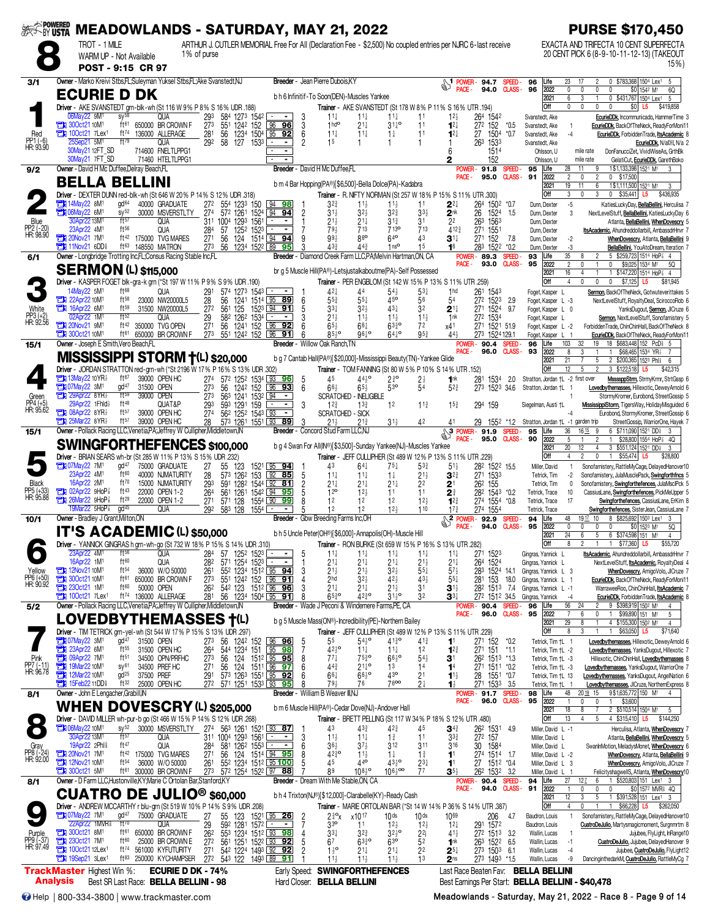# MEADOWLANDS - SATURDAY, MAY 21, 2022

**PURSE $170,450**

**8** — TROT - 1 MILE — ARTHUR J. CUTLER MEMORIAL Free For All (Declaration Fee - $2,500) No coupled entries per NJRC 6-last race
WARM UP - Not Available — 1% of purse
POST - 9:15 CR 97

EXACTA AND TRIFECTA 10 CENT SUPERFECTA 20 CENT PICK 6 (8-9-10-11-12-13) (TAKEOUT 15%)

---

## 1 — ECURIE D DK (3/1) — Red — PP1 (-6) — HR: 93.90

Owner - Marko Kreivi Stbs,FL;Suleyman Yuksel Stbs,FL;Ake Svanstedt,NJ
Breeder - Jean Pierre Dubois,KY
b h 6 Infinitif-To Soon(DEN)-Muscles Yankee
Driver - AKE SVANSTEDT grn-blk-wh (St 116 W 9% P 8% S 16% UDR .188)
Trainer - AKE SVANSTEDT (St 178 W 8% P 11% S 16% UTR .194)
POWER - 94.7 SPEED - 96 / PACE - 94.0 CLASS - 96

| | Starts | 1st | 2nd | 3rd | Earnings | Best |
|---|---|---|---|---|---|---|
| Life | 23 | 17 | 2 | 0 | $783,368 | 1504 Lex1 5 |
| 2022 | 0 | 0 | 0 | 0 | $0 | 1542 M1 6Q |
| 2021 | 6 | 3 | 1 | 0 | $431,767 | 1504 Lex1 5 |
| Off | 0 | 0 | 0 | 0 | $0 | L5 $419,858 |

| Date | Trk | Cond | Race | | | | | Pst | 1/4 | 1/2 | 3/4 | Str | Fin | Last Q | Time | Odds | Driver | Top 3 |
|---|---|---|---|---|---|---|---|---|---|---|---|---|---|---|---|---|---|---|
| 06May22 9M1 | sy58 | QUA | 293 584 1273 1542 | - | - | 3 | 1 1½ | 1 1½ | 1 1¼ | 1 1 | 1 2½ | 264 1542 | | Svanstedt, Ake | EcurieDDk, Incommunicado, HammerTime 3 |
| 30Oct21 10M1 | ft61 | 650000 BR CROWN F | 273 551 1242 152 | 96 | 96 | 3 | 1hd° | 2 1½ | 3 1½° | 1 1 | 1 2¼ | 272 152 | *0.5 | Svanstedt, Ake | EcurieDDk, BackOfTheNeck, ReadyForMoni 11 |
| 10Oct21 7Lex1 | ft74 | 136000 ALLERAGE | 281 56 1234 1504 | 95 | 92 | 6 | 1 1½ | 1 1½ | 1 ½ | 1 1 | 1 2¼ | 27 1504 | *0.7 | Svanstedt, Ake -4 | EcurieDDk, ForbiddenTrade, ItsAcademic 8 |
| 25Sep21 5M1 | ft79 | QUA | 292 58 127 1533 | - | - | 2 | 1 5 | 1 | 1 | 1 | 1 | 263 1533 | | Svanstedt, Ake | EcurieDDk, N/a[N], N/a 2 |
| 30May21 12FT_SD | | 714600 FNELTLPPG1 | | - | - | | | | | | 6 | 1514 | | Ohlsson, U mile rate | DonFanucciZet, VividWiseAs, GrthBk |
| 30May21 7FT_SD | | 71460 HTELTLPPG1 | | - | - | | | | | | 2 | 152 | | Ohlsson, U mile rate | GelatiCut, EcurieDDk, GarethBoko |

## 2 — BELLA BELLINI (9/2) — Blue — PP2 (-20) — HR: 98.90

Owner - David H Mc Duffee,Delray Beach,FL
Breeder - David H Mc Duffee,FL
b m 4 Bar Hopping(PA®)[$6,500]-Bella Dolce(PA)-Kadabra
Driver - DEXTER DUNN red-blk-wh (St 646 W 20% P 14% S 12% UDR .318)
Trainer - R. NIFTY NORMAN (St 257 W 18% P 15% S 11% UTR .300)
POWER - 91.8 SPEED - 95 / PACE - 95.0 CLASS - 91

| | Starts | 1st | 2nd | 3rd | Earnings | Best |
|---|---|---|---|---|---|---|
| Life | 28 | 11 | 9 | 1 | $1,133,398 | 1521 M1 3 |
| 2022 | 2 | 0 | 2 | 0 | $17,500 | |
| 2021 | 19 | 11 | 6 | 1 | $1,111,500 | 1521 M1 3 |
| Off | 3 | 0 | 3 | 0 | $35,441 | L5 $436,935 |

| Date | Trk | Cond | Race | | | | | Pst | 1/4 | 1/2 | 3/4 | Str | Fin | Last Q | Time | Odds | Driver | Top 3 |
|---|---|---|---|---|---|---|---|---|---|---|---|---|---|---|---|---|---|---|
| 14May22 8M1 | gd64 | 40000 GRADUATE | 272 554 1233 150 | 94 | 98 | 1 | 3 2¾ | 1 1½ | 1 1½ | 1 1 | 2 2¼ | 264 1502 | *0.7 | Dunn, Dexter -5 | KatiesLuckyDay, BellaBellini, Herculisa 7 |
| 06May22 6M1 | sy52 | 30000 MSVERSTLTY | 274 572 1252 1524 | 94 | 94 | 2 | 3 1½ | 3 2½ | 3 2¾ | 3 3¼ | 2nk | 26 1524 | 1.5 | Dunn, Dexter 3 | NextLevelStuff, BellaBellini, KatiesLuckyDay 6 |
| 30Apr22 13M1 | ft57 | QUA | 311 1004 1293 1561 | - | - | 1 | 2 1½ | 2 1½ | 3 1¾ | 3 1 | 2 2 | 263 1563 | | Dunn, Dexter | Atlanta, BellaBellini, WhenDovescry 5 |
| 23Apr22 4M1 | ft56 | QUA | 284 57 1252 1533 | - | - | 7 | 7 9½ | 7 13 | 7 13° | 7 13 | 4 12½ | 271 1551 | | Dunn, Dexter | ItsAcademic, Ahundreddollarbill, AmbassdrHnvr 7 |
| 20Nov21 7M1 | ft42 | 175000 TVG MARES | 271 56 124 1514 | 94 | 94 | 9 | 9 9½ | 8 6° | 6 4° | 4 3 | 3 1¼ | 271 152 | 7.8 | Dunn, Dexter -2 | WhenDovescry, Atlanta, BellaBellini 9 |
| 11Nov21 6DD | ft63 | 148550 MATRON | 273 56 1234 1522 | 89 | 95 | 3 | 4 3½ | 4 4½ | 1ns° | 1 5 | 1 6 | 283 1522 | *0.2 | Dunn, Dexter -3 | BellaBellini, YouAtDream, Iteration 7 |

## 3 — SERMON (L) $115,000 (6/1) — White — PP3 (+2) — HR: 92.56

Owner - Longbridge Trotting Inc,FL;Consus Racing Stable Inc,FL
Breeder - Diamond Creek Farm LLC,PA;Melvin Hartman,ON, CA
br g 5 Muscle Hill(PA®)-Letsjustalkaboutme(PA)-Self Possessed
Driver - KASPER FOGET blk-gra-k grn (*St 197 W 11% P 9% S 9% UDR .190)
Trainer - PER ENGBLOM (St 142 W 15% P 13% S 11% UTR .259)
POWER - 89.3 SPEED - 93 / PACE - 93.0 CLASS - 95

| | Starts | 1st | 2nd | 3rd | Earnings | Best |
|---|---|---|---|---|---|---|
| Life | 35 | 8 | 2 | 5 | $259,723 | 1514 HoP⅞ 4 |
| 2022 | 2 | 0 | 1 | 0 | $9,025 | 1534 M1 5Q |
| 2021 | 16 | 4 | 1 | 1 | $147,220 | 1514 HoP⅞ 4 |
| Off | 4 | 0 | 0 | 0 | $7,125 | L5 $81,945 |

| Date | Trk | Cond | Race | | | | | Pst | 1/4 | 1/2 | 3/4 | Str | Fin | Last Q | Time | Odds | Driver | Top 3 |
|---|---|---|---|---|---|---|---|---|---|---|---|---|---|---|---|---|---|---|
| 14May22 5M1 | ft68 | QUA | 291 574 1273 1543 | - | - | 1 | 4 2½ | 4 4 | 5 4¼ | 5 3¼ | 1hd | 261 1543 | | Foget, Kasper L | Sermon, BackOfTheNeck, Gotwuteverittakes 5 |
| 22Apr22 10M1 | ft58 | 23000 NW20000L5 | 28 56 1241 1514 | 85 | 89 | 6 | 5 5¾ | 5 5½ | 4 5° | 5 6 | 5 4 | 272 1523 | 2.9 | Foget, Kasper L -3 | NextLevelStuff, RoyaltyDeal, ScioccoRob 6 |
| 16Apr22 6M1 | ft59 | 31500 NW20000L5 | 272 561 125 1523 | 94 | 91 | 5 | 3 3¼ | 3 2½ | 4 3¼ | 3 2 | 2 1¼ | 271 1524 | 9.7 | Foget, Kasper L 0 | YanksDugout, Sermon, JLCruze 6 |
| 02Apr22 1M1 | ft32 | QUA | 29 582 1262 1534 | - | - | 3 | 2 1½ | 1 1½ | 1 1¼ | 1 1½ | 1nk | 272 1534 | | Foget, Kasper L | Sermon, NextLevelStuff, Sonofamistery 5 |
| 20Nov21 9M1 | ft42 | 350000 TVG OPEN | 271 56 1241 152 | 96 | 92 | 6 | 6 5¾ | 6 6¼ | 6 3¾° | 7 2 | x4 1 | 271 1521 | 51.9 | Foget, Kasper L -2 | ForbiddenTrade, ChinChinHall, BackOfTheNeck 8 |
| 30Oct21 10M1 | ft61 | 650000 BR CROWN F | 273 551 1242 152 | 96 | 91 | 6 | 8 5½° | 9 6¼° | 6 4¼° | 9 5¾ | 4 4½ | 273 1524 | 129.1 | Foget, Kasper L 1 | EcurieDDk, BackOfTheNeck, ReadyForMoni 11 |

## 4 — MISSISSIPPI STORM †(L) $20,000 (15/1) — Green — PP4 (+5) — HR: 95.62

Owner - Joseph E Smith,Vero Beach,FL
Breeder - Willow Oak Ranch,TN
b g 7 Cantab Hall(PA®)[$20,000]-Mississippi Beauty(TN)-Yankee Glide
Driver - JORDAN STRATTON red-grn-wh (*St 2196 W 17% P 16% S 13% UDR .302)
Trainer - TOM FANNING (St 80 W 5% P 10% S 14% UTR .152)
POWER - 90.4 SPEED - 96 / PACE - 96.0 CLASS - 93

| | Starts | 1st | 2nd | 3rd | Earnings | Best |
|---|---|---|---|---|---|---|
| Life | 103 | 32 | 19 | 18 | $683,448 | 152 PcD⅝ 5 |
| 2022 | 8 | 3 | 1 | 1 | $68,465 | 1534 YR½ 7 |
| 2021 | 21 | 7 | 5 | 2 | $200,365 | 1523 Phl⅝ 6 |
| Off | 12 | 5 | 2 | 3 | $122,518 | L5 $42,315 |

| Date | Trk | Cond | Race | | | | | Pst | 1/4 | 1/2 | 3/4 | Str | Fin | Last Q | Time | Odds | Driver | Top 3 |
|---|---|---|---|---|---|---|---|---|---|---|---|---|---|---|---|---|---|---|
| 13May22 10YR½ | ft67 | 39000 OPEN HC | 274 572 1252 1534 | 93 | 96 | 5 | 4 5 | 4 4¼° | 2 3° | 2 ½ | 1nk | 281 1534 | 2.0 | Stratton, Jordan †L -2 first over | MssssppStrm, StrmyKmr, StrtGssp 6 |
| 07May22 3M1 | gd47 | 31500 OPEN | 27 56 1242 152 | 96 | 93 | 6 | 6 6½ | 6 5½ | 5 3° | 5 4 | 5 2¾ | 273 1523 | 34.6 | Stratton, Jordan †L 1 | Lovedbythemasses, Hillexotic, DeweyArnold 6 |
| 29Apr22 8YR½ | ft57 | 39000 OPEN | 273 563 1241 1532 | 94 | - | | SCRATCHED - INELIGIBLE | | | | | | | 1 | StormyKromer, Eurobond, StreetGossip 5 |
| 29Apr22 1Fhld½ | ft48 | QUAT&P | 293 593 1291 159 | - | - | 3 | 1 2¾ | 1 3¾ | 1 2 | 1 1¾ | 1 5¾ | 294 159 | | Siegelman, Austi †L | MississippiStorm, TigersWay, HolidayMisguided 6 |
| 08Apr22 8YR½ | ft57 | 39000 OPEN HC | 274 562 1252 1543 | 93 | - | | SCRATCHED - SICK | | | | | | | -4 | Eurobond, StormyKromer, StreetGossip 6 |
| 25Mar22 8YR½ | ft57 | 39000 OPEN HC | 28 573 1261 1551 | 93 | 89 | 3 | 2 1½ | 2 1¾ | 3 1½ | 4 2 | 4 1 | 29 1552 | *1.2 | Stratton, Jordan †L -1 garden trip | StreetGossip, WarriorOne, Hayek 7 |

## 5 — SWINGFORTHEFENCES $100,000 (15/1) — Black — PP5 (+33) — HR: 95.88

Owner - Pollack Racing LLC,Venetia,PA;Jeffrey W Cullipher,Middletown,IN
Breeder - Concord Stud Farm LLC,NJ
b g 4 Swan For All(IN®)[$3,500]-Sunday Yankee(NJ)-Muscles Yankee
Driver - BRIAN SEARS wh-br (St 285 W 11% P 13% S 15% UDR .232)
Trainer - JEFF CULLIPHER (St 489 W 12% P 13% S 11% UTR .229)
POWER - 91.9 SPEED - 95 / PACE - 95.0 CLASS - 90

| | Starts | 1st | 2nd | 3rd | Earnings | Best |
|---|---|---|---|---|---|---|
| Life | 36 | 16 | 15 | 9 | 6 $711,090 | 1521 DD⅝ 3 |
| 2022 | 5 | 1 | 2 | 1 | $28,800 | 1554 HoP⅞ 4Q |
| 2021 | 20 | 12 | 4 | 3 | $551,124 | 1521 DD⅝ 3 |
| Off | 4 | 2 | 0 | 1 | $55,474 | L5 $28,800 |

| Date | Trk | Cond | Race | | | | | Pst | 1/4 | 1/2 | 3/4 | Str | Fin | Last Q | Time | Odds | Driver | Top 3 |
|---|---|---|---|---|---|---|---|---|---|---|---|---|---|---|---|---|---|---|
| 07May22 7M1 | gd47 | 75000 GRADUATE | 27 55 123 1521 | 95 | 94 | 1 | 4 3 | 6 4½ | 7 5¼ | 5 3¾ | 5 1½ | 282 1522 | 15.5 | Miller, David 1 | Sonofamistery, RattleMyCage, DelayedHanover10 |
| 23Apr22 4M1 | ft60 | 40000 NJMATURITY | 28 573 1262 153 | 92 | 85 | 5 | 1 1½ | 1 1½ | 1 ½ | 2 1¼ | 3 2¾ | 271 1533 | | Tetrick, Tim -2 | Sonofamistery, JulaMusclePack, Swingforthfncs 5 |
| 16Apr22 2M1 | ft70 | 15000 NJMATURITY | 293 591 1282 1544 | 92 | 81 | 2 | 2 1¼ | 2 1½ | 2 1¼ | 2 1½ | 2 1 | 262 155 | | Tetrick, Tim 0 | Sonofamistery, Swingforthefences, JulaMscPck 5 |
| 02Apr22 9HoP⅞ | ft43 | 22000 OPEN 1-2 | 264 561 1261 1542 | 94 | 95 | 5 | 1 2° | 1 2½ | 1 1 | 1 1 | 2 ¾ | 282 1543 | *0.2 | Tetrick, Trace 10 | CassiusLane, Swingforthefences, PickMeUpper 5 |
| 26Mar22 9HoP⅞ | ft29 | 22000 OPEN 1-2 | 271 571 128 1554 | 90 | 99 | 8 | 1 2 | 1 2 | 1 2 | 1 2½ | 1 2¾ | 274 1554 | *0.8 | Tetrick, Trace 17 | Swingforthefences, CassiusLane, ErKim 8 |
| 19Mar22 5HoP⅞ | gd45 | QUA | 292 583 128 1554 | - | - | | 1 2 | 1 2 | 1 2½ | 1 10 | 1 7¾ | 274 1554 | | Tetrick, Trace | Swingforthefences, SisterJean, CassiusLane 7 |

## 6 — IT'S ACADEMIC (L) $50,000 (10/1) — Yellow — PP6 (+50) — HR: 90.92

Owner - Bradley J Grant,Milton,ON
Breeder - Gbw Breeding Farms Inc,OH
b h 5 Uncle Peter(OH®)[$6,000]-Annapolis(OH)-Muscle Hill
Driver - YANNICK GINGRAS h grn-wh-go (St 732 W 18% P 15% S 14% UDR .310)
Trainer - RON BURKE (St 659 W 15% P 16% S 13% UTR .282)
POWER - 92.9 SPEED - 94 / PACE - 94.0 CLASS - 95

| | Starts | 1st | 2nd | 3rd | Earnings | Best |
|---|---|---|---|---|---|---|
| Life | 48 | 19 | 17 | 10 | 8 $825,692 | 1503 Lex1 3 |
| 2022 | 0 | 0 | 0 | 0 | $0 | 1523 M1 5Q |
| 2021 | 24 | 6 | 5 | 6 | $374,598 | 151 M1 4 |
| Off | 8 | 2 | 1 | 1 | $77,360 | L5 $55,720 |

| Date | Trk | Cond | Race | | | | | Pst | 1/4 | 1/2 | 3/4 | Str | Fin | Last Q | Time | Odds | Driver | Top 3 |
|---|---|---|---|---|---|---|---|---|---|---|---|---|---|---|---|---|---|---|
| 23Apr22 4M1 | ft56 | QUA | 284 57 1252 1523 | - | - | 5 | 1 1½ | 1 1½ | 1 1¼ | 1 1½ | 1 1½ | 271 1523 | | Gingras, Yannick L | ItsAcademic, Ahundreddollarbill, AmbassdrHnvr 7 |
| 16Apr22 1M1 | ft60 | QUA | 282 571 1254 1523 | - | - | 1 | 2 1½ | 2 1½ | 2 1½ | 2 1¼ | 2 1½ | 264 1524 | | Gingras, Yannick L | NextLevelStuff, ItsAcademic, RoyaltyDeal 4 |
| 12Nov21 10M1 | ft54 | 36000 W/O 50000 | 261 552 1234 1512 | 95 | 94 | 3 | 2 1½ | 2 1½ | 3 2½ | 5 5½ | 5 7½ | 283 1524 | 14.1 | Gingras, Yannick L 3 | WhenDovescry, AmigoVolo, JlCruze 7 |
| 30Oct21 10M1 | ft61 | 650000 BR CROWN F | 273 551 1242 152 | 96 | 91 | 4 | 2hd | 3 2½ | 4 2¾ | 4 3½ | 5 5½ | 281 153 | 18.0 | Gingras, Yannick L 1 | EcurieDDk, BackOfTheNeck, ReadyForMoni 11 |
| 23Oct21 1M1 | ft60 | 50000 OPEN | 262 542 123 1512 | 96 | 96 | 3 | 2 1½ | 2 1½ | 2 1½ | 3 1 | 3 1½ | 282 1513 | 7.4 | Gingras, Yannick L -1 | WarraweeRoo, ChinChinHall, ItsAcademic 8 |
| 10Oct21 7Lex1 | ft74 | 136000 ALLERAGE | 281 56 1234 1504 | 95 | 91 | 8 | 6 5¾° | 4 2¾° | 3 1½° | 3 2 | 3 3¼ | 272 1512 | 34.5 | Gingras, Yannick -4 | EcurieDDk, ForbiddenTrade, ItsAcademic 8 |

## 7 — LOVEDBYTHEMASSES †(L) (5/2) — Pink — PP7 (-11) — HR: 96.78

Owner - Pollack Racing LLC,Venetia,PA;Jeffrey W Cullipher,Middletown,IN
Breeder - Wade J Peconi & Windemere Farms,PE, CA
b g 5 Muscle Mass(ON®)-Incredibility(PE)-Northern Bailey
Driver - TIM TETRICK grn-yel-wh (St 544 W 17% P 15% S 13% UDR .297)
Trainer - JEFF CULLIPHER (St 489 W 12% P 13% S 11% UTR .229)
POWER - 90.4 SPEED - 96 / PACE - 96.0 CLASS - 95

| | Starts | 1st | 2nd | 3rd | Earnings | Best |
|---|---|---|---|---|---|---|
| Life | 56 | 24 | 2 | 9 | $398,919 | 1502 M1 4 |
| 2022 | 7 | 6 | 0 | 1 | $99,890 | 151 M1 5 |
| 2021 | 29 | 8 | 1 | 4 | $155,300 | 1502 M1 4 |
| Off | 8 | 3 | 1 | 1 | $63,050 | L5 $71,640 |

| Date | Trk | Cond | Race | | | | | Pst | 1/4 | 1/2 | 3/4 | Str | Fin | Last Q | Time | Odds | Driver | Top 3 |
|---|---|---|---|---|---|---|---|---|---|---|---|---|---|---|---|---|---|---|
| 07May22 3M1 | gd47 | 31500 OPEN | 27 56 1242 152 | 96 | 96 | 5 | 5 5 | 5 4½° | 4 1½° | 4 1¾ | 1 1 | 271 152 | *0.2 | Tetrick, Tim †L 1 | Lovedbythemasses, Hillexotic, DeweyArnold 6 |
| 23Apr22 6M1 | ft55 | 31500 OPEN HC | 264 544 1234 151 | 95 | 98 | 7 | 4 2½° | 1 1½ | 1 1¼ | 1 2 | 1 2¾ | 271 151 | *1.1 | Tetrick, Tim †L -2 | Lovedbythemasses, YanksDugout, Hillexotic 7 |
| 09Apr22 7M1 | ft51 | 34500 OPN/PRFHC | 273 56 124 1512 | 95 | 93 | 8 | 7 7½ | 7 5½° | 6 6¼° | 5 4½ | 3 1 | 262 1513 | *1.3 | Tetrick, Tim †L -3 | Hillexotic, ChinChinHall, Lovedbythemasses 8 |
| 19Mar22 10M1 | sy61 | 34500 PREF HC | 271 56 124 1511 | 96 | 97 | 6 | 4 4½ | 2 1½° | 1 3 | 1 4 | 1 4 | 271 1511 | *0.2 | Tetrick, Tim †L -3 | Lovedbythemasses, YanksDugout, WarriorOne 7 |
| 12Mar22 10M1 | gd25 | 37500 PREF | 291 573 1263 1551 | 95 | 92 | 6 | 6 6½ | 6 6¼° | 4 3° | 2 1 | 1 1½ | 28 1551 | *0.7 | Tetrick, Tim †L 13 | Lovedbythemasses, YanksDugout, AngelNation 6 |
| 15Feb22 11DD⅝ | ft32 | 25000 OPEN HC | 272 571 1251 1533 | 93 | 95 | 8 | 7 9½ | 7 6 | 7 6°° | 2 ¾ | 1 ¾ | 271 1533 | 3.5 | Tetrick, Tim †L 1 | Lovedbythemasses, JlCruze, NorthernExpress 8 |

## 8 — WHEN DOVESCRY (L) $205,000 (8/1) — Gray — PP8 (-24) — HR: 92.00

Owner - John E Lengacher,Grabill,IN
Breeder - William B Weaver III,NJ
b m 6 Muscle Hill(PA®)-Cedar Dove(NJ)-Andover Hall
Driver - DAVID MILLER wh-pur-b go (St 466 W 15% P 14% S 12% UDR .268)
Trainer - BRETT PELLING (St 117 W 34% P 18% S 12% UTR .480)
POWER - 91.7 SPEED - 98 / PACE - 96.0 CLASS - 95

| | Starts | 1st | 2nd | 3rd | Earnings | Best |
|---|---|---|---|---|---|---|
| Life | 48 | 20 | 13 | 15 | 9 $1,635,772 | 150 M1 4 |
| 2022 | 1 | 0 | 0 | 0 | $3,600 | |
| 2021 | 18 | 8 | 7 | 2 | $510,514 | 1504 M1 5 |
| Off | 13 | 4 | 5 | 4 | $315,410 | L5 $144,250 |

| Date | Trk | Cond | Race | | | | | Pst | 1/4 | 1/2 | 3/4 | Str | Fin | Last Q | Time | Odds | Driver | Top 3 |
|---|---|---|---|---|---|---|---|---|---|---|---|---|---|---|---|---|---|---|
| 06May22 10M1 | sy52 | 30000 MSVERSTLTY | 274 563 1261 1521 | 93 | 87 | 1 | 4 3 | 4 3¾ | 4 2¾ | 4 5 | 3 4¾ | 262 1531 | 4.9 | Miller, David L -1 | Herculisa, Atlanta, WhenDovescry 7 |
| 30Apr22 13M1 | ft57 | QUA | 311 1004 1293 1561 | - | - | 3 | 1 1½ | 1 1½ | 1 ½ | 1 1 | 3 3¾ | 272 157 | | Miller, David L | Atlanta, BellaBellini, WhenDovescry 5 |
| 19Apr22 2Phl⅝ | ft47 | QUA | 284 581 1262 1553 | - | - | 6 | 3 6½ | 3 7½ | 3 12 | 3 11 | 3 16 | 30 1584 | | Miller, David L | SwanINMotion, MeladysMonet, WhenDovescry 6 |
| 20Nov21 7M1 | ft42 | 175000 TVG MARES | 271 56 124 1514 | 94 | 95 | 8 | 4 2½° | 1 1½ | 1 ¾ | 1 ½ | 1 ¾ | 274 1514 | 1.7 | Miller, David L -2 | WhenDovescry, Atlanta, BellaBellini 9 |
| 12Nov21 10M1 | ft54 | 36000 W/O 50000 | 261 552 1234 1512 | 95 | 100 | 5 | 4 5 | 4 4° | 4 3½° | 2 3¼ | 1 1 | 27 1512 | *0.4 | Miller, David L 3 | WhenDovescry, AmigoVolo, JlCruze 7 |
| 30Oct21 5M1 | ft61 | 300000 BR CROWN F | 273 572 1254 1522 | 97 | 88 | 7 | 8 9 | 10 8½° | 10 6½°° | 7 7 | 3 5½ | 262 1532 | 3.2 | Miller, David L 1 | FelicityShagwellS, Atlanta, WhenDovescry 10 |

## 9 — CUATRO DE JULIO® $60,000 (8/1) — Purple — PP9 (-37) — HR: 97.49

Owner - D Farm LLC,Hustonville,KY;Marie C Ortolan Bar,Stanford,KY
Breeder - Dream With Me Stable,ON, CA
b h 4 Trixton(NJ®)[$12,000]-Clarabelle(KY)-Ready Cash
Driver - ANDREW MCCARTHY r blu-grn (St 519 W 10% P 14% S 9% UDR .208)
Trainer - MARIE ORTOLAN BAR (*St 14 W 14% P 36% S 14% UTR .387)
POWER - 90.4 SPEED - 94 / PACE - 94.0 CLASS - 91

| | Starts | 1st | 2nd | 3rd | Earnings | Best |
|---|---|---|---|---|---|---|
| Life | 27 | 12 | 7 | 6 | $520,803 | 151 Lex1 3 |
| 2022 | 1 | 0 | 0 | 0 | $0 | 1572 MVR⅝ 4Q |
| 2021 | 12 | 3 | 5 | 1 | $391,528 | 151 Lex1 3 |
| Off | 4 | 0 | 1 | 1 | $66,228 | L5 $262,050 |

| Date | Trk | Cond | Race | | | | | Pst | 1/4 | 1/2 | 3/4 | Str | Fin | Last Q | Time | Odds | Driver | Top 3 |
|---|---|---|---|---|---|---|---|---|---|---|---|---|---|---|---|---|---|---|
| 07May22 7M1 | gd47 | 75000 GRADUATE | 27 55 123 1521 | 95 | 26 | 2 | 2 ½°x | x10 17 | 10 ds | 10 ds | 10 69 | 206 | 4.7 | Baudron, Louis 1 | Sonofamistery, RattleMyCage, DelayedHanover10 |
| 22Apr22 1MVR⅝ | ft70 | QUA | 29 592 1281 1572 | - | - | 1 | 3 3° | 1 1 | 1 2½ | 1 2 | 1 2½ | 291 1572 | | Baudron, Louis | CuatroDeJulio, Martysmagicmoment, Surgnmrtm 8 |
| 30Oct21 8M1 | ft61 | 650000 BR CROWN F | 262 553 1234 1512 | 93 | 98 | 4 | 3 3½ | 3 2¾ | 3 2¾° | 2 2¼ | 4 1½ | 272 1513 | 3.2 | Wallin, Lucas 1 | Jujubee, FlyLight, InRange10 |
| 23Oct21 7M1 | ft60 | 250000 BR CROWN E | 272 561 125 1522 | 93 | 92 | 5 | 6 7 | 6 3¾° | 6 3° | 5 2 | 1nk | 263 1522 | 1.6 | Wallin, Lucas 1 | CuatroDeJulio, JulesLaFleur, Hanover 9 |
| 10Oct21 12Lex1 | ft74 | 561000 KYFUTURITY | 271 542 1242 1493 | 92 | 92 | 2 | 1 ½° | 2 1½ | 2 1½ | 2 1½ | 2 5½ | 273 1503 | 6.1 | Wallin, Lucas -4 | Jujubee, CuatroDeJulio, FlyLight12 |
| 19Sep21 3Lex1 | ft83 | 250000 KYCHAMPSER | 272 543 122 1493 | 89 | 91 | 2 | 1 ½ | 2 1½ | 1 ¾ | 1 ¾ | 2ns | 273 1493 | *1.5 | Wallin, Lucas -9 | DancingintheDarkM, CuatroDeJulio, RattleMyCg 7 |

---

**TrackMaster Analysis**

Highest Win %: **ECURIE D DK - 74%**
Best SR Last Race: **BELLA BELLINI - 98**
Early Speed: **SWINGFORTHEFENCES**
Hard Closer: **BELLA BELLINI**
Last Race Beaten Fav: **BELLA BELLINI**
Best Earnings Per Start: **BELLA BELLINI - $40,478**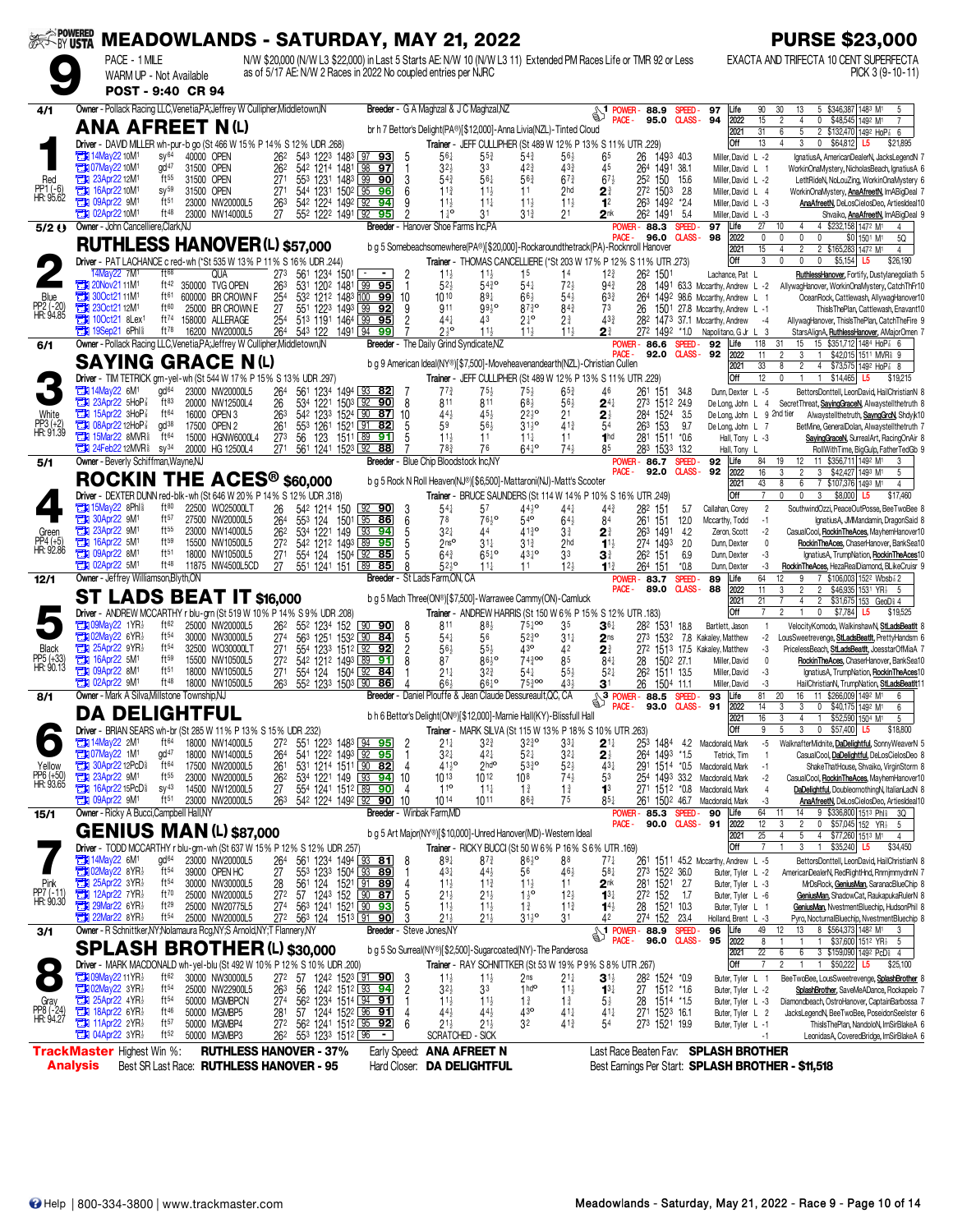# MEADOWLANDS - SATURDAY, MAY 21, 2022

**PURSE $23,000**

**Race 9** — PACE - 1 MILE — N/W $20,000 (N/W L3 $22,000) in Last 5 Starts AE: N/W 10 (N/W L3 11) Extended PM Races Life or TMR 92 or Less as of 5/17 AE: N/W 2 Races in 2022 No coupled entries per NJRC

WARM UP - Not Available

POST - 9:40 CR 94

EXACTA AND TRIFECTA 10 CENT SUPERFECTA PICK 3 (9-10-11)

---

## 1 — ANA AFREET N (L) — 4/1 — Red — PP1 (-6) — HR: 95.62

Owner - Pollack Racing LLC,Venetia,PA;Jeffrey W Cullipher,Middletown,IN
Breeder - G A Maghzal & J C Maghzal,NZ
br h 7 Bettor's Delight(PA®)[$12,000]-Anna Livia(NZL)-Tinted Cloud
Driver - DAVID MILLER wh-pur-b go (St 466 W 15% P 14% S 12% UDR .268)
Trainer - JEFF CULLIPHER (St 489 W 12% P 13% S 11% UTR .229)
POWER - 88.9 SPEED - 97 / PACE - 95.0 CLASS - 94

| | Starts | W | P | S | Earnings | Best |
|---|---|---|---|---|---|---|
| Life | 90 | 30 | 13 | 5 | $346,387 | 1483 M1 5 |
| 2022 | 15 | 2 | 4 | 0 | $48,545 | 1492 M1 7 |
| 2021 | 31 | 6 | 5 | 2 | $132,470 | 1492 HoP⅞ 6 |
| Off | 13 | 4 | 3 | 0 | $64,812 | L5 $21,895 |

| Date | Track | Cond | Purse | Class | Fractions | Time | SR | PP | 1/4 | 1/2 | 3/4 | Str | Fin | Last Q | Time | Odds | Driver | Top 3 |
|---|---|---|---|---|---|---|---|---|---|---|---|---|---|---|---|---|---|---|
| 14May22 | 10M1 | sy64 | 40000 | OPEN | 262 543 1223 | 1483 | 97 93 | 5 | 56¼ | 55¾ | 54¾ | 56½ | 65 | 26 | 1493 | 40.3 | Miller, David L -2 | IgnatiusA, AmericanDealerN, JacksLegendN 7 |
| 07May22 | 10M1 | gd47 | 31500 | OPEN | 262 542 1214 | 1481 | 98 97 | 1 | 32½ | 33 | 42¾ | 43¾ | 45 | 264 | 1491 | 38.1 | Miller, David L 1 | WorkinOnaMystery, NicholasBeach, IgnatiusA 6 |
| 23Apr22 | 12M1 | ft55 | 31500 | OPEN | 271 553 1231 | 1483 | 99 90 | 3 | 54¾ | 56¼ | 56¾ | 67¾ | 67½ | 252 | 150 | 15.6 | Miller, David L -2 | LettRideN, NoLouZing, WorkinOnaMystery 6 |
| 16Apr22 | 10M1 | sy59 | 31500 | OPEN | 271 544 1231 | 1502 | 95 96 | 6 | 11½ | 11½ | 11 | 2hd | 2¾ | 272 | 1503 | 2.8 | Miller, David L 4 | WorkinOnaMystery, AnaAfreetN, ImABigDeal 7 |
| 09Apr22 | 9M1 | ft51 | 23000 | NW20000L5 | 263 542 1224 | 1492 | 92 94 | 9 | 11½ | 11½ | 11½ | 11½ | 1² | 263 | 1492 | *2.4 | Miller, David L -3 | AnaAfreetN, DeLosCielosDeo, Artiesldeal 10 |
| 02Apr22 | 10M1 | ft48 | 23000 | NW14000L5 | 27 552 1222 | 1491 | 92 95 | 2 | 1½° | 31 | 31¾ | 21 | 2nk | 262 | 1491 | 5.4 | Miller, David L -3 | Shvaiko, AnaAfreetN, ImABigDeal 9 |

## 2 — RUTHLESS HANOVER (L) $57,000 — 5/2 — Blue — PP2 (-20) — HR: 94.85

Owner - John Cancelliere,Clark,NJ
Breeder - Hanover Shoe Farms Inc,PA
b g 5 Somebeachsomewhere(PA®)[$20,000]-Rockaroundthetrack(PA)-Rocknroll Hanover
Driver - PAT LACHANCE c red-wh (*St 535 W 13% P 11% S 16% UDR .244)
Trainer - THOMAS CANCELLIERE (*St 203 W 17% P 12% S 11% UTR .273)
POWER - 88.3 SPEED - 97 / PACE - 96.0 CLASS - 98

| | Starts | W | P | S | Earnings | Best |
|---|---|---|---|---|---|---|
| Life | 27 | 10 | 4 | 4 | $232,158 | 1472 M1 4 |
| 2022 | 0 | 0 | 0 | 0 | $0 | 1501 M1 5Q |
| 2021 | 15 | 4 | 2 | 2 | $165,283 | 1472 M1 4 |
| Off | 3 | 0 | 0 | 0 | $5,154 | L5 $26,190 |

| Date | Track | Cond | Purse | Class | Fractions | Time | SR | PP | 1/4 | 1/2 | 3/4 | Str | Fin | Last Q | Time | Odds | Driver | Top 3 |
|---|---|---|---|---|---|---|---|---|---|---|---|---|---|---|---|---|---|---|
| 14May22 | 7M1 | ft68 | | QUA | 273 561 1234 | 1501 | - - | 2 | 11½ | 11½ | 15 | 14 | 12¾ | 262 | 1501 | | Lachance, Pat L | RuthlessHanover, Fortify, Dustylanegoliath 5 |
| 20Nov21 | 11M1 | ft42 | 350000 | TVG OPEN | 263 531 1202 | 1481 | 99 95 | 1 | 52½ | 54¾° | 54¼ | 72½ | 94¾ | 28 | 1491 | 63.3 | Mccarthy, Andrew L -2 | AllywagHanover, WorkinOnaMystery, CatchThFr 10 |
| 30Oct21 | 11M1 | ft61 | 600000 | BR CROWN F | 254 532 1212 | 1483 | 100 99 | 10 | 10 10 | 89¼ | 66½ | 54½ | 63¾ | 264 | 1492 | 98.6 | Mccarthy, Andrew L 1 | OceanRock, Cattlewash, AllywagHanover 10 |
| 23Oct21 | 12M1 | ft60 | 25000 | BR CROWN E | 27 552 1223 | 1493 | 99 92 | 9 | 911 | 99½° | 87¾° | 84¾ | 73 | 26 | 1501 | 27.8 | Mccarthy, Andrew L -1 | ThisIsThePlan, Cattlewash, Enavant 10 |
| 10Oct21 | 8Lex1 | ft74 | 158000 | ALLERAGE | 254 513 1191 | 1464 | 99 95 | 2 | 44½ | 43 | 2½° | 2¾ | 43¾ | 282 | 1473 | 37.1 | Mccarthy, Andrew L -4 | AllywagHanover, ThisIsThePlan, CatchTheFire 9 |
| 19Sep21 | 6Phl⅝ | ft78 | 16200 | NW20000L5 | 264 543 122 | 1491 | 94 99 | 7 | 2½° | 11½ | 11½ | 11½ | 2¾ | 272 | 1492 | *1.0 | Napolitano, G Jr L 3 | StarsAlignA, RuthlessHanover, AMajorOmen 7 |

## 3 — SAYING GRACE N (L) — 6/1 — White — PP3 (+2) — HR: 91.39

Owner - Pollack Racing LLC,Venetia,PA;Jeffrey W Cullipher,Middletown,IN
Breeder - The Daily Grind Syndicate,NZ
b g 9 American Ideal(NY®)[$7,500]-Moveheavenandearth(NZL)-Christian Cullen
Driver - TIM TETRICK grn-yel-wh (St 544 W 17% P 15% S 13% UDR .297)
Trainer - JEFF CULLIPHER (St 489 W 12% P 13% S 11% UTR .229)
POWER - 86.6 SPEED - 92 / PACE - 92.0 CLASS - 92

| | Starts | W | P | S | Earnings | Best |
|---|---|---|---|---|---|---|
| Life | 118 | 31 | 15 | 15 | $351,712 | 1484 HoP⅞ 6 |
| 2022 | 11 | 2 | 3 | 1 | $42,015 | 1511 MVR⅝ 9 |
| 2021 | 33 | 8 | 2 | 4 | $73,575 | 1492 HoP⅞ 8 |
| Off | 12 | 0 | 1 | 1 | $14,465 | L5 $19,215 |

| Date | Track | Cond | Purse | Class | Fractions | Time | SR | PP | 1/4 | 1/2 | 3/4 | Str | Fin | Last Q | Time | Odds | Driver | Top 3 |
|---|---|---|---|---|---|---|---|---|---|---|---|---|---|---|---|---|---|---|
| 14May22 | 6M1 | gd64 | 23000 | NW20000L5 | 264 561 1234 | 1494 | 93 82 | 7 | 77¾ | 75½ | 75¾ | 65¾ | 46 | 261 | 151 | 34.8 | Dunn, Dexter L -5 | BettorsDonttell, LeonDavid, HailChristianN 8 |
| 23Apr22 | 5HoP⅞ | ft83 | 20000 | NW12500L4 | 26 534 1221 | 1503 | 92 90 | 8 | 811 | 811 | 68¼ | 56½ | 24½ | 273 | 1512 | 24.9 | De Long, John L 4 | SecretThreat, SayingGraceN, Alwaystelltheruth 8 |
| 15Apr22 | 3HoP⅞ | ft64 | 16000 | OPEN 2 | 263 542 1233 | 1524 | 90 87 | 10 | 44½ | 45½ | 22½° | 21 | 2¾ | 284 | 1524 | 3.5 | De Long, John L 9 2nd tier | Alwaystelltheruth, SayngGrcN, Shdyjk 10 |
| 08Apr22 | 12HoP⅞ | gd38 | 17500 | OPEN 2 | 261 553 1261 | 1521 | 91 82 | 5 | 59 | 56½ | 31½° | 41¾ | 54 | 263 | 153 | 9.7 | De Long, John L 7 | BetMine, GeneralDolan, Alwaystelltheruth 7 |
| 15Mar22 | 8MVR⅝ | ft64 | 15000 | HGNW6000L4 | 273 56 123 | 1511 | 89 91 | 5 | 11½ | 11 | 11¼ | 11 | 1hd | 281 | 1511 | *0.6 | Hall, Tony L -3 | SayingGraceN, SurrealArt, RacingOnAir 8 |
| 24Feb22 | 12MVR⅝ | sy34 | 20000 | HG 12500L4 | 271 561 1241 | 1523 | 92 88 | 7 | 78¾ | 76 | 64½° | 74½ | 85 | 283 | 1533 | 13.2 | Hall, Tony L | RollWithTime, BigGulp, FatherTedGb 9 |

## 4 — ROCKIN THE ACES® $60,000 — 5/1 — Green — PP4 (+5) — HR: 92.86

Owner - Beverly Schiffman,Wayne,NJ
Breeder - Blue Chip Bloodstock Inc,NY
b g 5 Rock N Roll Heaven(NJ®)[$6,500]-Mattaroni(NJ)-Matt's Scooter
Driver - DEXTER DUNN red-blk-wh (St 646 W 20% P 14% S 12% UDR .318)
Trainer - BRUCE SAUNDERS (St 114 W 14% P 10% S 16% UTR .249)
POWER - 86.7 SPEED - 92 / PACE - 92.0 CLASS - 92

| | Starts | W | P | S | Earnings | Best |
|---|---|---|---|---|---|---|
| Life | 84 | 19 | 12 | 11 | $356,711 | 1492 M1 3 |
| 2022 | 16 | 3 | 3 | 2 | $42,427 | 1493 M1 5 |
| 2021 | 43 | 8 | 6 | 7 | $107,376 | 1493 M1 4 |
| Off | 7 | 0 | 0 | 3 | $8,000 | L5 $17,460 |

| Date | Track | Cond | Purse | Class | Fractions | Time | SR | PP | 1/4 | 1/2 | 3/4 | Str | Fin | Last Q | Time | Odds | Driver | Top 3 |
|---|---|---|---|---|---|---|---|---|---|---|---|---|---|---|---|---|---|---|
| 15May22 | 8Phl⅝ | ft80 | 22500 | WO25000LT | 26 542 1214 | 150 | 92 90 | 3 | 54¼ | 57 | 44½° | 44¾ | 44¾ | 282 | 151 | 5.7 | Callahan, Corey 2 | SouthwindOzzi, PeaceOutPosse, BeeTwoBee 8 |
| 30Apr22 | 9M1 | ft57 | 27500 | NW20000L5 | 264 553 124 | 1501 | 95 86 | 6 | 78 | 76½° | 54° | 64½ | 84 | 261 | 151 | 12.0 | Mccarthy, Todd -1 | IgnatiusA, JMMandamin, DragonSaid 8 |
| 23Apr22 | 9M1 | ft55 | 23000 | NW14000L5 | 262 532 1214 | 149 | 93 94 | 5 | 32½ | 44 | 41¾° | 3¾ | 2¾ | 263 | 1491 | 4.2 | Zeron, Scott -2 | CasualCool, RockinTheAces, MayhemHanover 10 |
| 16Apr22 | 5M1 | ft59 | 15500 | NW10500L5 | 272 542 1212 | 1493 | 89 95 | 5 | 2no° | 31½ | 31¾ | 2hd | 11½ | 274 | 1493 | 2.0 | Dunn, Dexter 0 | RockinTheAces, ChaserHanover, BankSea 10 |
| 09Apr22 | 8M1 | ft51 | 18000 | NW10500L5 | 271 554 124 | 1504 | 92 85 | 5 | 64¾ | 65¼° | 43½° | 33 | 3¾ | 262 | 151 | 6.9 | Dunn, Dexter -3 | IgnatiusA, TrumpNation, RockinTheAces 10 |
| 02Apr22 | 5M1 | ft48 | 11875 | NW4500L5CD | 27 551 1241 | 151 | 89 85 | 8 | 52¾° | 11½ | 11 | 12½ | 11¾ | 264 | 151 | *0.8 | Dunn, Dexter -3 | RockinTheAces, HezaRealDiamond, BLiKeCruisr 9 |

## 5 — ST LADS BEAT IT $16,000 — 12/1 — Black — PP5 (+33) — HR: 90.13

Owner - Jeffrey Williamson,Blyth,ON
Breeder - St Lads Farm,ON,CA
b g 5 Mach Three(ON®)[$7,500]-Warrawee Cammy(ON)-Camluck
Driver - ANDREW MCCARTHY r blu-grn (St 519 W 10% P 14% S 9% UDR .208)
Trainer - ANDREW HARRIS (St 150 W 6% P 15% S 12% UTR .183)
POWER - 83.7 SPEED - 89 / PACE - 89.0 CLASS - 88

| | Starts | W | P | S | Earnings | Best |
|---|---|---|---|---|---|---|
| Life | 64 | 12 | 9 | 7 | $106,003 | 1522 Wbsb⅞ 2 |
| 2022 | 11 | 3 | 2 | 2 | $46,935 | 1531 YR½ 5 |
| 2021 | 21 | 7 | 4 | 2 | $31,675 | 153 GeoD⅞ 4 |
| Off | 7 | 2 | 1 | 0 | $7,784 | L5 $19,525 |

| Date | Track | Cond | Purse | Class | Fractions | Time | SR | PP | 1/4 | 1/2 | 3/4 | Str | Fin | Last Q | Time | Odds | Driver | Top 3 |
|---|---|---|---|---|---|---|---|---|---|---|---|---|---|---|---|---|---|---|
| 09May22 | 1YR½ | ft62 | 25000 | NW20000L5 | 262 552 1234 | 152 | 90 90 | 8 | 811 | 88½ | 75½°° | 35 | 36¼ | 282 | 1531 | 18.8 | Bartlett, Jason 1 | VelocityKomodo, WalkinshawN, StLadsBeatIt 8 |
| 02May22 | 6YR½ | ft54 | 30000 | NW30000L5 | 274 563 1251 | 1532 | 90 84 | 5 | 54½ | 56 | 52¾° | 31½ | 2ns | 273 | 1532 | 7.8 | Kakaley, Matthew -2 | LousSweetrevenge, StLadsBeatIt, PrettyHandsm 6 |
| 25Apr22 | 9YR½ | ft54 | 32500 | WO30000LT | 271 554 1233 | 1512 | 92 92 | 2 | 56½ | 55½ | 43° | 42 | 2¾ | 272 | 1513 | 17.5 | Kakaley, Matthew -3 | PricelessBeach, StLadsBeatIt, JoesstarOfMiaA 7 |
| 16Apr22 | 5M1 | ft59 | 15500 | NW10500L5 | 272 542 1212 | 1493 | 89 91 | 8 | 87 | 86½° | 74¾°° | 85 | 84¼ | 28 | 1502 | 27.1 | Miller, David 0 | RockinTheAces, ChaserHanover, BankSea 10 |
| 09Apr22 | 8M1 | ft51 | 18000 | NW10500L5 | 271 554 124 | 1504 | 92 84 | 1 | 21¼ | 32¾ | 54¼ | 55½ | 52¼ | 262 | 1511 | 13.5 | Miller, David -3 | IgnatiusA, TrumpNation, RockinTheAces 10 |
| 02Apr22 | 2M1 | ft48 | 18000 | NW10500L5 | 263 552 1233 | 1503 | 90 86 | 4 | 66½ | 66½° | 75¾°° | 43½ | 31 | 26 | 1504 | 11.1 | Miller, David -3 | HailChristianN, TrumpNation, StLadsBeatIt 11 |

## 6 — DA DELIGHTFUL — 8/1 — Yellow — PP6 (+50) — HR: 93.65

Owner - Mark A Silva,Millstone Township,NJ
Breeder - Daniel Plouffe & Jean Claude Dessureault,QC, CA
b h 6 Bettor's Delight(ON®)[$12,000]-Marnie Hall(KY)-Blissfull Hall
Driver - BRIAN SEARS wh-br (St 285 W 11% P 13% S 15% UDR .232)
Trainer - MARK SILVA (St 115 W 13% P 18% S 10% UTR .263)
POWER - 88.5 SPEED - 93 / PACE - 93.0 CLASS - 91

| | Starts | W | P | S | Earnings | Best |
|---|---|---|---|---|---|---|
| Life | 81 | 20 | 16 | 11 | $266,009 | 1492 M1 6 |
| 2022 | 14 | 3 | 3 | 3 | $40,175 | 1492 M1 6 |
| 2021 | 16 | 3 | 3 | 4 | $52,590 | 1504 M1 5 |
| Off | 9 | 5 | 3 | 0 | $57,400 | L5 $18,800 |

| Date | Track | Cond | Purse | Class | Fractions | Time | SR | PP | 1/4 | 1/2 | 3/4 | Str | Fin | Last Q | Time | Odds | Driver | Top 3 |
|---|---|---|---|---|---|---|---|---|---|---|---|---|---|---|---|---|---|---|
| 14May22 | 2M1 | ft64 | 18000 | NW14000L5 | 272 551 1223 | 1483 | 94 95 | 2 | 21½ | 32¾ | 32¾° | 33½ | 21¼ | 253 | 1484 | 4.2 | Macdonald, Mark -5 | WalknafterMidnite, DaDelightful, SonnyWeaverN 5 |
| 07May22 | 1M1 | gd47 | 18000 | NW14000L5 | 264 541 1222 | 1493 | 92 95 | 1 | 32½ | 42½ | 52¼ | 32½ | 2½ | 264 | 1493 | *1.5 | Tetrick, Tim 1 | CasualCool, DaDelightful, DeLosCielosDeo 8 |
| 30Apr22 | 12PcD⅝ | ft64 | 17500 | NW20000L5 | 261 531 1214 | 1511 | 90 82 | 4 | 41¾° | 2hd° | 53¾° | 52½ | 43¼ | 291 | 1514 | *0.5 | Macdonald, Mark -4 | ShakeThatHouse, Shvaiko, VirginStorm 8 |
| 23Apr22 | 9M1 | ft55 | 23000 | NW20000L5 | 262 532 1221 | 149 | 93 94 | 10 | 10 13 | 10 12 | 10 8 | 74½ | 53 | 254 | 1493 | 33.2 | Macdonald, Mark -2 | CasualCool, RockinTheAces, MayhemHanover 10 |
| 16Apr22 | 15PcD⅝ | sy43 | 14500 | NW12000L5 | 27 554 1241 | 1512 | 89 90 | 4 | 1½° | 11½ | 1¾ | 1¾ | 1³ | 271 | 1512 | *0.8 | Macdonald, Mark 4 | DaDelightful, DoubleornothingN, ItalianLadN 8 |
| 09Apr22 | 9M1 | ft51 | 23000 | NW20000L5 | 263 542 1224 | 1492 | 92 90 | 10 | 10 14 | 10 11 | 86¾ | 75 | 85¼ | 261 | 1502 | 46.7 | Macdonald, Mark -3 | AnaAfreetN, DeLosCielosDeo, Artiesldeal 10 |

## 7 — GENIUS MAN (L) $87,000 — 15/1 — Pink — PP7 (-11) — HR: 90.30

Owner - Ricky A Bucci,Campbell Hall,NY
Breeder - Winbak Farm,MD
b g 5 Art Major(NY®)[$10,000]-Unred Hanover(MD)-Western Ideal
Driver - TODD MCCARTHY r blu-grn-wh (St 637 W 15% P 12% S 12% UDR .257)
Trainer - RICKY BUCCI (St 50 W 6% P 16% S 6% UTR .169)
POWER - 85.3 SPEED - 90 / PACE - 90.0 CLASS - 91

| | Starts | W | P | S | Earnings | Best |
|---|---|---|---|---|---|---|
| Life | 64 | 11 | 14 | 9 | $336,800 | 1513 Phl⅝ 3Q |
| 2022 | 12 | 3 | 2 | 0 | $57,045 | 152 YR½ 5 |
| 2021 | 25 | 4 | 5 | 4 | $77,260 | 1513 M1 4 |
| Off | 7 | 1 | 3 | 1 | $35,240 | L5 $34,450 |

| Date | Track | Cond | Purse | Class | Fractions | Time | SR | PP | 1/4 | 1/2 | 3/4 | Str | Fin | Last Q | Time | Odds | Driver | Top 3 |
|---|---|---|---|---|---|---|---|---|---|---|---|---|---|---|---|---|---|---|
| 14May22 | 6M1 | gd64 | 23000 | NW20000L5 | 264 561 1234 | 1494 | 93 81 | 8 | 89¼ | 87¾ | 86½° | 88 | 77¼ | 261 | 1511 | 45.2 | Mccarthy, Andrew L -5 | BettorsDonttell, LeonDavid, HailChristianN 8 |
| 02May22 | 8YR½ | ft54 | 39000 | OPEN HC | 27 553 1233 | 1504 | 93 89 | 1 | 43¼ | 44½ | 56 | 46½ | 58¼ | 273 | 1522 | 36.0 | Butler, Tyler L -2 | AmericanDealerN, RedRightHnd, RnrnjmmydnnN 7 |
| 25Apr22 | 3YR½ | ft54 | 30000 | NW30000L5 | 28 561 124 | 1521 | 91 89 | 4 | 11½ | 11½ | 11½ | 11 | 2nk | 281 | 1521 | 2.7 | Butler, Tyler L -3 | MrDsRock, GeniusMan, SaranacBlueChip 8 |
| 12Apr22 | 7YR½ | ft70 | 25000 | NW20000L5 | 272 57 1243 | 152 | 90 87 | 5 | 21½ | 21½ | 1½° | 12½ | 13¼ | 272 | 152 | 1.7 | Butler, Tyler L -6 | GeniusMan, ShadowCat, RaukapukaRulerN 8 |
| 29Mar22 | 6YR½ | ft29 | 25000 | NW20775L5 | 274 563 1241 | 1521 | 90 93 | 5 | 11½ | 11½ | 1¾ | 1¾ | 14½ | 28 | 1521 | 10.3 | Butler, Tyler L 1 | GeniusMan, NvestmentBluechip, HudsonPhil 8 |
| 22Mar22 | 8YR½ | ft54 | 25000 | NW20000L5 | 272 563 124 | 1513 | 91 90 | 3 | 21½ | 21½ | 31½° | 31 | 42 | 274 | 152 | 23.4 | Holland, Brent L -3 | Pyro, NocturnalBluechip, NvestmentBluechip 8 |

## 8 — SPLASH BROTHER (L) $30,000 — 3/1 — Gray — PP8 (-24) — HR: 94.27

Owner - R Schnittker,NY;Nolamaura Rcg,NY;S Arnold,NY;T Flannery,NY
Breeder - Steve Jones,NY
b g 5 So Surreal(NY®)[$2,500]-Sugarcoated(NY)-The Panderosa
Driver - MARK MACDONALD wh-yel-blu (St 492 W 10% P 12% S 10% UDR .200)
Trainer - RAY SCHNITTKER (St 53 W 19% P 9% S 8% UTR .267)
POWER - 88.9 SPEED - 96 / PACE - 96.0 CLASS - 95

| | Starts | W | P | S | Earnings | Best |
|---|---|---|---|---|---|---|
| Life | 49 | 12 | 13 | 8 | $564,373 | 1482 M1 3 |
| 2022 | 8 | 1 | 1 | 1 | $37,600 | 1512 YR½ 5 |
| 2021 | 22 | 6 | 3 | 3 | $159,090 | 1492 PcD⅝ 4 |
| Off | 7 | 2 | 1 | 1 | $50,222 | L5 $25,100 |

| Date | Track | Cond | Purse | Class | Fractions | Time | SR | PP | 1/4 | 1/2 | 3/4 | Str | Fin | Last Q | Time | Odds | Driver | Top 3 |
|---|---|---|---|---|---|---|---|---|---|---|---|---|---|---|---|---|---|---|
| 09May22 | 11YR½ | ft62 | 30000 | NW30000L5 | 272 57 1242 | 1523 | 91 90 | 3 | 11½ | 11½ | 2ns | 21¼ | 31½ | 282 | 1524 | *0.9 | Butler, Tyler L 1 | BeeTwoBee, LousSweetrevenge, SplashBrother 8 |
| 02May22 | 3YR½ | ft54 | 25000 | NW22900L5 | 263 56 1242 | 1512 | 93 94 | 2 | 32½ | 33 | 1hd° | 1¾ | 13¼ | 27 | 1512 | *1.6 | Butler, Tyler L -2 | SplashBrother, SaveMeADance, Rockapelo 7 |
| 25Apr22 | 4YR½ | ft54 | 50000 | MGMBPCN | 274 562 1241 | 1514 | 94 91 | 1 | 11½ | 11½ | 11½ | 1¾ | 5¾ | 28 | 1514 | *1.5 | Butler, Tyler L -3 | Diamondbeach, OstroHanover, CaptainBarbossa 7 |
| 18Apr22 | 6YR½ | ft46 | 50000 | MGMBP5 | 281 57 1244 | 1522 | 96 91 | 4 | 44½ | 44½ | 43° | 41½ | 41½ | 271 | 1523 | 16.1 | Butler, Tyler L 2 | JacksLegendN, BeeTwoBee, PoseidonSeelster 6 |
| 11Apr22 | 2YR½ | ft57 | 50000 | MGMBP4 | 272 562 1241 | 152 | 95 92 | 6 | 21½ | 21½ | 32 | 41¾ | 54 | 273 | 1521 | 19.9 | Butler, Tyler L -1 | ThisIsThePlan, NandoloN, ImSirBlakeA 6 |
| 04Apr22 | 3YR½ | ft52 | 50000 | MGMBP3 | 262 553 1233 | 1512 | 96 - | | SCRATCHED - SICK | | | | | | | | -1 | LeonidasA, CoveredBridge, ImSirBlakeA 6 |

---

**TrackMaster Analysis**

- Highest Win %: **RUTHLESS HANOVER - 37%**
- Best SR Last Race: **RUTHLESS HANOVER - 95**
- Early Speed: **ANA AFREET N**
- Hard Closer: **DA DELIGHTFUL**
- Last Race Beaten Fav: **SPLASH BROTHER**
- Best Earnings Per Start: **SPLASH BROTHER - $11,518**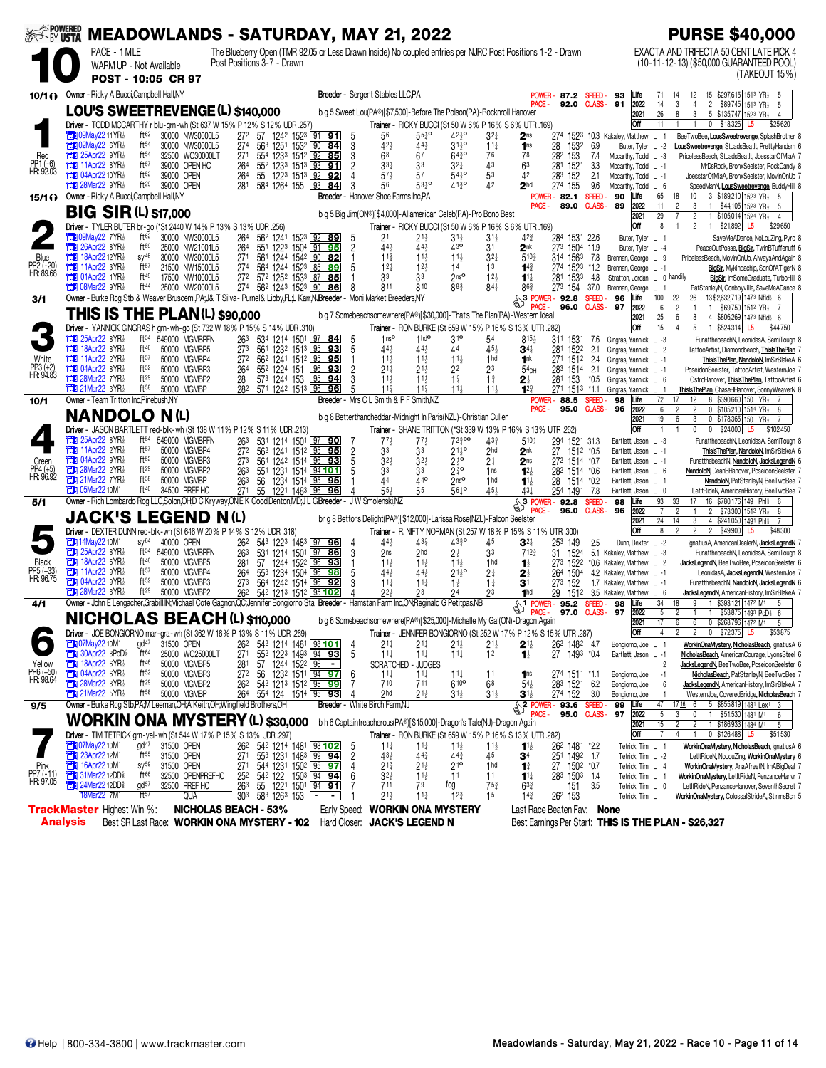# MEADOWLANDS - SATURDAY, MAY 21, 2022

**PURSE $40,000**

**10**

PACE - 1 MILE
WARM UP - Not Available
**POST - 10:05 CR 97**

The Blueberry Open (TMR 92.05 or Less Drawn Inside) No coupled entries per NJRC Post Positions 1-2 - Drawn Post Positions 3-7 - Drawn

EXACTA AND TRIFECTA 50 CENT LATE PICK 4 (10-11-12-13) ($50,000 GUARANTEED POOL) (TAKEOUT 15%)

---

## 1 — LOU'S SWEETREVENGE (L) $140,000 — 10/1

Red | PP1 (-6) | HR: 92.03

Owner - Ricky A Bucci,Campbell Hall,NY | Breeder - Sergent Stables LLC,PA
b g 5 Sweet Lou(PA®)[$7,500]-Before The Poison(PA)-Rocknroll Hanover
Driver - TODD MCCARTHY r blu-grn-wh (St 637 W 15% P 12% S 12% UDR .257) | Trainer - RICKY BUCCI (St 50 W 6% P 16% S 6% UTR .169)
POWER - 87.2 | SPEED - 93 | PACE - 92.0 | CLASS - 91

| | Starts | W | P | S | Earnings | Best |
|---|---|---|---|---|---|---|
| Life | 71 | 14 | 12 | 15 | $297,615 | 1513 YR⅝ 5 |
| 2022 | 14 | 3 | 4 | 2 | $89,745 | 1513 YR⅝ 5 |
| 2021 | 26 | 8 | 3 | 5 | $135,747 | 1523 YR⅝ 4 |
| Off | 11 | 1 | 1 | 0 | $18,326 | L5 $25,620 |

| Date | Cond | Class | Fractions | Spd/Cls | PP | 1/4 | 1/2 | 3/4 | Str | Fin | Last Q / Time | Odds | Driver | Order of Finish |
|---|---|---|---|---|---|---|---|---|---|---|---|---|---|---|
| 09May22 11YR⅝ | ft62 | 30000 NW30000L5 | 27² 57 124² 152³ | 91 91 | 5 | 5⁶ | 5⁵½° | 4²¾° | 3²¼ | 2ns | 27⁴ 152³ | 10.3 | Kakaley, Matthew L 1 | BeeTwoBee, LousSweetrevenge, SplashBrother 8 |
| 02May22 6YR⅝ | ft54 | 30000 NW30000L5 | 27⁴ 56³ 125¹ 153² | 90 84 | 3 | 4²½ | 4⁴½ | 3¹½° | 1¹¼ | 1ns | 28 153² | 6.9 | Buter, Tyler L -2 | LousSweetrevenge, StLadsBeatlt, PrettyHandsm 6 |
| 25Apr22 9YR⅝ | ft54 | 32500 WO30000LT | 27¹ 55⁴ 123³ 151² | 92 85 | 3 | 6⁸ | 6⁷ | 6⁴³° | 7⁶ | 7⁸ | 28² 153 | 7.4 | Mccarthy, Todd L -3 | PricelessBeach, StLadsBeatlt, JoesstarOfMiaA 7 |
| 11Apr22 8YR⅝ | ft57 | 39000 OPEN HC | 26⁴ 55² 123³ 151³ | 93 91 | 2 | 3³¼ | 3³ | 3²¼ | 4³ | 6³ | 28¹ 152¹ | 3.3 | Mccarthy, Todd L -1 | MrDsRock, BronxSeelster, RockCandy 8 |
| 04Apr22 10YR⅝ | ft52 | 39000 OPEN | 26⁴ 55 122³ 151³ | 92 92 | 4 | 5⁷½ | 5⁷ | 5⁴½° | 5³ | 4² | 28³ 152 | 2.1 | Mccarthy, Todd L -1 | JoesstarOfMiaA, BronxSeelster, MovinOnUp 7 |
| 28Mar22 9YR⅝ | ft29 | 39000 OPEN | 28¹ 58⁴ 126⁴ 155 | 93 84 | 3 | 5⁶ | 5³½° | 4¹³° | 4² | 2hd | 27⁴ 155 | 9.6 | Mccarthy, Todd L 6 | SpeedManN, LousSweetrevenge, BuddyHill 8 |

---

## 2 — BIG SIR (L) $17,000 — 15/1

Blue | PP2 (-20) | HR: 89.68

Owner - Ricky A Bucci,Campbell Hall,NY | Breeder - Hanover Shoe Farms Inc,PA
b g 5 Big Jim(ON®)[$4,000]-Allamerican Celeb(PA)-Pro Bono Best
Driver - TYLER BUTER br-go (*St 2440 W 14% P 13% S 13% UDR .256) | Trainer - RICKY BUCCI (St 50 W 6% P 16% S 6% UTR .169)
POWER - 82.1 | SPEED - 90 | PACE - 89.0 | CLASS - 89

| | Starts | W | P | S | Earnings | Best |
|---|---|---|---|---|---|---|
| Life | 65 | 18 | 10 | 3 | $189,210 | 1523 YR⅝ 5 |
| 2022 | 11 | 2 | 3 | 1 | $44,105 | 1523 YR⅝ 5 |
| 2021 | 29 | 7 | 2 | 1 | $105,014 | 1524 YR⅝ 4 |
| Off | 8 | 1 | 2 | 1 | $21,892 | L5 $29,650 |

| Date | Cond | Class | Fractions | Spd/Cls | PP | 1/4 | 1/2 | 3/4 | Str | Fin | Last Q / Time | Odds | Driver | Order of Finish |
|---|---|---|---|---|---|---|---|---|---|---|---|---|---|---|
| 09May22 7YR⅝ | ft62 | 30000 NW30000L5 | 26⁴ 56² 124¹ 152³ | 92 89 | 5 | 2¹ | 2¹½ | 3¹½ | 3¹½ | 4²¾ | 28⁴ 153¹ | 22.6 | Buter, Tyler L 1 | SaveMeADance, NoLouZing, Pyro 8 |
| 26Apr22 8YR⅝ | ft59 | 25000 NW21001L5 | 26⁴ 55¹ 122³ 150⁴ | 91 95 | 2 | 4⁴½ | 4⁴½ | 4³° | 3¹ | 2nk | 27³ 150⁴ | 11.9 | Buter, Tyler L -4 | PeaceOutPosse, BigSir, TwinBTuffenuff 6 |
| 18Apr22 12YR⅝ | sy46 | 30000 NW30000L5 | 27¹ 56¹ 124⁴ 154² | 90 82 | 1 | 1¹½ | 1¹½ | 1¹½ | 3²½ | 5¹⁰¾ | 31⁴ 156³ | 7.8 | Brennan, George L 9 | PricelessBeach, MovinOnUp, AlwaysAndAgain 8 |
| 11Apr22 3YR⅝ | ft57 | 21500 NW15000L5 | 27⁴ 56⁴ 124⁴ 152³ | 85 89 | 5 | 1²¼ | 1²½ | 1⁴ | 1³ | 1⁴¾ | 27⁴ 152³ | *1.2 | Brennan, George L -1 | BigSir, Mykindachip, SonOfATigerN 8 |
| 01Apr22 1YR⅝ | ft49 | 17500 NW10000L5 | 27² 57² 125² 153³ | 87 85 | 1 | 3³ | 3³ | 2ns° | 1²½ | 1¹¼ | 28¹ 153³ | 4.8 | Stratton, Jordan L 0 handily | BigSir, ImSomeGraduate, TurboHill 8 |
| 08Mar22 9YR⅝ | ft44 | 25000 NW20000L5 | 27⁴ 56² 124³ 152³ | 90 86 | 8 | 8¹¹ | 8¹⁰ | 8⁸¾ | 8⁴¼ | 8⁶¾ | 27³ 154 | 37.0 | Brennan, George L 1 | PatStanleyN, Conboyville, SaveMeADance 8 |

---

## 3 — THIS IS THE PLAN (L) $90,000 — 3/1

White | PP3 (+2) | HR: 94.83

Owner - Burke Rcg Stb & Weaver Bruscemi,PA;J& T Silva - Purnel& Libby,FL;L Karr,N.Breeder - Moni Market Breeders,NY
b g 7 Somebeachsomewhere(PA®)[$30,000]-That's The Plan(PA)-Western Ideal
Driver - YANNICK GINGRAS h grn-wh-go (St 732 W 18% P 15% S 14% UDR .310) | Trainer - RON BURKE (St 659 W 15% P 16% S 13% UTR .282)
3 POWER - 92.8 | SPEED - 96 | PACE - 96.0 | CLASS - 97

| | Starts | W | P | S | Earnings | Best |
|---|---|---|---|---|---|---|
| Life | 100 | 22 | 26 | 13 | $2,632,719 | 147³ Nfld⅞ 6 |
| 2022 | 6 | 2 | 1 | 1 | $69,750 | 151² YR⅝ 7 |
| 2021 | 25 | 6 | 8 | 4 | $806,269 | 147³ Nfld⅞ 6 |
| Off | 15 | 4 | 5 | 1 | $524,314 | L5 $44,750 |

| Date | Cond | Class | Fractions | Spd/Cls | PP | 1/4 | 1/2 | 3/4 | Str | Fin | Last Q / Time | Odds | Driver | Order of Finish |
|---|---|---|---|---|---|---|---|---|---|---|---|---|---|---|
| 25Apr22 8YR⅝ | ft54 | 549000 MGMBPFN | 26³ 53⁴ 121⁴ 150¹ | 97 84 | 5 | 1ne° | 1hd° | 3¹° | 5⁴ | 8¹⁵½ | 31¹ 153¹ | 7.6 | Gingras, Yannick L -3 | FunattheheachN, LeonidasA, SemiTough 8 |
| 18Apr22 8YR⅝ | ft46 | 50000 MGMBP5 | 27³ 56¹ 123² 151³ | 95 93 | 5 | 4⁴½ | 4⁴½ | 4⁴ | 4⁵½ | 3⁴¼ | 28¹ 152² | 2.1 | Gingras, Yannick L 2 | TattooArtist, Diamondbeach, ThisIsThePlan 7 |
| 11Apr22 2YR⅝ | ft57 | 50000 MGMBP4 | 27² 56⁴ 124¹ 151² | 95 95 | 1 | 1¹½ | 1¹½ | 1¹½ | 1hd | 1nk | 27¹ 151² | 2.4 | Gingras, Yannick L -1 | ThisIsThePlan, NandoloN, ImSirBlakeA 6 |
| 04Apr22 8YR⅝ | ft52 | 50000 MGMBP3 | 26⁴ 55² 122⁴ 151 | 96 93 | 2 | 2¹¼ | 2¹½ | 2² | 2³ | 5⁴DH | 28³ 151⁴ | 2.1 | Gingras, Yannick L -1 | PoseidonSeelster, TattooArtist, WesternJoe 7 |
| 28Mar22 7YR⅝ | ft29 | 50000 MGMBP2 | 28 57³ 124⁴ 153 | 95 94 | 3 | 1¹½ | 1¹½ | 1½ | 1½ | 2½ | 28¹ 153 | *0.5 | Gingras, Yannick L 6 | OstroHanover, ThisIsThePlan, TattooArtist 6 |
| 21Mar22 3YR⅝ | ft58 | 50000 MGMBP | 28² 57¹ 124² 151³ | 96 96 | 5 | 1¹½ | 1¹½ | 1¹½ | 1¹½ | 1²½ | 27¹ 151³ | *1.1 | Gingras, Yannick L 1 | ThisIsThePlan, ChaseHHanover, SonnyWeaverN 8 |

---

## 4 — NANDOLO N (L) — 10/1

Green | PP4 (+5) | HR: 96.92

Owner - Team Tritton Inc,Pinebush,NY | Breeder - Mrs C L Smith & P F Smith,NZ
b g 8 Betterthancheddar-Midnight In Paris(NZL)-Christian Cullen
Driver - JASON BARTLETT red-blk-wh (St 138 W 11% P 12% S 11% UDR .213) | Trainer - SHANE TRITTON (*St 339 W 13% P 16% S 13% UTR .262)
POWER - 88.5 | SPEED - 98 | PACE - 95.0 | CLASS - 96

| | Starts | W | P | S | Earnings | Best |
|---|---|---|---|---|---|---|
| Life | 72 | 17 | 12 | 8 | $390,660 | 150 YR⅝ 7 |
| 2022 | 6 | 2 | 2 | 0 | $105,210 | 151⁴ YR⅝ 8 |
| 2021 | 19 | 6 | 3 | 0 | $178,365 | 150 YR⅝ 7 |
| Off | 1 | 1 | 0 | 0 | $24,000 | L5 $102,450 |

| Date | Cond | Class | Fractions | Spd/Cls | PP | 1/4 | 1/2 | 3/4 | Str | Fin | Last Q / Time | Odds | Driver | Order of Finish |
|---|---|---|---|---|---|---|---|---|---|---|---|---|---|---|
| 25Apr22 8YR⅝ | ft54 | 549000 MGMBPFN | 26³ 53⁴ 121⁴ 150¹ | 97 90 | 7 | 7⁷½ | 7⁷½ | 7²³°° | 4³¾ | 5¹⁰½ | 29⁴ 152¹ | 31.3 | Bartlett, Jason L -3 | FunattheheachN, LeonidasA, SemiTough 8 |
| 11Apr22 2YR⅝ | ft57 | 50000 MGMBP4 | 27² 56² 124¹ 151² | 95 95 | 2 | 3³ | 3³ | 2¹½° | 2hd | 2nk | 27 151² | *0.5 | Bartlett, Jason L -1 | ThisIsThePlan, NandoloN, ImSirBlakeA 6 |
| 04Apr22 9YR⅝ | ft52 | 50000 MGMBP3 | 27³ 56⁴ 124² 151⁴ | 96 93 | 5 | 3²½ | 3²½ | 2½° | 2½ | 2ns | 27² 151⁴ | *0.7 | Bartlett, Jason L -1 | FunattheheachN, NandoloN, JacksLegendN 6 |
| 28Mar22 2YR⅝ | ft29 | 50000 MGMBP2 | 26³ 55¹ 123¹ 151⁴ | 94 101 | 5 | 3³ | 3³ | 2¹° | 1ns | 1²½ | 28² 151⁴ | *0.6 | Bartlett, Jason L 6 | NandoloN, DeanBHanover, PoseidonSeelster 7 |
| 21Mar22 7YR⅝ | ft58 | 50000 MGMBP | 26³ 56 123⁴ 151⁴ | 95 95 | 4 | 4⁴ | 4⁴° | 2ns° | 1hd | 1¹½ | 28 151⁴ | *0.2 | Bartlett, Jason L 1 | NandoloN, PatStanleyN, BeeTwoBee 7 |
| 05Mar22 10M¹ | ft40 | 34500 PREF HC | 27¹ 55 122¹ 148³ | 96 96 | 4 | 5⁵½ | 5⁵ | 5⁶½° | 4⁵½ | 4³¼ | 25⁴ 149¹ | 7.8 | Bartlett, Jason L 0 | LettRideN, AmericanHistory, BeeTwoBee 7 |

---

## 5 — JACK'S LEGEND N (L) — 5/1

Black | PP5 (+33) | HR: 96.75

Owner - Rich Lombardo Rcg LLC,Solon,OH;D C Kryway,ON;E K Good,Denton,MD;J L GBreeder - J W Smolenski,NZ
br g 8 Bettor's Delight(PA®)[$12,000]-Larissa Rose(NZL)-Falcon Seelster
Driver - DEXTER DUNN red-blk-wh (St 646 W 20% P 14% S 12% UDR .318) | Trainer - R. NIFTY NORMAN (St 257 W 18% P 15% S 11% UTR .300)
3 POWER - 92.8 | SPEED - 98 | PACE - 96.0 | CLASS - 96

| | Starts | W | P | S | Earnings | Best |
|---|---|---|---|---|---|---|
| Life | 93 | 33 | 17 | 16 | $780,176 | 149 Phl⅝ 6 |
| 2022 | 7 | 2 | 1 | 2 | $73,300 | 151² YR⅝ 8 |
| 2021 | 24 | 14 | 3 | 4 | $241,050 | 149¹ Phl⅝ 7 |
| Off | 8 | 2 | 2 | 2 | $49,900 | L5 $48,300 |

| Date | Cond | Class | Fractions | Spd/Cls | PP | 1/4 | 1/2 | 3/4 | Str | Fin | Last Q / Time | Odds | Driver | Order of Finish |
|---|---|---|---|---|---|---|---|---|---|---|---|---|---|---|
| 14May22 10M¹ | sy64 | 40000 OPEN | 26² 54³ 122³ 148³ | 97 96 | 4 | 4⁴½ | 4³½ | 4³³° | 4⁵ | 3²¼ | 25³ 149 | 2.5 | Dunn, Dexter L -2 | IgnatiusA, AmericanDealerN, JacksLegendN 7 |
| 25Apr22 8YR⅝ | ft54 | 549000 MGMBPFN | 26³ 53⁴ 121⁴ 150¹ | 97 86 | 3 | 2ns | 2hd | 2½ | 3³ | 7¹²¾ | 31 152⁴ | 5.1 | Kakaley, Matthew L -3 | FunattheheachN, LeonidasA, SemiTough 8 |
| 18Apr22 6YR⅝ | ft46 | 50000 MGMBP5 | 28¹ 57 124⁴ 152² | 96 93 | 1 | 1¹½ | 1¹½ | 1¹½ | 1hd | 1½ | 27³ 152² | *0.6 | Kakaley, Matthew L 2 | JacksLegendN, BeeTwoBee, PoseidonSeelster 6 |
| 11Apr22 9YR⅝ | ft57 | 50000 MGMBP4 | 26⁴ 55³ 123⁴ 150⁴ | 96 98 | 5 | 4⁴½ | 4⁴½ | 2¹½° | 2½ | 2½ | 26⁴ 150⁴ | 4.2 | Kakaley, Matthew L -1 | LeonidasA, JacksLegendN, WesternJoe 7 |
| 04Apr22 9YR⅝ | ft52 | 50000 MGMBP3 | 27³ 56⁴ 124² 151⁴ | 96 92 | 3 | 1¹½ | 1¹½ | 1½ | 1½ | 3¹ | 27³ 152 | 1.7 | Kakaley, Matthew L -1 | FunattheheachN, NandoloN, JacksLegendN 6 |
| 28Mar22 8YR⅝ | ft29 | 50000 MGMBP2 | 26² 54² 121³ 151³ | 95 102 | 4 | 2²½ | 2³ | 2⁴ | 2³ | 1hd | 29 151² | 3.5 | Kakaley, Matthew L 6 | JacksLegendN, AmericanHistory, ImSirBlakeA 7 |

---

## 6 — NICHOLAS BEACH (L) $110,000 — 4/1

Yellow | PP6 (+50) | HR: 98.64

Owner - John E Lengacher,Grabill,IN;Michael Cote Gagnon,QC;Jennifer Bongiorno Sta Breeder - Hamstan Farm Inc,ON;Reginald G Petitpas,NB
b g 6 Somebeachsomewhere(PA®)[$25,000]-Michelle My Gal(ON)-Dragon Again
Driver - JOE BONGIORNO mar-gra-wh (St 362 W 16% P 13% S 11% UDR .269) | Trainer - JENNIFER BONGIORNO (St 252 W 17% P 12% S 15% UTR .287)
1 POWER - 95.2 | SPEED - 98 | PACE - 97.0 | CLASS - 97

| | Starts | W | P | S | Earnings | Best |
|---|---|---|---|---|---|---|
| Life | 34 | 18 | 9 | 1 | $393,121 | 147² M¹ 5 |
| 2022 | 5 | 2 | 1 | 2 | $53,875 | 149³ PcD⅝ 6 |
| 2021 | 17 | 6 | 6 | 0 | $268,796 | 147² M¹ 5 |
| Off | 4 | 2 | 2 | 0 | $72,375 | L5 $53,875 |

| Date | Cond | Class | Fractions | Spd/Cls | PP | 1/4 | 1/2 | 3/4 | Str | Fin | Last Q / Time | Odds | Driver | Order of Finish |
|---|---|---|---|---|---|---|---|---|---|---|---|---|---|---|
| 07May22 10M¹ | gd47 | 31500 OPEN | 26² 54² 121⁴ 148¹ | 98 101 | 4 | 2¹½ | 2¹½ | 2¹½ | 2¹½ | 2¹½ | 26² 148² | 4.7 | Bongiorno, Joe L 1 | WorkinOnaMystery, NicholasBeach, IgnatiusA 6 |
| 30Apr22 8PcD⅝ | ft64 | 25000 WO25000LT | 27¹ 55² 123³ 149³ | 94 93 | 5 | 1¹½ | 1¹½ | 1¹½ | 1² | 1½ | 27 149³ | *0.4 | Bartlett, Jason L -1 | NicholasBeach, AmericanCourage, LyonsSteel 6 |
| 18Apr22 6YR⅝ | ft46 | 50000 MGMBP5 | 28¹ 57 124⁴ 152² | 96 - | | SCRATCHED - JUDGES | | | | | | | 2 | JacksLegendN, BeeTwoBee, PoseidonSeelster 6 |
| 04Apr22 6YR⅝ | ft52 | 50000 MGMBP3 | 27² 56 123² 151¹ | 94 97 | 6 | 1¹½ | 1¹½ | 1¹½ | 1¹ | 1ns | 27⁴ 151¹ | *1.1 | Bongiorno, Joe -1 | NicholasBeach, PatStanleyN, BeeTwoBee 7 |
| 28Mar22 8YR⅝ | ft29 | 50000 MGMBP2 | 26² 54² 121³ 151² | 95 99 | 7 | 7¹⁰ | 7¹¹ | 6¹⁰° | 6⁸ | 5⁴¼ | 28³ 152¹ | 6.2 | Bongiorno, Joe 6 | JacksLegendN, AmericanHistory, ImSirBlakeA 7 |
| 21Mar22 5YR⅝ | ft58 | 50000 MGMBP | 26⁴ 55⁴ 124 151⁴ | 95 93 | 1 | 2hd | 2¹½ | 3¹½ | 3¹½ | 3¹½ | 27⁴ 152 | 3.0 | Bongiorno, Joe 1 | WesternJoe, CoveredBridge, NicholasBeach 7 |

---

## 7 — WORKIN ONA MYSTERY (L) $30,000 — 9/5

Pink | PP7 (-11) | HR: 97.05

Owner - Burke Rcg Stb,PA;M Leeman,OH;A Keith,OH;Wingfield Brothers,OH | Breeder - White Birch Farm,NJ
b h 6 Captaintreacherous(PA®)[$15,000]-Dragon's Tale(NJ)-Dragon Again
Driver - TIM TETRICK grn-yel-wh (St 544 W 17% P 15% S 13% UDR .297) | Trainer - RON BURKE (St 659 W 15% P 16% S 13% UTR .282)
2 POWER - 93.6 | SPEED - 99 | PACE - 95.0 | CLASS - 97

| | Starts | W | P | S | Earnings | Best |
|---|---|---|---|---|---|---|
| Life | 47 | 17 | 16 | 6 | $855,819 | 148¹ Lex¹ 3 |
| 2022 | 5 | 3 | 0 | 1 | $51,530 | 148¹ M¹ 6 |
| 2021 | 15 | 2 | 2 | 1 | $186,933 | 148⁴ M¹ 5 |
| Off | 7 | 4 | 1 | 0 | $126,488 | L5 $51,530 |

| Date | Cond | Class | Fractions | Spd/Cls | PP | 1/4 | 1/2 | 3/4 | Str | Fin | Last Q / Time | Odds | Driver | Order of Finish |
|---|---|---|---|---|---|---|---|---|---|---|---|---|---|---|
| 07May22 10M¹ | gd47 | 31500 OPEN | 26² 54² 121⁴ 148¹ | 98 102 | 5 | 1¹½ | 1¹½ | 1¹½ | 1¹½ | 1¹½ | 26² 148¹ | *2.2 | Tetrick, Tim L 1 | WorkinOnaMystery, NicholasBeach, IgnatiusA 6 |
| 23Apr22 12M¹ | ft55 | 31500 OPEN | 27¹ 55³ 123¹ 148³ | 99 94 | 2 | 4³½ | 4⁴½ | 4⁴½ | 4⁵ | 3⁴ | 25¹ 149² | 1.7 | Tetrick, Tim L -2 | LettRideN, NoLouZing, WorkinOnaMystery 6 |
| 16Apr22 10M¹ | sy59 | 31500 OPEN | 27 54⁴ 123¹ 150² | 95 97 | 4 | 2¹½ | 2¹½ | 2¹° | 1hd | 1½ | 27 150² | *0.7 | Tetrick, Tim L 4 | WorkinOnaMystery, AnaAfreetN, ImABigDeal 7 |
| 31Mar22 12DD⅝ | ft66 | 32500 OPENPREFHC | 25² 54² 122 150³ | 94 94 | 6 | 3²½ | 1¹½ | 1¹ | 1¹ | 1¹½ | 28³ 150³ | 1.4 | Tetrick, Tim L 1 | WorkinOnaMystery, LettRideN, PenzanceHanvr 7 |
| 24Mar22 12DD⅝ | gd57 | 32500 PREF HC | 26³ 55 122¹ 150¹ | 94 91 | 7 | 7¹¹ | 7⁹ | fog | 7⁵¾ | 6³¾ | 151 | 3.5 | Tetrick, Tim L 0 | LettRideN, PenzanceHanover, SeventhSecret 7 |
| 18Mar22 7M¹ | ft57 | QUA | 30³ 58³ 126³ 153 | - - | | 2¹½ | 1¹½ | 1²¾ | 1⁵ | 1⁴¾ | 26² 153 | | Tetrick, Tim L | WorkinOnaMystery, ColossalStrideA, StinmsBch 5 |

---

**TrackMaster Analysis**

Highest Win %: **NICHOLAS BEACH - 53%** | Early Speed: **WORKIN ONA MYSTERY** | Last Race Beaten Fav: **None**

Best SR Last Race: **WORKIN ONA MYSTERY - 102** | Hard Closer: **JACK'S LEGEND N** | Best Earnings Per Start: **THIS IS THE PLAN - $26,327**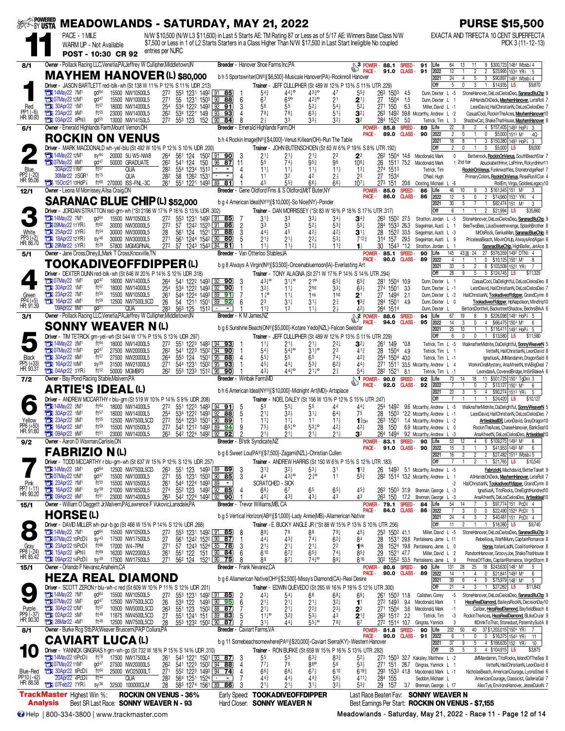# MEADOWLANDS - SATURDAY, MAY 21, 2022

**PURSE $15,500**

**Race 11** — PACE - 1 MILE — WARM UP - Not Available — POST - 10:30 CR 92

N/W $10,500 (N/W L3 $11,600) in Last 5 Starts AE: TM Rating 87 or Less as of 5/17 AE: Winners Base Class N/W $7,500 or Less in 1 of L2 Starts Starters in a Class Higher Than N/W $17,500 in Last Start Ineligible No coupled entries per NJRC

EXACTA AND TRIFECTA 10 CENT SUPERFECTA PICK 3 (11-12-13)

---

## 1 — MAYHEM HANOVER (L) $80,000 — 8/1 — Red — PP1 (-6) HR: 90.93

Owner - Pollack Racing LLC,Venetia,PA;Jeffrey W Cullipher,Middletown,IN — Breeder - Hanover Shoe Farms Inc,PA

b h 5 Sportswriter(ON®)[$6,500]-Musicale Hanover(PA)-Rocknroll Hanover

Driver - JASON BARTLETT red-blk-wh (St 138 W 11% P 12% S 11% UDR .213) — Trainer - JEFF CULLIPHER (St 489 W 12% P 13% S 11% UTR .229)

POWER - 88.1 SPEED - 91 — PACE - 91.0 CLASS - 91

| | Starts | W | P | S | Earnings | Best |
|---|---|---|---|---|---|---|
| Life | 64 | 13 | 11 | 9 | $300,723 | 1484 Wbsb⅞ 4 |
| 2022 | 12 | 1 | 2 | 2 | $23,995 | 1534 YR½ 5 |
| 2021 | 24 | 4 | 5 | 3 | $90,897 | 1484 Wbsb⅞ 4 |
| Off | 5 | 0 | 3 | 1 | $14,935 | L5 $9,870 |

| Date | Trk | Cond | Purse | Class | Fractions | Final | SR/Class | PP | 1/4 | 1/2 | 3/4 | Str | Fin | Last Q | Time | Odds | Driver | Top 3 / Field |
|---|---|---|---|---|---|---|---|---|---|---|---|---|---|---|---|---|---|---|
| 14May22 7M1 | | gd64 | 15500 | NW10500L5 | 27² 55³ 123¹ | 149² | 91 85 | 1 | 5⁴¾ | 4¹½° | 4³½° | 4⁷ | 5⁵¾ | 26³ | 150³ | 4.5 | Dunn, Dexter L -5 | StoneHanover, DeLosCielosDeo, SaranacBluChp 9 |
| 07May22 12M1 | | gd47 | 15500 | NW10000L5 | 27¹ 55 123¹ | 150³ | 90 88 | 6 | 6⁷ | 6⁵° | 4²½° | 2¹ | 2½ | 27 | 150⁴ | 1.5 | Dunn, Dexter L 1 | AllHandsOnDeck, MayhemHanover, LetsRoll 7 |
| 30Apr22 1M1 | | ft⁵⁷ | 18000 | NW14000L5 | 25⁴ 53⁴ 122² | 149³ | 92 91 | 3 | 5⁶ | 5⁵ | 5²½ | 5⁴½ | 5²¼ | 27¹ | 150 | 6.3 | Miller, David L -1 | LeonDavid, HailChristianN, DeLosCielosDeo 7 |
| 23Apr22 9M1 | | ft⁵⁵ | 23000 | NW14000L5 | 26² 53⁴ 122¹ | 149 | 93 93 | 4 | 7⁸¼ | 7⁸¼ | 6³½ | 5¹½ | 3²¼ | 26³ | 149² | 59.8 | Macdonald, Andrew L -2 | CasualCool, RockinTheAces, MayhemHanover 10 |
| 03Apr22 9Phl⅝ | | gd⁵⁵ | 13000 | NW14150L5 | 27² 55³ 123 | 152 | 90 84 | 8 | 2½ | 3³ | 3³½ | 3²½ | 3² | 28⁴ | 152² | 5.0 | Tetrick, Tim L 3 | ShadowCat, ShakeThatHouse, MayhemHanover 8 |

---

## 2 — ROCKIN ON VENUS — 6/1 — Blue — PP2 (-20) HR: 95.06

Owner - Emerald Highlands Farm,Mount Vernon,OH — Breeder - Emerald Highlands Farm,OH

b h 4 Rockin Image(IN®)[$4,000]-Venus Killean(OH)-Run The Table

Driver - MARK MACDONALD wh-yel-blu (St 492 W 10% P 12% S 10% UDR .200) — Trainer - JOHN BUTENSCHOEN (St 63 W 6% P 19% S 8% UTR .192)

POWER - 85.8 SPEED - 89 — PACE - 89.0 CLASS - 90

| | Starts | W | P | S | Earnings | Best |
|---|---|---|---|---|---|---|
| Life | 22 | 8 | 2 | 4 | $157,405 | 149³ HoP⅞ 3 |
| 2022 | 2 | 0 | 1 | 0 | $5,000 | 151³ M¹ 4Q |
| 2021 | 18 | 8 | 1 | 3 | $150,380 | 149³ HoP⅞ 3 |
| Off | 2 | 0 | 1 | 0 | $5,000 | L5 $9,000 |

| Date | Trk | Cond | Purse | Class | Fractions | Final | SR/Class | PP | 1/4 | 1/2 | 3/4 | Str | Fin | Last Q | Time | Odds | Driver | Top 3 / Field |
|---|---|---|---|---|---|---|---|---|---|---|---|---|---|---|---|---|---|---|
| 14May22 12M1 | | sy⁶⁴ | 20000 | 5U W5-NW8 | 26⁴ 56¹ 124 | 150² | 91 80 | 3 | 2¹¼ | 2¹½ | 2¹¾ | 2² | 2² | 26² | 150⁴ | 14.6 | Macdonald, Mark 0 | Betterrock, RockinOnVenus, SouthBeachStar 7 |
| 07May22 8M1 | | gd⁴⁷ | 50000 | GRADUATE | 26² 54¹ 124 | 150 | 96 87 | 11 | 5⁵ | 7⁴½ | 9⁵¾ | 9⁶ | 10⁶½ | 26 | 151¹ | 75.2 | Macdonald, Mark 1 2nd tier | AbuckabettHnvr, LsPrlmn, RckyrdHnvr 11 |
| 30Apr22 11M1 | | ft⁵⁷ | | QUA | 28² 55⁴ 123⁴ | 151³ | - - | 4 | 1¹½ | 1¹½ | 1¹½ | 1¹½ | 1³½ | 27⁴ | 151³ | | Tetrick, Tim | RockinOnVenus, Funknwaffles, StonebridgeReef 7 |
| 30Mar22 2SGR1 | | ft⁷⁵ | | QUA | 28² 58 126² | 153¹ | - - | 4 | 1¹ | 3² | 4² | 2½ | 2³ | 27 | 153⁴ | | O'Neil, Hugh | PrimaryColors, RockinOnVenus, RoseRunXCon 4 |
| 15Oct21 13HoP⅞ | | ft⁶⁰ | 270000 | ISS-FNL-3C | 26¹ 55¹ 122¹ | 149³ | 89 81 | 1 | 4⁵ | 5⁵¾ | 6⁶½ | 6⁶½ | 10⁷½ | 27 | 151 | 20.6 | Oosting, Michael L -6 | RollEm, Virgo, GoldiesLegacy 10 |

---

## 3 — SARANAC BLUE CHIP (L) $52,000 — 12/1 — White — PP3 (+2) HR: 86.70

Owner - Leona M Morrissey,Ailsa Craig,ON — Breeder - Gene Oldford Fms & S Oldford,MI;T Buter,NY

b g 4 American Ideal(NY®)[$10,000]-So Nice(NY)-Ponder

Driver - JORDAN STRATTON red-grn-wh (*St 2196 W 17% P 16% S 13% UDR .302) — Trainer - DAN MORRISSEY (*St 83 W 16% P 18% S 17% UTR .317)

POWER - 85.0 SPEED - 86 — PACE - 86.0 CLASS - 86

| | Starts | W | P | S | Earnings | Best |
|---|---|---|---|---|---|---|
| Life | 46 | 10 | 9 | 3 | $161,345 | 151 M¹ 3 |
| 2022 | 12 | 5 | 0 | 2 | $74,960 | 153¹ YR½ 4 |
| 2021 | 30 | 5 | 7 | 1 | $82,474 | 151 M¹ 3 |
| Off | 6 | 1 | 1 | 2 | $21,994 | L5 $35,860 |

| Date | Trk | Cond | Purse | Class | Fractions | Final | SR/Class | PP | 1/4 | 1/2 | 3/4 | Str | Fin | Last Q | Time | Odds | Driver | Top 3 / Field |
|---|---|---|---|---|---|---|---|---|---|---|---|---|---|---|---|---|---|---|
| 14May22 7M1 | | gd⁶⁴ | 15500 | NW10500L5 | 27² 55³ 123¹ | 149² | 91 85 | 7 | 3¹½ | 3³ | 3³½ | 3⁴½ | 3⁴¾ | 26³ | 150² | 27.5 | Stratton, Jordan L -5 | StoneHanover, DeLosCielosDeo, SaranacBluChp 9 |
| 09May22 11YR½ | | ft⁶² | 30000 | NW30000L5 | 27² 57 124² | 152³ | 91 86 | 2 | 3³ | 3³ | 5²½ | 5³½ | 5⁵¼ | 28⁴ | 153³ | 26.3 | Siegelman, Austi L 1 | BeeTwoBee, LousSweetrevenge, SplashBrother 8 |
| 25Apr22 3YR½ | | ft⁵⁴ | 30000 | NW30000L5 | 28 56¹ 124 | 152¹ | 91 88 | 3 | 4⁴½ | 4⁵ | 4²½ | 4²½ | 3¹½ | 28 | 152² | 33.5 | Siegelman, Austi L -3 | MrDsRock, GeniusMan, SaranacBlueChip 8 |
| 18Apr22 12YR½ | | sy⁴⁶ | 30000 | NW30000L5 | 27¹ 56¹ 124⁴ | 154² | 90 80 | 5 | 2¹½ | 2¹½ | 2²¼ | 5³½ | 7¹²½ | 31⁴ | 157 | 29.5 | Siegelman, Austi L 9 | PricelessBeach, MovinOnUp, AlwaysAndAgain 8 |
| 29Mar22 5YR½ | | ft²⁹ | 57800 | MGMGFINAL | 27² 57 124³ | 154³ | 84 81 | 1 | 1½ | 1½ | 1²½ | 1¹½ | 1½ | 30 | 154³ | *1.2 | Stratton, Jordan L 1 | SaranacBlueChip, HighBaller, JetAce 8 |

---

## 4 — TOOKADIVEOFFDIPPER (L) — 5/1 — Green — PP4 (+5) HR: 91.39

Owner - Jane Cross,Olney,IL;Mark T Cross,Knoxville,TN — Breeder - Van Otterloo Stables,IA

b g 8 Always A Virgin(IN®)[$3,500]-Onceinabluemoon(IA)-Everlasting Art

Driver - DEXTER DUNN red-blk-wh (St 646 W 20% P 14% S 12% UDR .318) — Trainer - TONY ALAGNA (St 271 W 17% P 14% S 14% UTR .294)

POWER - 85.1 SPEED - 90 — PACE - 90.0 CLASS - 89

| | Starts | W | P | S | Earnings | Best |
|---|---|---|---|---|---|---|
| Life | 145 | 43 38 | 24 | 27 | $576,359 | 149² DTN⅝ 4 |
| 2022 | 4 | 1 | 1 | 0 | $10,125 | 150¹ M¹ 8 |
| 2021 | 33 | 5 | 2 | 8 | $103,508 | 152² YR½ 7 |
| Off | 28 | 9 | 5 | 5 | $124,745 | L5 $11,325 |

| Date | Trk | Cond | Purse | Class | Fractions | Final | SR/Class | PP | 1/4 | 1/2 | 3/4 | Str | Fin | Last Q | Time | Odds | Driver | Top 3 / Field |
|---|---|---|---|---|---|---|---|---|---|---|---|---|---|---|---|---|---|---|
| 07May22 1M1 | | gd⁴⁷ | 18000 | NW14000L5 | 26⁴ 54¹ 122² | 149³ | 92 90 | 3 | 4³½° | 3¹½° | 2¹° | 6⁵½ | 6⁵½ | 28¹ | 150⁴ | 10.9 | Dunn, Dexter L 1 | CasualCool, DaDelightful, DeLosCielosDeo 8 |
| 30Apr22 1M1 | | ft⁵⁷ | 18000 | NW14000L5 | 25⁴ 53⁴ 122² | 149³ | 92 90 | 1 | 3²½ | 1¹½ | 2hd | 3³½ | 6³½ | 27⁴ | 150¹ | 3.3 | Dunn, Dexter L -1 | LeonDavid, HailChristianN, DeLosCielosDeo 7 |
| 23Apr22 7M1 | | ft⁵⁵ | 15500 | NW10500L5 | 26¹ 54⁴ 122⁴ | 149³ | 89 91 | 7 | 1½° | 1¹½ | 1ns | 1hd | 2¹ | 27 | 149⁴ | 2.1 | Dunn, Dexter L -2 | HailChristianN, Tookadiveoffdipper, GrandCymn 8 |
| 16Apr22 4M1 | | ft⁵⁹ | 12500 | NW7500L5CD | 26 54 121¹ | 150¹ | 89 92 | 6 | 2³ | 3¹½ | 3¹½ | 2½ | 1³¾ | 28⁴ | 150¹ | 4.9 | Dunn, Dexter L 0 | Tookadiveoffdipper, HpNapoleon, Mindtrip 10 |
| 09Apr22 9M1 | | gd⁵¹ | | QUA | 28³ 56³ 125 | 151² | - - | | 1½ | 1² | 1½ | 2½ | 4²½ | 26⁴ | 151⁴ | | Dunn, Dexter L | BettorsDonttell, BackstreetShadow, BechrsBrkA 6 |

---

## 5 — SONNY WEAVER N (L) — 3/1 — Black — PP5 (+33) HR: 93.31

Owner - Pollack Racing LLC,Venetia,PA;Jeffrey W Cullipher,Middletown,IN — Breeder - K M James,NZ

b g 6 Sunshine Beach(ON®)[$5,000]-Kotare Yedo(NZL)-Falcon Seelster

Driver - TIM TETRICK grn-yel-wh (St 544 W 17% P 15% S 13% UDR .297) — Trainer - JEFF CULLIPHER (St 489 W 12% P 13% S 11% UTR .229)

POWER - 88.6 SPEED - 94 — PACE - 94.0 CLASS - 95

| | Starts | W | P | S | Earnings | Best |
|---|---|---|---|---|---|---|
| Life | 67 | 19 | 8 | 9 | $226,098 | 149¹ HoP⅞ 5 |
| 2022 | 14 | 3 | 0 | 4 | $66,475 | 150⁴ M¹ 6 |
| 2021 | 25 | 10 | 1 | 1 | $116,411 | 149¹ HoP⅞ 5 |
| Off | 6 | 0 | 0 | 0 | $13,580 | L5 $11,580 |

| Date | Trk | Cond | Purse | Class | Fractions | Final | SR/Class | PP | 1/4 | 1/2 | 3/4 | Str | Fin | Last Q | Time | Odds | Driver | Top 3 / Field |
|---|---|---|---|---|---|---|---|---|---|---|---|---|---|---|---|---|---|---|
| 14May22 2M1 | | ft⁶⁴ | 18000 | NW14000L5 | 27² 55¹ 122³ | 148³ | 94 93 | 1 | 1¹½ | 2¹½ | 2¹½ | 2²½ | 3²¼ | 26¹ | 149 | *0.8 | Tetrick, Tim L -5 | WalknafterMidnite, DaDelightful, SonnyWeaverN 5 |
| 07May22 11M1 | | gd⁴⁷ | 27500 | NW20000L5 | 26² 54¹ 122³ | 150² | 94 90 | 1 | 5⁴½ | 5⁴³° | 3¹½° | 2³ | 4¹½ | 28 | 150⁴ | 4.9 | Tetrick, Tim L 1 | VettelN, HailChristianN, LeonDavid 8 |
| 30Apr22 9M1 | | ft⁵⁷ | 27500 | NW20000L5 | 26⁴ 55³ 123¹ | 150¹ | 95 88 | 4 | 5⁵½ | 5⁵ | 6⁵ | 7⁴½ | 4²¾ | 25⁴ | 150⁴ | 40.0 | Tetrick, Tim L -1 | IgnatiusA, JMMandamin, DragonSaid 8 |
| 16Apr22 10M1 | | sy⁵⁹ | 31500 | NW21000L5 | 27¹ 54⁴ 123¹ | 150² | 95 93 | 1 | 4⁵½ | 4⁴½ | 5³¾ | 6²½ | 4⁴½ | 27¹ | 151¹ | 33.5 | Macdonald, Andrew L 4 | WorkinOnaMystery, AnaAfreetN, ImABigDeal 7 |
| 04Apr22 3YR½ | | ft⁵² | 50000 | MGMBP3 | 26² 55³ 123³ | 151² | 96 90 | 1 | 4³½ | 4⁴³° | 2¹³° | 2³ | 5⁴½ | 28² | 152¹ | 8.1 | Tetrick, Tim L -6 | LeonidasA, CoveredBridge, ImSirBlakeA 6 |

---

## 6 — ARTIE'S IDEAL (L) — 7/2 — Yellow — PP6 (+50) HR: 91.60

Owner - Bay Pond Racing Stable,Malvern,PA — Breeder - Winbak Farm,MD

b h 6 American Ideal(NY®)[$10,000]-Midnight Art(MD)-Artsplace

Driver - ANDREW MCCARTHY r-blu-grn (St 519 W 10% P 12% S 9% UDR .208) — Trainer - NOEL DALEY (St 156 W 13% P 12% S 15% UTR .247)

POWER - 90.0 SPEED - 92 — PACE - 92.0 CLASS - 92

| | Starts | W | P | S | Earnings | Best |
|---|---|---|---|---|---|---|
| Life | 73 | 14 | 18 | 11 | $501,725 | 150¹ TgDn⅞ 3 |
| 2022 | 7 | 1 | 0 | 2 | $13,127 | 150¹ M¹ 6 |
| 2021 | 22 | 3 | 5 | 4 | $90,274 | 151³ YR½ 5 |
| Off | 7 | 1 | 1 | 1 | $24,420 | L5 $10,127 |

| Date | Trk | Cond | Purse | Class | Fractions | Final | SR/Class | PP | 1/4 | 1/2 | 3/4 | Str | Fin | Last Q | Time | Odds | Driver | Top 3 / Field |
|---|---|---|---|---|---|---|---|---|---|---|---|---|---|---|---|---|---|---|
| 14May22 2M1 | | ft⁶⁴ | 18000 | NW14000L5 | 27² 55¹ 122³ | 148³ | 94 91 | 5 | 5⁵ | 5⁵½ | 5⁵ | 4⁴ | 4⁴½ | 25⁴ | 149² | 9.6 | Mccarthy, Andrew L -5 | WalknafterMidnite, DaDelightful, SonnyWeaverN 5 |
| 30Apr22 1M1 | | ft⁵⁷ | 18000 | NW14000L5 | 25⁴ 53⁴ 122² | 149³ | 92 88 | 5 | 2¹½ | 3²½ | 3¹¼ | 6⁴½ | 7⁵ | 28 | 150³ | *2.2 | Mccarthy, Andrew L -1 | LeonDavid, HailChristianN, DeLosCielosDeo 7 |
| 23Apr22 3M1 | | ft⁵⁵ | 12500 | NW7500L5CD | 27² 55⁴ 123³ | 150¹ | 90 89 | 1 | 1¹½ | 1¹½ | 1¹ | 1¹½ | 1¾DH | 26³ | 150¹ | 1.4 | Mccarthy, Andrew L -2 | ArtiesIdealDH, LeonDavid, GrayDragon 10 |
| 16Apr22 5M1 | | ft⁵⁹ | 15500 | NW10500L5 | 27² 54² 121² | 149³ | 89 94 | 7 | 7⁵½ | 6⁵½° | 5³½° | 4²½ | 4²½ | 28 | 150 | 6.9 | Mccarthy, Andrew L 0 | RockinTheAces, ChaserHanover, BankSea 10 |
| 09Apr22 9M1 | | ft⁵¹ | 23000 | NW14000L5 | 26³ 54² 122⁴ | 149² | 92 92 | 2 | 2¹½ | 2¹½ | 2¹½ | 2¹½ | 3² | 26⁴ | 149⁴ | 9.2 | Mccarthy, Andrew L -3 | AnaAfreetN, DeLosCielosDeo, ArtiesIdeal 10 |

---

## 7 — FABRIZIO N (L) — 9/2 — Pink — PP7 (-11) HR: 90.20

Owner - Aaron D Waxman,Carlisle,ON — Breeder - Bl'stk Syndicate,NZ

b g 6 Sweet Lou(PA®)[$7,500]-Zagami(NZL)-Christian Cullen

Driver - TODD MCCARTHY r-blu-grn-wh (St 637 W 15% P 12% S 12% UDR .257) — Trainer - ANDREW HARRIS (St 150 W 6% P 15% S 12% UTR .183)

POWER - 83.1 SPEED - 90 — PACE - 91.0 CLASS - 90

| | Starts | W | P | S | Earnings | Best |
|---|---|---|---|---|---|---|
| Life | 53 | 12 | 4 | 6 | $109,275 | 149³ M¹ 6 |
| 2022 | 15 | 3 | 1 | 3 | $41,953 | 149³ M¹ 6 |
| 2021 | 16 | 2 | 2 | 2 | $27,482 | 151⁴ Wbsb⅞ 5 |
| Off | 7 | 1 | 2 | 1 | $21,765 | L5 $10,545 |

| Date | Trk | Cond | Purse | Class | Fractions | Final | SR/Class | PP | 1/4 | 1/2 | 3/4 | Str | Fin | Last Q | Time | Odds | Driver | Top 3 / Field |
|---|---|---|---|---|---|---|---|---|---|---|---|---|---|---|---|---|---|---|
| 14May22 5M1 | | gd⁶⁴ | 12500 | NW7500L5CD | 26³ 55¹ 123 | 149³ | 89 89 | 3 | 3¹½ | 3²½ | 5³½ | 3¹ | 1¹¾ | 26 | 149³ | 5.1 | Mccarthy, Andrew L -5 | FabrizioN, Machdavid, BetterTakeIt 9 |
| 07May22 12M1 | | gd⁴⁷ | 15500 | NW10000L5 | 27¹ 55 123¹ | 150³ | 90 88 | 3 | 4⁴ | 4³½° | 2³° | 1¹ | 5⁵¾ | 28² | 151⁴ | 13.2 | Mccarthy, Andrew L 1 | AllHandsOnDeck, MayhemHanover, LetsRoll 7 |
| 23Apr22 7M1 | | ft⁵⁵ | 15500 | NW10500L5 | 26¹ 54⁴ 122⁴ | 149³ | 89 - | | SCRATCHED - SICK | | | | | | | | -2 | HailChristianN, Tookadiveoffdipper, GrandCymn 8 |
| 16Apr22 9M1 | | sy⁵⁹ | 21000 | NW16500L5 | 27⁴ 55² 123 | 149² | 92 85 | 4 | 6⁶½ | 6⁷ | 6⁵ | 6⁵½ | 4⁵¾ | 26³ | 150³ | 31.9 | Brennan, George L -3 | IgnatiusA, TitoRocks, OneEightHundred 10 |
| 09Apr22 9M1 | | ft⁵¹ | 23000 | NW14000L5 | 26³ 54² 122⁴ | 149² | 92 90 | 8 | 4⁵½ | 4³½ | 4³½ | 4³ | 4³ | 26³ | 150 | 17.2 | Brennan, George L -3 | AnaAfreetN, DeLosCielosDeo, ArtiesIdeal 10 |

---

## 8 — HORSE (L) — 15/1 — Gray — PP8 (-24) HR: 85.42

Owner - William O Daggett Jr,Malvern,PA;Lawrence F Vukovic,Lansdale,PA — Breeder - Trevor Williams,MB, CA

b g 5 Vertical Horizon(AB®)[$1,000]-Lady Annie(MB)-Allamerican Native

Driver - DAVID MILLER wh-pur-b go (St 466 W 15% P 14% S 12% UDR .268) — Trainer - E. BUCKY ANGLE JR (*St 88 W 15% P 10% S 10% UTR .256)

POWER - 79.1 SPEED - 84 — PACE - 84.0 CLASS - 86

| | Starts | W | P | S | Earnings | Best |
|---|---|---|---|---|---|---|
| Life | 54 | 14 | 7 | 5 | $97,774 | 151 PcD⅝ 4 |
| 2022 | 7 | 3 | 0 | 0 | $22,490 | 152⁴ PcD⅝ 5 |
| 2021 | 24 | 4 | 3 | 2 | $40,481 | 151 PcD⅝ 4 |
| Off | 11 | 2 | 1 | 1 | $18,380 | L5 $9,740 |

| Date | Trk | Cond | Purse | Class | Fractions | Final | SR/Class | PP | 1/4 | 1/2 | 3/4 | Str | Fin | Last Q | Time | Odds | Driver | Top 3 / Field |
|---|---|---|---|---|---|---|---|---|---|---|---|---|---|---|---|---|---|---|
| 14May22 7M1 | | gd⁶⁴ | 15500 | NW10500L5 | 27² 55³ 123¹ | 149² | 91 85 | 8 | 8⁹½ | 7⁶ | 8⁸ | 7⁹½ | 4⁵½ | 25³ | 150² | 41.1 | Miller, David L -5 | StoneHanover, DeLosCielosDeo, SaranacBluChp 9 |
| 07May22 12PcD⅝ | | sy⁴³ | 17500 | NW17500L5 | 27 56¹ 124² | 152² | 90 87 | 1 | 4⁴½ | 4³½ | 7⁴½ | 6²½ | 8⁴ | 28 | 153¹ | 29.8 | Pantaleano, Jame L 11 | Rebellious, WarNMunn, CaptainRomance 8 |
| 23Apr22 15PcD⅝ | | ft⁶⁶ | 17000 | W4-7PM | 27¹ 57 124³ | 152⁴ | 85 78 | 3 | 2¹½ | 2¹½ | 2¹½ | 2² | 1nk | 28 | 152⁴ | 19.8 | Pantaleano, Jame L 0 | Horse, ItalianLadN, CoalitionHanover 8 |
| 15Apr22 9Phl⅝ | | ft⁶⁹ | 16200 | NW22000L5 | 26¹ 55¹ 122 | 149 | 90 64 | 6 | 6¹⁰ | 6⁷½ | 6⁵½ | 7⁴½ | 8⁵½ | 29 | 152¹ | 47.7 | Miller, David L 2 | RandomHanover, GroovyJoe, ShakeThatHouse 8 |
| 09Apr22 12PcD⅝ | | sy⁴⁹ | 17500 | NW17500L5 | 27¹ 56² 124 | 152¹ | 90 75 | 8 | 8⁸ | 8⁷½ | 7⁴½° | 8⁹½ | 8¹⁶ | 30² | 155² | 53.5 | Pantaleano, Jame L 9 | PrinceOfTides, CaptainRomance, VirginStorm 8 |

---

## 9 — HEZA REAL DIAMOND — 15/1 — Purple — PP9 (-37) HR: 90.30

Owner - Orlando F Nevarez,Anaheim,CA — Breeder - Frank Nevarez,CA

b g 6 Allamerican Native(ON®)[$2,500]-Missy's Diamond(CA)-Real Desire

Driver - SCOTT ZERON r-blu-wh-c red (St 609 W 10% P 11% S 12% UDR .201) — Trainer - EDWIN QUEVEDO (St 265 W 16% P 18% S 12% UTR .300)

POWER - 80.6 SPEED - 90 — PACE - 90.0 CLASS - 89

| | Starts | W | P | S | Earnings | Best |
|---|---|---|---|---|---|---|
| Life | 131 | 28 | 25 | 18 | $243,630 | 148¹ M¹ 5 |
| 2022 | 14 | 1 | 4 | 0 | $21,841 | 149³ M¹ 6 |
| 2021 | 39 | 6 | 4 | 9 | $75,979 | 148¹ M¹ 5 |
| Off | 21 | 4 | 3 | 1 | $27,262 | L5 $11,843 |

| Date | Trk | Cond | Purse | Class | Fractions | Final | SR/Class | PP | 1/4 | 1/2 | 3/4 | Str | Fin | Last Q | Time | Odds | Driver | Top 3 / Field |
|---|---|---|---|---|---|---|---|---|---|---|---|---|---|---|---|---|---|---|
| 14May22 7M1 | | gd⁶⁴ | 15500 | NW10500L5 | 27² 55³ 123¹ | 149² | 91 85 | 2 | 4³½ | 5⁴½ | 6⁶ | 6⁸½ | 6⁶¼ | 26¹ | 150³ | 11.8 | Callahan, Corey -5 | StoneHanover, DeLosCielosDeo, SaranacBluChp 9 |
| 07May22 5M1 | | gd⁴⁷ | 12500 | NW7500L5CD | 26 53⁴ 122 | 149³ | 90 95 | 6 | 2¹½ | 2¹½ | 2¹½ | 3²½ | 1¹ | 27² | 149³ | 9.4 | Macdonald, Mark -1 | HezaRealDiamond, BaileysRockN, DecisionDay 10 |
| 30Apr22 12M1 | | ft⁵⁷ | 10500 | NW5000L5CD | 26³ 55¹ 123 | 150² | 88 87 | 7 | 2¹½ | 2¹½ | 2²½ | 2³½ | 2² | 27¹ | 150⁴ | 3.6 | Macdonald, Mark -1 | Caliber, HezaRealDiamond, BayfieldBeach 8 |
| 02Apr22 5M1 | | ft⁴⁸ | 11875 | NW4500L5CD | 27 55¹ 124¹ | 151 | 89 83 | 5 | 1¹½° | 3²¾ | 5³½ | 4³ | 2¹¾ | 26³ | 151² | 22.2 | Tetrick, Tim -3 | RockinTheAces, HezaRealDiamond, BLikeCruisr 9 |
| 26Mar22 4M1 | | ft⁴⁶ | 12500 | NW7500L5CD | 28 55³ 123² | 150² | 90 87 | 2 | 3¹½ | 4⁴½ | 5⁵½° | 7⁸½ | 6⁷ | 27² | 151⁴ | 10.7 | Gingras, Yannick 3 | IllDrinkToThat, Stonedust, PaternitySuitA 8 |

---

## 10 — CAVIART LUCA (L) — 8/1 — Blue-Red — PP10 (-42) HR: 88.58

Owner - Burke Rcg Stb,PA;Weaver Bruscemi,PA;P Collura,PA — Breeder - Caviart Farms,VA

b g 11 Somebeachsomewhere(PA®)[$20,000]-Caviart Sierra(KY)-Western Hanover

Driver - YANNICK GINGRAS h grn-wh-go (St 732 W 18% P 15% S 14% UDR .310) — Trainer - RON BURKE (St 659 W 15% P 16% S 13% UTR .282)

POWER - 81.8 SPEED - 90 — PACE - 90.0 CLASS - 91

| | Starts | W | P | S | Earnings | Best |
|---|---|---|---|---|---|---|
| Life | 232 | 50 | 40 | 37 | $1,203,015 | 150⁴ YR½ 7 |
| 2022 | 6 | 1 | 0 | 0 | $16,375 | 154³ YR½ 11 |
| 2021 | 37 | 9 | 5 | 4 | $166,635 | 152 YR½ 10 |
| Off | 25 | 5 | 3 | 4 | $104,915 | L5 $3,875 |

| Date | Trk | Cond | Purse | Class | Fractions | Final | SR/Class | PP | 1/4 | 1/2 | 3/4 | Str | Fin | Last Q | Time | Odds | Driver | Top 3 / Field |
|---|---|---|---|---|---|---|---|---|---|---|---|---|---|---|---|---|---|---|
| 14May22 10PcD⅝ | | ft⁷⁶ | 17500 | NW17500L5 | 26¹ 54³ 122¹ | 150¹ | 93 87 | 3 | 5⁵ | 5⁵ | 6³¾ | 8³½ | 5²¼ | 27³ | 150³ | 32.7 | Kakaley, Matthew L -2 | JMMandamin, TitoRocks, IslandOfTheSea 8 |
| 07May22 11M1 | | gd⁴⁷ | 27500 | NW20000L5 | 26² 54¹ 122³ | 150² | 94 88 | 4 | 7⁷¼ | 7⁶ | 8⁶° | 5⁶ | 5³½ | 27¹ | 151 | 28.7 | Gingras, Yannick L 1 | VettelN, HailChristianN, LeonDavid 8 |
| 30Apr22 8PcD⅝ | | ft⁶⁴ | 25000 | WO25000LT | 27¹ 55² 122³ | 149⁴ | 94 74 | 4 | 6⁶¼ | 6⁶½ | 6⁷½ | 6¹⁰ | 6¹⁹½ | 29³ | 153³ | 41.8 | Macdonald, Andrew L -4 | NicholasBeach, AmericanCourage, LyonsSteel 6 |
| 20Apr22 4PcD⅝ | | ft⁴⁴ | | QUA | 28² 56⁴ 125¹ | 152⁴ | - - | 7 | 4⁴½ | 4⁴½ | 4⁴½ | 5⁶½ | 4¹¹½ | 28⁴ | 155 | | Seddon, Michael L | AmericanCourage, Classicist, GalleriaGal 7 |
| 07Feb22 7YR½ | | sy³⁶ | 32500 | 100000CLM | 28 58³ 127⁴ | 156¹ | 89 86 | 3 | 2¹½ | 2¹½ | 3¹½ | 3²½ | 5³¾ | 29 | 157 | 3.7 | Brennan, George L 17 | AlexTye, EnvironsHanover, JesseDukeN 7 |

---

**TrackMaster Analysis**

| | | | |
|---|---|---|---|
| Highest Win %: **ROCKIN ON VENUS - 36%** | Early Speed: **TOOKADIVEOFFDIPPER** | Last Race Beaten Fav: **SONNY WEAVER N** | |
| Best SR Last Race: **SONNY WEAVER N - 93** | Hard Closer: **SONNY WEAVER N** | Best Earnings Per Start: **ROCKIN ON VENUS - $7,155** | |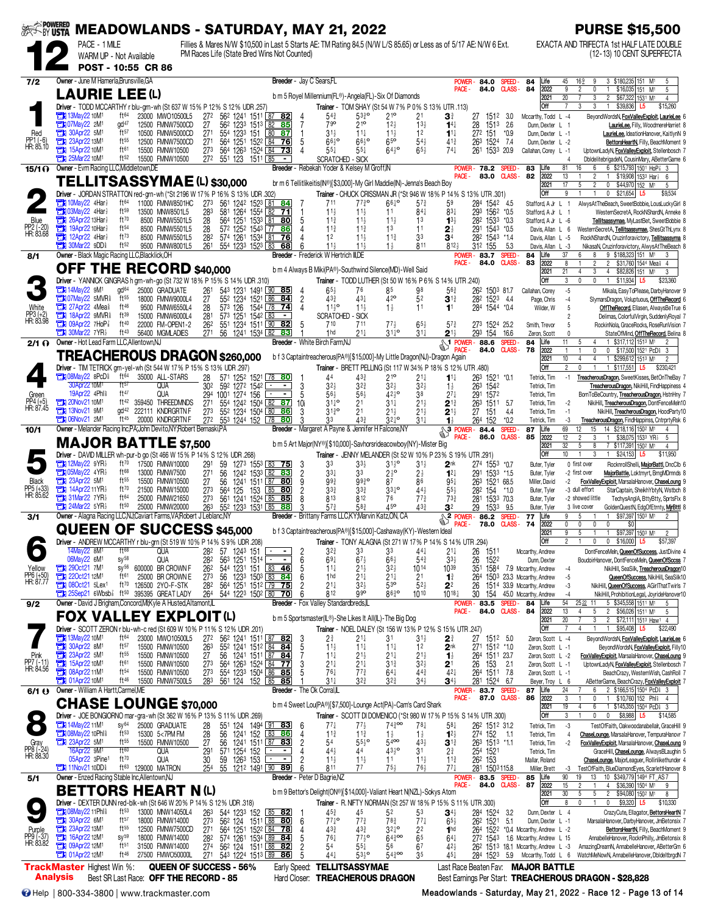# MEADOWLANDS - SATURDAY, MAY 21, 2022

**PURSE $15,500**

**12** — PACE - 1 MILE — WARM UP - Not Available — POST - 10:55 CR 86

Fillies & Mares N/W $10,500 in Last 5 Starts AE: TM Rating 84.5 (N/W L/S $5.85) or Less as of 5/17 AE: N/W 6 Ext. PM Races Life (State Bred Wins Not Counted)

EXACTA AND TRIFECTA 1st HALF LATE DOUBLE (12-13) 10 CENT SUPERFECTA

---

## 1 — LAURIE LEE (L) — 7/2 — Red — PP1 (-6) — HR: 85.10

Owner - June M Hamerla,Brunsville,GA — Breeder - Jay C Sears,FL — POWER 84.0 SPEED 84 — PACE 84.0 CLASS 84

b m 5 Royel Millennium(FL®)-Angela(FL)-Six Of Diamonds

Driver - TODD MCCARTHY r blu-grn-wh (St 637 W 15% P 12% S 12% UDR .257) — Trainer - TOM SHAY (St 54 W 7% P 0% S 13% UTR .113)

| Life | 45 | 16 | 9 | 3 | $180,235 | 151 M1 | 5 |
|---|---|---|---|---|---|---|---|
| 2022 | 9 | 2 | 0 | 1 | $16,035 | 151 M1 | 5 |
| 2021 | 20 | 7 | 3 | 2 | $67,322 | 153¹ M1 | 4 |
| Off | 7 | 3 | 3 | 1 | $39,836 | L5 | $15,260 |

| Date | Track | Cond | Class | Fractions | Rating | PP | 1/4 | 1/2 | 3/4 | Str | Fin | Time/Odds | Driver | Finishers |
|---|---|---|---|---|---|---|---|---|---|---|---|---|---|---|
| 13May22 10M1 | ft64 | | 23000 MWO10500L5 | 27² 56² 124¹ 151¹ | 87 82 | 4 | 5⁴½ | 5³½° | 2¹° | 2¹ | 3¾ | 27 151² 3.0 | Mccarthy, Todd L -4 | BeyondWordsN, FoxValleyExploit, LaurieLee 6 |
| 07May22 2M1 | gd47 | | 12500 FMNW7500CD | 27 | 56² 123³ 151³ | 82 85 | 7 | 7⁹° | 2¹° | 1²½ | 1³½ | 1⁴½ | 28 151³ 2.6 | Dunn, Dexter L 1 | LaurieLee, Filly, WoodmereHarriet 8 |
| 30Apr22 5M1 | ft57 | | 10500 FMNW5000CD | 27¹ 55⁴ 123³ 151 | 80 87 | 1 | 3¹½ | 1¹½ | 1¹½ | 1² | 1¹½ | 27² 151 *0.9 | Dunn, Dexter L -1 | LaurieLee, IdeationHanover, KaitlynN 9 |
| 23Apr22 13M1 | ft55 | | 12500 FMNW7500CD | 27¹ 56⁴ 125¹ 152² | 84 76 | 5 | 6⁶½° | 6⁶½° | 6⁵° | 5⁴½ | 4¹¾ | 26³ 152⁴ 7.4 | Dunn, Dexter L -2 | BettorsHeartN, Filly, BeachMoment 9 |
| 15Apr22 10M1 | ft61 | | 15500 FMNW10500 | 27³ 56⁴ 126³ 152⁴ | 84 73 | 4 | 5⁵½ | 5⁵½ | 6⁴½° | 6⁵½ | 7⁴½ | 26¹ 153³ 20.9 | Callahan, Corey L -1 | UptownLadyN, FoxValleyExploit, Stellenbosch 7 |
| 25Mar22 10M1 | ft52 | | 15500 FMNW10500 | 27² 55¹ 123 151¹ | 85 - | | SCRATCHED - SICK | | | | | | | DbleliteBrigadeN, CousinMary, ABetterGame 6 |

## 2 — TELLITSASSYMAE (L) $30,000 — 15/1 — Blue — PP2 (-20) — HR: 83.68

Owner - Evm Racing LLC,Middletown,DE — Breeder - Rebekah Yoder & Kelsey M Groff,IN — POWER 78.2 SPEED 83 — PACE 83.0 CLASS 82

br m 6 Tellitlikeitis(IN®)[$3,000]-My Girl Maddie(IN)-Jenna's Beach Boy

Driver - JORDAN STRATTON red-grn-wh (*St 2196 W 17% P 16% S 13% UDR .302) — Trainer - CHUCK CRISSMAN JR (*St 946 W 18% P 14% S 13% UTR .301)

| Life | 81 | 16 | 6 | 6 | $215,793 | 150¹ Hop½ | 3 |
|---|---|---|---|---|---|---|---|
| 2022 | 13 | 1 | 2 | 0 | $19,908 | 153³ Har½ | 6 |
| 2021 | 17 | 5 | 2 | 0 | $44,970 | 152 M1 | 5 |
| Off | 9 | 1 | 1 | 0 | $21,654 | L5 | $9,534 |

| Date | Track | Cond | Class | Fractions | Rating | PP | 1/4 | 1/2 | 3/4 | Str | Fin | Time/Odds | Driver | Finishers |
|---|---|---|---|---|---|---|---|---|---|---|---|---|---|---|
| 10May22 4Har½ | ft64 | | 11000 FMNW8501HC | 27³ 56¹ 124² 152³ | 81 84 | 7 | 7¹¹ | 7⁷½° | 6⁶½° | 5⁷½ | 5⁹ | 28⁴ 154² 4.5 | Stafford, A Jr L 1 | AlwysAtTheBeach, SweetBobbie, LousLuckyGirl 8 |
| 03May22 4Har½ | ft59 | | 13500 MNW8501L5 | 28³ 58¹ 126⁴ 155⁴ | 82 71 | 1 | 1¹½ | 1¹½ | 1¹ | 8⁴½ | 8³½ | 29³ 156² *0.5 | Stafford, A Jr L 1 | WesternSecretA, RockNShardN, Anneke 8 |
| 26Apr22 13Har½ | ft70 | | 8500 FMNW5501L5 | 28 56⁴ 125¹ 153³ | 81 80 | 5 | 1¹½ | 1¹½ | 1¹½ | 1³ | 1³½ | 28² 153³ *0.3 | Stafford, A Jr L -6 | Tellitsassymae, MyLastBet, SweetBobbie 8 |
| 19Apr22 10Har½ | ft54 | | 8500 FMNW5501L5 | 28 57² 125² 154³ | 77 86 | 4 | 1¹½ | 1¹½ | 1³ | 1¹ | 2¾ | 29¹ 154³ *0.5 | Davis, Allan L 6 | WesternSecretA, Tellitsassymae, ShesGtThLynx 8 |
| 12Apr22 4Har½ | ft73 | | 8500 FMNW5501L5 | 28² 57⁴ 126¹ 153⁴ | 81 76 | 4 | 1² | 1¹½ | 1¹½ | 3³ | 3⁴ | 28² 154³ *1.4 | Davis, Allan L -5 | RockNShardN, Cruzinforavictory, Tellitsassyma 8 |
| 30Mar22 9DD⅝ | ft52 | | 9500 FMNW8001L5 | 26¹ 55⁴ 123³ 152³ | 83 68 | 6 | 1¹½ | 1¹½ | 1½ | 8¹¹ | 8¹²½ | 31² 155 5.3 | Davis, Allan L -3 | NikasaN, Cruzinforavictory, AlwysAtTheBeach 8 |

## 3 — OFF THE RECORD $40,000 — 8/1 — White — PP3 (+2) — HR: 83.98

Owner - Black Magic Racing LLC,Blacklick,OH — Breeder - Frederick W Hertrich III,DE — POWER 83.7 SPEED 84 — PACE 84.0 CLASS 83

b m 4 Always B Miki(PA®)-Southwind Silence(MD)-Well Said

Driver - YANNICK GINGRAS h grn-wh-go (St 732 W 18% P 15% S 14% UDR .310) — Trainer - TODD LUTHER (St 50 W 16% P 6% S 14% UTR .240)

| Life | 37 | 6 | 8 | 9 | $188,323 | 151 M1 | 3 |
|---|---|---|---|---|---|---|---|
| 2022 | 8 | 1 | 2 | 2 | $31,760 | 154² Mea⅝ | 4 |
| 2021 | 21 | 4 | 3 | 4 | $82,826 | 151 M1 | 3 |
| Off | 3 | 0 | 0 | 1 | $11,934 | L5 | $23,360 |

| Date | Track | Cond | Class | Fractions | Rating | PP | 1/4 | 1/2 | 3/4 | Str | Fin | Time/Odds | Driver | Finishers |
|---|---|---|---|---|---|---|---|---|---|---|---|---|---|---|
| 14May22 9M1 | gd64 | | 25000 GRADUATE | 26¹ 54³ 123¹ 149¹ | 90 85 | 4 | 6⁵½ | 7⁶ | 8⁵ | 9⁸ | 5⁶½ | 26² 150³ 81.7 | Callahan, Corey -5 | Mikala, EasyToPlease, DarbyHanover 9 |
| 07May22 5MVR⅝ | ft55 | | 18000 FMNW9000L4 | 27 55² 123⁴ 152¹ | 86 84 | 2 | 4³½ | 4³½ | 4²° | 5² | 3¹½ | 28² 152³ 4.4 | Page, Chris -4 | SlymarsDragon, Voluptuous, OffTheRecord 6 |
| 27Apr22 4Mea⅝ | ft48 | | 9500 FMNW6550L4 | 28 57⁶ 126 154⁴ | 78 74 | 4 | 1¹½° | 1¹½ | 1½ | 1¹ | 1¹ | 28⁴ 154⁴ *0.4 | Wilder, W 5 | OffTheRecord, Ellasen, AlwaysBeTrue 6 |
| 18Apr22 9MVR⅝ | ft39 | | 15000 FMNW6000L4 | 28¹ 57³ 125¹ 154² | 83 - | | SCRATCHED - SICK | | | | | | 2 | Delimas, ColorfulVirgin, SuddenlyRoyal 7 |
| 09Apr22 7HoP⅞ | ft40 | | 22000 FM-OPEN1-2 | 26² 55¹ 123⁴ 151⁴ | 90 82 | 5 | 7¹⁰ | 7¹¹ | 7⁷½ | 6⁵½ | 5⁷½ | 27³ 152⁴ 25.2 | Smith, Trevor 5 | RockinNola, GraceRocks, RoseRunVision 7 |
| 30Mar22 7YR½ | ft43 | | 56400 MGMLADIES | 27¹ 56 124¹ 153⁴ | 82 83 | 2 | 1hd | 2¹½ | 3¹½° | 3¹½ | 2¹½ | 29³ 154 16.6 | Zeron, Scott 0 | StateOfMind, OffTheRecord, Belina 8 |

## 4 — TREACHEROUS DRAGON $260,000 — 2/1 — Green — PP4 (+5) — HR: 87.45

Owner - Hot Lead Farm LLC,Allentown,NJ — Breeder - White Birch Farm,NJ — POWER 88.6 SPEED 84 — PACE 84.0 CLASS 78

b f 3 Captaintreacherous(PA®)[$15,000]-My Little Dragon(NJ)-Dragon Again

Driver - TIM TETRICK grn-yel-wh (St 544 W 17% P 15% S 13% UDR .297) — Trainer - BRETT PELLING (St 117 W 34% P 18% S 12% UTR .480)

| Life | 11 | 5 | 4 | 1 | $317,112 | 151³ M1 | 2 |
|---|---|---|---|---|---|---|---|
| 2022 | 1 | 1 | 0 | 0 | $17,500 | 152¹ PcD⅝ | 3 |
| 2021 | 10 | 4 | 4 | 1 | $299,612 | 151³ M1 | 2 |
| Off | 2 | 0 | 1 | 0 | $117,551 | L5 | $230,421 |

| Date | Track | Cond | Class | Fractions | Rating | PP | 1/4 | 1/2 | 3/4 | Str | Fin | Time/Odds | Driver | Finishers |
|---|---|---|---|---|---|---|---|---|---|---|---|---|---|---|
| 08May22 8PcD⅝ | ft64 | | 35000 ALL-STARS | 28 57¹ 125² 152¹ | 78 80 | 1 | 4⁴ | 4³½ | 2¹° | 2¹½ | 1¹½ | 26³ 152¹ *0.1 | Tetrick, Tim -1 | TreacherousDragon, SweetKisses, BetOnTheBay 7 |
| 30Apr22 10M1 | ft57 | | QUA | 30² 59² 127² 154² | - - | 3 | 3²½ | 3²½ | 3²½ | 3²½ | 1½ | 26³ 154² | Tetrick, Tim | TreacherousDragon, NikiHill, FindHappiness 4 |
| 19Apr22 4Phl⅝ | ft47 | | QUA | 29⁴ 100¹ 127⁴ 156 | - - | 5 | 5⁶½ | 5⁶½ | 4²½° | 3⁸ | 2⁷½ | 29¹ 157² | Tetrick, Tim | DonTBeCountry, TreacherousDragon, HstnHny 7 |
| 20Nov21 10M1 | ft42 | | 359450 THREEDMNDS | 27¹ 55⁴ 124² 150⁴ | 82 87 | 10i | 3¹½° | 2¹ | 3¹½ | 2¹½ | 2¹¾ | 26³ 151¹ 5.7 | Tetrick, Tim -2 | NikiHill, TreacherousDragon, DontFenceMeIn10 |
| 13Nov21 9M1 | gd42 | | 222111 KNDRGRTN F | 27³ 55² 123⁴ 150⁴ | 80 86 | 3 | 3¹½° | 2¹ | 2¹½ | 2¹½ | 2¹½ | 27 151 4.4 | Tetrick, Tim -1 | NikiHill, TreacherousDragon, HoodParty10 |
| 06Nov21 2M1 | ft45 | | 20000 KNDRGRTN F | 27² 55³ 124⁴ 152 | 78 80 | 3 | 3³ | 4³½ | 3²½° | 3¹½ | 1½ | 26⁴ 152 *0.2 | Tetrick, Tim -3 | TreacherousDragon, FindHappiness, CntrprtyRsk 6 |

## 5 — MAJOR BATTLE $7,500 — 10/1 — Black — PP5 (+33) — HR: 85.62

Owner - Melander Racing Inc,PA;John Devito,NY;Robert Bernaski,PA — Breeder - Margaret A Payne & Jennifer H Falcone,NY — POWER 84.4 SPEED 87 — PACE 86.0 CLASS 85

b m 5 Art Major(NY®)[$10,000]-Savhorsrideacowboy(NY)-Mister Big

Driver - DAVID MILLER wh-pur-b go (St 466 W 15% P 14% S 12% UDR .268) — Trainer - JENNY MELANDER (St 52 W 10% P 23% S 19% UTR .291)

| Life | 69 | 12 | 15 | 14 | $218,116 | 150² M1 | 4 |
|---|---|---|---|---|---|---|---|
| 2022 | 12 | 2 | 3 | 1 | $38,075 | 153³ YR½ | 5 |
| 2021 | 32 | 5 | 8 | 7 | $117,391 | 150² M1 | 4 |
| Off | 10 | 1 | 3 | 1 | $24,153 | L5 | $11,950 |

| Date | Track | Cond | Class | Fractions | Rating | PP | 1/4 | 1/2 | 3/4 | Str | Fin | Time/Odds | Driver | Finishers |
|---|---|---|---|---|---|---|---|---|---|---|---|---|---|---|
| 12May22 9YR½ | ft70 | | 17500 FMNW10000 | 29¹ 59 127³ 155³ | 83 75 | 3 | 3³ | 3³½ | 3¹½° | 3¹½ | 2nk | 27⁴ 155³ *0.7 | Buter, Tyler 0 first over | RocknrollShelli, MajorBattl, DncClb 6 |
| 05May22 4YR½ | ft68 | | 13000 FMNW7500 | 27¹ 56 124² 153³ | 82 83 | 2 | 3³½ | 3³ | 2½° | 2½ | 1²½ | 29¹ 153³ *1.5 | Buter, Tyler -2 first over | MajorBattle, Loktmyrt, BrngMDmnds 8 |
| 23Apr22 5M1 | ft55 | | 15500 FMNW10500 | 27 56 124¹ 151¹ | 87 80 | 9 | 9⁹½ | 9⁹½° | 8⁷ | 8⁶ | 9⁵½ | 26³ 152¹ 68.5 | Miller, David -2 | FoxValleyExploit, MarsalaHanover, ChaseLoung 9 |
| 14Apr22 11YR½ | ft71 | | 21500 FMNW15000 | 27³ 56⁴ 125 153 | 85 80 | 2 | 3³½ | 3³½ | 3³½° | 4⁴½ | 5⁵½ | 28² 154 *1.0 | Buter, Tyler -3 dull effort | StarCaptain, SheikhYbtyN, Wstbch 8 |
| 31Mar22 7YR½ | ft65 | | 25000 FMNW21650 | 27³ 56¹ 124¹ 152⁴ | 85 85 | 8 | 8¹³ | 8¹² | 7⁶ | 7⁷½ | 7³¾ | 28¹ 153³ 70.3 | Buter, Tyler -2 showed little | TechysAngIA, BttyBtty, SprtsFlx 8 |
| 24Mar22 5YR½ | ft50 | | 25000 FMNW20000 | 26³ 55² 123³ 153¹ | 85 88 | 3 | 5⁷½ | 5⁸½ | 4⁵° | 4³½ | 3² | 29 153³ 9.5 | Buter, Tyler 3 live cover | GoldenQuestN, EdgOfEtrnty, MjrBttl 8 |

## 6 — QUEEN OF SUCCESS $45,000 — 3/1 — Yellow — PP6 (+50) — HR: 87.77

Owner - Alagna Racing LLC,NJ;Caviart Farms,VA;Robert J Leblanc,NY — Breeder - Brittany Farms LLC,KY;Marvin Katz,ON, CA — POWER 86.2 SPEED 77 — PACE 78.0 CLASS 74

b f 3 Captaintreacherous(PA®)[$15,000]-Cashaway(KY)-Western Ideal

Driver - ANDREW MCCARTHY r blu-grn (St 519 W 10% P 14% S 9% UDR .208) — Trainer - TONY ALAGNA (St 271 W 17% P 14% S 14% UTR .294)

| Life | 9 | 5 | 1 | 1 | $97,397 | 150³ M1 | 2 |
|---|---|---|---|---|---|---|---|
| 2022 | 0 | 0 | 0 | 0 | $0 | | |
| 2021 | 9 | 5 | 1 | 1 | $97,397 | 150³ M1 | 2 |
| Off | 2 | 1 | 0 | 0 | $16,000 | L5 | $57,397 |

| Date | Track | Cond | Class | Fractions | Rating | PP | 1/4 | 1/2 | 3/4 | Str | Fin | Time/Odds | Driver | Finishers |
|---|---|---|---|---|---|---|---|---|---|---|---|---|---|---|
| 14May22 8M1 | ft68 | | QUA | 28² 57 124³ 151 | - - | 2 | 3²½ | 3³ | 3³ | 4⁴½ | 2¹½ | 26 151¹ | Mccarthy, Andrew | DontFenceMeIn, QueenOfSuccess, JustDivine 4 |
| 06May22 6M1 | sy58 | | QUA | 28² 56³ 125¹ 151⁴ | - - | 6 | 6⁹½ | 6⁷½ | 6⁶½ | 5⁴½ | 3³½ | 26 152² | Dunn, Dexter | BoudoirHanover, DontFenceMeIn, QueenOfSccss 7 |
| 29Oct21 7M1 | sy56 | | 600000 BR CROWN F | 26² 54⁴ 123¹ 151 | 83 46 | 5 | 1¹½ | 2¹½ | 3²½ | 10¹⁴ | 10³⁹ | 35¹ 158⁴ 7.9 | Mccarthy, Andrew -4 | NikiHill, SeaSilk, TreacherousDragon10 |
| 22Oct21 12M1 | ft61 | | 25000 BR CROWN E | 27³ 56 123³ 150³ | 83 84 | 6 | 1hd | 2¹½ | 2¹½ | 2¹ | 1¾ | 26⁴ 150³ 23.3 | Mccarthy, Andrew -5 | QueenOfSuccess, NikiHill, SeaSilk10 |
| 08Oct21 5Lex¹ | ft70 | | 126500 2YO-F-STK | 26² 55⁴ 125¹ 151² | 79 75 | 2 | 2¹½ | 3²½ | 5³° | 5²½ | 2² | 26 151⁴ 33.9 | Mccarthy, Andrew -3 | NikiHill, QueenOfSuccess, AGirlThatTwirls 7 |
| 25Sep21 6Wbsb⅞ | ft50 | | 395395 GREAT LADY | 26⁴ 54⁴ 122³ 150² | 80 70 | 6 | 8¹² | 9⁹° | 8⁶³° | 10¹⁰ | 10¹⁸³ | 30 154 45.0 | Mccarthy, Andrew -4 | NikiHill, ProhibitionLegal, JoyrideHanover10 |

## 7 — FOX VALLEY EXPLOIT (L) — 9/2 — Pink — PP7 (-11) — HR: 84.56

Owner - David J Brigham,Concord,MI;Kyle A Husted,Altamont,IL — Breeder - Fox Valley Standardbreds,IL — POWER 83.5 SPEED 84 — PACE 84.0 CLASS 84

b m 5 Sportsmaster(IL®)-She Likes It All(IL)-The Big Dog

Driver - SCOTT ZERON r blu-wh-c red (St 609 W 10% P 11% S 12% UDR .201) — Trainer - NOEL DALEY (St 156 W 13% P 12% S 15% UTR .247)

| Life | 54 | 25 | 22 | 11 | 5 | $345,558 | 151¹ M1 | 5 |
|---|---|---|---|---|---|---|---|---|
| 2022 | 13 | 4 | 5 | $56,026 | 151¹ M1 | 5 | | |
| 2021 | 20 | 7 | 3 | 2 | $72,111 | 151³ Haw¹ | 4 | |
| Off | 7 | 4 | 1 | 1 | $95,408 | L5 | $22,490 | |

| Date | Track | Cond | Class | Fractions | Rating | PP | 1/4 | 1/2 | 3/4 | Str | Fin | Time/Odds | Driver | Finishers |
|---|---|---|---|---|---|---|---|---|---|---|---|---|---|---|
| 13May22 10M1 | ft64 | | 23000 MWO10500L5 | 27² 56² 124¹ 151¹ | 87 82 | 3 | 2³ | 2¹½ | 3¹ | 3¹½ | 2¾ | 27 151² 5.0 | Zeron, Scott L -4 | BeyondWordsN, FoxValleyExploit, LaurieLee 6 |
| 30Apr22 8M1 | ft57 | | 15500 FMNW10500 | 26³ 55² 124¹ 151² | 84 84 | 5 | 1¹½ | 1¹½ | 1¹½ | 1² | 2nk | 27¹ 151² *1.0 | Zeron, Scott L -1 | BeyondWordsN, FoxValleyExploit, Filly10 |
| 23Apr22 5M1 | ft55 | | 15500 FMNW10500 | 27 56 124¹ 151¹ | 87 84 | 7 | 1¹½ | 2¹½ | 2¹½ | 1¹ | 1½ | 26⁴ 151¹ 23.7 | Zeron, Scott L -2 | FoxValleyExploit, MarsalaHanover, ChaseLoung 9 |
| 15Apr22 10M1 | ft61 | | 15500 FMNW10500 | 27³ 56⁴ 126³ 152⁴ | 84 77 | 3 | 2¹½ | 2¹½ | 3¹½ | 3²½ | 2¹ | 26 153 2.1 | Zeron, Scott L -1 | UptownLadyN, FoxValleyExploit, Stellenbosch 7 |
| 08Apr22 11M1 | ft54 | | 15500 FMNW10500 | 27³ 55⁴ 123³ 150⁴ | 86 85 | 5 | 7⁶½ | 7⁷½ | 6⁴½ | 4⁴½ | 4²½ | 26⁴ 151¹ 7.8 | Zeron, Scott L -1 | BeachCrazy, WesternWish, CashRoll 7 |
| 01Apr22 10M1 | ft46 | | 15500 FMNW7500L5 | 28³ 56¹ 124 152 | 85 85 | 1 | 3¹½ | 3²½ | 3²½ | 3⁴½ | 3⁴½ | 28¹ 152⁴ 6.7 | Beyer, Troy L 6 | ABetterGame, BeachCrazy, FoxValleyExploit 7 |

## 8 — CHASE LOUNGE $70,000 — 6/1 — Gray — PP8 (-24) — HR: 88.30

Owner - William A Hartt,Carmel,ME — Breeder - The Ok Corral,IL — POWER 83.7 SPEED 87 — PACE 87.0 CLASS 86

b m 4 Sweet Lou(PA®)[$7,500]-Lounge Act(PA)-Cam's Card Shark

Driver - JOE BONGIORNO mar-gra-wh (St 362 W 16% P 13% S 11% UDR .269) — Trainer - SCOTT DI DOMENICO (*St 980 W 17% P 15% S 14% UTR .300)

| Life | 24 | 7 | 6 | 2 | $166,515 | 150⁴ PcD⅝ | 3 |
|---|---|---|---|---|---|---|---|
| 2022 | 3 | 1 | 0 | 1 | $10,760 | 152 Phl⅝ | 4 |
| 2021 | 19 | 4 | 6 | 1 | $145,355 | 150⁴ PcD⅝ | 3 |
| Off | 3 | 1 | 0 | 1 | $8,988 | L5 | $14,585 |

| Date | Track | Cond | Class | Fractions | Rating | PP | 1/4 | 1/2 | 3/4 | Str | Fin | Time/Odds | Driver | Finishers |
|---|---|---|---|---|---|---|---|---|---|---|---|---|---|---|
| 14May22 11M1 | sy64 | | 25000 GRADUATE | 28 55¹ 124 149⁴ | 91 83 | 6 | 7⁷½ | 7⁷½ | 7⁴½°° | 7⁸½ | 5⁸½ | 26² 151² 31.2 | Tetrick, Tim -3 | TestOfFaith, Oakwoodanabellair, GraceHill 9 |
| 08May22 10Phl⅝ | ft53 | | 15300 5<7PM FM | 28 56 124¹ 152 | 83 86 | 4 | 1¹½ | 1¹½ | 1¹ | 1½ | 1²½ | 27⁴ 152 1.1 | Tetrick, Tim 4 | ChaseLounge, MarsalaHanover, TempuraHanovr 7 |
| 23Apr22 5M1 | ft55 | | 15500 FMNW10500 | 27 56 124¹ 151¹ | 87 83 | 2 | 5⁴ | 5⁵½° | 5⁴°° | 4³½ | 3¹½ | 26³ 151³ *1.1 | Tetrick, Tim -2 | FoxValleyExploit, MarsalaHanover, ChaseLoung 9 |
| 16Apr22 9M1 | ft60 | | QUA | 29¹ 57¹ 125⁴ 152 | - - | 4 | 4⁴½ | 4⁴ | 4³½° | 3¹ | 2³ | 25⁴ 152¹ | Tetrick, Tim | GraceHill, ChaseLounge, AlwaysBLaughin 5 |
| 05Apr22 3Pine¹ | ft70 | | QUA | 30 59 126³ 153 | - - | 2 | 1¹½ | 1¹½ | 1¹½ | 1¹½ | 1¹½ | 26² 153 | Mallar, Roland | ChaseLounge, MajorLeaguer, Rollinlikethunder 4 |
| 11Nov21 10DD⅝ | ft63 | | 129000 MATRON | 25⁴ 55 121² 149¹ | 90 89 | 6 | 8¹¹ | 7⁷ | 7⁵½ | 7⁶½ | 7⁷½ | 28¹ 150³ 115.8 | Miller, Brett -3 | TestOfFaith, BlueDiamondEyes, ScarlettHanover 8 |

## 9 — BETTORS HEART N (L) — 5/1 — Purple — PP9 (-37) — HR: 83.82

Owner - Enzed Racing Stable Inc,Allentown,NJ — Breeder - Peter D Bagrie,NZ — POWER 83.5 SPEED 85 — PACE 84.0 CLASS 87

b m 9 Bettor's Delight(ON®)[$14,000]-Valiant Heart N(NZ)-Sokys Atom

Driver - DEXTER DUNN red-blk-wh (St 646 W 20% P 14% S 12% UDR .318) — Trainer - R. NIFTY NORMAN (St 257 W 18% P 15% S 11% UTR .300)

| Life | 90 | 19 | 13 | 10 | $349,779 | 149⁴ FT_AS | 7 |
|---|---|---|---|---|---|---|---|
| 2022 | 15 | 2 | 1 | 4 | $36,390 | 150⁴ M1 | 9 |
| 2021 | 30 | 5 | 5 | 2 | $94,080 | 150³ M1 | 8 |
| Off | 8 | 0 | 1 | 0 | $9,320 | L5 | $10,330 |

| Date | Track | Cond | Class | Fractions | Rating | PP | 1/4 | 1/2 | 3/4 | Str | Fin | Time/Odds | Driver | Finishers |
|---|---|---|---|---|---|---|---|---|---|---|---|---|---|---|
| 08May22 11Phl⅝ | ft53 | | 13000 FMNW14050L4 | 26³ 54⁴ 123³ 152 | 85 82 | 4 | 4⁵½ | 4⁵ | 5² | 5³ | 3⁴½ | 28⁴ 152⁴ 3.2 | Dunn, Dexter L 4 | CrazyCute, Ellagator, BettorsHeartN 7 |
| 30Apr22 6M1 | ft57 | | 18000 FMNW14000 | 27³ 56² 124 151¹ | 88 80 | 6 | 7⁷½° | 7⁷½ | 7⁸½ | 7⁷½ | 6⁵½ | 26² 152¹ 5.1 | Dunn, Dexter L -1 | MarsalaHanover, DarbyHanover, JmBetonsix 7 |
| 23Apr22 13M1 | ft55 | | 12500 FMNW7500CD | 27¹ 56⁴ 125¹ 152² | 84 78 | 4 | 4³½ | 4³½ | 3²½° | 2² | 1hd | 26⁴ 152² *0.4 | Mccarthy, Andrew L -2 | BettorsHeartN, Filly, BeachMoment 9 |
| 16Apr22 12M1 | sy59 | | 18000 FMNW14000 | 28² 57⁴ 126¹ 153⁴ | 89 84 | 5 | 7⁶½ | 7⁷½° | 6⁴½°° | 6⁵ | 6⁴½ | 27² 154³ 1.6 | Mccarthy, Andrew L 15 | AnnabelleHanover, RocknPhilly, JmBetonsix 8 |
| 09Apr22 12M1 | ft51 | | 31500 FMNW14000 | 27⁴ 56² 124 151¹ | 88 82 | 5 | 5⁴ | 5⁵½ | 5⁶ | 6⁷ | 4²½ | 26² 151³ 18.1 | Mccarthy, Andrew L -3 | AmazingDreamN, AnnabelleHanover, ABetterGm 6 |
| 01Apr22 12M1 | ft46 | | 27500 FMWO50000L | 27¹ 54³ 122⁴ 151³ | 89 86 | 5 | 4⁴½ | 5³½° | 5⁴½°° | 3⁵ | 4⁵½ | 28⁴ 152³ 5.9 | Mccarthy, Todd L 6 | WatchMeNowN, AnnabelleHanover, Dbldeltbrgdn 7 |

---

**TrackMaster Analysis**

Highest Win %: **QUEEN OF SUCCESS - 56%** — Best SR Last Race: **OFF THE RECORD - 85**

Early Speed: **TELLITSASSYMAE** — Hard Closer: **TREACHEROUS DRAGON**

Last Race Beaten Fav: **MAJOR BATTLE** — Best Earnings Per Start: **TREACHEROUS DRAGON - $28,828**

Help | 800-334-3800 | www.trackmaster.com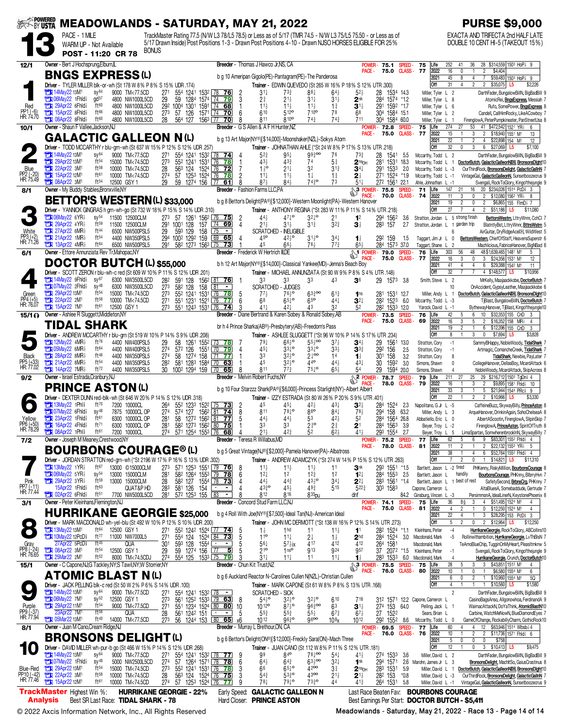# MEADOWLANDS - SATURDAY, MAY 21, 2022

**PURSE $9,000**

**13** PACE - 1 MILE · WARM UP - Not Available · POST - 11:20 CR 78

TrackMaster Rating 77.5 (N/W L3 78/L5 78.5) or Less as of 5/17 (TMR 74.5 - N/W L3 75/L5 75.50 - or Less as of 5/17 Drawn Inside) Post Positions 1-3 - Drawn Post Positions 4-10 - Drawn NJSO HORSES ELIGIBLE FOR 25% BONUS

EXACTA AND TRIFECTA 2nd HALF LATE DOUBLE 10 CENT HI-5 (TAKEOUT 15%)

---

## 1 — BNGS EXPRESS (L) — 12/1 — Red — PP1 (-6) — HR: 74.70

Owner - Bert J Hochsprung,Elburn,IL · Breeder - Thomas J Hawco Jr,NS, CA

b g 10 Ameripan Gigolo(PE)-Pantagram(PE)-The Panderosa

Driver - TYLER MILLER blk-or-wh (St 178 W 8% P 8% S 15% UDR .174) · Trainer - EDWIN QUEVEDO (St 265 W 16% P 18% S 12% UTR .300)

POWER - 75.1 SPEED - 75 · PACE - 75.0 CLASS - 77

| | Starts | W | P | S | Earnings | Best |
|---|---|---|---|---|---|---|
| Life | 252 | 41 | 36 | 28 | $314,559 | 1503 HoP⅞ 9 |
| 2022 | 16 | 0 | 1 | 2 | $4,404 | |
| 2021 | 45 | 8 | 4 | 7 | $59,483 | 1503 HoP⅞ 9 |
| Off | 31 | 4 | 2 | 2 | $35,075 | L5 $2,226 |

| Date | Track | Cond | Class | Fractions | SR | PP | 1/4 | 1/2 | 3/4 | Str | Fin | Last Q / Time | Odds | Driver | Top 3 |
|---|---|---|---|---|---|---|---|---|---|---|---|---|---|---|---|
| 14May22 13M1 | sy64 | | 9000 TM<77.5CD | 271 554 1241 1532 | 78 76 | 2 | 3½ | 7¾ | 8¾ | 6¾ | 5½ | 28 1534 | 14.3 | Miller, Tyler L 2 | DarthFader, BungalowBillN, BigBadBill 9 |
| 06May22 1Fhld⅞ | gd57 | | 4800 NW1000L5CD | 29 59 1284 1574 | 74 79 | 3 | 2¾ | 2½ | 3½ | 3½ | 2nk | 284 1574 | *1.2 | Miller, Tyler L 8 | AtomicRei, BngsExpress, Messiah 7 |
| 29Apr22 6Fhld⅞ | ft60 | | 4800 NW1000L5CD | 292 1004 1301 1591 | 74 68 | 1 | 1½ | 1½ | 1½ | 1¾ | 3½ | 291 1592 | *1.7 | Miller, Tyler L 6 | Rufo, SomePower, BngsExpress 8 |
| 15Apr22 8Fhld⅞ | ft66 | | 4800 NW1000L5CD | 273 57 126 1571 | 74 70 | 6 | 610 | 512° | 710° | 78 | 68 | 304 1584 | 15.1 | Miller, Tyler L 2 | Candell, CallHimRocky, LikeACowboy 7 |
| 08Apr22 8Fhld⅞ | ft60 | | 4800 NW1000L5CD | 28 564 127 1563 | 77 70 | 8 | 811 | 810° | 74¾ | 74¾ | 711 | 304 1584 | 60.0 | Miller, Tyler L 1 | FirenglowA, PeterPumpkineater, PanSteetUsa 8 |

---

## 2 — GALACTIC GALLEON N (L) — 10/1 — Blue — PP2 (-20) — HR: 75.49

Owner - Shaun F Vallee,Jackson,NJ · Breeder - G S Allen & A F H Hunter,NZ

b g 13 Art Major(NY®)[$14,000]-Moonshaker(NZL)-Sokys Atom

Driver - TODD MCCARTHY r blu-grn-wh (St 637 W 15% P 12% S 12% UDR .257) · Trainer - JOHNATHAN AHLE (*St 24 W 8% P 17% S 13% UTR .218)

POWER - 72.8 SPEED - 75 · PACE - 75.0 CLASS - 77

| | Starts | W | P | S | Earnings | Best |
|---|---|---|---|---|---|---|
| Life | 274 | 27 | 53 | 41 | $472,542 | 1521 YR⅞ 6 |
| 2022 | 15 | 1 | 3 | 2 | $18,940 | 1551 M1 13 |
| 2021 | 22 | 1 | 2 | 4 | $22,898 | 154 M1 12 |
| Off | 32 | 0 | 3 | 6 | $27,069 | L5 $7,100 |

| Date | Track | Cond | Class | Fractions | SR | PP | 1/4 | 1/2 | 3/4 | Str | Fin | Last Q / Time | Odds | Driver | Top 3 |
|---|---|---|---|---|---|---|---|---|---|---|---|---|---|---|---|
| 14May22 13M1 | sy64 | | 9000 TM<77.5CD | 271 554 1241 1532 | 78 74 | 4 | 5²¾ | 9⁵½ | 9⁹¾°° | 76 | 7³¾ | 28 1541 | 5.5 | Mccarthy, Todd L 2 | DarthFader, BungalowBillN, BigBadBill 9 |
| 29Apr22 13M1 | ft54 | | 15000 TM<74.5CD | 273 552 1241 1531 | 76 78 | 6 | 4³½ | 4³¾ | 74 | 5³ | 2nsPH | 281 1531 | 18.3 | Mccarthy, Todd L 1 | DoctorButch, GalacticGalleonN, BronsonsDlght 10 |
| 22Apr22 3M1 | ft58 | | 10000 TM<74.5CD | 28 563 124 1524 | 76 72 | 7 | 1½° | 2½ | 3² | 3¹¾ | 3⁴½ | 291 1533 | 2.0 | Mccarthy, Todd L -3 | OurThirdRock, BronsonsDelight, GalacticGallnN 7 |
| 15Apr22 3M1 | ft61 | | 10000 TM<74.5CD | 274 57 1253 1524 | 76 78 | 2 | 1½ | 1½ | 1½ | 1¾ | 2½ | 271 1524 | *1.9 | Mccarthy, Todd L -1 | VintageGal, GalacticGalleonN, Sunsetboozecrus 9 |
| 08Apr22 3M1 | ft54 | | 12500 GSY 1 | 29 59 1274 156 | 77 61 | 8 | 8⁷½ | 8⁴½ | 7⁴½° | 73 | 5¹½ | 272 1561 | 22.1 | Ahle, Johnathan L -1 | Svengali, RockToGlory, Kingofthejungle 9 |

---

## 3 — BETTOR'S WESTERN (L) $33,000 — 8/1 — White — PP3 (+2) — HR: 71.26

Owner - My Buddy Stables,Bronxville,NY · Breeder - Fashion Farms LLC,PA

b g 8 Bettor's Delight(PA®)[$12,000]-Western Moonlight(PA)-Western Hanover

Driver - YANNICK GINGRAS h grn-wh-go (St 732 W 18% P 15% S 14% UDR .310) · Trainer - ANTHONY REGINA (*St 283 W 11% P 11% S 14% UTR .218)

POWER - 75.5 SPEED - 71 · PACE - 70.0 CLASS - 74

| | Starts | W | P | S | Earnings | Best |
|---|---|---|---|---|---|---|
| Life | 147 | 21 | 16 | 20 | $234,026 | 1514 PcD⅝ 3 |
| 2022 | 11 | 3 | 0 | 2 | $12,080 | 1562 YR⅞ 8 |
| 2021 | 19 | 2 | 0 | 2 | $6,865 | 155 FlmD⅞ 7 |
| Off | 27 | 7 | 4 | 2 | $51,186 | L5 $11,080 |

| Date | Track | Cond | Class | Fractions | SR | PP | 1/4 | 1/2 | 3/4 | Str | Fin | Last Q / Time | Odds | Driver | Top 3 |
|---|---|---|---|---|---|---|---|---|---|---|---|---|---|---|---|
| 06May22 6YR⅞ | sy54 | | 11500 12500CLM | 273 57 1261 1562 | 76 75 | 2 | 4⁴½ | 4⁷½° | 3²½° | 2¹ | 1² | 294 1562 | 3.6 | Stratton, Jordan L 5 strong finish | BettorsWestrn, LttryWnnr, CchCl 7 |
| 29Apr22 4YR⅞ | ft59 | | 11500 12500CLM | 291 1001 128 157 | 74 69 | 4 | 2¹½ | 3¹½ | 3¹¾ | 3²¾ | 3½ | 283 157 | 2.7 | Stratton, Jordan L 1 garden trip | BlatntlyBst, LttryWnnr, BttrsWstrn 5 |
| 27Apr22 6MR⅞ | ft44 | | 6500 NW500PSL5 | 29 593 129 158 | 75 - | | SCRATCHED - INELIGIBLE | | | | | | | 6 | AirGuitar, DryRidgeAceOH, WildWest 5 |
| 21Apr22 1MR⅞ | ft54 | | 4400 NW350PSL5 | 294 1002 1292 159 | 69 65 | 4 | 4⁵° | 4²½° | 3¹½° | 3⁴½ | 1¾ | 292 159 | 1.5 | Taggart, Jim Jr L 0 | BettorsWestern, ChiefOfStaff, HeavensSuperstr 6 |
| 13Apr22 4MR⅞ | ft64 | | 6500 NW500PSL5 | 291 582 1273 1563 | 75 73 | | 45 | 6⁶½ | 7⁶½ | 7⁷¾ | 6⁵½ | 284 1573 | 37.0 | Taggart, Shane L 2 | Machlicious, FabriceHanover, BigNBad 8 |

---

## 4 — DOCTOR BUTCH (L) $55,000 — 6/1 — Green — PP4 (+5) — HR: 76.07

Owner - Ettore Annunziata Rev Tr,Mahopac,NY · Breeder - Frederick W Hertrich III,DE

b h 12 Art Major(NY®)[$14,000]-Classical Yankee(MD)-Jenna's Beach Boy

Driver - SCOTT ZERON r blu-wh-c red (St 609 W 10% P 11% S 12% UDR .201) · Trainer - MICHAEL ANNUNZIATA (St 90 W 9% P 8% S 4% UTR .148)

POWER - 79.0 SPEED - 76 · PACE - 75.0 CLASS - 77

| | Starts | W | P | S | Earnings | Best |
|---|---|---|---|---|---|---|
| Life | 303 | 56 | 48 | 48 | $1,639,465 | 1481 M1 5 |
| 2022 | 16 | 3 | 0 | 3 | $24,356 | 1531 M1 12 |
| 2021 | 41 | 4 | 4 | 6 | $29,386 | 1542 M1 11 |
| Off | 32 | 7 | 7 | 4 | $148,577 | L5 $10,956 |

| Date | Track | Cond | Class | Fractions | SR | PP | 1/4 | 1/2 | 3/4 | Str | Fin | Last Q / Time | Odds | Driver | Top 3 |
|---|---|---|---|---|---|---|---|---|---|---|---|---|---|---|---|
| 14May22 9Fhld⅞ | sy67 | | 6300 NW3500L5CD | 282 591 128 1562 | 81 76 | 1 | 3³ | 3³ | 3³ | 4³ | 3⁶ | 29 1573 | 3.8 | Smith, Steve L 2 | MrKelly, Maajaackkobe, DoctorButch 7 |
| 07May22 2Fhld⅞ | sy48 | | 6300 NW3500L5CD | 273 582 128 158 | 81 - | | SCRATCHED - JUDGES | | | | | | | 10 | OnAccident, GypsyLeather, Maajaackkobe 6 |
| 29Apr22 13M1 | ft54 | | 15000 TM<74.5CD | 273 552 1241 1531 | 76 78 | 5 | 7⁷½ | 7⁶½° | 6³¾°° | 6¹¾ | 1ns | 281 1531 | 12.7 | Miller, Andy L 1 | DoctorButch, GalacticGalleonN, BronsonsDlght 10 |
| 22Apr22 2M1 | ft58 | | 10000 TM<74.5CD | 271 551 1231 1521 | 76 77 | 6 | 6⁸ | 6⁵½° | 6⁵° | 4⁴½ | 3²½ | 282 1523 | 6.0 | Miller, Andy L -3 | TjBlast, BungalowBillN, DoctorButch 7 |
| 15Apr22 7M1 | ft61 | | 12500 GSY 1 | 273 551 1243 1531 | 76 74 | 3 | 4¹½ | 4²½ | 4³ | 3² | 5² | 282 1533 | 12.0 | Yarock, David L -1 | BythewayHanover, TjBlast, Kingofthejungle 10 |

---

## 5 — TIDAL SHARK — 15/1 — Black — PP5 (+33) — HR: 77.02

Owner - Ashlee R Sluggett,Middleton,NY · Breeder - Diane Bertrand & Karen Sobey & Ronald Sobey,AB

br h 4 Prince Shark(AB®)-Presbyterey(AB)-Freedom's Pass

Driver - ANDREW MCCARTHY r blu-grn (St 519 W 10% P 14% S 9% UDR .208) · Trainer - ASHLEE SLUGGETT (*St 96 W 10% P 14% S 17% UTR .234)

POWER - 73.5 SPEED - 76 · PACE - 75.0 CLASS - 69

| | Starts | W | P | S | Earnings | Best |
|---|---|---|---|---|---|---|
| Life | 42 | 5 | 6 | 10 | $32,353 | 155 CnD 3 |
| 2022 | 16 | 3 | 5 | 2 | $16,352 | 158 MR⅞ 4 |
| 2021 | 19 | 2 | 1 | 6 | $12,396 | 155 CnD 3 |
| Off | 8 | 1 | 3 | 0 | $7,694 | L5 $3,828 |

| Date | Track | Cond | Class | Fractions | SR | PP | 1/4 | 1/2 | 3/4 | Str | Fin | Last Q / Time | Odds | Driver | Top 3 |
|---|---|---|---|---|---|---|---|---|---|---|---|---|---|---|---|
| 12May22 4MR⅞ | ft76 | | 4400 NW400PSL5 | 29 58 1261 1552 | 73 78 | 7 | 7⁹½ | 6⁶½° | 5⁵½°° | 3⁷½ | 3⁴½ | 29 1561 | 13.0 | Stratton, Cory -1 | SammyBHappy, NobleWoody, TidalShark 7 |
| 05May22 6MR⅞ | ft64 | | 4400 NW400PSL5 | 274 572 126 1551 | 70 79 | 4 | 4⁵½ | 3³½° | 3³¾° | 3³½ | 3³¾ | 292 156 | 2.5 | Stratton, Cory -1 | Artmagic, ComancheCreek, TidalShark 7 |
| 28Apr22 8MR⅞ | ft46 | | 4400 NW350PSL5 | 274 58 1274 158 | 71 77 | 1 | 3³ | 3²½° | 2¹°° | 1⁴ | 1½ | 301 158 | 3.2 | Stratton, Cory 8 | TidalShark, Newbie, PayLater 7 |
| 21Apr22 8MR⅞ | ft54 | | 4400 NW350PSL5 | 282 581 1283 1584 | 70 63 | 1 | 4⁵ | 3²½° | 4⁴° | 4⁴½ | 4³½ | 30 1592 | 3.0 | Simons, Shawn 0 | CollegeHanover, DellasBoy, McardAttack 6 |
| 14Apr22 7MR⅞ | ft72 | | 4400 NW350PSL5 | 30 1002 1294 159 | 70 65 | 8 | 8¹¹ | 7⁷¾ | 7⁵½° | 6⁵½ | 5⁴ | 29 1594 | 20.0 | Simons, Shawn 0 | NobleWoody, McardAttack, SkipAcross 8 |

---

## 6 — PRINCE ASTON (L) — 9/2 — Yellow — PP6 (+50) — HR: 78.29

Owner - Israel Estrada,Cranbury,NJ · Breeder - Melvin Route Fuchs,NY

b g 10 Four Starzzz Shark(PA®)[$6,000]-Princess Starlight(NY)-Albert Albert

Driver - DEXTER DUNN red-blk-wh (St 646 W 20% P 14% S 12% UDR .318) · Trainer - IZZY ESTRADA (St 80 W 26% P 20% S 9% UTR .401)

POWER - 78.7 SPEED - 79 · PACE - 78.0 CLASS - 79

| | Starts | W | P | S | Earnings | Best |
|---|---|---|---|---|---|---|
| Life | 211 | 27 | 25 | 29 | $216,712 | 1503 TgDn⅞ 4 |
| 2022 | 16 | 1 | 3 | 2 | $9,895 | 1581 Fhld⅞ 10 |
| 2021 | 33 | 3 | 1 | 5 | $21,944 | 1544 PRc⅞ 9 |
| Off | 22 | 1 | 2 | 2 | $10,966 | L5 $3,330 |

| Date | Track | Cond | Class | Fractions | SR | PP | 1/4 | 1/2 | 3/4 | Str | Fin | Last Q / Time | Odds | Driver | Top 3 |
|---|---|---|---|---|---|---|---|---|---|---|---|---|---|---|---|
| 13May22 1Phl⅝ | ft70 | | 7200 10000CL | 264 552 1233 1522 | 75 73 | 2 | 45 | 4⁵½ | 4²½ | 4³½ | 3²½ | 284 1524 | 2.3 | Napolitano, G Jr L -5 | CaffeineBuzz, SkywayBilly, PrinceAston 8 |
| 07May22 6Fhld⅞ | sy48 | | 7875 10000CL OP | 274 574 127 1562 | 81 74 | 8 | 8¹¹ | 7⁸½° | 8⁶° | 8⁴½ | 7⁸½ | 294 158 | 63.2 | Miller, Andy L 3 | ArqueHanover, DrinkinAgain, SohoChelseaA 8 |
| 23Apr22 1Fhld⅞ | ft61 | | 6300 10000CL OP | 281 58 1272 1562 | 81 77 | 5 | 4⁴½ | 4⁴½ | 5³ | 4²½ | 5² | 284 1564 | 26.8 | Abbatiello, Eric L 0 | AlbertAScootin, FirenglowA, SlipinSkip 7 |
| 16Apr22 4Fhld⅞ | ft71 | | 6300 10000CL OP | 281 582 1273 1562 | 80 75 | 1 | 3³ | 3³ | 2³° | 2³ | 2¹ | 284 1563 | 3.9 | Beyer, Troy L -2 | FirenglowA, PrinceAston, SpiritOfTruth 8 |
| 08Apr22 1Phl⅝ | ft61 | | 7200 10000CL | 274 571 1254 1553 | 76 68 | 4 | 2¹½ | 4²¾ | 5² | 6²½ | 4¹½ | 293 1554 | 2.7 | Beyer, Troy L 5 | LimaSpartan, SomwherenBrooklN, SkywayBilly 7 |

---

## 7 — BOURBONS COURAGE® (L) — 7/2 — Pink — PP7 (-11) — HR: 77.44

Owner - Joseph M Meaney,Crestwood,NY · Breeder - Teresa R Willabus,MD

b g 5 Great Vintage(NJ®)[$2,000]-Pamela Hanover(PA)-Albatross

Driver - JORDAN STRATTON red-grn-wh (*St 2196 W 17% P 16% S 13% UDR .302) · Trainer - ANDREW ADAMCZYK (*St 274 W 14% P 15% S 12% UTR .263)

POWER - 75.2 SPEED - 77 · PACE - 78.0 CLASS - 81

| | Starts | W | P | S | Earnings | Best |
|---|---|---|---|---|---|---|
| Life | 62 | 5 | 6 | 9 | $83,301 | 1552 Fhld⅞ 4 |
| 2022 | 11 | 2 | 1 | 2 | $22,132 | 1553 YR⅞ 5 |
| 2021 | 38 | 1 | 4 | 6 | $52,764 | 1552 Fhld⅞ 4 |
| Off | 7 | 2 | 0 | 1 | $14,821 | L5 $11,310 |

| Date | Track | Cond | Class | Fractions | SR | PP | 1/4 | 1/2 | 3/4 | Str | Fin | Last Q / Time | Odds | Driver | Top 3 |
|---|---|---|---|---|---|---|---|---|---|---|---|---|---|---|---|
| 13May22 1YR⅞ | ft67 | | 13000 ©15000CLM | 273 571 1253 1551 | 79 76 | 8 | 1¹½ | 1¹½ | 1¹½ | 1¹ | 3nk | 293 1551 | *1.5 | Bartlett, Jason L -2 tired | PHKenny, RiskyMillion, BourbonsCourage 8 |
| 06May22 5YR⅞ | sy54 | | 13000 15000CLM | 281 582 1264 1553 | 78 78 | 6 | 1²½ | 1² | 1²¾ | 1² | 1²½ | 284 1553 | 2.5 | Bartlett, Jason L 3 handily | BourbonsCourage, PHKnny, BlbrryHvn 7 |
| 29Apr22 3YR⅞ | ft59 | | 13000 15000CLM | 28 582 127 1554 | 78 73 | 4 | 4⁴½ | 4⁴¾ | 4³½° | 3⁴½ | 2²½ | 283 1561 | *1.4 | Bartlett, Jason L 1 best of rest | SafetySecond, BrbnsCrg, PHKnny 7 |
| 15Apr22 1Fhld⅞ | ft63 | | QUAT&P HD | 283 581 126 154 | - | 4 | 4³½° | 4⁵½ | 4⁹½ | 5¹⁵ | 5²²¾ | 303 1583 | | Capone, Cameron L | AltaBluesA, Somebaddude, Gertrude 7 |
| 02Apr22 6Fhld⅞ | ft51 | | 7700 NW5000L5CD | 281 572 1253 155 | 83 - | 8 | 8¹² | 8¹⁶ | 8³⁵pu | | dnf | | 84.2 | Ginsburg, Vincen L -3 | PersimmonA, IdealLinerN, KeystonePhoenix 8 |

---

## 8 — HURRIKANE GEORGIE $25,000 — 3/1 — Gray — PP8 (-24) — HR: 76.65

Owner - Peter Kleinhans,Flemington,NJ · Breeder - Concord Stud Farm LLC,NJ

b g 4 Roll With Joe(NY®)[$7,500]-Ideal Tan(NJ)-American Ideal

Driver - MARK MACDONALD wh-yel-blu (St 492 W 10% P 12% S 10% UDR .200) · Trainer - JOHN MC DERMOTT (*St 138 W 16% P 12% S 14% UTR .273)

POWER - 74.1 SPEED - 75 · PACE - 75.0 CLASS - 81

| | Starts | W | P | S | Earnings | Best |
|---|---|---|---|---|---|---|
| Life | 36 | 8⅛ | 3 | 4 | $51,495 | 1524 M1 4 |
| 2022 | 4 | 2 | 1 | 0 | $12,250 | 1524 M1 4 |
| 2021 | 22 | 4 | 1 | 3 | $28,295 | 153 PcD⅝ 3 |
| Off | 5 | 2 | 0 | 2 | $12,964 | L5 $12,250 |

| Date | Track | Cond | Class | Fractions | SR | PP | 1/4 | 1/2 | 3/4 | Str | Fin | Last Q / Time | Odds | Driver | Top 3 |
|---|---|---|---|---|---|---|---|---|---|---|---|---|---|---|---|
| 13May22 13M1 | ft64 | | 12500 GSY 1 | 271 552 1242 1524 | 77 74 | 5 | 1¾ | 1hd | 1¹ | 1¹½ | 1¹ | 282 1524 | *1.1 | Kleinhans, Peter -4 | HurrikaneGeorgie, RockToGlory, ABCollins 10 |
| 10May22 12PcD⅝ | ft77 | | 11000 NW7000L5 | 271 554 124 1524 | 84 73 | 5 | 1¹° | 1¹½ | 2½ | 1¾ | 2hd | 284 1524 | 3.0 | Macdonald, Mark -5 | Rollinwithambition, HurrikaneGeorgie, LvThBlsN 7 |
| 27Apr22 5PcD⅝ | ft45 | | QUA | 301 593 128 1554 | - | 5 | 5⁶½ | 5⁷½ix | 417 | 412 | 412 | 264 1581 | | Macdonald, Mark | TeAmoBlueChip, TugginOnMyHeart, Pleasltmknw 5 |
| 08Apr22 3M1 | ft54 | | 12500 GSY 1 | 29 59 1274 156 | 77 5 | 5 | 2¹° | 1ns° | 913 | 924 | 957 | 37 2072 | *1.5 | Kleinhans, Peter -1 | Svengali, RockToGlory, Kingofthejungle 9 |
| 25Mar22 2M1 | ft52 | | 8000 TM<74.5CDJ | 274 554 125 1533 | 75 79 | 3 | 3¹½ | 1¹½ | 1¹ | 1¹½ | 1³ | 283 1533 | 6.0 | Macdonald, Mark 4 | HurrikaneGeorgie, Crunch, DoctorButch 10 |

---

## 9 — ATOMIC BLAST N (L) — 15/1 — Purple — PP9 (-37) — HR: 77.94

Owner - C Capone,NJ,G Tackley,NY,S Tawil,NY,W Storrier,NY · Breeder - Chun Kit Trust,NZ

b g 6 Auckland Reactor N-Carolines Cullen N(NZL)-Christian Cullen

Driver - JACK PELLING blk-c red (St 50 W 2% P 6% S 14% UDR .100) · Trainer - MARK CAPONE (St 61 W 8% P 8% S 13% UTR .168)

POWER - 75.5 SPEED - 75 · PACE - 76.0 CLASS - 80

| | Starts | W | P | S | Earnings | Best |
|---|---|---|---|---|---|---|
| Life | 28 | 5 | 3 | 3 | $43,851 | 1512 M1 4 |
| 2022 | 10 | 1 | 0 | 1 | $6,580 | 1554 M1 6 |
| 2021 | 6 | 0 | 2 | 1 | $10,960 | 1554 M1 5Q |
| Off | 4 | 1 | 1 | 1 | $10,560 | L5 $1,580 |

| Date | Track | Cond | Class | Fractions | SR | PP | 1/4 | 1/2 | 3/4 | Str | Fin | Last Q / Time | Odds | Driver | Top 3 |
|---|---|---|---|---|---|---|---|---|---|---|---|---|---|---|---|
| 14May22 13M1 | sy64 | | 9000 TM<77.5CD | 271 554 1241 1532 | 78 - | | SCRATCHED - SICK | | | | | | | 2 | DarthFader, BungalowBillN, BigBadBill 9 |
| 06May22 7M1 | sy52 | | 12500 GSY 1 | 273 561 1252 1533 | 79 63 | 8 | 5⁴¾° | 3²½° | 3²½° | 610 | 718 | 312 1571 | 12.2 | Capone, Cameron L | CasinoBagsAnso, Allgonowhoa, FerdinandA 9 |
| 29Apr22 11M1 | ft54 | | 9000 TM<77.5CD | 271 551 1234 1524 | 80 80 | 10 | 10¹²° | 8⁷½° | 9⁶½°° | 6³ | 3¹½ | 274 153 | 64.0 | Pelling, Jack L 1 | WaimacAttackN, DoYaThink, AtomicBlastN 10 |
| 23Apr22 7M1 | ft56 | | QUA | 28 561 1242 151 | - | 5 | 5⁵¾ | 5⁵¾ | 5⁵½ | 6⁷¾ | 6⁷½ | 27 1522 | | Sears, Brian L | Carbine, WatchMeNowN, BlueDiamondEyes 7 |
| 05Mar22 13M1 | ft40 | | 14000 TM<77.5CD | 273 56 1244 153 | 80 65 | x6 | 10¹² | 9⁶½° | 9⁶°° | 10⁸x | 10¹² | 292 1552 | 8.6 | Mccarthy, Todd L 0 | GameOfChange, RockabillyCharm, GothicRock 10 |

---

## 10 — BRONSONS DELIGHT (L) — 8/1 — Blue-Red — PP10 (-42) — HR: 77.46

Owner - Juan M Cano,Cream Ridge,NJ · Breeder - Murray L Brethour,ON, CA

b g 6 Bettor's Delight(ON®)[$12,000]-Freckly Sara(ON)-Mach Three

Driver - DAVID MILLER wh-pur-b go (St 466 W 15% P 14% S 12% UDR .268) · Trainer - JUAN CANO (St 112 W 8% P 11% S 12% UTR .181)

POWER - 69.5 SPEED - 77 · PACE - 76.0 CLASS - 76

| | Starts | W | P | S | Earnings | Best |
|---|---|---|---|---|---|---|
| Life | 60 | 4 | 4 | 12 | $63,946 | 1514 Wbsb⅞ 4 |
| 2022 | 10 | 1 | 2 | 2 | $11,736 | 1571 Fhld⅞ 6 |
| 2021 | 5 | 0 | 0 | 0 | $758 | |
| Off | 12 | 1 | 0 | 3 | $10,413 | L5 $9,475 |

| Date | Track | Cond | Class | Fractions | SR | PP | 1/4 | 1/2 | 3/4 | Str | Fin | Last Q / Time | Odds | Driver | Top 3 |
|---|---|---|---|---|---|---|---|---|---|---|---|---|---|---|---|
| 14May22 13M1 | sy64 | | 9000 TM<77.5CD | 271 554 1241 1532 | 78 77 | 9 | 9⁹ | 8⁴° | 7⁸¾°° | 5⁴½ | 4¹½ | 274 1533 | 3.6 | Miller, David L 2 | DarthFader, BungalowBillN, BigBadBill 9 |
| 07May22 1Fhld⅞ | sy48 | | 5000 NW2500L5CD | 274 57 1264 1571 | 78 78 | 6 | 6⁴½ | 6⁴¾ | 6³¾°° | 3²½ | 1nk | 294 1571 | 2.6 | Marohn, James Jr L 3 | BronsonsDelight, MachItSo, GaiusOctavius 8 |
| 29Apr22 13M1 | ft54 | | 15000 TM<74.5CD | 273 552 1241 1531 | 76 78 | 3 | 66 | 6⁵½° | 4²°° | 3³ | 3nsPH | 283 1531 | 5.9 | Miller, David L 1 | DoctorButch, GalacticGalleonN, BronsonsDlght 10 |
| 22Apr22 3M1 | ft58 | | 10000 TM<74.5CD | 28 563 124 1524 | 76 75 | 3 | 5⁴¾ | 5³½° | 4³°° | 2¹½ | 2¹½ | 282 153 | *0.8 | Miller, David L -3 | OurThirdRock, BronsonsDelight, GalacticGallnN 7 |
| 15Apr22 12M1 | ft61 | | 10000 TM<74.5CD | 274 57 1253 1524 | 76 77 | 9 | 7⁸½ | 7⁹½° | 7³¾° | 44 | 4¹¾ | 264 1531 | 5.8 | Miller, David L -1 | VintageGal, GalacticGalleonN, Sunsetboozecrus 9 |

---

**TrackMaster Analysis**

- Highest Win %: **HURRIKANE GEORGIE - 22%**
- Best SR Last Race: **TIDAL SHARK - 78**
- Early Speed: **GALACTIC GALLEON N**
- Hard Closer: **PRINCE ASTON**
- Last Race Beaten Fav: **BOURBONS COURAGE**
- Best Earnings Per Start: **DOCTOR BUTCH - $5,411**

© 2022 Axcis Information Network, Inc., All Rights Reserved